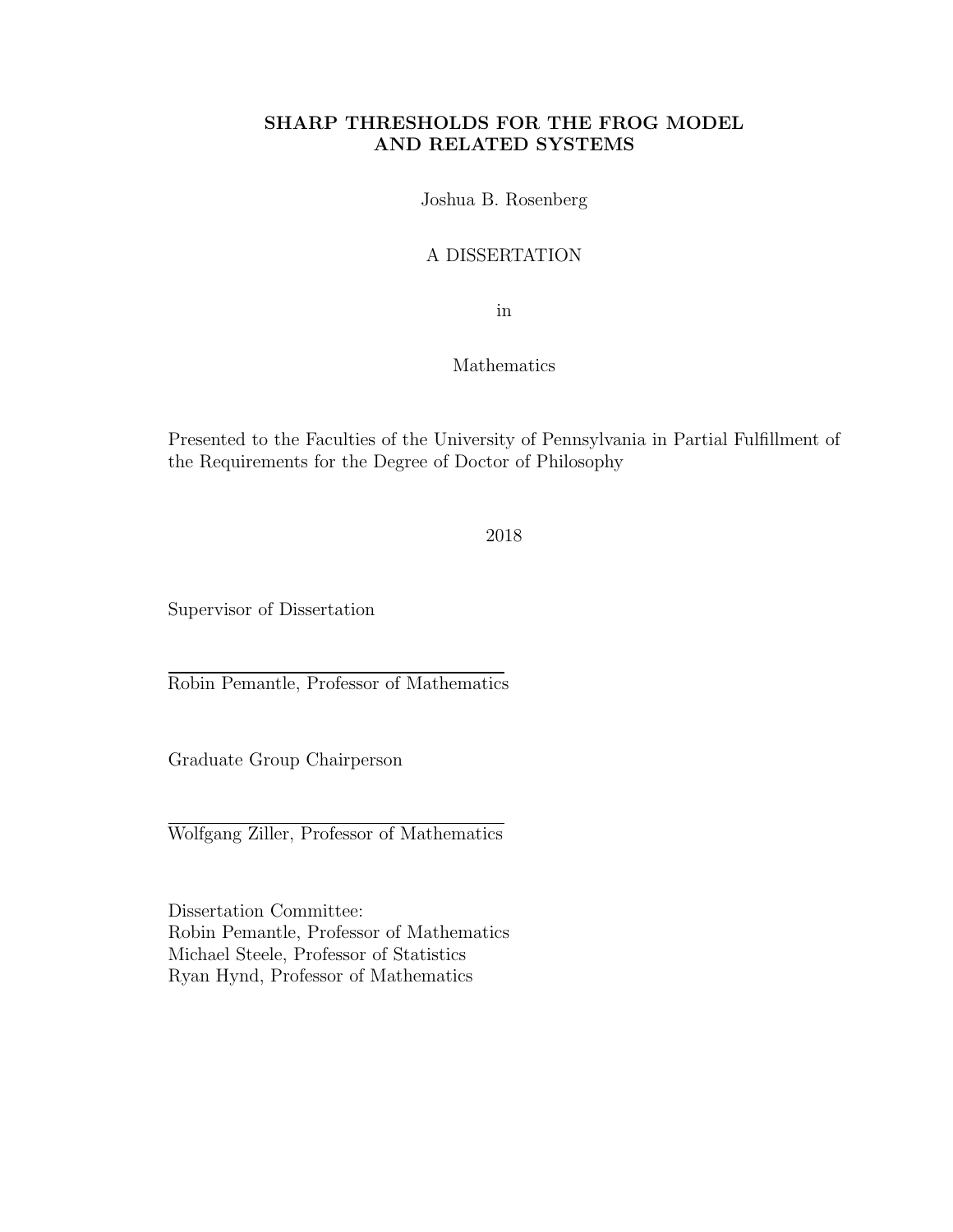# SHARP THRESHOLDS FOR THE FROG MODEL AND RELATED SYSTEMS

Joshua B. Rosenberg

A DISSERTATION

in

Mathematics

Presented to the Faculties of the University of Pennsylvania in Partial Fulfillment of the Requirements for the Degree of Doctor of Philosophy

2018

Supervisor of Dissertation

Robin Pemantle, Professor of Mathematics

Graduate Group Chairperson

Wolfgang Ziller, Professor of Mathematics

Dissertation Committee:
Robin Pemantle, Professor of Mathematics
Michael Steele, Professor of Statistics
Ryan Hynd, Professor of Mathematics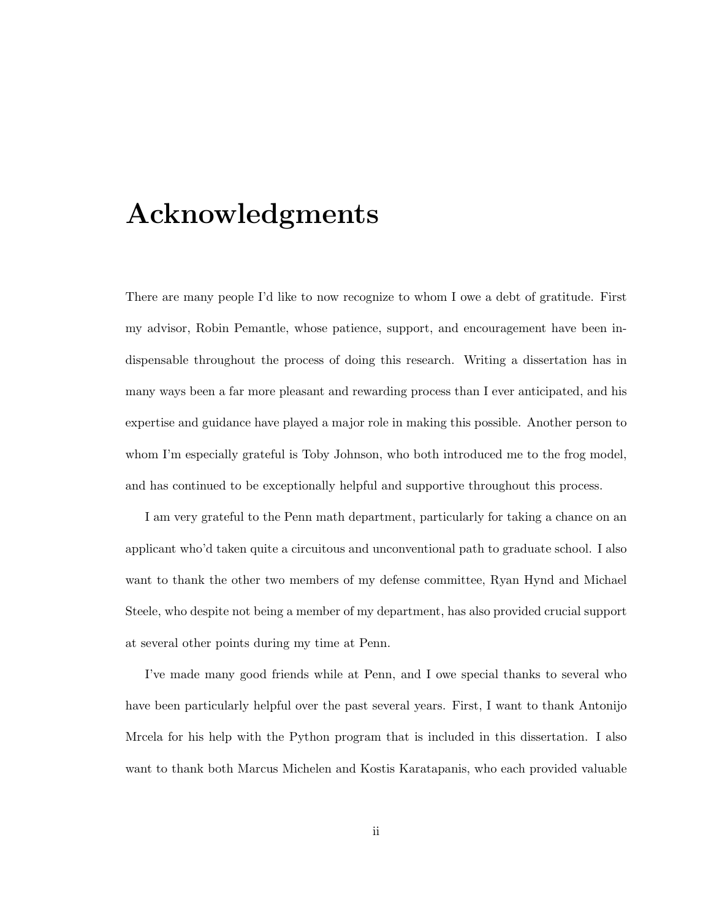# Acknowledgments

There are many people I'd like to now recognize to whom I owe a debt of gratitude. First my advisor, Robin Pemantle, whose patience, support, and encouragement have been indispensable throughout the process of doing this research. Writing a dissertation has in many ways been a far more pleasant and rewarding process than I ever anticipated, and his expertise and guidance have played a major role in making this possible. Another person to whom I'm especially grateful is Toby Johnson, who both introduced me to the frog model, and has continued to be exceptionally helpful and supportive throughout this process.

I am very grateful to the Penn math department, particularly for taking a chance on an applicant who'd taken quite a circuitous and unconventional path to graduate school. I also want to thank the other two members of my defense committee, Ryan Hynd and Michael Steele, who despite not being a member of my department, has also provided crucial support at several other points during my time at Penn.

I've made many good friends while at Penn, and I owe special thanks to several who have been particularly helpful over the past several years. First, I want to thank Antonijo Mrcela for his help with the Python program that is included in this dissertation. I also want to thank both Marcus Michelen and Kostis Karatapanis, who each provided valuable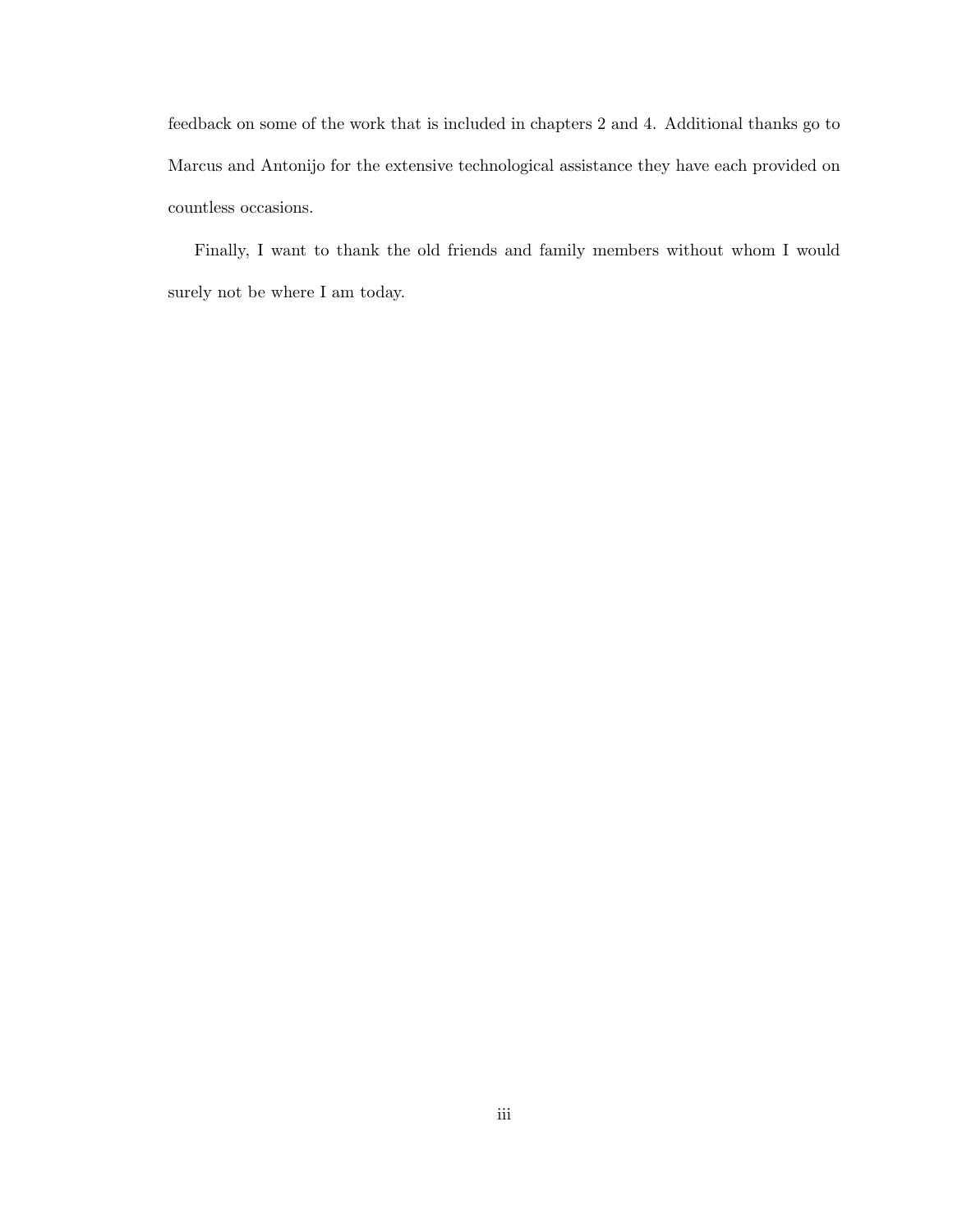feedback on some of the work that is included in chapters 2 and 4. Additional thanks go to Marcus and Antonijo for the extensive technological assistance they have each provided on countless occasions.

Finally, I want to thank the old friends and family members without whom I would surely not be where I am today.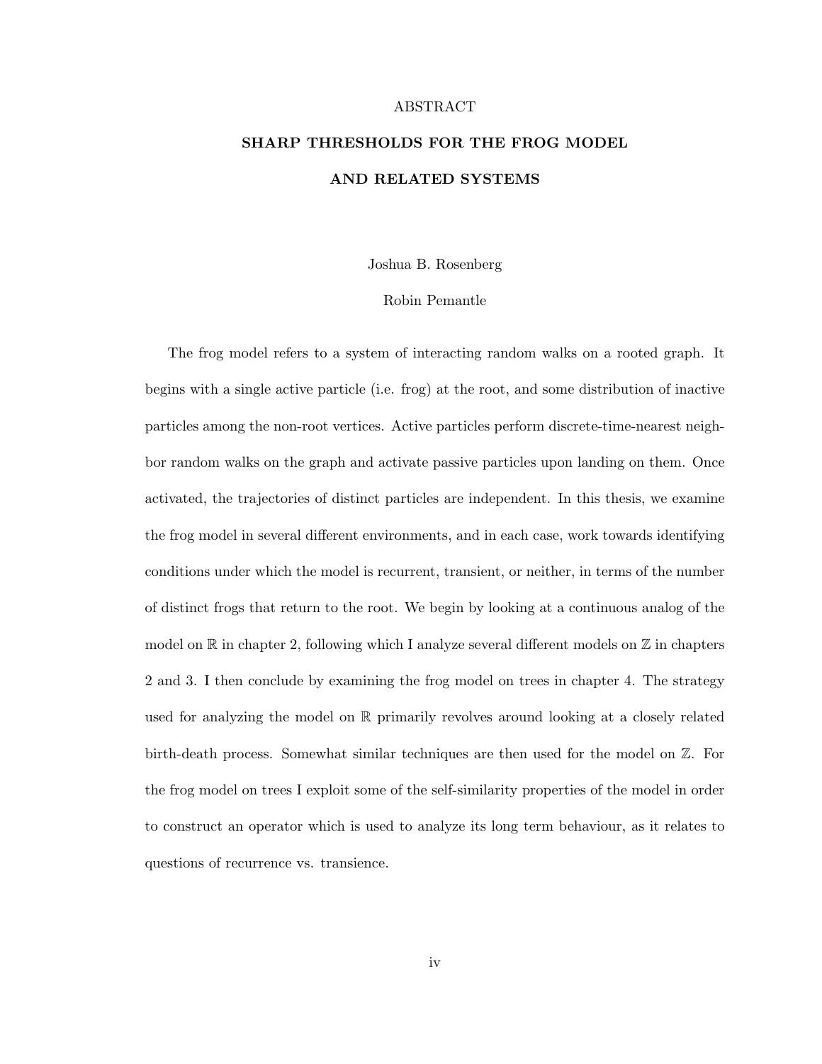ABSTRACT

# SHARP THRESHOLDS FOR THE FROG MODEL AND RELATED SYSTEMS

Joshua B. Rosenberg

Robin Pemantle

The frog model refers to a system of interacting random walks on a rooted graph. It begins with a single active particle (i.e. frog) at the root, and some distribution of inactive particles among the non-root vertices. Active particles perform discrete-time-nearest neighbor random walks on the graph and activate passive particles upon landing on them. Once activated, the trajectories of distinct particles are independent. In this thesis, we examine the frog model in several different environments, and in each case, work towards identifying conditions under which the model is recurrent, transient, or neither, in terms of the number of distinct frogs that return to the root. We begin by looking at a continuous analog of the model on $\mathbb{R}$ in chapter 2, following which I analyze several different models on $\mathbb{Z}$ in chapters 2 and 3. I then conclude by examining the frog model on trees in chapter 4. The strategy used for analyzing the model on $\mathbb{R}$ primarily revolves around looking at a closely related birth-death process. Somewhat similar techniques are then used for the model on $\mathbb{Z}$. For the frog model on trees I exploit some of the self-similarity properties of the model in order to construct an operator which is used to analyze its long term behaviour, as it relates to questions of recurrence vs. transience.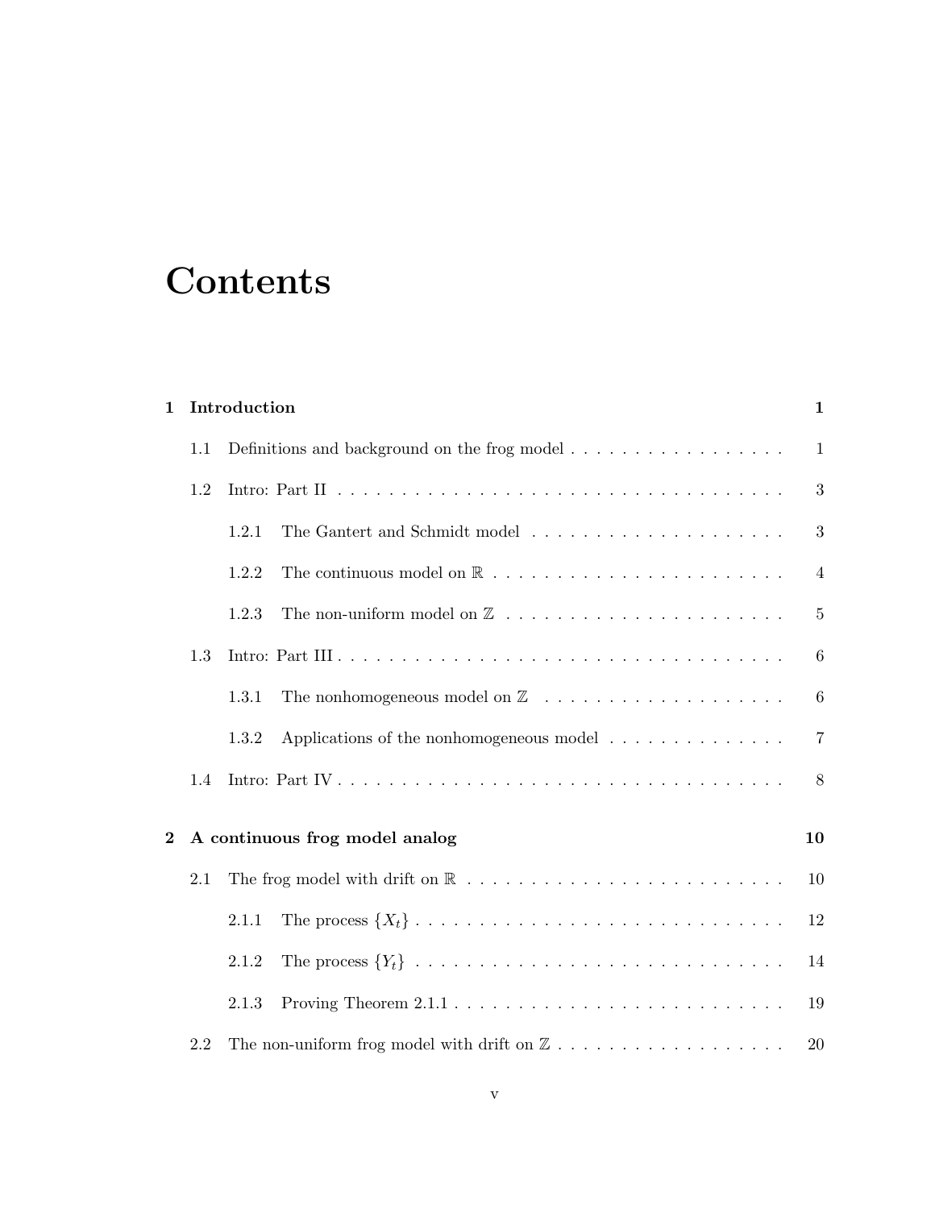# Contents

**1 Introduction** **1**

- 1.1 Definitions and background on the frog model . . . . . . . . . . . . . . . . . . 1
- 1.2 Intro: Part II . . . . . . . . . . . . . . . . . . . . . . . . . . . . . . . . . . . . 3
  - 1.2.1 The Gantert and Schmidt model . . . . . . . . . . . . . . . . . . . . 3
  - 1.2.2 The continuous model on $\mathbb{R}$ . . . . . . . . . . . . . . . . . . . . . . . . 4
  - 1.2.3 The non-uniform model on $\mathbb{Z}$ . . . . . . . . . . . . . . . . . . . . . . 5
- 1.3 Intro: Part III . . . . . . . . . . . . . . . . . . . . . . . . . . . . . . . . . . . . 6
  - 1.3.1 The nonhomogeneous model on $\mathbb{Z}$ . . . . . . . . . . . . . . . . . . . 6
  - 1.3.2 Applications of the nonhomogeneous model . . . . . . . . . . . . . . 7
- 1.4 Intro: Part IV . . . . . . . . . . . . . . . . . . . . . . . . . . . . . . . . . . . . 8

**2 A continuous frog model analog** **10**

- 2.1 The frog model with drift on $\mathbb{R}$ . . . . . . . . . . . . . . . . . . . . . . . . . . 10
  - 2.1.1 The process $\{X_t\}$ . . . . . . . . . . . . . . . . . . . . . . . . . . . . . 12
  - 2.1.2 The process $\{Y_t\}$ . . . . . . . . . . . . . . . . . . . . . . . . . . . . . 14
  - 2.1.3 Proving Theorem 2.1.1 . . . . . . . . . . . . . . . . . . . . . . . . . . 19
- 2.2 The non-uniform frog model with drift on $\mathbb{Z}$ . . . . . . . . . . . . . . . . . . . 20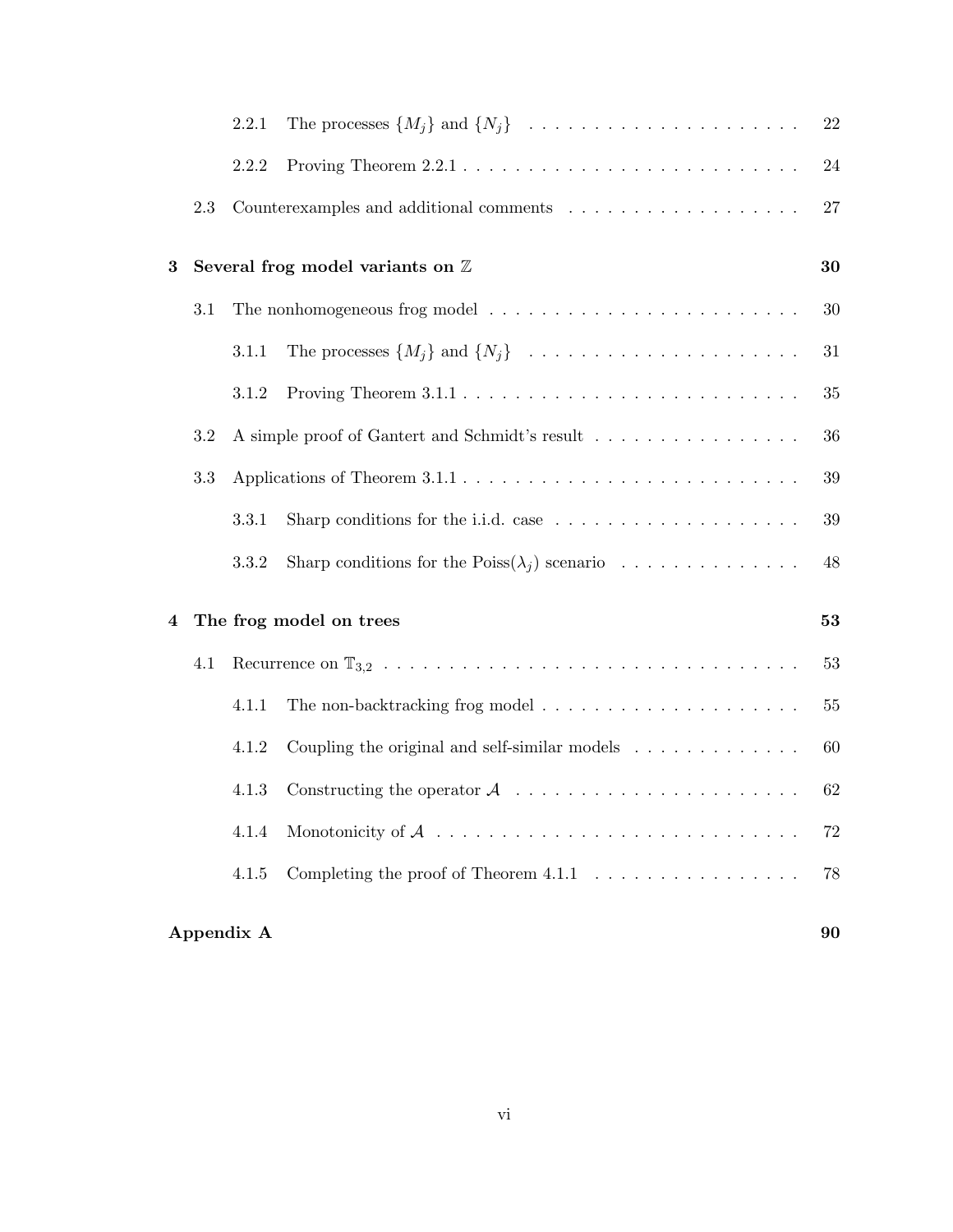2.2.1 The processes $\{M_j\}$ and $\{N_j\}$ . . . . . . . . . . . . . . . . . . . . . . 22

2.2.2 Proving Theorem 2.2.1 . . . . . . . . . . . . . . . . . . . . . . . . . . . 24

2.3 Counterexamples and additional comments . . . . . . . . . . . . . . . . . . . 27

**3 Several frog model variants on $\mathbb{Z}$ 30**

3.1 The nonhomogeneous frog model . . . . . . . . . . . . . . . . . . . . . . . . . 30

3.1.1 The processes $\{M_j\}$ and $\{N_j\}$ . . . . . . . . . . . . . . . . . . . . . . 31

3.1.2 Proving Theorem 3.1.1 . . . . . . . . . . . . . . . . . . . . . . . . . . . 35

3.2 A simple proof of Gantert and Schmidt's result . . . . . . . . . . . . . . . . . 36

3.3 Applications of Theorem 3.1.1 . . . . . . . . . . . . . . . . . . . . . . . . . . . 39

3.3.1 Sharp conditions for the i.i.d. case . . . . . . . . . . . . . . . . . . . . 39

3.3.2 Sharp conditions for the Poiss($\lambda_j$) scenario . . . . . . . . . . . . . . . 48

**4 The frog model on trees 53**

4.1 Recurrence on $\mathbb{T}_{3,2}$ . . . . . . . . . . . . . . . . . . . . . . . . . . . . . . . . . 53

4.1.1 The non-backtracking frog model . . . . . . . . . . . . . . . . . . . . . 55

4.1.2 Coupling the original and self-similar models . . . . . . . . . . . . . . 60

4.1.3 Constructing the operator $\mathcal{A}$ . . . . . . . . . . . . . . . . . . . . . . . 62

4.1.4 Monotonicity of $\mathcal{A}$ . . . . . . . . . . . . . . . . . . . . . . . . . . . . . 72

4.1.5 Completing the proof of Theorem 4.1.1 . . . . . . . . . . . . . . . . . 78

**Appendix A 90**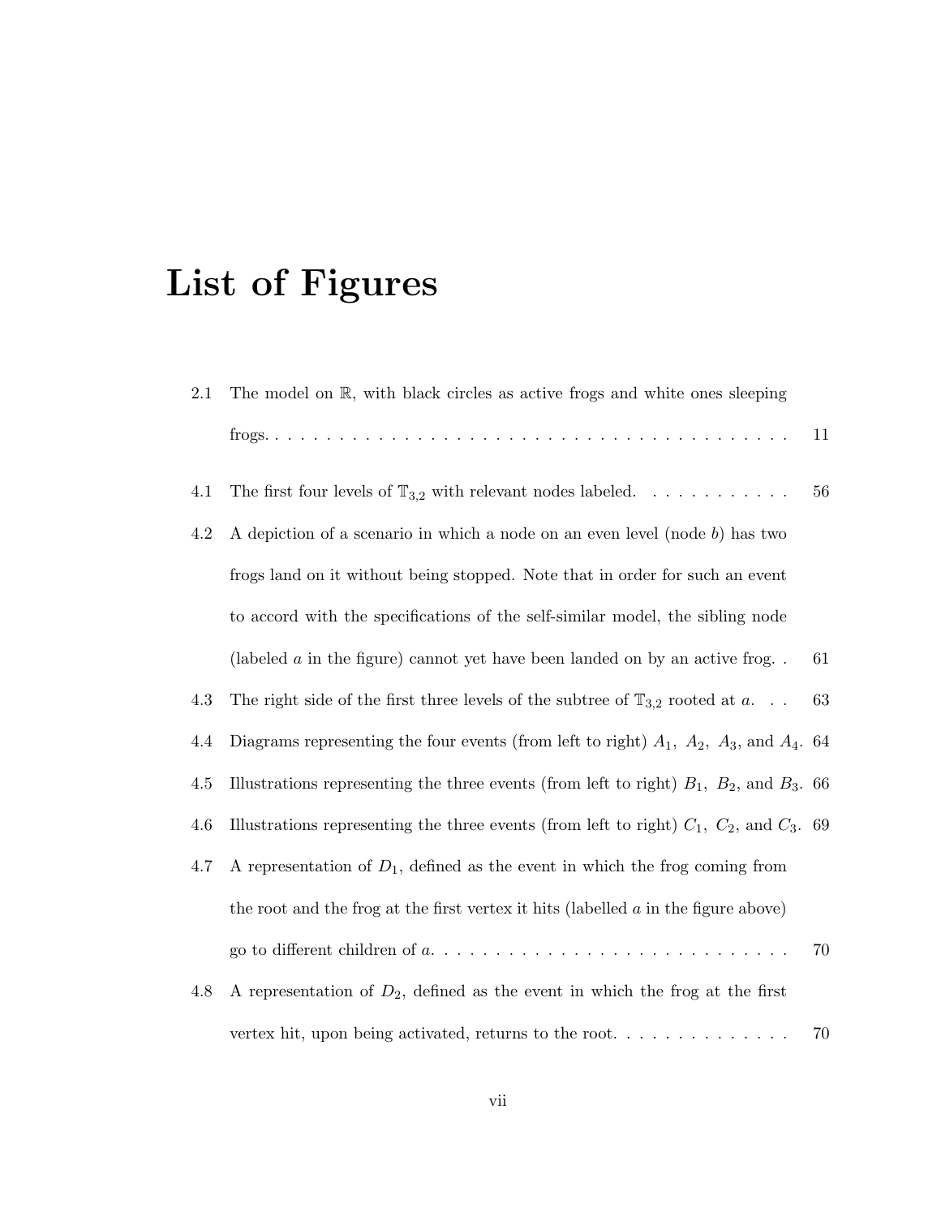# List of Figures

2.1 The model on $\mathbb{R}$, with black circles as active frogs and white ones sleeping frogs. . . . . . . . . . . . . . . . . . . . . . . . . . . . . . . . . . . . . . . . 11

4.1 The first four levels of $\mathbb{T}_{3,2}$ with relevant nodes labeled. . . . . . . . . . . . 56

4.2 A depiction of a scenario in which a node on an even level (node $b$) has two frogs land on it without being stopped. Note that in order for such an event to accord with the specifications of the self-similar model, the sibling node (labeled $a$ in the figure) cannot yet have been landed on by an active frog. . 61

4.3 The right side of the first three levels of the subtree of $\mathbb{T}_{3,2}$ rooted at $a$. . . 63

4.4 Diagrams representing the four events (from left to right) $A_1,\ A_2,\ A_3$, and $A_4$. 64

4.5 Illustrations representing the three events (from left to right) $B_1,\ B_2$, and $B_3$. 66

4.6 Illustrations representing the three events (from left to right) $C_1,\ C_2$, and $C_3$. 69

4.7 A representation of $D_1$, defined as the event in which the frog coming from the root and the frog at the first vertex it hits (labelled $a$ in the figure above) go to different children of $a$. . . . . . . . . . . . . . . . . . . . . . . . . . . . 70

4.8 A representation of $D_2$, defined as the event in which the frog at the first vertex hit, upon being activated, returns to the root. . . . . . . . . . . . . . 70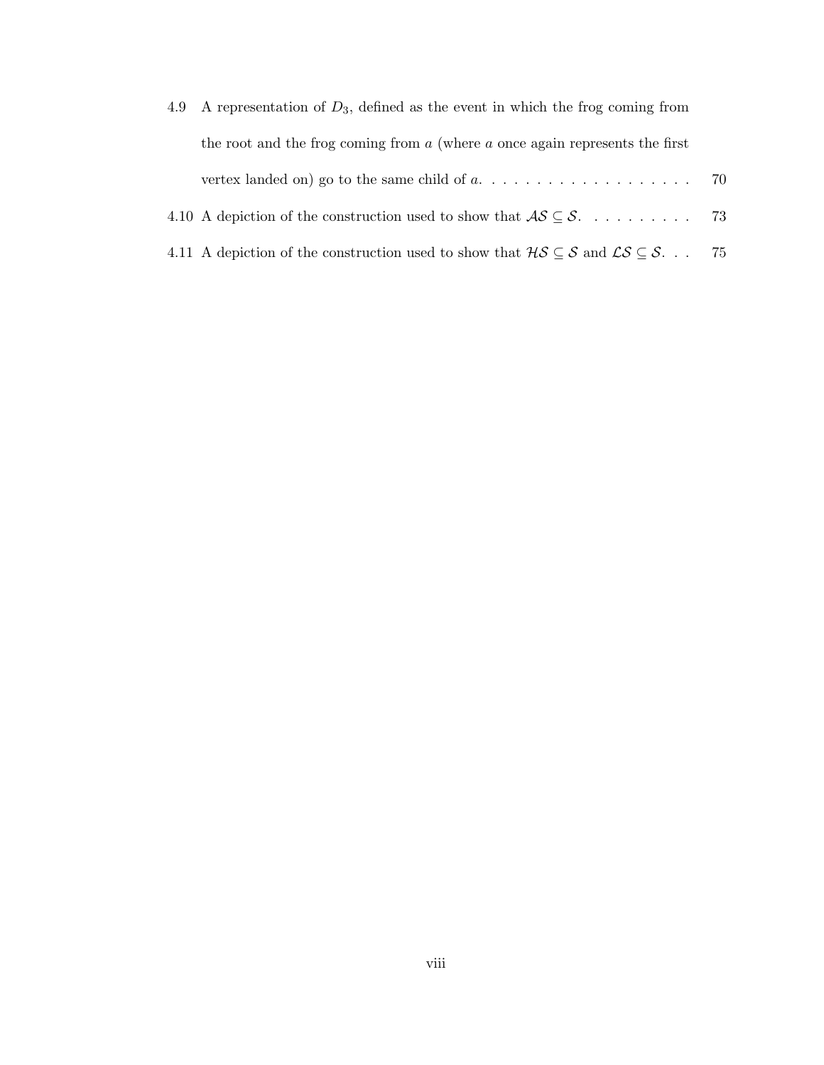4.9 A representation of $D_3$, defined as the event in which the frog coming from the root and the frog coming from $a$ (where $a$ once again represents the first vertex landed on) go to the same child of $a$. . . . . . . . . . . . . . . . . . . 70

4.10 A depiction of the construction used to show that $\mathcal{AS} \subseteq \mathcal{S}$. . . . . . . . . . 73

4.11 A depiction of the construction used to show that $\mathcal{HS} \subseteq \mathcal{S}$ and $\mathcal{LS} \subseteq \mathcal{S}$. . . 75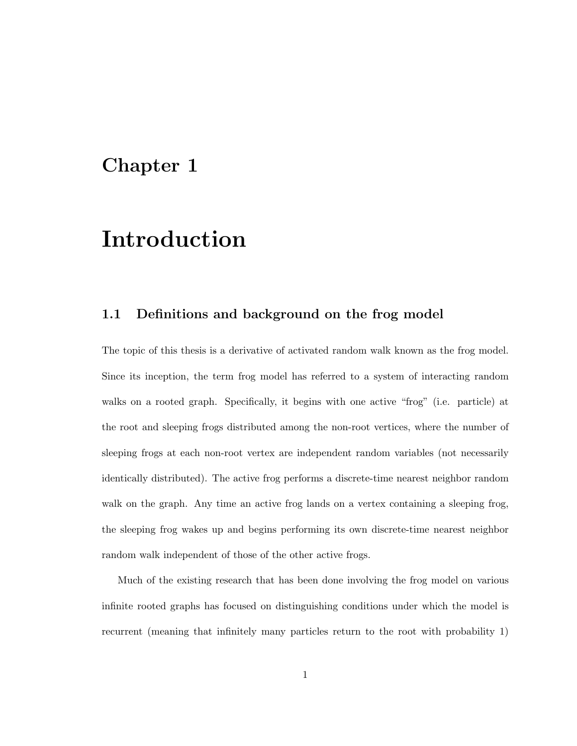# Chapter 1

# Introduction

## 1.1 Definitions and background on the frog model

The topic of this thesis is a derivative of activated random walk known as the frog model. Since its inception, the term frog model has referred to a system of interacting random walks on a rooted graph. Specifically, it begins with one active "frog" (i.e. particle) at the root and sleeping frogs distributed among the non-root vertices, where the number of sleeping frogs at each non-root vertex are independent random variables (not necessarily identically distributed). The active frog performs a discrete-time nearest neighbor random walk on the graph. Any time an active frog lands on a vertex containing a sleeping frog, the sleeping frog wakes up and begins performing its own discrete-time nearest neighbor random walk independent of those of the other active frogs.

Much of the existing research that has been done involving the frog model on various infinite rooted graphs has focused on distinguishing conditions under which the model is recurrent (meaning that infinitely many particles return to the root with probability 1)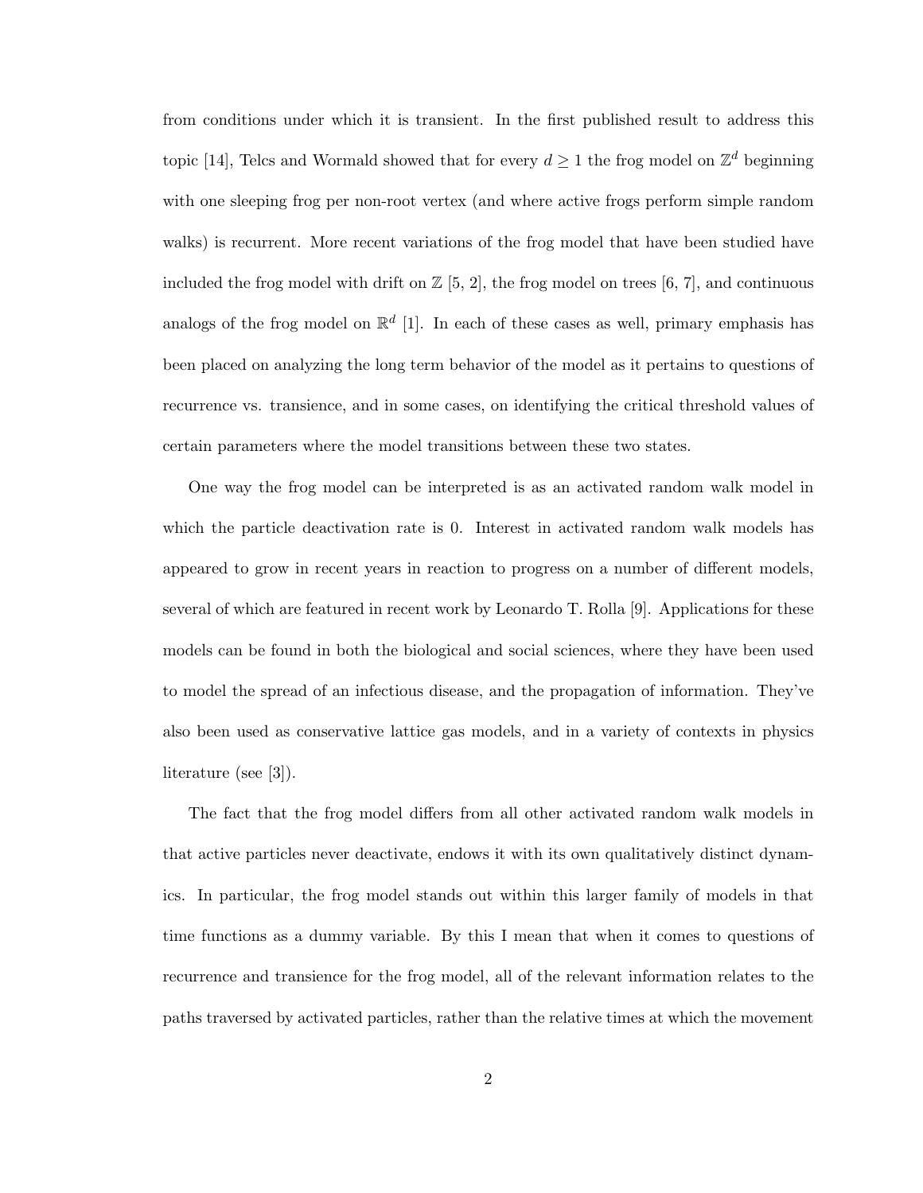from conditions under which it is transient. In the first published result to address this topic [14], Telcs and Wormald showed that for every $d \geq 1$ the frog model on $\mathbb{Z}^d$ beginning with one sleeping frog per non-root vertex (and where active frogs perform simple random walks) is recurrent. More recent variations of the frog model that have been studied have included the frog model with drift on $\mathbb{Z}$ [5, 2], the frog model on trees [6, 7], and continuous analogs of the frog model on $\mathbb{R}^d$ [1]. In each of these cases as well, primary emphasis has been placed on analyzing the long term behavior of the model as it pertains to questions of recurrence vs. transience, and in some cases, on identifying the critical threshold values of certain parameters where the model transitions between these two states.

One way the frog model can be interpreted is as an activated random walk model in which the particle deactivation rate is 0. Interest in activated random walk models has appeared to grow in recent years in reaction to progress on a number of different models, several of which are featured in recent work by Leonardo T. Rolla [9]. Applications for these models can be found in both the biological and social sciences, where they have been used to model the spread of an infectious disease, and the propagation of information. They've also been used as conservative lattice gas models, and in a variety of contexts in physics literature (see [3]).

The fact that the frog model differs from all other activated random walk models in that active particles never deactivate, endows it with its own qualitatively distinct dynamics. In particular, the frog model stands out within this larger family of models in that time functions as a dummy variable. By this I mean that when it comes to questions of recurrence and transience for the frog model, all of the relevant information relates to the paths traversed by activated particles, rather than the relative times at which the movement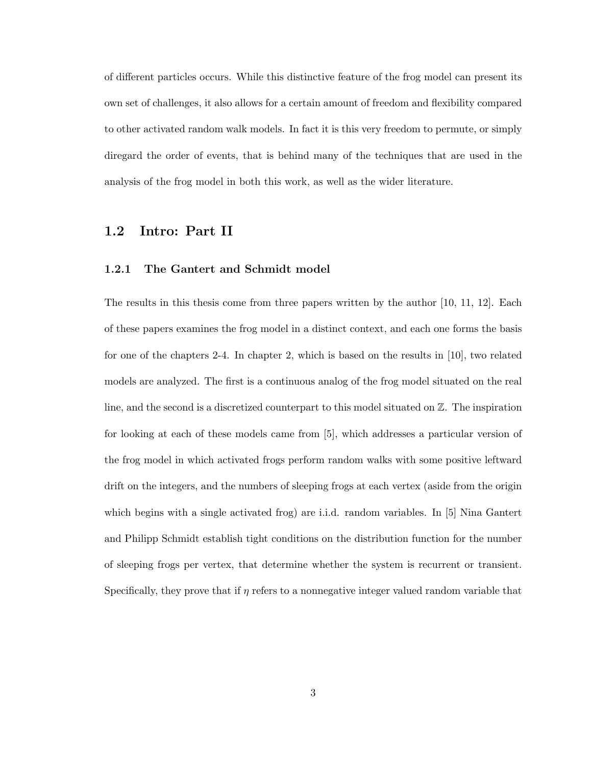of different particles occurs. While this distinctive feature of the frog model can present its own set of challenges, it also allows for a certain amount of freedom and flexibility compared to other activated random walk models. In fact it is this very freedom to permute, or simply diregard the order of events, that is behind many of the techniques that are used in the analysis of the frog model in both this work, as well as the wider literature.

## 1.2 Intro: Part II

### 1.2.1 The Gantert and Schmidt model

The results in this thesis come from three papers written by the author [10, 11, 12]. Each of these papers examines the frog model in a distinct context, and each one forms the basis for one of the chapters 2-4. In chapter 2, which is based on the results in [10], two related models are analyzed. The first is a continuous analog of the frog model situated on the real line, and the second is a discretized counterpart to this model situated on $\mathbb{Z}$. The inspiration for looking at each of these models came from [5], which addresses a particular version of the frog model in which activated frogs perform random walks with some positive leftward drift on the integers, and the numbers of sleeping frogs at each vertex (aside from the origin which begins with a single activated frog) are i.i.d. random variables. In [5] Nina Gantert and Philipp Schmidt establish tight conditions on the distribution function for the number of sleeping frogs per vertex, that determine whether the system is recurrent or transient. Specifically, they prove that if $\eta$ refers to a nonnegative integer valued random variable that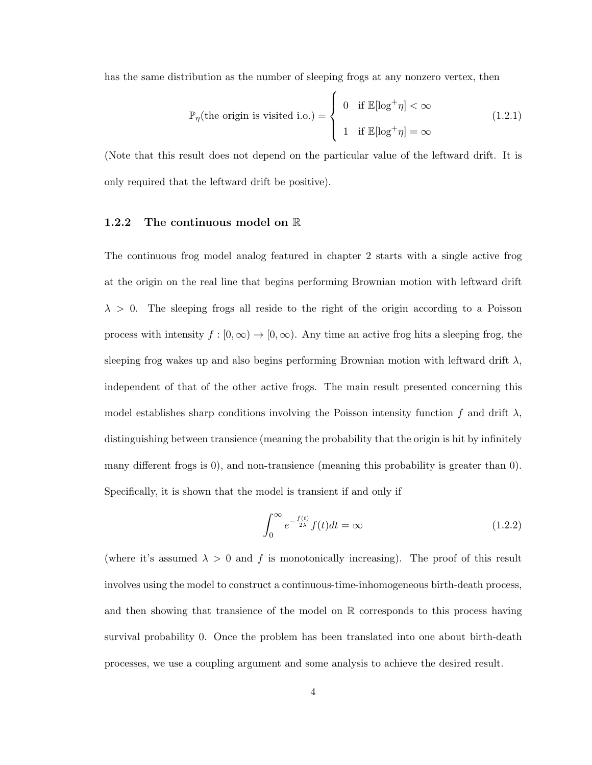has the same distribution as the number of sleeping frogs at any nonzero vertex, then

$$\mathbb{P}_\eta(\text{the origin is visited i.o.}) = \begin{cases} 0 & \text{if } \mathbb{E}[\log^+ \eta] < \infty \\ 1 & \text{if } \mathbb{E}[\log^+ \eta] = \infty \end{cases} \tag{1.2.1}$$

(Note that this result does not depend on the particular value of the leftward drift. It is only required that the leftward drift be positive).

### 1.2.2 The continuous model on $\mathbb{R}$

The continuous frog model analog featured in chapter 2 starts with a single active frog at the origin on the real line that begins performing Brownian motion with leftward drift $\lambda > 0$. The sleeping frogs all reside to the right of the origin according to a Poisson process with intensity $f : [0, \infty) \to [0, \infty)$. Any time an active frog hits a sleeping frog, the sleeping frog wakes up and also begins performing Brownian motion with leftward drift $\lambda$, independent of that of the other active frogs. The main result presented concerning this model establishes sharp conditions involving the Poisson intensity function $f$ and drift $\lambda$, distinguishing between transience (meaning the probability that the origin is hit by infinitely many different frogs is 0), and non-transience (meaning this probability is greater than 0). Specifically, it is shown that the model is transient if and only if

$$\int_0^\infty e^{-\frac{f(t)}{2\lambda}} f(t) dt = \infty \tag{1.2.2}$$

(where it's assumed $\lambda > 0$ and $f$ is monotonically increasing). The proof of this result involves using the model to construct a continuous-time-inhomogeneous birth-death process, and then showing that transience of the model on $\mathbb{R}$ corresponds to this process having survival probability 0. Once the problem has been translated into one about birth-death processes, we use a coupling argument and some analysis to achieve the desired result.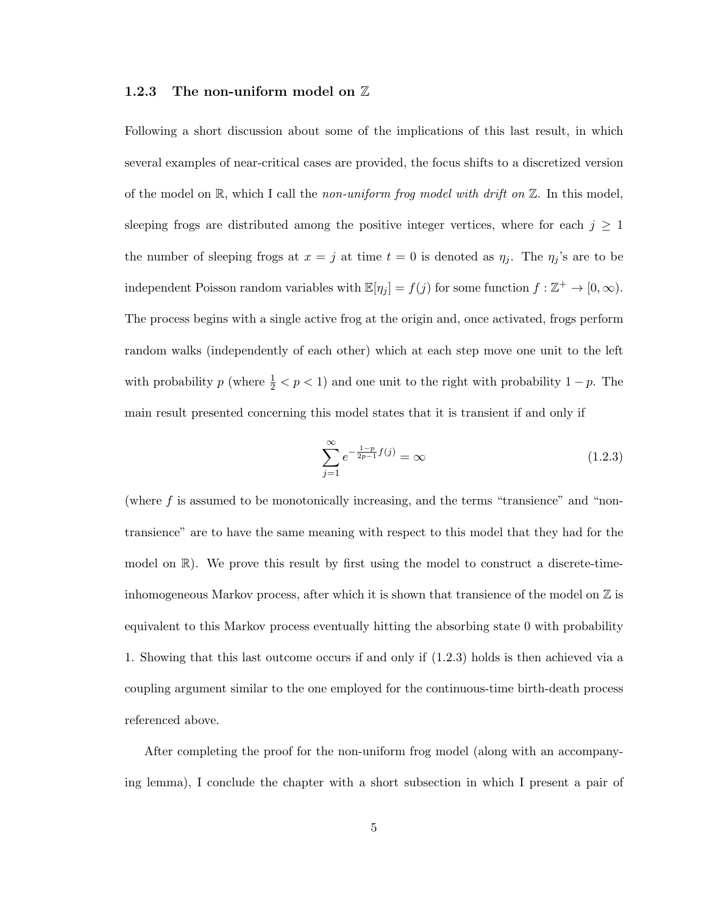### 1.2.3 The non-uniform model on $\mathbb{Z}$

Following a short discussion about some of the implications of this last result, in which several examples of near-critical cases are provided, the focus shifts to a discretized version of the model on $\mathbb{R}$, which I call the *non-uniform frog model with drift on* $\mathbb{Z}$. In this model, sleeping frogs are distributed among the positive integer vertices, where for each $j \geq 1$ the number of sleeping frogs at $x = j$ at time $t = 0$ is denoted as $\eta_j$. The $\eta_j$'s are to be independent Poisson random variables with $\mathbb{E}[\eta_j] = f(j)$ for some function $f : \mathbb{Z}^+ \to [0, \infty)$. The process begins with a single active frog at the origin and, once activated, frogs perform random walks (independently of each other) which at each step move one unit to the left with probability $p$ (where $\frac{1}{2} < p < 1$) and one unit to the right with probability $1 - p$. The main result presented concerning this model states that it is transient if and only if

$$\sum_{j=1}^{\infty} e^{-\frac{1-p}{2p-1} f(j)} = \infty \tag{1.2.3}$$

(where $f$ is assumed to be monotonically increasing, and the terms "transience" and "non-transience" are to have the same meaning with respect to this model that they had for the model on $\mathbb{R}$). We prove this result by first using the model to construct a discrete-time-inhomogeneous Markov process, after which it is shown that transience of the model on $\mathbb{Z}$ is equivalent to this Markov process eventually hitting the absorbing state 0 with probability 1. Showing that this last outcome occurs if and only if (1.2.3) holds is then achieved via a coupling argument similar to the one employed for the continuous-time birth-death process referenced above.

After completing the proof for the non-uniform frog model (along with an accompanying lemma), I conclude the chapter with a short subsection in which I present a pair of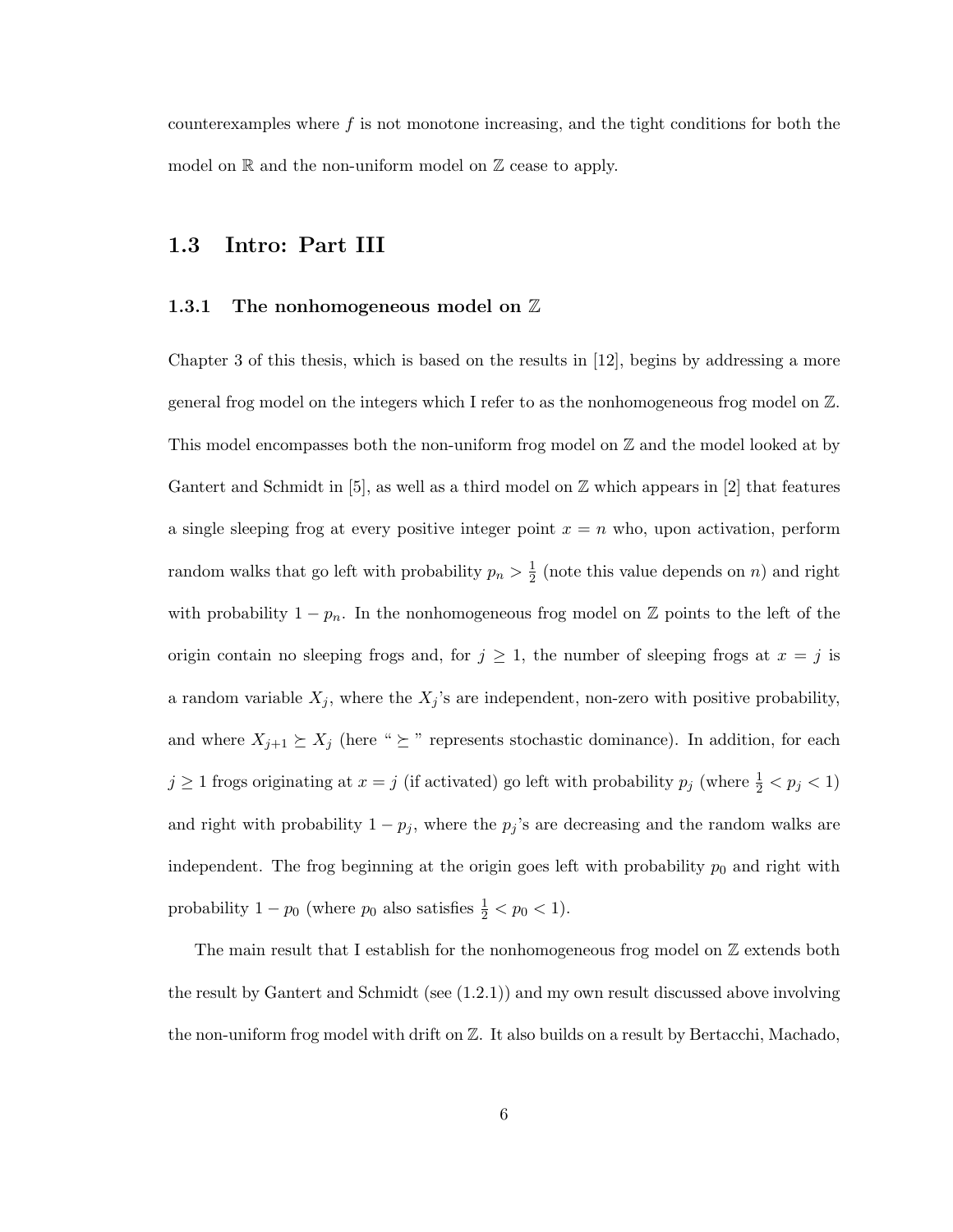counterexamples where $f$ is not monotone increasing, and the tight conditions for both the model on $\mathbb{R}$ and the non-uniform model on $\mathbb{Z}$ cease to apply.

## 1.3 Intro: Part III

### 1.3.1 The nonhomogeneous model on $\mathbb{Z}$

Chapter 3 of this thesis, which is based on the results in [12], begins by addressing a more general frog model on the integers which I refer to as the nonhomogeneous frog model on $\mathbb{Z}$. This model encompasses both the non-uniform frog model on $\mathbb{Z}$ and the model looked at by Gantert and Schmidt in [5], as well as a third model on $\mathbb{Z}$ which appears in [2] that features a single sleeping frog at every positive integer point $x = n$ who, upon activation, perform random walks that go left with probability $p_n > \frac{1}{2}$ (note this value depends on $n$) and right with probability $1 - p_n$. In the nonhomogeneous frog model on $\mathbb{Z}$ points to the left of the origin contain no sleeping frogs and, for $j \geq 1$, the number of sleeping frogs at $x = j$ is a random variable $X_j$, where the $X_j$'s are independent, non-zero with positive probability, and where $X_{j+1} \succeq X_j$ (here " $\succeq$ " represents stochastic dominance). In addition, for each $j \geq 1$ frogs originating at $x = j$ (if activated) go left with probability $p_j$ (where $\frac{1}{2} < p_j < 1$) and right with probability $1 - p_j$, where the $p_j$'s are decreasing and the random walks are independent. The frog beginning at the origin goes left with probability $p_0$ and right with probability $1 - p_0$ (where $p_0$ also satisfies $\frac{1}{2} < p_0 < 1$).

The main result that I establish for the nonhomogeneous frog model on $\mathbb{Z}$ extends both the result by Gantert and Schmidt (see (1.2.1)) and my own result discussed above involving the non-uniform frog model with drift on $\mathbb{Z}$. It also builds on a result by Bertacchi, Machado,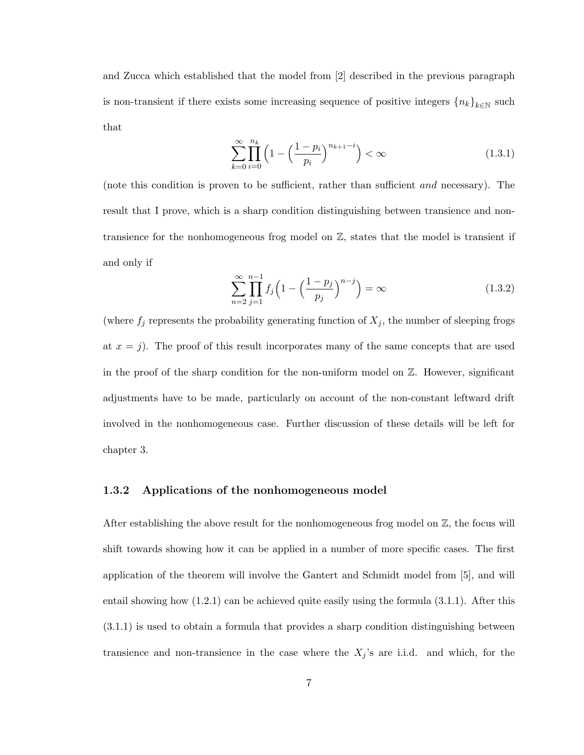and Zucca which established that the model from [2] described in the previous paragraph is non-transient if there exists some increasing sequence of positive integers $\{n_k\}_{k\in\mathbb{N}}$ such that

$$\sum_{k=0}^{\infty} \prod_{i=0}^{n_k} \Big(1 - \Big(\frac{1-p_i}{p_i}\Big)^{n_{k+1}-i}\Big) < \infty \tag{1.3.1}$$

(note this condition is proven to be sufficient, rather than sufficient *and* necessary). The result that I prove, which is a sharp condition distinguishing between transience and non-transience for the nonhomogeneous frog model on $\mathbb{Z}$, states that the model is transient if and only if

$$\sum_{n=2}^{\infty} \prod_{j=1}^{n-1} f_j \Big(1 - \Big(\frac{1-p_j}{p_j}\Big)^{n-j}\Big) = \infty \tag{1.3.2}$$

(where $f_j$ represents the probability generating function of $X_j$, the number of sleeping frogs at $x = j$). The proof of this result incorporates many of the same concepts that are used in the proof of the sharp condition for the non-uniform model on $\mathbb{Z}$. However, significant adjustments have to be made, particularly on account of the non-constant leftward drift involved in the nonhomogeneous case. Further discussion of these details will be left for chapter 3.

### 1.3.2 Applications of the nonhomogeneous model

After establishing the above result for the nonhomogeneous frog model on $\mathbb{Z}$, the focus will shift towards showing how it can be applied in a number of more specific cases. The first application of the theorem will involve the Gantert and Schmidt model from [5], and will entail showing how (1.2.1) can be achieved quite easily using the formula (3.1.1). After this (3.1.1) is used to obtain a formula that provides a sharp condition distinguishing between transience and non-transience in the case where the $X_j$'s are i.i.d. and which, for the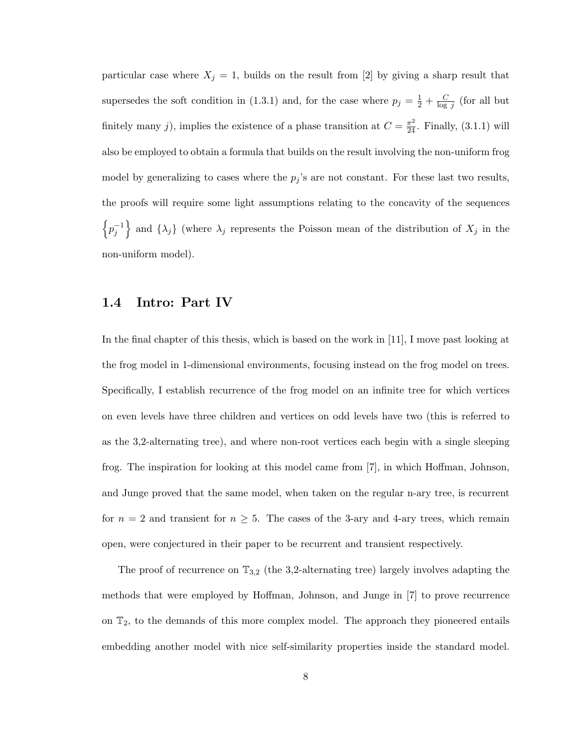particular case where $X_j = 1$, builds on the result from [2] by giving a sharp result that supersedes the soft condition in (1.3.1) and, for the case where $p_j = \frac{1}{2} + \frac{C}{\log j}$ (for all but finitely many $j$), implies the existence of a phase transition at $C = \frac{\pi^2}{24}$. Finally, (3.1.1) will also be employed to obtain a formula that builds on the result involving the non-uniform frog model by generalizing to cases where the $p_j$'s are not constant. For these last two results, the proofs will require some light assumptions relating to the concavity of the sequences $\left\{p_j^{-1}\right\}$ and $\{\lambda_j\}$ (where $\lambda_j$ represents the Poisson mean of the distribution of $X_j$ in the non-uniform model).

## 1.4 Intro: Part IV

In the final chapter of this thesis, which is based on the work in [11], I move past looking at the frog model in 1-dimensional environments, focusing instead on the frog model on trees. Specifically, I establish recurrence of the frog model on an infinite tree for which vertices on even levels have three children and vertices on odd levels have two (this is referred to as the 3,2-alternating tree), and where non-root vertices each begin with a single sleeping frog. The inspiration for looking at this model came from [7], in which Hoffman, Johnson, and Junge proved that the same model, when taken on the regular n-ary tree, is recurrent for $n = 2$ and transient for $n \geq 5$. The cases of the 3-ary and 4-ary trees, which remain open, were conjectured in their paper to be recurrent and transient respectively.

The proof of recurrence on $\mathbb{T}_{3,2}$ (the 3,2-alternating tree) largely involves adapting the methods that were employed by Hoffman, Johnson, and Junge in [7] to prove recurrence on $\mathbb{T}_2$, to the demands of this more complex model. The approach they pioneered entails embedding another model with nice self-similarity properties inside the standard model.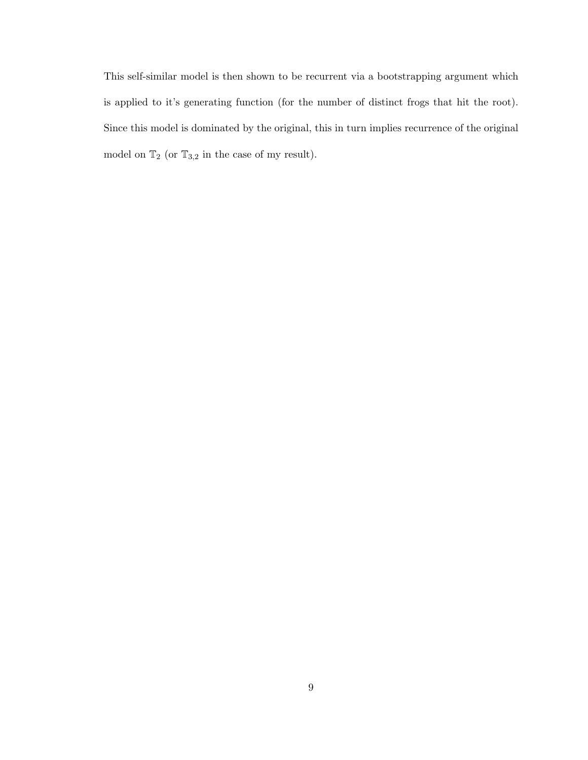This self-similar model is then shown to be recurrent via a bootstrapping argument which is applied to it's generating function (for the number of distinct frogs that hit the root). Since this model is dominated by the original, this in turn implies recurrence of the original model on $\mathbb{T}_2$ (or $\mathbb{T}_{3,2}$ in the case of my result).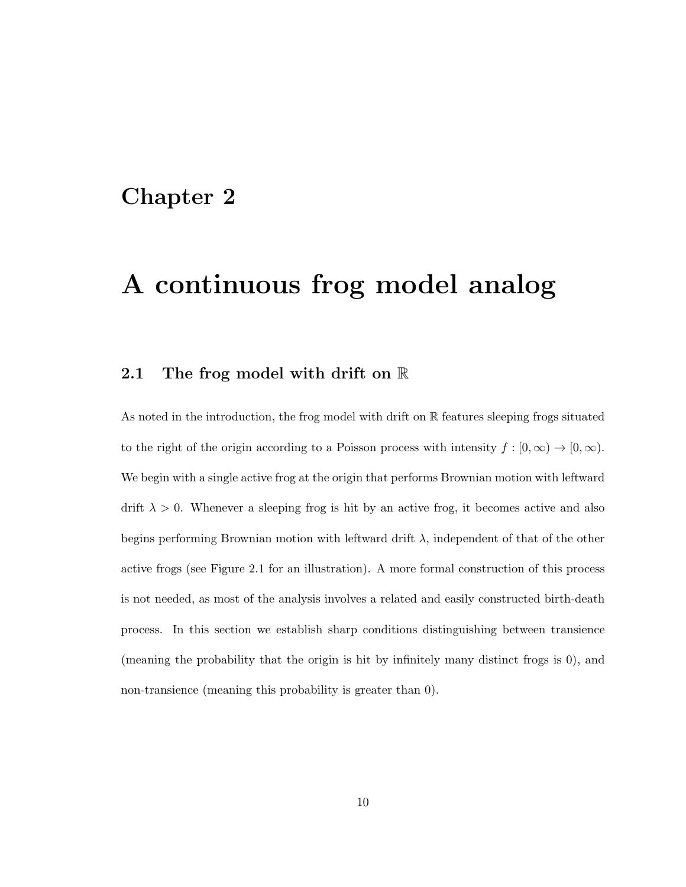# Chapter 2

# A continuous frog model analog

## 2.1 The frog model with drift on $\mathbb{R}$

As noted in the introduction, the frog model with drift on $\mathbb{R}$ features sleeping frogs situated to the right of the origin according to a Poisson process with intensity $f : [0, \infty) \to [0, \infty)$. We begin with a single active frog at the origin that performs Brownian motion with leftward drift $\lambda > 0$. Whenever a sleeping frog is hit by an active frog, it becomes active and also begins performing Brownian motion with leftward drift $\lambda$, independent of that of the other active frogs (see Figure 2.1 for an illustration). A more formal construction of this process is not needed, as most of the analysis involves a related and easily constructed birth-death process. In this section we establish sharp conditions distinguishing between transience (meaning the probability that the origin is hit by infinitely many distinct frogs is 0), and non-transience (meaning this probability is greater than 0).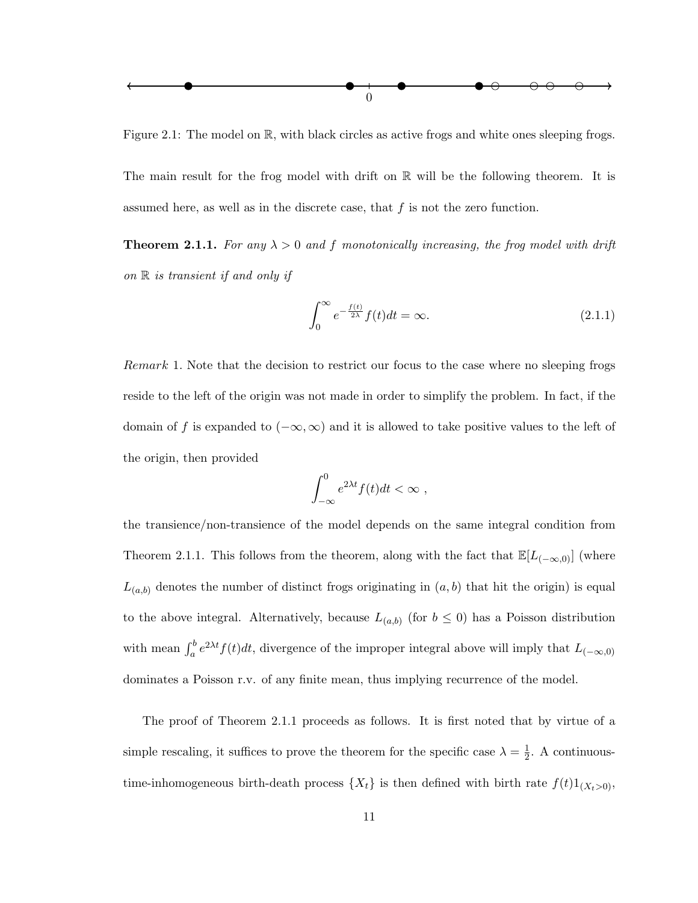Figure 2.1: The model on $\mathbb{R}$, with black circles as active frogs and white ones sleeping frogs.

The main result for the frog model with drift on $\mathbb{R}$ will be the following theorem. It is assumed here, as well as in the discrete case, that $f$ is not the zero function.

**Theorem 2.1.1.** *For any $\lambda > 0$ and $f$ monotonically increasing, the frog model with drift on $\mathbb{R}$ is transient if and only if*

$$\int_0^\infty e^{-\frac{f(t)}{2\lambda}} f(t)dt = \infty. \tag{2.1.1}$$

*Remark* 1. Note that the decision to restrict our focus to the case where no sleeping frogs reside to the left of the origin was not made in order to simplify the problem. In fact, if the domain of $f$ is expanded to $(-\infty, \infty)$ and it is allowed to take positive values to the left of the origin, then provided

$$\int_{-\infty}^0 e^{2\lambda t} f(t)dt < \infty \ ,$$

the transience/non-transience of the model depends on the same integral condition from Theorem 2.1.1. This follows from the theorem, along with the fact that $\mathbb{E}[L_{(-\infty,0)}]$ (where $L_{(a,b)}$ denotes the number of distinct frogs originating in $(a,b)$ that hit the origin) is equal to the above integral. Alternatively, because $L_{(a,b)}$ (for $b \leq 0$) has a Poisson distribution with mean $\int_a^b e^{2\lambda t} f(t)dt$, divergence of the improper integral above will imply that $L_{(-\infty,0)}$ dominates a Poisson r.v. of any finite mean, thus implying recurrence of the model.

The proof of Theorem 2.1.1 proceeds as follows. It is first noted that by virtue of a simple rescaling, it suffices to prove the theorem for the specific case $\lambda = \frac{1}{2}$. A continuous-time-inhomogeneous birth-death process $\{X_t\}$ is then defined with birth rate $f(t)1_{(X_t>0)}$,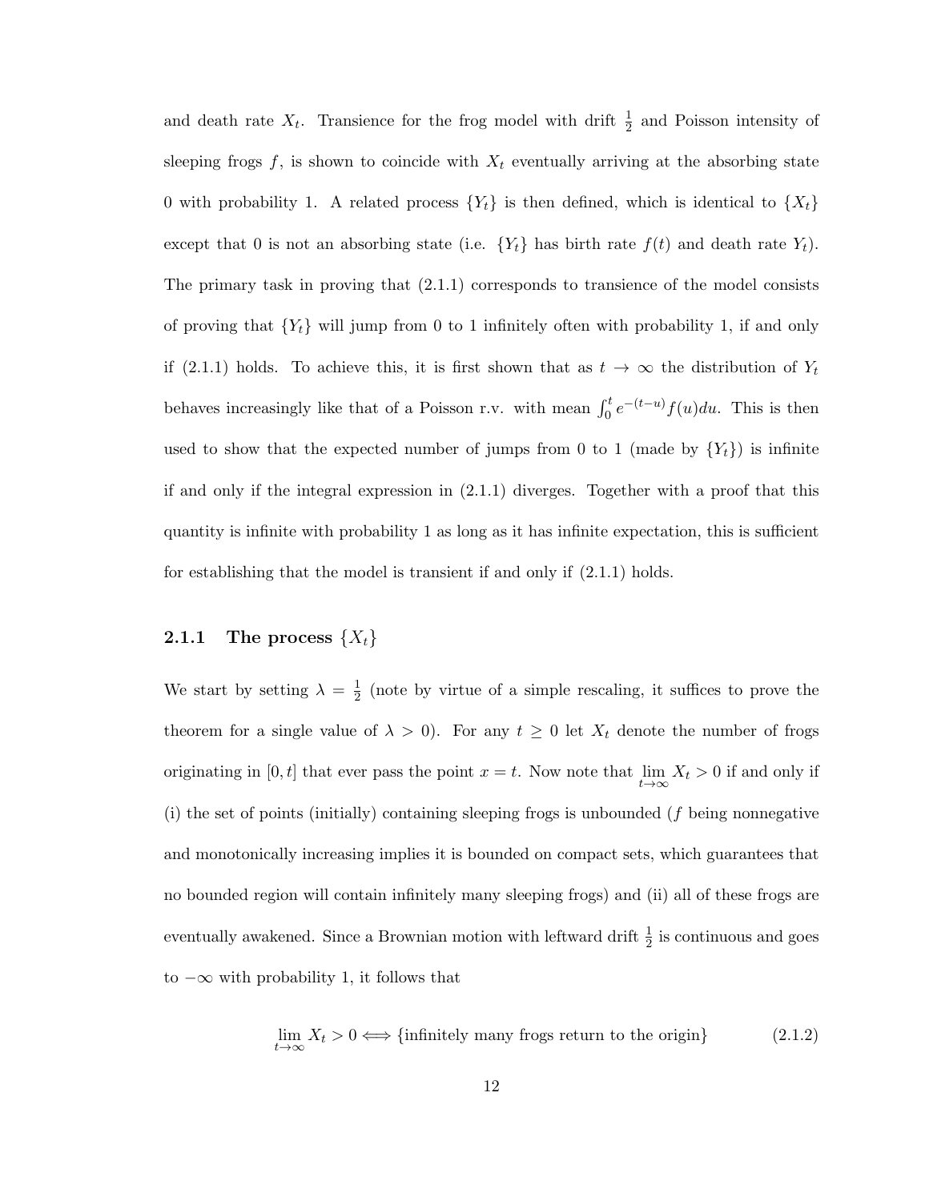and death rate $X_t$. Transience for the frog model with drift $\frac{1}{2}$ and Poisson intensity of sleeping frogs $f$, is shown to coincide with $X_t$ eventually arriving at the absorbing state 0 with probability 1. A related process $\{Y_t\}$ is then defined, which is identical to $\{X_t\}$ except that 0 is not an absorbing state (i.e. $\{Y_t\}$ has birth rate $f(t)$ and death rate $Y_t$). The primary task in proving that (2.1.1) corresponds to transience of the model consists of proving that $\{Y_t\}$ will jump from 0 to 1 infinitely often with probability 1, if and only if (2.1.1) holds. To achieve this, it is first shown that as $t \to \infty$ the distribution of $Y_t$ behaves increasingly like that of a Poisson r.v. with mean $\int_0^t e^{-(t-u)} f(u)du$. This is then used to show that the expected number of jumps from 0 to 1 (made by $\{Y_t\}$) is infinite if and only if the integral expression in (2.1.1) diverges. Together with a proof that this quantity is infinite with probability 1 as long as it has infinite expectation, this is sufficient for establishing that the model is transient if and only if (2.1.1) holds.

### 2.1.1 The process $\{X_t\}$

We start by setting $\lambda = \frac{1}{2}$ (note by virtue of a simple rescaling, it suffices to prove the theorem for a single value of $\lambda > 0$). For any $t \geq 0$ let $X_t$ denote the number of frogs originating in $[0, t]$ that ever pass the point $x = t$. Now note that $\lim_{t\to\infty} X_t > 0$ if and only if (i) the set of points (initially) containing sleeping frogs is unbounded ($f$ being nonnegative and monotonically increasing implies it is bounded on compact sets, which guarantees that no bounded region will contain infinitely many sleeping frogs) and (ii) all of these frogs are eventually awakened. Since a Brownian motion with leftward drift $\frac{1}{2}$ is continuous and goes to $-\infty$ with probability 1, it follows that

$$\lim_{t\to\infty} X_t > 0 \Longleftrightarrow \{\text{infinitely many frogs return to the origin}\} \tag{2.1.2}$$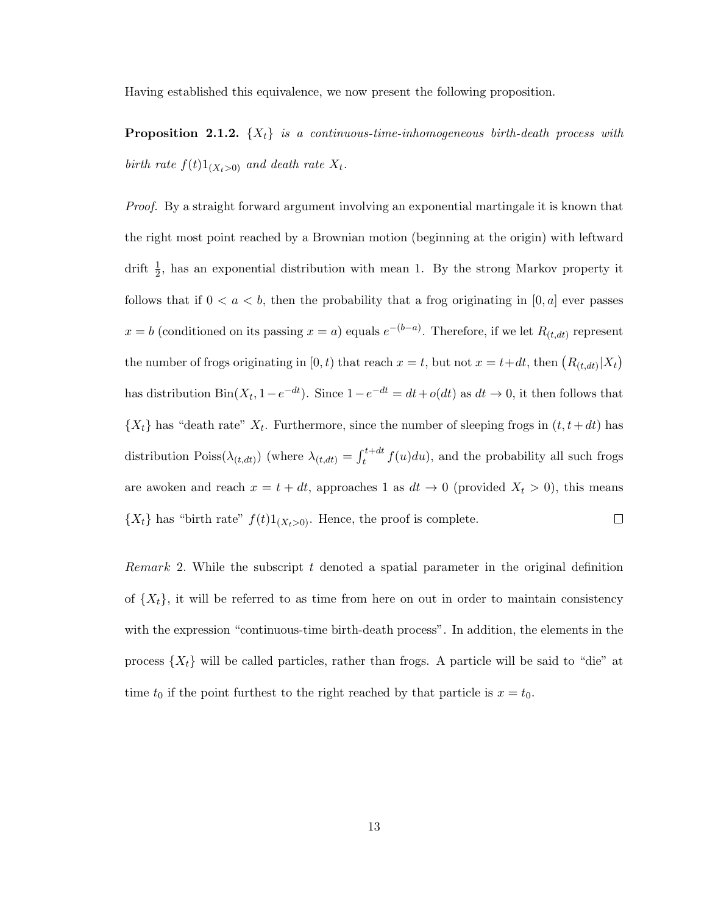Having established this equivalence, we now present the following proposition.

**Proposition 2.1.2.** *$\{X_t\}$ is a continuous-time-inhomogeneous birth-death process with birth rate $f(t)1_{(X_t>0)}$ and death rate $X_t$.*

*Proof.* By a straight forward argument involving an exponential martingale it is known that the right most point reached by a Brownian motion (beginning at the origin) with leftward drift $\frac{1}{2}$, has an exponential distribution with mean 1. By the strong Markov property it follows that if $0 < a < b$, then the probability that a frog originating in $[0, a]$ ever passes $x = b$ (conditioned on its passing $x = a$) equals $e^{-(b-a)}$. Therefore, if we let $R_{(t,dt)}$ represent the number of frogs originating in $[0, t)$ that reach $x = t$, but not $x = t+dt$, then $\left(R_{(t,dt)}|X_t\right)$ has distribution $\text{Bin}(X_t, 1-e^{-dt})$. Since $1-e^{-dt} = dt+o(dt)$ as $dt \to 0$, it then follows that $\{X_t\}$ has "death rate" $X_t$. Furthermore, since the number of sleeping frogs in $(t, t+dt)$ has distribution $\text{Poiss}(\lambda_{(t,dt)})$ (where $\lambda_{(t,dt)} = \int_t^{t+dt} f(u)du$), and the probability all such frogs are awoken and reach $x = t + dt$, approaches 1 as $dt \to 0$ (provided $X_t > 0$), this means $\{X_t\}$ has "birth rate" $f(t)1_{(X_t>0)}$. Hence, the proof is complete. □

*Remark* 2. While the subscript $t$ denoted a spatial parameter in the original definition of $\{X_t\}$, it will be referred to as time from here on out in order to maintain consistency with the expression "continuous-time birth-death process". In addition, the elements in the process $\{X_t\}$ will be called particles, rather than frogs. A particle will be said to "die" at time $t_0$ if the point furthest to the right reached by that particle is $x = t_0$.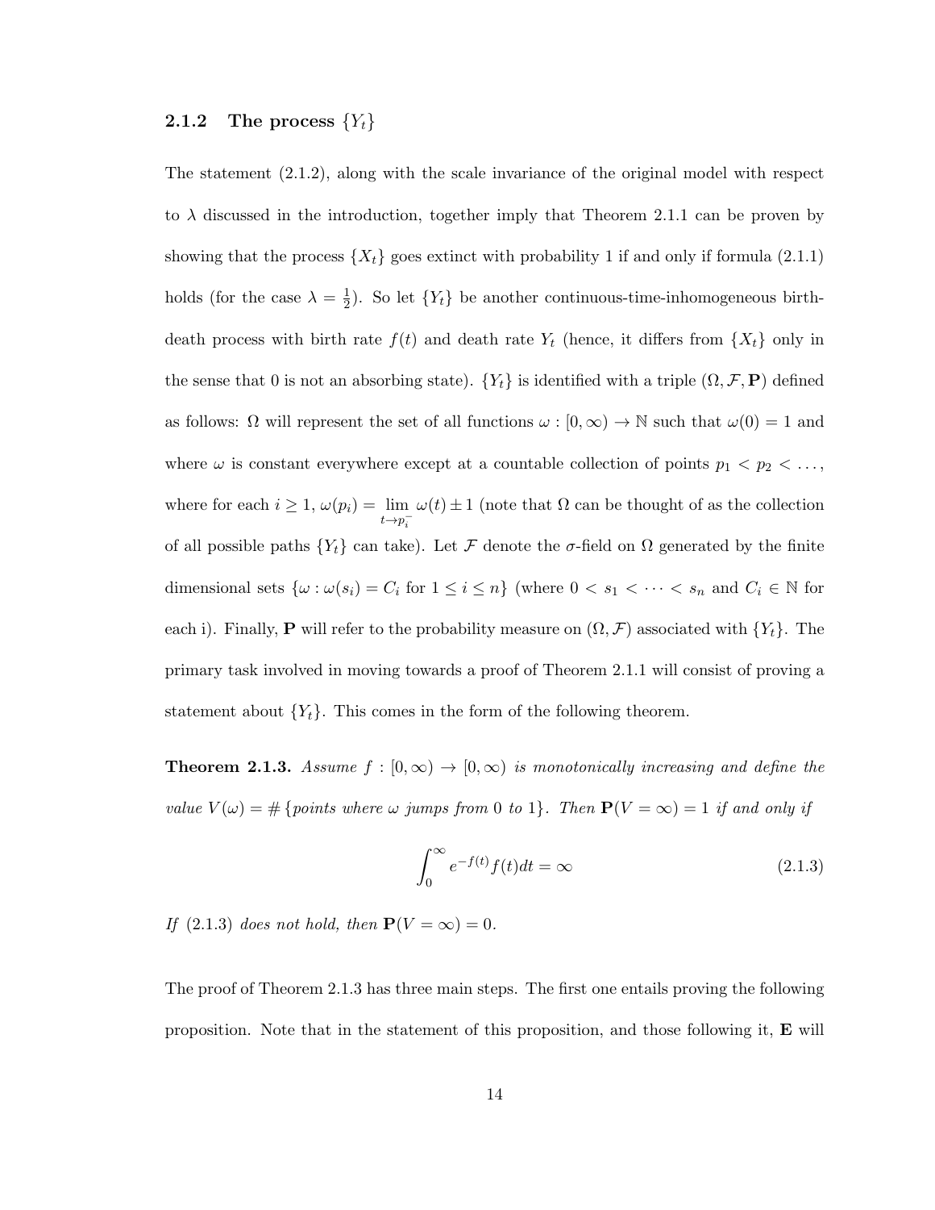### 2.1.2 The process $\{Y_t\}$

The statement (2.1.2), along with the scale invariance of the original model with respect to $\lambda$ discussed in the introduction, together imply that Theorem 2.1.1 can be proven by showing that the process $\{X_t\}$ goes extinct with probability 1 if and only if formula (2.1.1) holds (for the case $\lambda = \frac{1}{2}$). So let $\{Y_t\}$ be another continuous-time-inhomogeneous birth-death process with birth rate $f(t)$ and death rate $Y_t$ (hence, it differs from $\{X_t\}$ only in the sense that 0 is not an absorbing state). $\{Y_t\}$ is identified with a triple $(\Omega, \mathcal{F}, \mathbf{P})$ defined as follows: $\Omega$ will represent the set of all functions $\omega : [0, \infty) \to \mathbb{N}$ such that $\omega(0) = 1$ and where $\omega$ is constant everywhere except at a countable collection of points $p_1 < p_2 < \dots$, where for each $i \geq 1$, $\omega(p_i) = \lim_{t \to p_i^-} \omega(t) \pm 1$ (note that $\Omega$ can be thought of as the collection of all possible paths $\{Y_t\}$ can take). Let $\mathcal{F}$ denote the $\sigma$-field on $\Omega$ generated by the finite dimensional sets $\{\omega : \omega(s_i) = C_i \text{ for } 1 \leq i \leq n\}$ (where $0 < s_1 < \dots < s_n$ and $C_i \in \mathbb{N}$ for each i). Finally, $\mathbf{P}$ will refer to the probability measure on $(\Omega, \mathcal{F})$ associated with $\{Y_t\}$. The primary task involved in moving towards a proof of Theorem 2.1.1 will consist of proving a statement about $\{Y_t\}$. This comes in the form of the following theorem.

**Theorem 2.1.3.** *Assume $f : [0, \infty) \to [0, \infty)$ is monotonically increasing and define the value $V(\omega) = \#\{$points where $\omega$ jumps from 0 to 1$\}$. Then $\mathbf{P}(V = \infty) = 1$ if and only if*

$$\int_0^\infty e^{-f(t)} f(t) dt = \infty \tag{2.1.3}$$

*If (2.1.3) does not hold, then $\mathbf{P}(V = \infty) = 0$.*

The proof of Theorem 2.1.3 has three main steps. The first one entails proving the following proposition. Note that in the statement of this proposition, and those following it, $\mathbf{E}$ will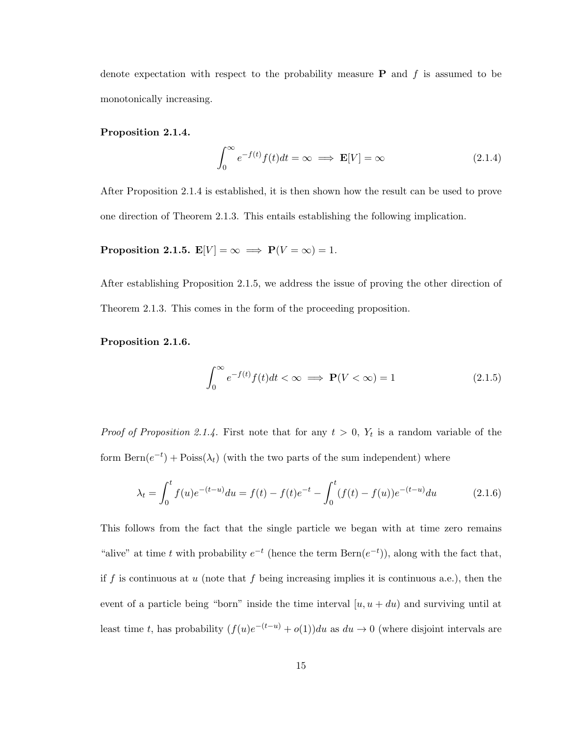denote expectation with respect to the probability measure $\mathbf{P}$ and $f$ is assumed to be monotonically increasing.

**Proposition 2.1.4.**

$$\int_0^\infty e^{-f(t)} f(t) dt = \infty \implies \mathbf{E}[V] = \infty \tag{2.1.4}$$

After Proposition 2.1.4 is established, it is then shown how the result can be used to prove one direction of Theorem 2.1.3. This entails establishing the following implication.

**Proposition 2.1.5.** $\mathbf{E}[V] = \infty \implies \mathbf{P}(V = \infty) = 1$.

After establishing Proposition 2.1.5, we address the issue of proving the other direction of Theorem 2.1.3. This comes in the form of the proceeding proposition.

**Proposition 2.1.6.**

$$\int_0^\infty e^{-f(t)} f(t) dt < \infty \implies \mathbf{P}(V < \infty) = 1 \tag{2.1.5}$$

*Proof of Proposition 2.1.4.* First note that for any $t > 0$, $Y_t$ is a random variable of the form $\text{Bern}(e^{-t}) + \text{Poiss}(\lambda_t)$ (with the two parts of the sum independent) where

$$\lambda_t = \int_0^t f(u) e^{-(t-u)} du = f(t) - f(t)e^{-t} - \int_0^t (f(t) - f(u)) e^{-(t-u)} du \tag{2.1.6}$$

This follows from the fact that the single particle we began with at time zero remains "alive" at time $t$ with probability $e^{-t}$ (hence the term $\text{Bern}(e^{-t})$), along with the fact that, if $f$ is continuous at $u$ (note that $f$ being increasing implies it is continuous a.e.), then the event of a particle being "born" inside the time interval $[u, u + du)$ and surviving until at least time $t$, has probability $(f(u)e^{-(t-u)} + o(1))du$ as $du \to 0$ (where disjoint intervals are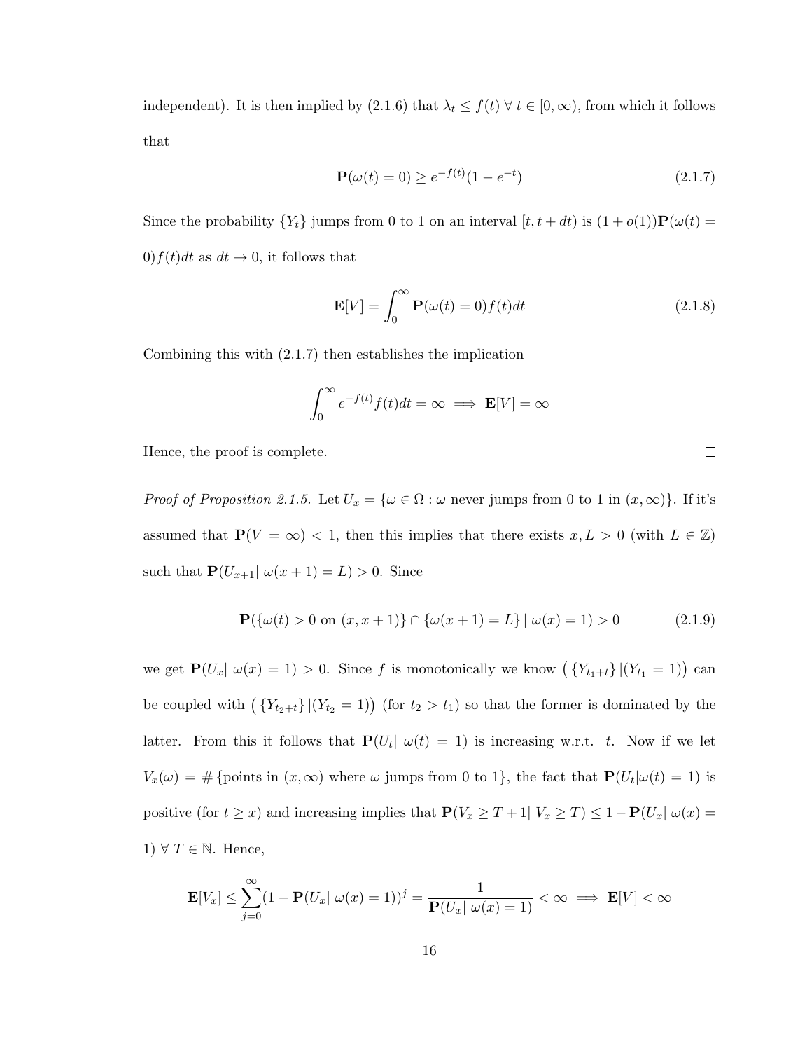independent). It is then implied by (2.1.6) that $\lambda_t \leq f(t) \; \forall \; t \in [0, \infty)$, from which it follows that

$$\mathbf{P}(\omega(t) = 0) \geq e^{-f(t)}(1 - e^{-t}) \tag{2.1.7}$$

Since the probability $\{Y_t\}$ jumps from 0 to 1 on an interval $[t, t + dt)$ is $(1 + o(1))\mathbf{P}(\omega(t) = 0)f(t)dt$ as $dt \to 0$, it follows that

$$\mathbf{E}[V] = \int_0^\infty \mathbf{P}(\omega(t) = 0) f(t) dt \tag{2.1.8}$$

Combining this with (2.1.7) then establishes the implication

$$\int_0^\infty e^{-f(t)} f(t) dt = \infty \implies \mathbf{E}[V] = \infty$$

Hence, the proof is complete. □

*Proof of Proposition 2.1.5.* Let $U_x = \{\omega \in \Omega : \omega \text{ never jumps from 0 to 1 in } (x, \infty)\}$. If it's assumed that $\mathbf{P}(V = \infty) < 1$, then this implies that there exists $x, L > 0$ (with $L \in \mathbb{Z}$) such that $\mathbf{P}(U_{x+1} |\ \omega(x + 1) = L) > 0$. Since

$$\mathbf{P}(\{\omega(t) > 0 \text{ on } (x, x + 1)\} \cap \{\omega(x + 1) = L\} \mid \omega(x) = 1) > 0 \tag{2.1.9}$$

we get $\mathbf{P}(U_x |\ \omega(x) = 1) > 0$. Since $f$ is monotonically we know $\left(\{Y_{t_1+t}\} \,|(Y_{t_1} = 1)\right)$ can be coupled with $\left(\{Y_{t_2+t}\} \,|(Y_{t_2} = 1)\right)$ (for $t_2 > t_1$) so that the former is dominated by the latter. From this it follows that $\mathbf{P}(U_t |\ \omega(t) = 1)$ is increasing w.r.t. $t$. Now if we let $V_x(\omega) = \#\{\text{points in } (x, \infty) \text{ where } \omega \text{ jumps from 0 to 1}\}$, the fact that $\mathbf{P}(U_t | \omega(t) = 1)$ is positive (for $t \geq x$) and increasing implies that $\mathbf{P}(V_x \geq T + 1 |\ V_x \geq T) \leq 1 - \mathbf{P}(U_x |\ \omega(x) = 1) \; \forall \; T \in \mathbb{N}$. Hence,

$$\mathbf{E}[V_x] \leq \sum_{j=0}^{\infty} (1 - \mathbf{P}(U_x |\ \omega(x) = 1))^j = \frac{1}{\mathbf{P}(U_x |\ \omega(x) = 1)} < \infty \implies \mathbf{E}[V] < \infty$$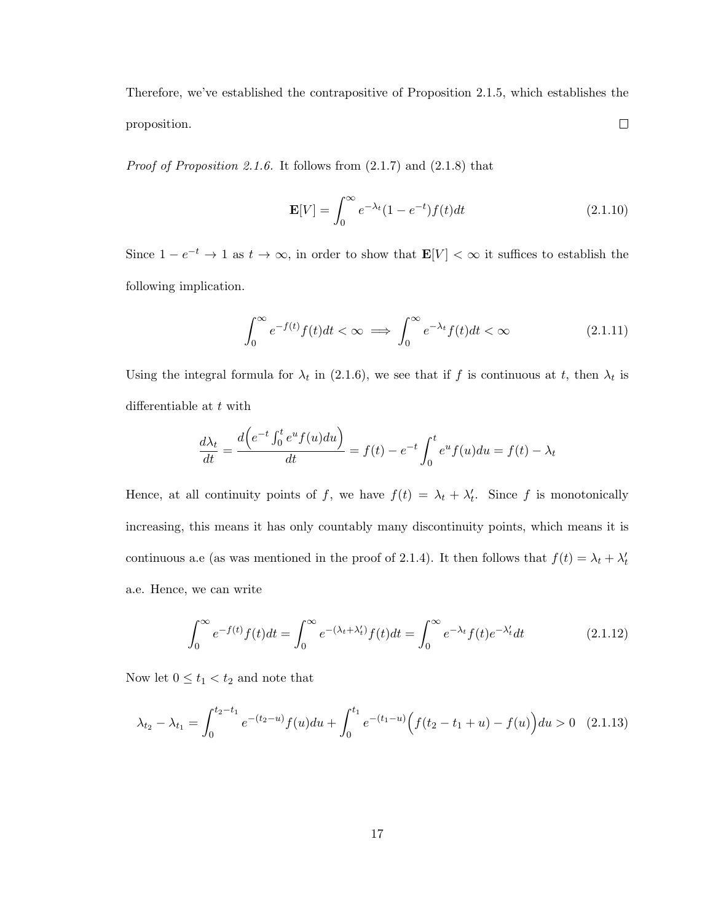Therefore, we've established the contrapositive of Proposition 2.1.5, which establishes the proposition. ☐

*Proof of Proposition 2.1.6.* It follows from (2.1.7) and (2.1.8) that

$$\mathbf{E}[V] = \int_0^\infty e^{-\lambda_t}(1 - e^{-t})f(t)dt \tag{2.1.10}$$

Since $1 - e^{-t} \to 1$ as $t \to \infty$, in order to show that $\mathbf{E}[V] < \infty$ it suffices to establish the following implication.

$$\int_0^\infty e^{-f(t)}f(t)dt < \infty \implies \int_0^\infty e^{-\lambda_t}f(t)dt < \infty \tag{2.1.11}$$

Using the integral formula for $\lambda_t$ in (2.1.6), we see that if $f$ is continuous at $t$, then $\lambda_t$ is differentiable at $t$ with

$$\frac{d\lambda_t}{dt} = \frac{d\Big(e^{-t}\int_0^t e^u f(u)du\Big)}{dt} = f(t) - e^{-t}\int_0^t e^u f(u)du = f(t) - \lambda_t$$

Hence, at all continuity points of $f$, we have $f(t) = \lambda_t + \lambda_t'$. Since $f$ is monotonically increasing, this means it has only countably many discontinuity points, which means it is continuous a.e (as was mentioned in the proof of 2.1.4). It then follows that $f(t) = \lambda_t + \lambda_t'$ a.e. Hence, we can write

$$\int_0^\infty e^{-f(t)}f(t)dt = \int_0^\infty e^{-(\lambda_t + \lambda_t')}f(t)dt = \int_0^\infty e^{-\lambda_t}f(t)e^{-\lambda_t'}dt \tag{2.1.12}$$

Now let $0 \leq t_1 < t_2$ and note that

$$\lambda_{t_2} - \lambda_{t_1} = \int_0^{t_2 - t_1} e^{-(t_2 - u)}f(u)du + \int_0^{t_1} e^{-(t_1 - u)}\Big(f(t_2 - t_1 + u) - f(u)\Big)du > 0 \tag{2.1.13}$$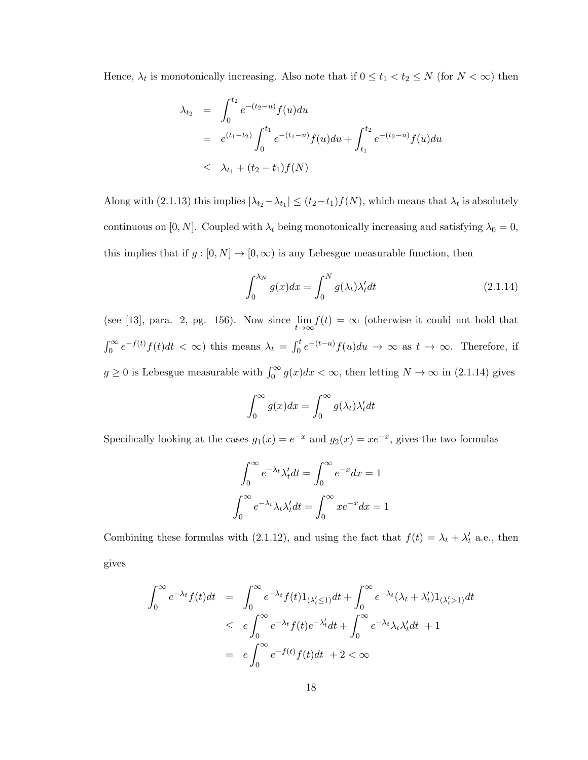Hence, $\lambda_t$ is monotonically increasing. Also note that if $0 \leq t_1 < t_2 \leq N$ (for $N < \infty$) then

$$
\begin{aligned}
\lambda_{t_2} &= \int_0^{t_2} e^{-(t_2-u)} f(u)du \\
&= e^{(t_1-t_2)} \int_0^{t_1} e^{-(t_1-u)} f(u)du + \int_{t_1}^{t_2} e^{-(t_2-u)} f(u)du \\
&\leq \lambda_{t_1} + (t_2 - t_1) f(N)
\end{aligned}
$$

Along with (2.1.13) this implies $|\lambda_{t_2} - \lambda_{t_1}| \leq (t_2 - t_1) f(N)$, which means that $\lambda_t$ is absolutely continuous on $[0, N]$. Coupled with $\lambda_t$ being monotonically increasing and satisfying $\lambda_0 = 0$, this implies that if $g : [0, N] \to [0, \infty)$ is any Lebesgue measurable function, then

$$
\int_0^{\lambda_N} g(x)dx = \int_0^N g(\lambda_t)\lambda_t' dt \tag{2.1.14}
$$

(see [13], para. 2, pg. 156). Now since $\lim_{t\to\infty} f(t) = \infty$ (otherwise it could not hold that $\int_0^\infty e^{-f(t)} f(t)dt < \infty$) this means $\lambda_t = \int_0^t e^{-(t-u)} f(u)du \to \infty$ as $t \to \infty$. Therefore, if $g \geq 0$ is Lebesgue measurable with $\int_0^\infty g(x)dx < \infty$, then letting $N \to \infty$ in (2.1.14) gives

$$
\int_0^\infty g(x)dx = \int_0^\infty g(\lambda_t)\lambda_t' dt
$$

Specifically looking at the cases $g_1(x) = e^{-x}$ and $g_2(x) = xe^{-x}$, gives the two formulas

$$
\int_0^\infty e^{-\lambda_t}\lambda_t' dt = \int_0^\infty e^{-x}dx = 1
$$

$$
\int_0^\infty e^{-\lambda_t}\lambda_t\lambda_t' dt = \int_0^\infty xe^{-x}dx = 1
$$

Combining these formulas with (2.1.12), and using the fact that $f(t) = \lambda_t + \lambda_t'$ a.e., then gives

$$
\begin{aligned}
\int_0^\infty e^{-\lambda_t} f(t)dt &= \int_0^\infty e^{-\lambda_t} f(t) 1_{(\lambda_t' \leq 1)} dt + \int_0^\infty e^{-\lambda_t}(\lambda_t + \lambda_t') 1_{(\lambda_t' > 1)} dt \\
&\leq e \int_0^\infty e^{-\lambda_t} f(t) e^{-\lambda_t'} dt + \int_0^\infty e^{-\lambda_t}\lambda_t\lambda_t' dt \ + 1 \\
&= e \int_0^\infty e^{-f(t)} f(t)dt \ + 2 < \infty
\end{aligned}
$$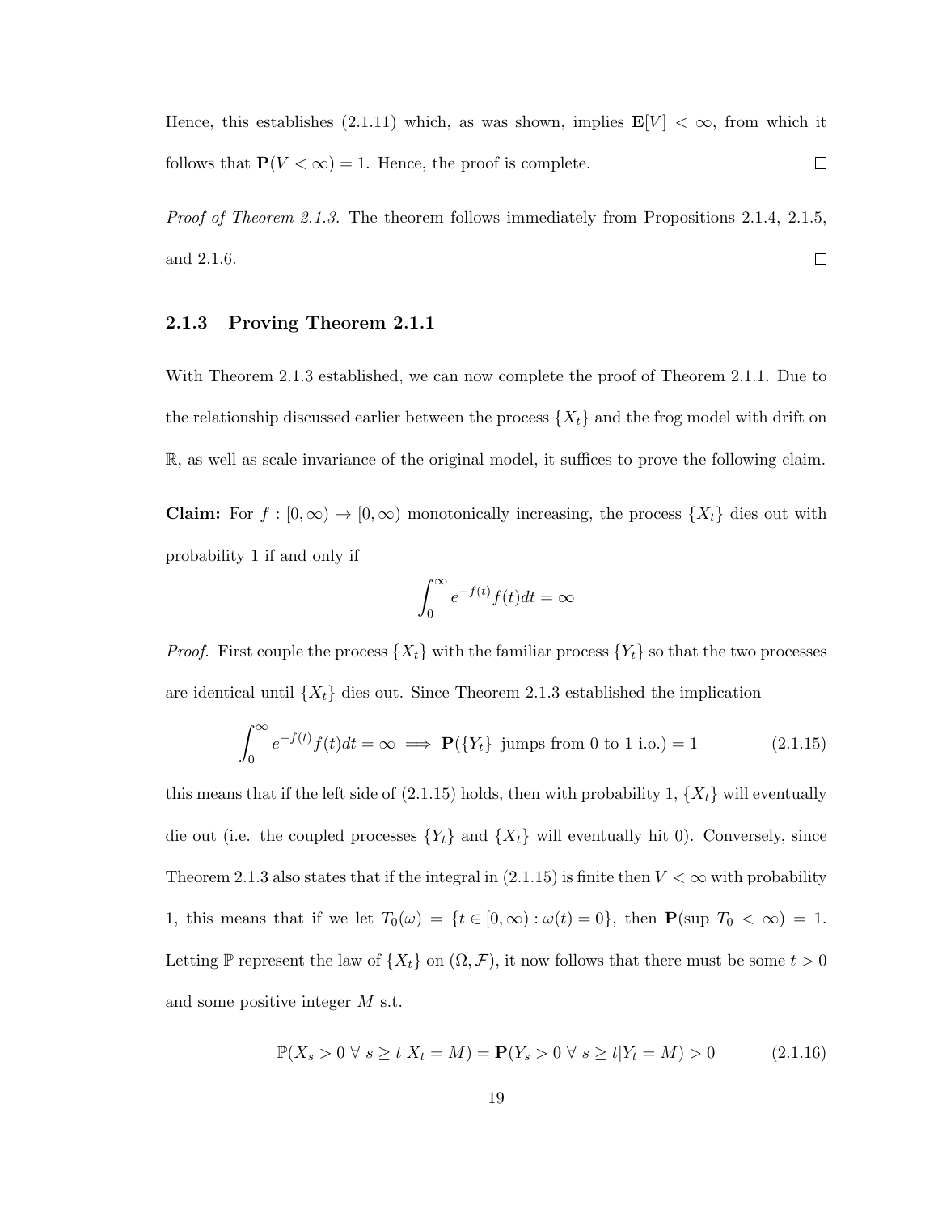Hence, this establishes (2.1.11) which, as was shown, implies $\mathbf{E}[V] < \infty$, from which it follows that $\mathbf{P}(V < \infty) = 1$. Hence, the proof is complete. □

*Proof of Theorem 2.1.3.* The theorem follows immediately from Propositions 2.1.4, 2.1.5, and 2.1.6. □

### 2.1.3 Proving Theorem 2.1.1

With Theorem 2.1.3 established, we can now complete the proof of Theorem 2.1.1. Due to the relationship discussed earlier between the process $\{X_t\}$ and the frog model with drift on $\mathbb{R}$, as well as scale invariance of the original model, it suffices to prove the following claim.

**Claim:** For $f : [0, \infty) \to [0, \infty)$ monotonically increasing, the process $\{X_t\}$ dies out with probability 1 if and only if

$$\int_0^\infty e^{-f(t)} f(t) dt = \infty$$

*Proof.* First couple the process $\{X_t\}$ with the familiar process $\{Y_t\}$ so that the two processes are identical until $\{X_t\}$ dies out. Since Theorem 2.1.3 established the implication

$$\int_0^\infty e^{-f(t)} f(t) dt = \infty \implies \mathbf{P}(\{Y_t\} \text{ jumps from 0 to 1 i.o.}) = 1 \tag{2.1.15}$$

this means that if the left side of (2.1.15) holds, then with probability 1, $\{X_t\}$ will eventually die out (i.e. the coupled processes $\{Y_t\}$ and $\{X_t\}$ will eventually hit 0). Conversely, since Theorem 2.1.3 also states that if the integral in (2.1.15) is finite then $V < \infty$ with probability 1, this means that if we let $T_0(\omega) = \{t \in [0, \infty) : \omega(t) = 0\}$, then $\mathbf{P}(\sup\, T_0 < \infty) = 1$. Letting $\mathbb{P}$ represent the law of $\{X_t\}$ on $(\Omega, \mathcal{F})$, it now follows that there must be some $t > 0$ and some positive integer $M$ s.t.

$$\mathbb{P}(X_s > 0 \; \forall \; s \geq t | X_t = M) = \mathbf{P}(Y_s > 0 \; \forall \; s \geq t | Y_t = M) > 0 \tag{2.1.16}$$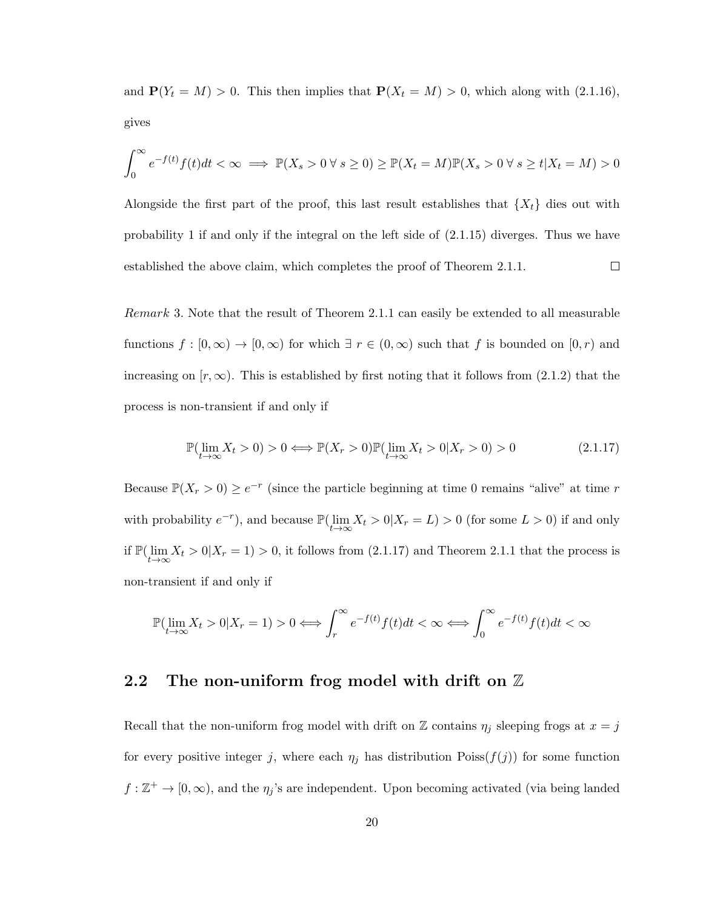and $\mathbf{P}(Y_t = M) > 0$. This then implies that $\mathbf{P}(X_t = M) > 0$, which along with (2.1.16), gives

$$\int_0^\infty e^{-f(t)} f(t)dt < \infty \implies \mathbb{P}(X_s > 0 \; \forall \; s \geq 0) \geq \mathbb{P}(X_t = M)\mathbb{P}(X_s > 0 \; \forall \; s \geq t | X_t = M) > 0$$

Alongside the first part of the proof, this last result establishes that $\{X_t\}$ dies out with probability 1 if and only if the integral on the left side of (2.1.15) diverges. Thus we have established the above claim, which completes the proof of Theorem 2.1.1. □

*Remark* 3. Note that the result of Theorem 2.1.1 can easily be extended to all measurable functions $f : [0, \infty) \to [0, \infty)$ for which $\exists \; r \in (0, \infty)$ such that $f$ is bounded on $[0, r)$ and increasing on $[r, \infty)$. This is established by first noting that it follows from (2.1.2) that the process is non-transient if and only if

$$\mathbb{P}(\lim_{t\to\infty} X_t > 0) > 0 \Longleftrightarrow \mathbb{P}(X_r > 0)\mathbb{P}(\lim_{t\to\infty} X_t > 0 | X_r > 0) > 0 \tag{2.1.17}$$

Because $\mathbb{P}(X_r > 0) \geq e^{-r}$ (since the particle beginning at time 0 remains "alive" at time $r$ with probability $e^{-r}$), and because $\mathbb{P}(\lim_{t\to\infty} X_t > 0 | X_r = L) > 0$ (for some $L > 0$) if and only if $\mathbb{P}(\lim_{t\to\infty} X_t > 0 | X_r = 1) > 0$, it follows from (2.1.17) and Theorem 2.1.1 that the process is non-transient if and only if

$$\mathbb{P}(\lim_{t\to\infty} X_t > 0 | X_r = 1) > 0 \Longleftrightarrow \int_r^\infty e^{-f(t)} f(t)dt < \infty \Longleftrightarrow \int_0^\infty e^{-f(t)} f(t)dt < \infty$$

## 2.2 The non-uniform frog model with drift on $\mathbb{Z}$

Recall that the non-uniform frog model with drift on $\mathbb{Z}$ contains $\eta_j$ sleeping frogs at $x = j$ for every positive integer $j$, where each $\eta_j$ has distribution Poiss($f(j)$) for some function $f : \mathbb{Z}^+ \to [0, \infty)$, and the $\eta_j$'s are independent. Upon becoming activated (via being landed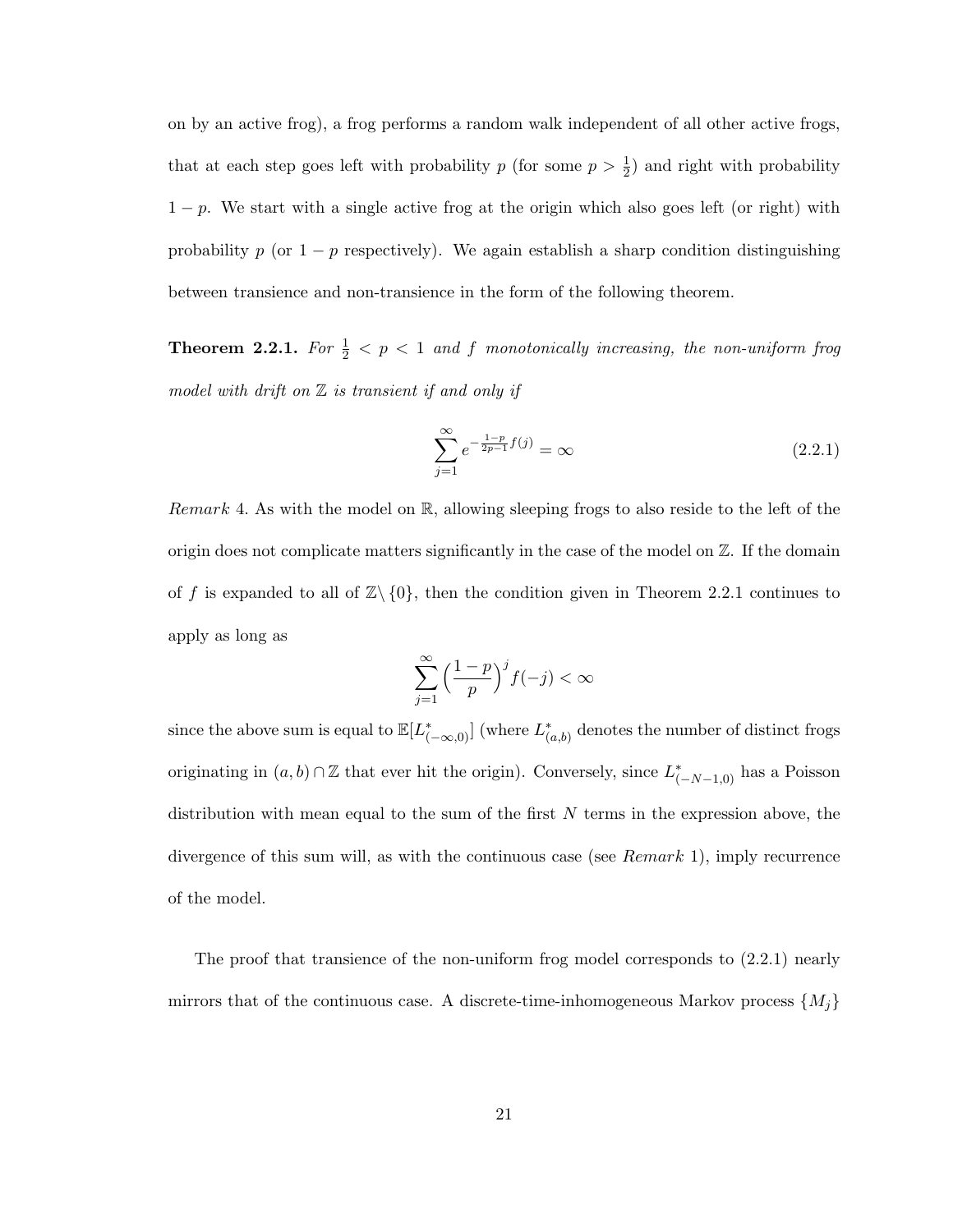on by an active frog), a frog performs a random walk independent of all other active frogs, that at each step goes left with probability $p$ (for some $p > \frac{1}{2}$) and right with probability $1-p$. We start with a single active frog at the origin which also goes left (or right) with probability $p$ (or $1-p$ respectively). We again establish a sharp condition distinguishing between transience and non-transience in the form of the following theorem.

**Theorem 2.2.1.** *For $\frac{1}{2} < p < 1$ and $f$ monotonically increasing, the non-uniform frog model with drift on $\mathbb{Z}$ is transient if and only if*

$$\sum_{j=1}^{\infty} e^{-\frac{1-p}{2p-1}f(j)} = \infty \tag{2.2.1}$$

*Remark* 4. As with the model on $\mathbb{R}$, allowing sleeping frogs to also reside to the left of the origin does not complicate matters significantly in the case of the model on $\mathbb{Z}$. If the domain of $f$ is expanded to all of $\mathbb{Z}\setminus\{0\}$, then the condition given in Theorem 2.2.1 continues to apply as long as

$$\sum_{j=1}^{\infty}\left(\frac{1-p}{p}\right)^{j} f(-j) < \infty$$

since the above sum is equal to $\mathbb{E}[L^*_{(-\infty,0)}]$ (where $L^*_{(a,b)}$ denotes the number of distinct frogs originating in $(a,b)\cap\mathbb{Z}$ that ever hit the origin). Conversely, since $L^*_{(-N-1,0)}$ has a Poisson distribution with mean equal to the sum of the first $N$ terms in the expression above, the divergence of this sum will, as with the continuous case (see *Remark* 1), imply recurrence of the model.

The proof that transience of the non-uniform frog model corresponds to (2.2.1) nearly mirrors that of the continuous case. A discrete-time-inhomogeneous Markov process $\{M_j\}$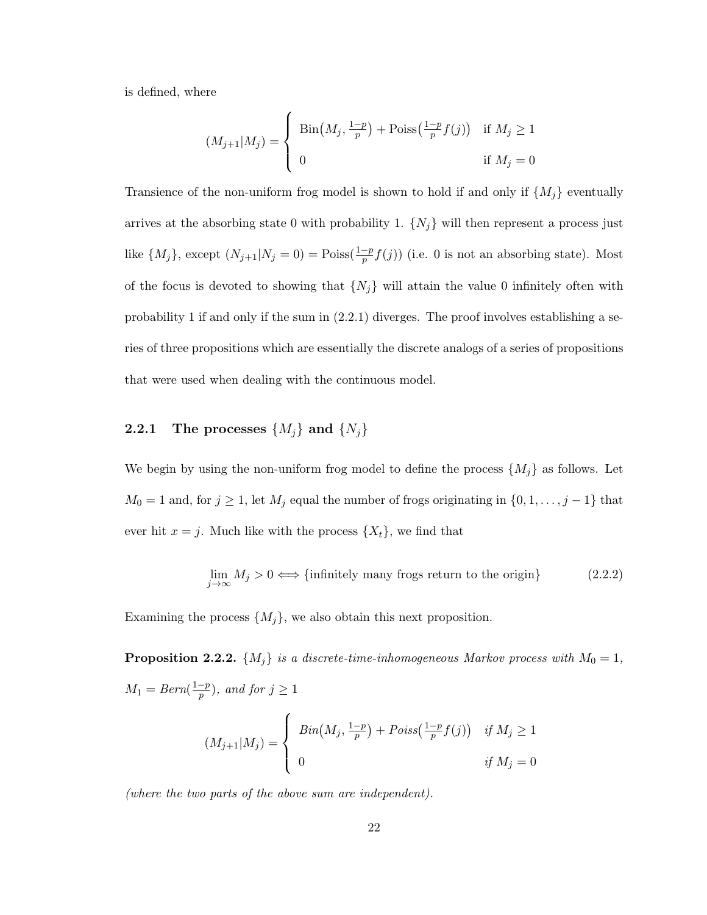is defined, where

$$
(M_{j+1}|M_j) = \begin{cases} \text{Bin}\big(M_j, \frac{1-p}{p}\big) + \text{Poiss}\big(\frac{1-p}{p}f(j)\big) & \text{if } M_j \geq 1 \\ 0 & \text{if } M_j = 0 \end{cases}
$$

Transience of the non-uniform frog model is shown to hold if and only if $\{M_j\}$ eventually arrives at the absorbing state 0 with probability 1. $\{N_j\}$ will then represent a process just like $\{M_j\}$, except $(N_{j+1}|N_j = 0) = \text{Poiss}(\frac{1-p}{p}f(j))$ (i.e. 0 is not an absorbing state). Most of the focus is devoted to showing that $\{N_j\}$ will attain the value 0 infinitely often with probability 1 if and only if the sum in (2.2.1) diverges. The proof involves establishing a series of three propositions which are essentially the discrete analogs of a series of propositions that were used when dealing with the continuous model.

### 2.2.1 The processes $\{M_j\}$ and $\{N_j\}$

We begin by using the non-uniform frog model to define the process $\{M_j\}$ as follows. Let $M_0 = 1$ and, for $j \geq 1$, let $M_j$ equal the number of frogs originating in $\{0, 1, \ldots, j-1\}$ that ever hit $x = j$. Much like with the process $\{X_t\}$, we find that

$$
\lim_{j\to\infty} M_j > 0 \Longleftrightarrow \{\text{infinitely many frogs return to the origin}\} \tag{2.2.2}
$$

Examining the process $\{M_j\}$, we also obtain this next proposition.

**Proposition 2.2.2.** *$\{M_j\}$ is a discrete-time-inhomogeneous Markov process with $M_0 = 1$, $M_1 = Bern(\frac{1-p}{p})$, and for $j \geq 1$*

$$
(M_{j+1}|M_j) = \begin{cases} Bin\big(M_j, \frac{1-p}{p}\big) + Poiss\big(\frac{1-p}{p}f(j)\big) & \text{if } M_j \geq 1 \\ 0 & \text{if } M_j = 0 \end{cases}
$$

*(where the two parts of the above sum are independent).*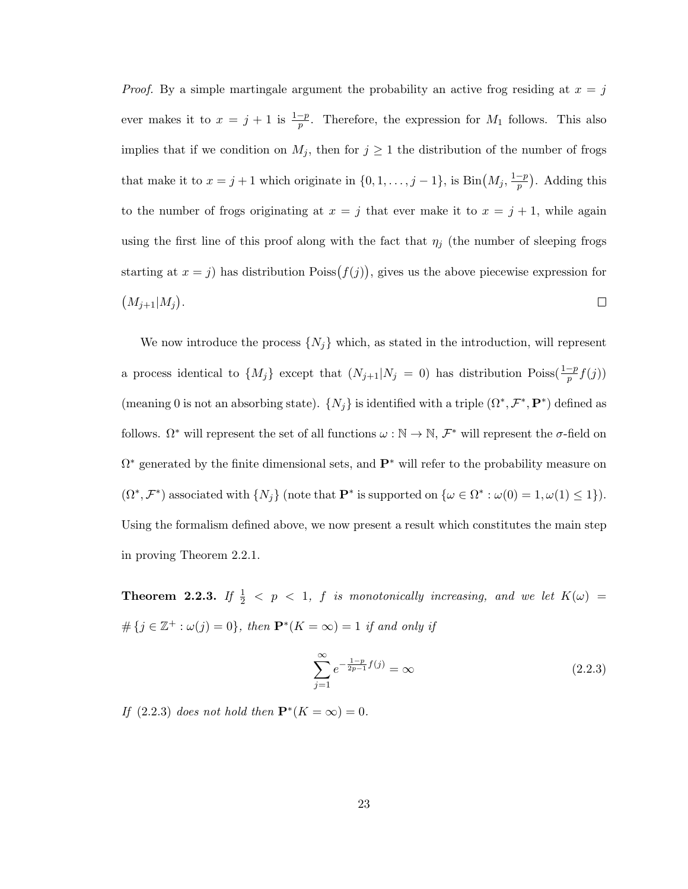*Proof.* By a simple martingale argument the probability an active frog residing at $x = j$ ever makes it to $x = j + 1$ is $\frac{1-p}{p}$. Therefore, the expression for $M_1$ follows. This also implies that if we condition on $M_j$, then for $j \geq 1$ the distribution of the number of frogs that make it to $x = j + 1$ which originate in $\{0, 1, \ldots, j - 1\}$, is $\text{Bin}\big(M_j, \frac{1-p}{p}\big)$. Adding this to the number of frogs originating at $x = j$ that ever make it to $x = j + 1$, while again using the first line of this proof along with the fact that $\eta_j$ (the number of sleeping frogs starting at $x = j$) has distribution $\text{Poiss}\big(f(j)\big)$, gives us the above piecewise expression for $\big(M_{j+1}|M_j\big)$. $\square$

We now introduce the process $\{N_j\}$ which, as stated in the introduction, will represent a process identical to $\{M_j\}$ except that $(N_{j+1}|N_j = 0)$ has distribution $\text{Poiss}(\frac{1-p}{p}f(j))$ (meaning 0 is not an absorbing state). $\{N_j\}$ is identified with a triple $(\Omega^*, \mathcal{F}^*, \mathbf{P}^*)$ defined as follows. $\Omega^*$ will represent the set of all functions $\omega : \mathbb{N} \to \mathbb{N}$, $\mathcal{F}^*$ will represent the $\sigma$-field on $\Omega^*$ generated by the finite dimensional sets, and $\mathbf{P}^*$ will refer to the probability measure on $(\Omega^*, \mathcal{F}^*)$ associated with $\{N_j\}$ (note that $\mathbf{P}^*$ is supported on $\{\omega \in \Omega^* : \omega(0) = 1, \omega(1) \leq 1\}$). Using the formalism defined above, we now present a result which constitutes the main step in proving Theorem 2.2.1.

**Theorem 2.2.3.** *If $\frac{1}{2} < p < 1$, $f$ is monotonically increasing, and we let $K(\omega) = \#\{j \in \mathbb{Z}^+ : \omega(j) = 0\}$, then $\mathbf{P}^*(K = \infty) = 1$ if and only if*

$$\sum_{j=1}^{\infty} e^{-\frac{1-p}{2p-1}f(j)} = \infty \tag{2.2.3}$$

*If (2.2.3) does not hold then $\mathbf{P}^*(K = \infty) = 0$.*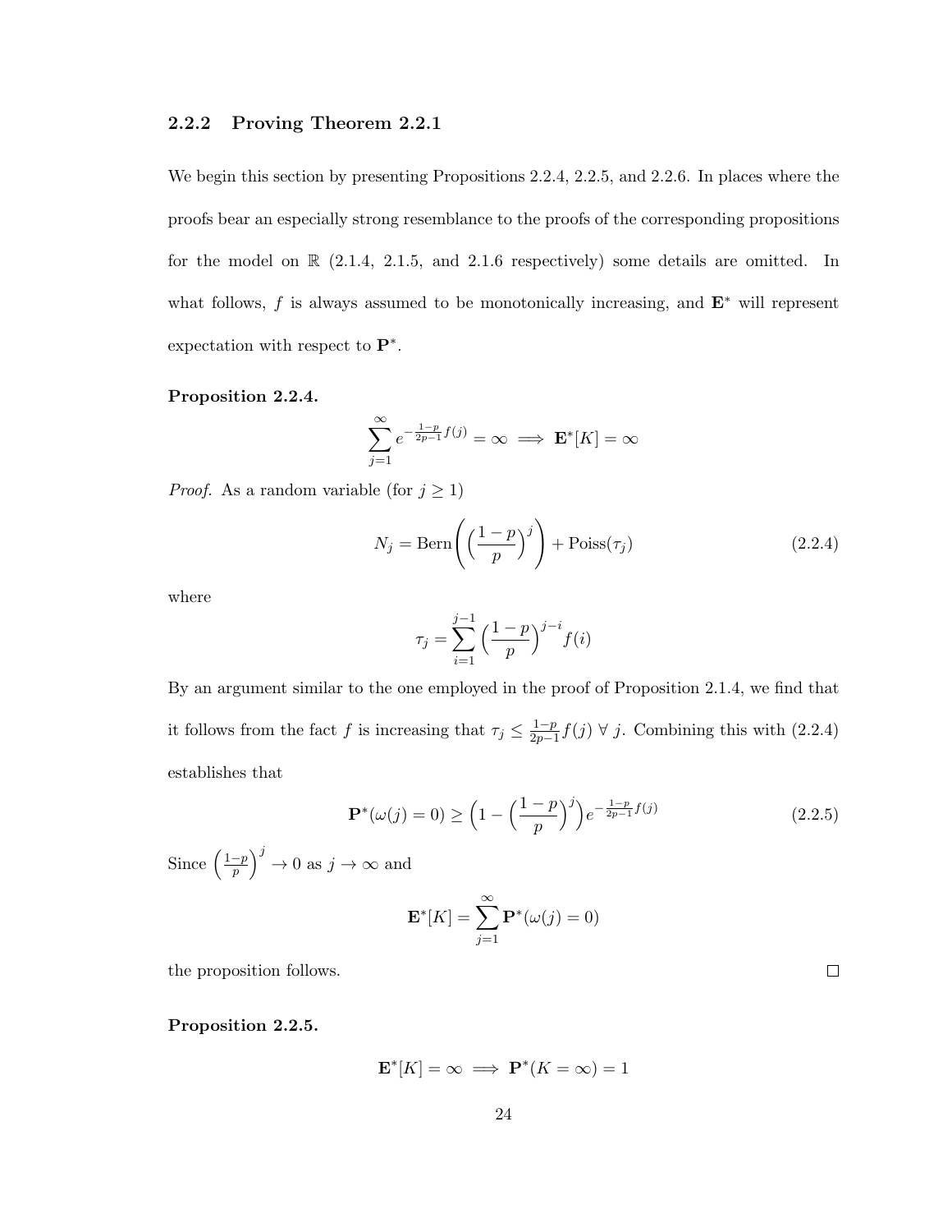### 2.2.2 Proving Theorem 2.2.1

We begin this section by presenting Propositions 2.2.4, 2.2.5, and 2.2.6. In places where the proofs bear an especially strong resemblance to the proofs of the corresponding propositions for the model on $\mathbb{R}$ (2.1.4, 2.1.5, and 2.1.6 respectively) some details are omitted. In what follows, $f$ is always assumed to be monotonically increasing, and $\mathbf{E}^*$ will represent expectation with respect to $\mathbf{P}^*$.

**Proposition 2.2.4.**

$$\sum_{j=1}^{\infty} e^{-\frac{1-p}{2p-1}f(j)} = \infty \implies \mathbf{E}^*[K] = \infty$$

*Proof.* As a random variable (for $j \geq 1$)

$$N_j = \text{Bern}\left(\left(\frac{1-p}{p}\right)^j\right) + \text{Poiss}(\tau_j) \tag{2.2.4}$$

where

$$\tau_j = \sum_{i=1}^{j-1} \left(\frac{1-p}{p}\right)^{j-i} f(i)$$

By an argument similar to the one employed in the proof of Proposition 2.1.4, we find that it follows from the fact $f$ is increasing that $\tau_j \leq \frac{1-p}{2p-1} f(j) \; \forall \; j$. Combining this with (2.2.4) establishes that

$$\mathbf{P}^*(\omega(j) = 0) \geq \left(1 - \left(\frac{1-p}{p}\right)^j\right) e^{-\frac{1-p}{2p-1}f(j)} \tag{2.2.5}$$

Since $\left(\frac{1-p}{p}\right)^j \to 0$ as $j \to \infty$ and

$$\mathbf{E}^*[K] = \sum_{j=1}^{\infty} \mathbf{P}^*(\omega(j) = 0)$$

the proposition follows. $\square$

**Proposition 2.2.5.**

$$\mathbf{E}^*[K] = \infty \implies \mathbf{P}^*(K = \infty) = 1$$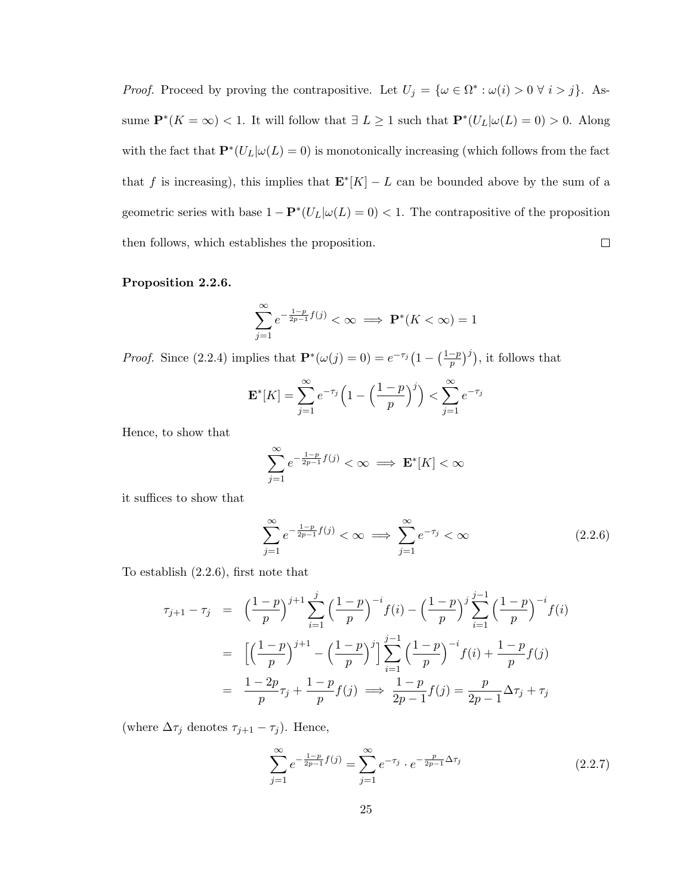*Proof.* Proceed by proving the contrapositive. Let $U_j = \{\omega \in \Omega^* : \omega(i) > 0 \ \forall \ i > j\}$. Assume $\mathbf{P}^*(K = \infty) < 1$. It will follow that $\exists \ L \geq 1$ such that $\mathbf{P}^*(U_L | \omega(L) = 0) > 0$. Along with the fact that $\mathbf{P}^*(U_L | \omega(L) = 0)$ is monotonically increasing (which follows from the fact that $f$ is increasing), this implies that $\mathbf{E}^*[K] - L$ can be bounded above by the sum of a geometric series with base $1 - \mathbf{P}^*(U_L | \omega(L) = 0) < 1$. The contrapositive of the proposition then follows, which establishes the proposition. ∎

**Proposition 2.2.6.**

$$\sum_{j=1}^{\infty} e^{-\frac{1-p}{2p-1} f(j)} < \infty \implies \mathbf{P}^*(K < \infty) = 1$$

*Proof.* Since (2.2.4) implies that $\mathbf{P}^*(\omega(j) = 0) = e^{-\tau_j}\big(1 - \big(\frac{1-p}{p}\big)^j\big)$, it follows that

$$\mathbf{E}^*[K] = \sum_{j=1}^{\infty} e^{-\tau_j}\Big(1 - \Big(\frac{1-p}{p}\Big)^j\Big) < \sum_{j=1}^{\infty} e^{-\tau_j}$$

Hence, to show that

$$\sum_{j=1}^{\infty} e^{-\frac{1-p}{2p-1} f(j)} < \infty \implies \mathbf{E}^*[K] < \infty$$

it suffices to show that

$$\sum_{j=1}^{\infty} e^{-\frac{1-p}{2p-1} f(j)} < \infty \implies \sum_{j=1}^{\infty} e^{-\tau_j} < \infty \tag{2.2.6}$$

To establish (2.2.6), first note that

$$\begin{aligned}
\tau_{j+1} - \tau_j &= \Big(\frac{1-p}{p}\Big)^{j+1} \sum_{i=1}^{j} \Big(\frac{1-p}{p}\Big)^{-i} f(i) - \Big(\frac{1-p}{p}\Big)^{j} \sum_{i=1}^{j-1} \Big(\frac{1-p}{p}\Big)^{-i} f(i) \\
&= \Big[\Big(\frac{1-p}{p}\Big)^{j+1} - \Big(\frac{1-p}{p}\Big)^{j}\Big] \sum_{i=1}^{j-1} \Big(\frac{1-p}{p}\Big)^{-i} f(i) + \frac{1-p}{p} f(j) \\
&= \frac{1-2p}{p}\tau_j + \frac{1-p}{p} f(j) \implies \frac{1-p}{2p-1} f(j) = \frac{p}{2p-1}\Delta\tau_j + \tau_j
\end{aligned}$$

(where $\Delta\tau_j$ denotes $\tau_{j+1} - \tau_j$). Hence,

$$\sum_{j=1}^{\infty} e^{-\frac{1-p}{2p-1} f(j)} = \sum_{j=1}^{\infty} e^{-\tau_j} \cdot e^{-\frac{p}{2p-1}\Delta\tau_j} \tag{2.2.7}$$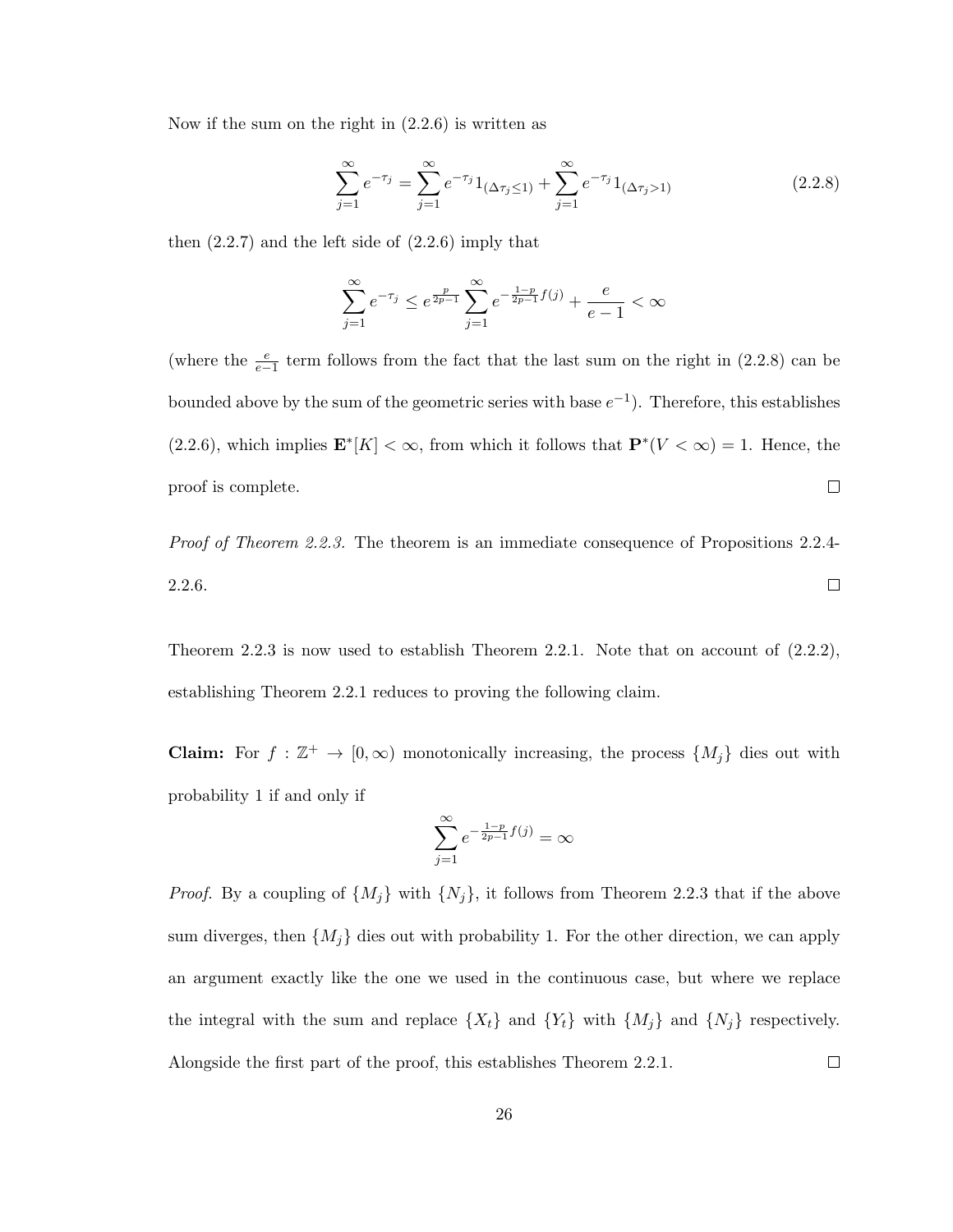Now if the sum on the right in (2.2.6) is written as

$$\sum_{j=1}^{\infty} e^{-\tau_j} = \sum_{j=1}^{\infty} e^{-\tau_j} 1_{(\Delta\tau_j \leq 1)} + \sum_{j=1}^{\infty} e^{-\tau_j} 1_{(\Delta\tau_j > 1)} \tag{2.2.8}$$

then (2.2.7) and the left side of (2.2.6) imply that

$$\sum_{j=1}^{\infty} e^{-\tau_j} \leq e^{\frac{p}{2p-1}} \sum_{j=1}^{\infty} e^{-\frac{1-p}{2p-1} f(j)} + \frac{e}{e-1} < \infty$$

(where the $\frac{e}{e-1}$ term follows from the fact that the last sum on the right in (2.2.8) can be bounded above by the sum of the geometric series with base $e^{-1}$). Therefore, this establishes (2.2.6), which implies $\mathbf{E}^*[K] < \infty$, from which it follows that $\mathbf{P}^*(V < \infty) = 1$. Hence, the proof is complete. ☐

*Proof of Theorem 2.2.3.* The theorem is an immediate consequence of Propositions 2.2.4-2.2.6. ☐

Theorem 2.2.3 is now used to establish Theorem 2.2.1. Note that on account of (2.2.2), establishing Theorem 2.2.1 reduces to proving the following claim.

**Claim:** For $f : \mathbb{Z}^+ \to [0, \infty)$ monotonically increasing, the process $\{M_j\}$ dies out with probability 1 if and only if

$$\sum_{j=1}^{\infty} e^{-\frac{1-p}{2p-1} f(j)} = \infty$$

*Proof.* By a coupling of $\{M_j\}$ with $\{N_j\}$, it follows from Theorem 2.2.3 that if the above sum diverges, then $\{M_j\}$ dies out with probability 1. For the other direction, we can apply an argument exactly like the one we used in the continuous case, but where we replace the integral with the sum and replace $\{X_t\}$ and $\{Y_t\}$ with $\{M_j\}$ and $\{N_j\}$ respectively. Alongside the first part of the proof, this establishes Theorem 2.2.1. ☐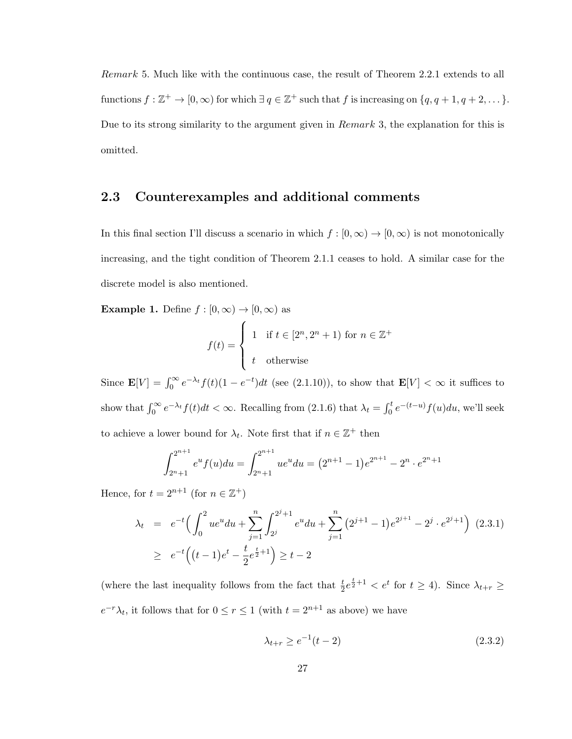*Remark* 5. Much like with the continuous case, the result of Theorem 2.2.1 extends to all functions $f : \mathbb{Z}^+ \to [0, \infty)$ for which $\exists\, q \in \mathbb{Z}^+$ such that $f$ is increasing on $\{q, q+1, q+2, \dots\}$. Due to its strong similarity to the argument given in *Remark* 3, the explanation for this is omitted.

## 2.3 Counterexamples and additional comments

In this final section I'll discuss a scenario in which $f : [0, \infty) \to [0, \infty)$ is not monotonically increasing, and the tight condition of Theorem 2.1.1 ceases to hold. A similar case for the discrete model is also mentioned.

**Example 1.** Define $f : [0, \infty) \to [0, \infty)$ as

$$f(t) = \begin{cases} 1 & \text{if } t \in [2^n, 2^n + 1) \text{ for } n \in \mathbb{Z}^+ \\ t & \text{otherwise} \end{cases}$$

Since $\mathbf{E}[V] = \int_0^\infty e^{-\lambda_t} f(t)(1 - e^{-t})dt$ (see (2.1.10)), to show that $\mathbf{E}[V] < \infty$ it suffices to show that $\int_0^\infty e^{-\lambda_t} f(t)dt < \infty$. Recalling from (2.1.6) that $\lambda_t = \int_0^t e^{-(t-u)} f(u)du$, we'll seek to achieve a lower bound for $\lambda_t$. Note first that if $n \in \mathbb{Z}^+$ then

$$\int_{2^n+1}^{2^{n+1}} e^u f(u)du = \int_{2^n+1}^{2^{n+1}} ue^u du = \big(2^{n+1} - 1\big)e^{2^{n+1}} - 2^n \cdot e^{2^n+1}$$

Hence, for $t = 2^{n+1}$ (for $n \in \mathbb{Z}^+$)

$$\begin{aligned} \lambda_t &= e^{-t}\Big(\int_0^2 ue^u du + \sum_{j=1}^{n} \int_{2^j}^{2^j+1} e^u du + \sum_{j=1}^{n} \big(2^{j+1} - 1\big)e^{2^{j+1}} - 2^j \cdot e^{2^j+1}\Big) \quad (2.3.1) \\ &\geq e^{-t}\Big(\big(t-1\big)e^t - \frac{t}{2}e^{\frac{t}{2}+1}\Big) \geq t - 2 \end{aligned}$$

(where the last inequality follows from the fact that $\frac{t}{2}e^{\frac{t}{2}+1} < e^t$ for $t \geq 4$). Since $\lambda_{t+r} \geq e^{-r}\lambda_t$, it follows that for $0 \leq r \leq 1$ (with $t = 2^{n+1}$ as above) we have

$$\lambda_{t+r} \geq e^{-1}(t-2) \quad (2.3.2)$$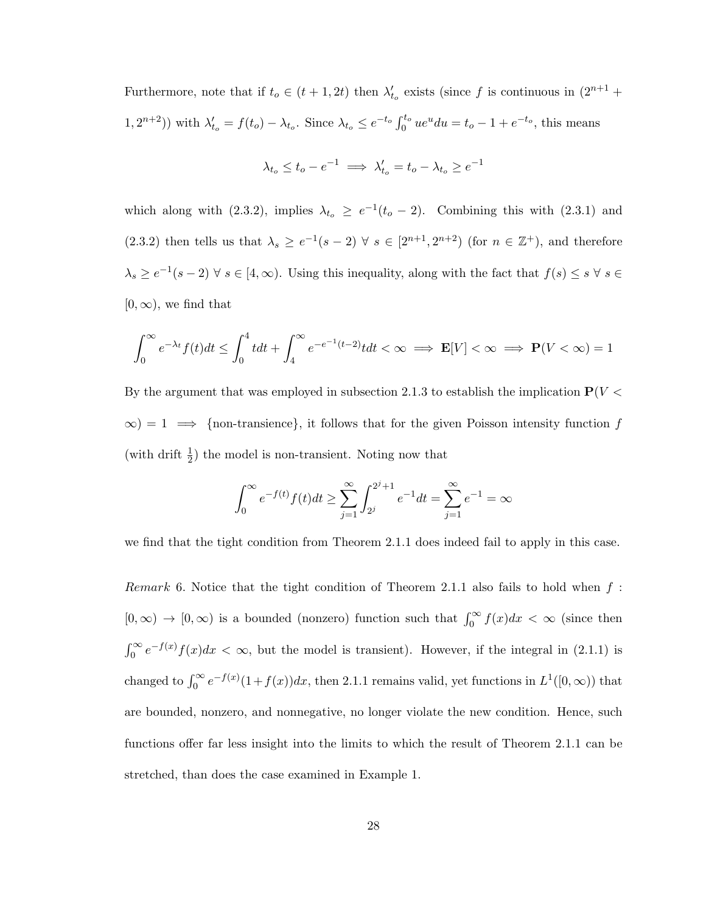Furthermore, note that if $t_o \in (t+1, 2t)$ then $\lambda'_{t_o}$ exists (since $f$ is continuous in $(2^{n+1}+1, 2^{n+2})$) with $\lambda'_{t_o} = f(t_o) - \lambda_{t_o}$. Since $\lambda_{t_o} \leq e^{-t_o}\int_0^{t_o} ue^u du = t_o - 1 + e^{-t_o}$, this means

$$\lambda_{t_o} \leq t_o - e^{-1} \implies \lambda'_{t_o} = t_o - \lambda_{t_o} \geq e^{-1}$$

which along with (2.3.2), implies $\lambda_{t_o} \geq e^{-1}(t_o - 2)$. Combining this with (2.3.1) and (2.3.2) then tells us that $\lambda_s \geq e^{-1}(s-2) \; \forall \; s \in [2^{n+1}, 2^{n+2})$ (for $n \in \mathbb{Z}^+$), and therefore $\lambda_s \geq e^{-1}(s-2) \; \forall \; s \in [4, \infty)$. Using this inequality, along with the fact that $f(s) \leq s \; \forall \; s \in [0, \infty)$, we find that

$$\int_0^\infty e^{-\lambda_t} f(t) dt \leq \int_0^4 t dt + \int_4^\infty e^{-e^{-1}(t-2)} t dt < \infty \implies \mathbf{E}[V] < \infty \implies \mathbf{P}(V < \infty) = 1$$

By the argument that was employed in subsection 2.1.3 to establish the implication $\mathbf{P}(V < \infty) = 1 \implies$ {non-transience}, it follows that for the given Poisson intensity function $f$ (with drift $\frac{1}{2}$) the model is non-transient. Noting now that

$$\int_0^\infty e^{-f(t)} f(t) dt \geq \sum_{j=1}^\infty \int_{2^j}^{2^j+1} e^{-1} dt = \sum_{j=1}^\infty e^{-1} = \infty$$

we find that the tight condition from Theorem 2.1.1 does indeed fail to apply in this case.

*Remark* 6. Notice that the tight condition of Theorem 2.1.1 also fails to hold when $f : [0, \infty) \to [0, \infty)$ is a bounded (nonzero) function such that $\int_0^\infty f(x) dx < \infty$ (since then $\int_0^\infty e^{-f(x)} f(x) dx < \infty$, but the model is transient). However, if the integral in (2.1.1) is changed to $\int_0^\infty e^{-f(x)}(1 + f(x)) dx$, then 2.1.1 remains valid, yet functions in $L^1([0, \infty))$ that are bounded, nonzero, and nonnegative, no longer violate the new condition. Hence, such functions offer far less insight into the limits to which the result of Theorem 2.1.1 can be stretched, than does the case examined in Example 1.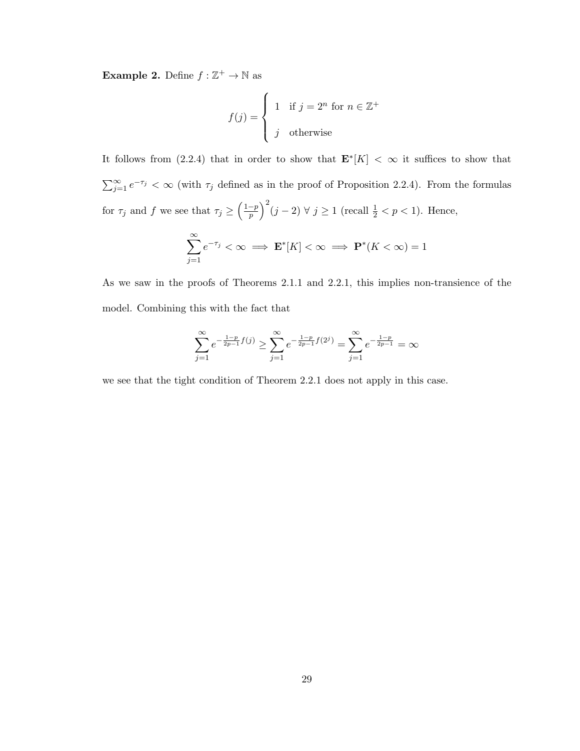**Example 2.** Define $f : \mathbb{Z}^+ \to \mathbb{N}$ as

$$f(j) = \begin{cases} 1 & \text{if } j = 2^n \text{ for } n \in \mathbb{Z}^+ \\ j & \text{otherwise} \end{cases}$$

It follows from (2.2.4) that in order to show that $\mathbf{E}^*[K] < \infty$ it suffices to show that $\sum_{j=1}^{\infty} e^{-\tau_j} < \infty$ (with $\tau_j$ defined as in the proof of Proposition 2.2.4). From the formulas for $\tau_j$ and $f$ we see that $\tau_j \geq \left(\frac{1-p}{p}\right)^2 (j-2) \; \forall \; j \geq 1$ (recall $\frac{1}{2} < p < 1$). Hence,

$$\sum_{j=1}^{\infty} e^{-\tau_j} < \infty \implies \mathbf{E}^*[K] < \infty \implies \mathbf{P}^*(K < \infty) = 1$$

As we saw in the proofs of Theorems 2.1.1 and 2.2.1, this implies non-transience of the model. Combining this with the fact that

$$\sum_{j=1}^{\infty} e^{-\frac{1-p}{2p-1} f(j)} \geq \sum_{j=1}^{\infty} e^{-\frac{1-p}{2p-1} f(2^j)} = \sum_{j=1}^{\infty} e^{-\frac{1-p}{2p-1}} = \infty$$

we see that the tight condition of Theorem 2.2.1 does not apply in this case.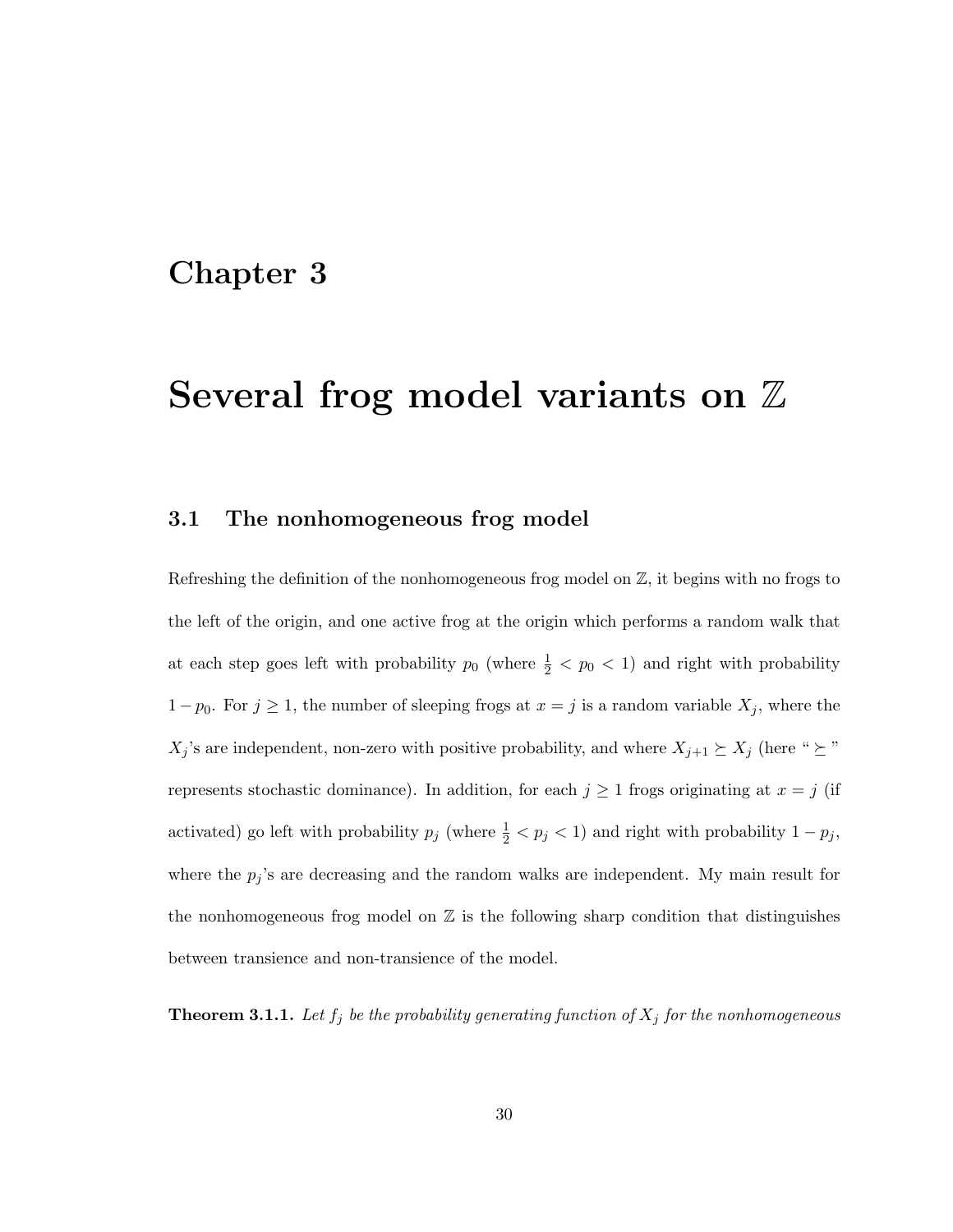# Chapter 3

# Several frog model variants on $\mathbb{Z}$

## 3.1 The nonhomogeneous frog model

Refreshing the definition of the nonhomogeneous frog model on $\mathbb{Z}$, it begins with no frogs to the left of the origin, and one active frog at the origin which performs a random walk that at each step goes left with probability $p_0$ (where $\frac{1}{2} < p_0 < 1$) and right with probability $1 - p_0$. For $j \geq 1$, the number of sleeping frogs at $x = j$ is a random variable $X_j$, where the $X_j$'s are independent, non-zero with positive probability, and where $X_{j+1} \succeq X_j$ (here " $\succeq$ " represents stochastic dominance). In addition, for each $j \geq 1$ frogs originating at $x = j$ (if activated) go left with probability $p_j$ (where $\frac{1}{2} < p_j < 1$) and right with probability $1 - p_j$, where the $p_j$'s are decreasing and the random walks are independent. My main result for the nonhomogeneous frog model on $\mathbb{Z}$ is the following sharp condition that distinguishes between transience and non-transience of the model.

**Theorem 3.1.1.** *Let $f_j$ be the probability generating function of $X_j$ for the nonhomogeneous*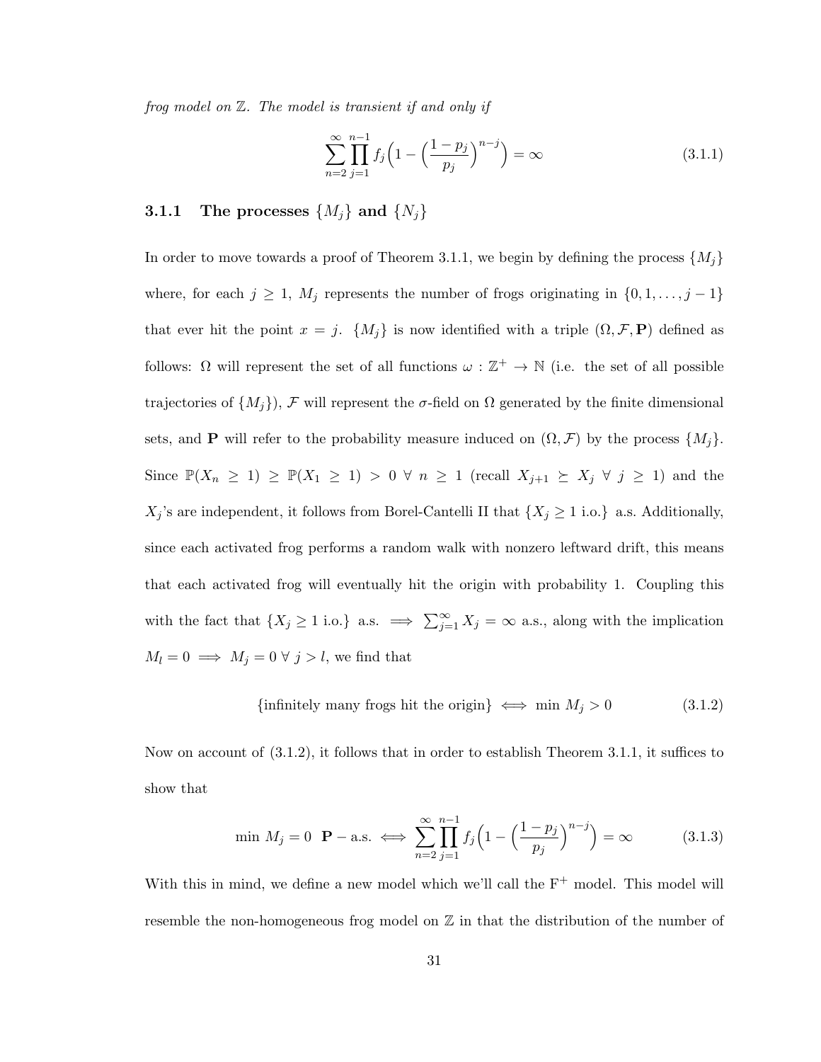*frog model on $\mathbb{Z}$. The model is transient if and only if*

$$\sum_{n=2}^{\infty} \prod_{j=1}^{n-1} f_j \Big(1 - \Big(\frac{1-p_j}{p_j}\Big)^{n-j}\Big) = \infty \tag{3.1.1}$$

### 3.1.1 The processes $\{M_j\}$ and $\{N_j\}$

In order to move towards a proof of Theorem 3.1.1, we begin by defining the process $\{M_j\}$ where, for each $j \geq 1$, $M_j$ represents the number of frogs originating in $\{0, 1, \dots, j-1\}$ that ever hit the point $x = j$. $\{M_j\}$ is now identified with a triple $(\Omega, \mathcal{F}, \mathbf{P})$ defined as follows: $\Omega$ will represent the set of all functions $\omega : \mathbb{Z}^+ \to \mathbb{N}$ (i.e. the set of all possible trajectories of $\{M_j\}$), $\mathcal{F}$ will represent the $\sigma$-field on $\Omega$ generated by the finite dimensional sets, and $\mathbf{P}$ will refer to the probability measure induced on $(\Omega, \mathcal{F})$ by the process $\{M_j\}$. Since $\mathbb{P}(X_n \geq 1) \geq \mathbb{P}(X_1 \geq 1) > 0 \ \forall \ n \geq 1$ (recall $X_{j+1} \succeq X_j \ \forall \ j \geq 1$) and the $X_j$'s are independent, it follows from Borel-Cantelli II that $\{X_j \geq 1 \text{ i.o.}\}$ a.s. Additionally, since each activated frog performs a random walk with nonzero leftward drift, this means that each activated frog will eventually hit the origin with probability 1. Coupling this with the fact that $\{X_j \geq 1 \text{ i.o.}\}$ a.s. $\implies \sum_{j=1}^{\infty} X_j = \infty$ a.s., along with the implication $M_l = 0 \implies M_j = 0 \ \forall \ j > l$, we find that

$$\{\text{infinitely many frogs hit the origin}\} \iff \min M_j > 0 \tag{3.1.2}$$

Now on account of (3.1.2), it follows that in order to establish Theorem 3.1.1, it suffices to show that

$$\min M_j = 0 \ \ \mathbf{P}-\text{a.s.} \iff \sum_{n=2}^{\infty} \prod_{j=1}^{n-1} f_j \Big(1 - \Big(\frac{1-p_j}{p_j}\Big)^{n-j}\Big) = \infty \tag{3.1.3}$$

With this in mind, we define a new model which we'll call the $\text{F}^+$ model. This model will resemble the non-homogeneous frog model on $\mathbb{Z}$ in that the distribution of the number of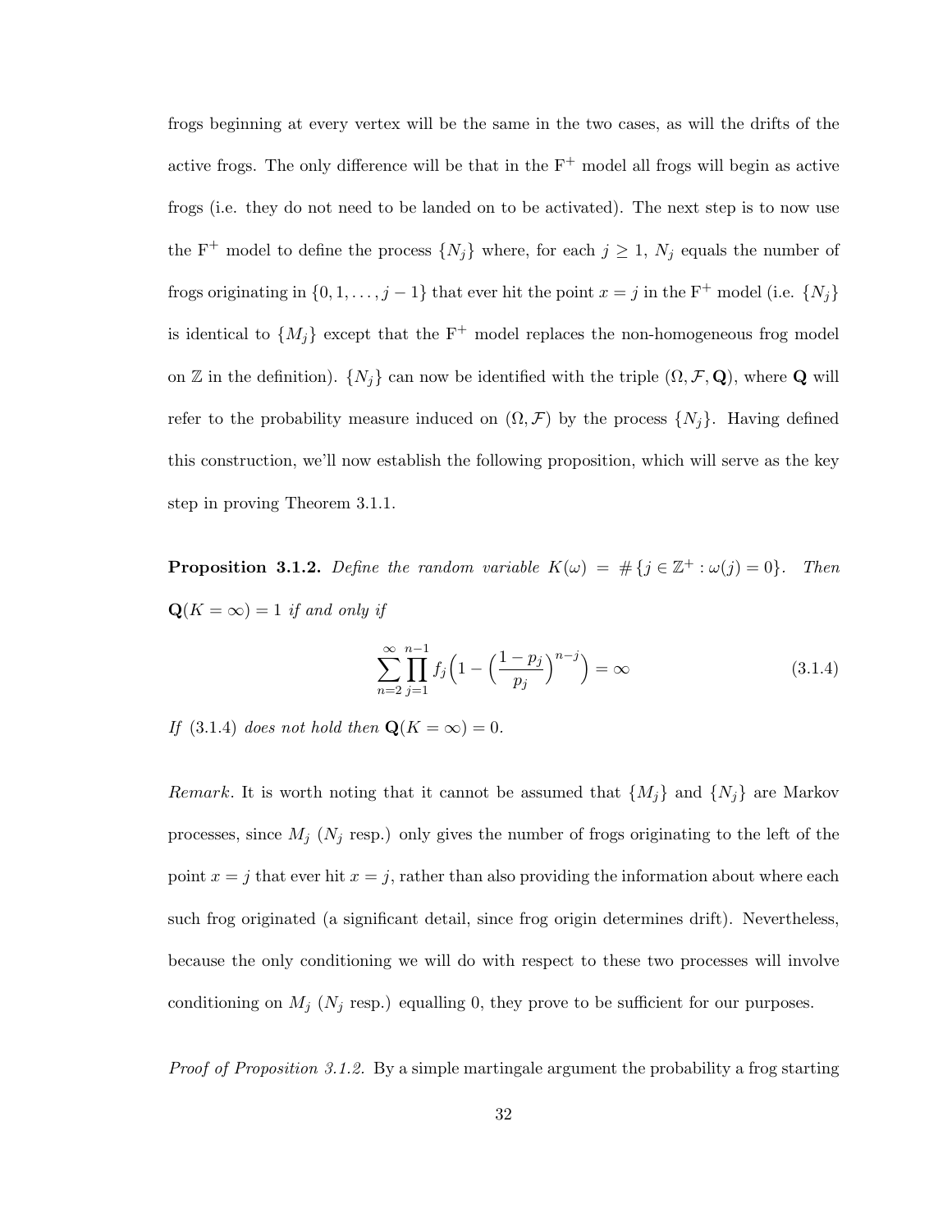frogs beginning at every vertex will be the same in the two cases, as will the drifts of the active frogs. The only difference will be that in the $\mathrm{F}^+$ model all frogs will begin as active frogs (i.e. they do not need to be landed on to be activated). The next step is to now use the $\mathrm{F}^+$ model to define the process $\{N_j\}$ where, for each $j \geq 1$, $N_j$ equals the number of frogs originating in $\{0, 1, \ldots, j-1\}$ that ever hit the point $x = j$ in the $\mathrm{F}^+$ model (i.e. $\{N_j\}$ is identical to $\{M_j\}$ except that the $\mathrm{F}^+$ model replaces the non-homogeneous frog model on $\mathbb{Z}$ in the definition). $\{N_j\}$ can now be identified with the triple $(\Omega, \mathcal{F}, \mathbf{Q})$, where $\mathbf{Q}$ will refer to the probability measure induced on $(\Omega, \mathcal{F})$ by the process $\{N_j\}$. Having defined this construction, we'll now establish the following proposition, which will serve as the key step in proving Theorem 3.1.1.

**Proposition 3.1.2.** *Define the random variable* $K(\omega) = \#\{j \in \mathbb{Z}^+ : \omega(j) = 0\}$. *Then* $\mathbf{Q}(K = \infty) = 1$ *if and only if*

$$\sum_{n=2}^{\infty} \prod_{j=1}^{n-1} f_j \Big( 1 - \Big( \frac{1-p_j}{p_j} \Big)^{n-j} \Big) = \infty \tag{3.1.4}$$

*If* (3.1.4) *does not hold then* $\mathbf{Q}(K = \infty) = 0$.

*Remark.* It is worth noting that it cannot be assumed that $\{M_j\}$ and $\{N_j\}$ are Markov processes, since $M_j$ ($N_j$ resp.) only gives the number of frogs originating to the left of the point $x = j$ that ever hit $x = j$, rather than also providing the information about where each such frog originated (a significant detail, since frog origin determines drift). Nevertheless, because the only conditioning we will do with respect to these two processes will involve conditioning on $M_j$ ($N_j$ resp.) equalling 0, they prove to be sufficient for our purposes.

*Proof of Proposition 3.1.2.* By a simple martingale argument the probability a frog starting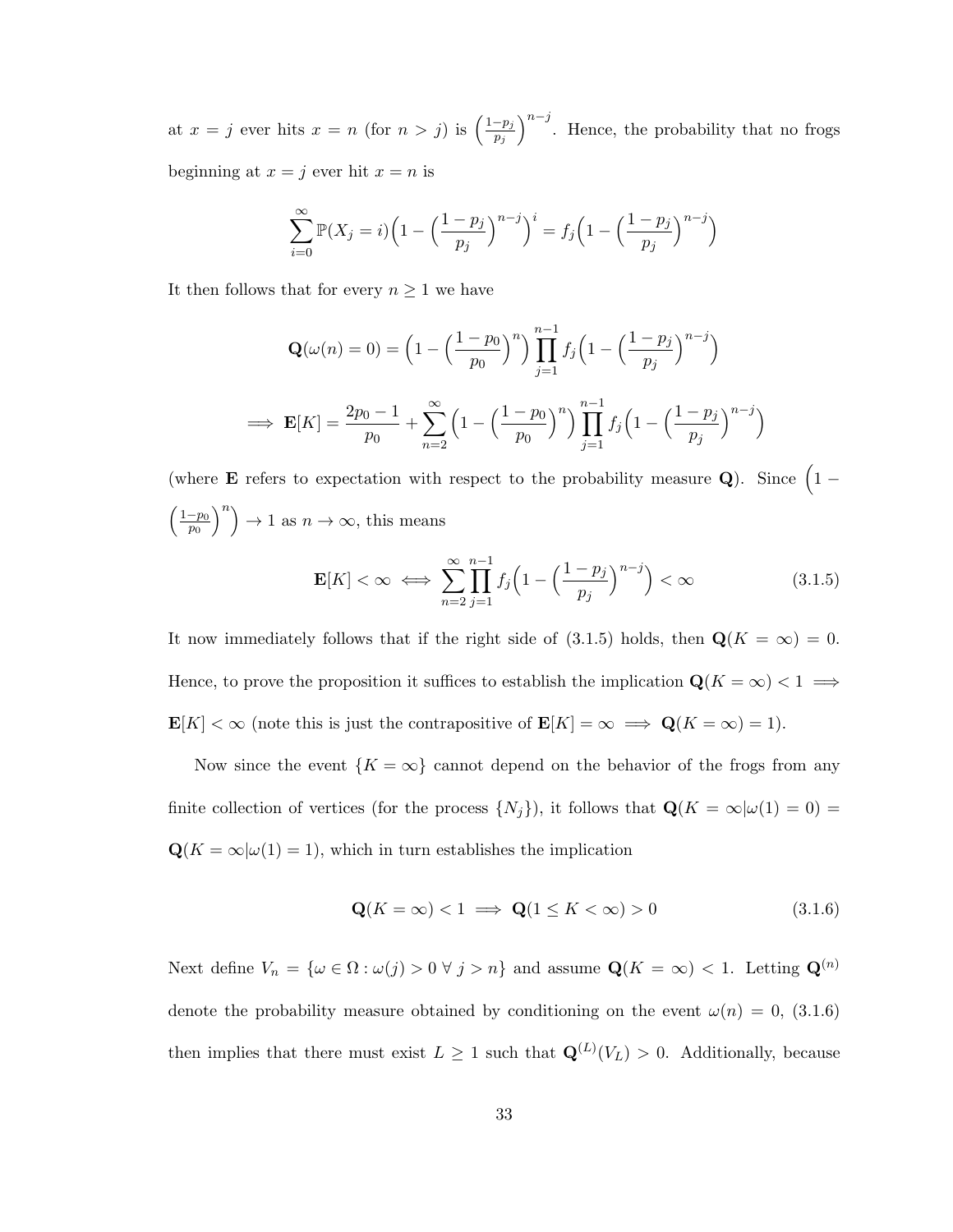at $x = j$ ever hits $x = n$ (for $n > j$) is $\left(\frac{1-p_j}{p_j}\right)^{n-j}$. Hence, the probability that no frogs beginning at $x = j$ ever hit $x = n$ is

$$\sum_{i=0}^{\infty} \mathbb{P}(X_j = i)\Big(1 - \Big(\frac{1-p_j}{p_j}\Big)^{n-j}\Big)^i = f_j\Big(1 - \Big(\frac{1-p_j}{p_j}\Big)^{n-j}\Big)$$

It then follows that for every $n \geq 1$ we have

$$\mathbf{Q}(\omega(n) = 0) = \Big(1 - \Big(\frac{1-p_0}{p_0}\Big)^n\Big)\prod_{j=1}^{n-1} f_j\Big(1 - \Big(\frac{1-p_j}{p_j}\Big)^{n-j}\Big)$$

$$\implies \mathbf{E}[K] = \frac{2p_0 - 1}{p_0} + \sum_{n=2}^{\infty}\Big(1 - \Big(\frac{1-p_0}{p_0}\Big)^n\Big)\prod_{j=1}^{n-1} f_j\Big(1 - \Big(\frac{1-p_j}{p_j}\Big)^{n-j}\Big)$$

(where $\mathbf{E}$ refers to expectation with respect to the probability measure $\mathbf{Q}$). Since $\Big(1 - \Big(\frac{1-p_0}{p_0}\Big)^n\Big) \to 1$ as $n \to \infty$, this means

$$\mathbf{E}[K] < \infty \iff \sum_{n=2}^{\infty}\prod_{j=1}^{n-1} f_j\Big(1 - \Big(\frac{1-p_j}{p_j}\Big)^{n-j}\Big) < \infty \tag{3.1.5}$$

It now immediately follows that if the right side of (3.1.5) holds, then $\mathbf{Q}(K = \infty) = 0$. Hence, to prove the proposition it suffices to establish the implication $\mathbf{Q}(K = \infty) < 1 \implies \mathbf{E}[K] < \infty$ (note this is just the contrapositive of $\mathbf{E}[K] = \infty \implies \mathbf{Q}(K = \infty) = 1$).

Now since the event $\{K = \infty\}$ cannot depend on the behavior of the frogs from any finite collection of vertices (for the process $\{N_j\}$), it follows that $\mathbf{Q}(K = \infty|\omega(1) = 0) = \mathbf{Q}(K = \infty|\omega(1) = 1)$, which in turn establishes the implication

$$\mathbf{Q}(K = \infty) < 1 \implies \mathbf{Q}(1 \leq K < \infty) > 0 \tag{3.1.6}$$

Next define $V_n = \{\omega \in \Omega : \omega(j) > 0 \ \forall \ j > n\}$ and assume $\mathbf{Q}(K = \infty) < 1$. Letting $\mathbf{Q}^{(n)}$ denote the probability measure obtained by conditioning on the event $\omega(n) = 0$, (3.1.6) then implies that there must exist $L \geq 1$ such that $\mathbf{Q}^{(L)}(V_L) > 0$. Additionally, because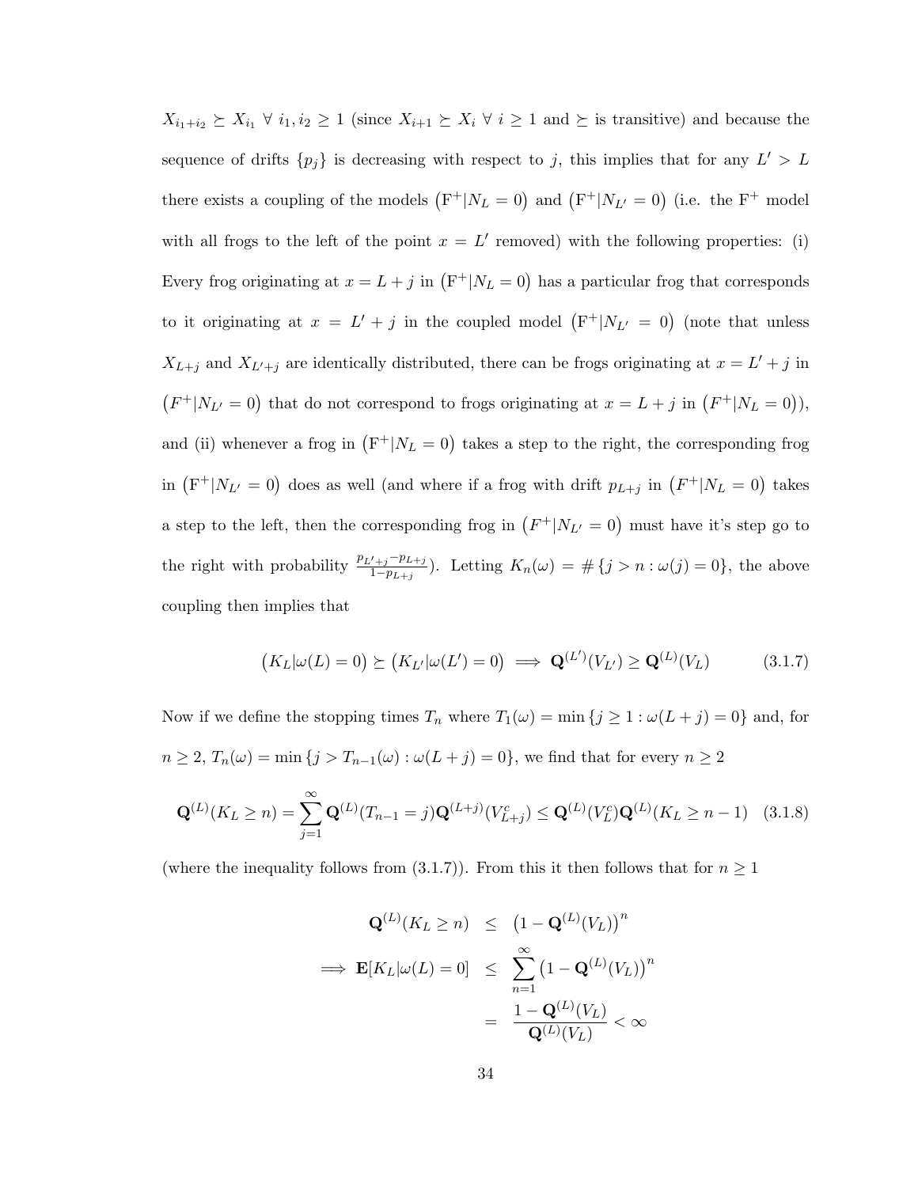$X_{i_1+i_2} \succeq X_{i_1} \ \forall \ i_1, i_2 \geq 1$ (since $X_{i+1} \succeq X_i \ \forall \ i \geq 1$ and $\succeq$ is transitive) and because the sequence of drifts $\{p_j\}$ is decreasing with respect to $j$, this implies that for any $L' > L$ there exists a coupling of the models $\big(\mathrm{F}^+|N_L = 0\big)$ and $\big(\mathrm{F}^+|N_{L'} = 0\big)$ (i.e. the $\mathrm{F}^+$ model with all frogs to the left of the point $x = L'$ removed) with the following properties: (i) Every frog originating at $x = L + j$ in $\big(\mathrm{F}^+|N_L = 0\big)$ has a particular frog that corresponds to it originating at $x = L' + j$ in the coupled model $\big(\mathrm{F}^+|N_{L'} = 0\big)$ (note that unless $X_{L+j}$ and $X_{L'+j}$ are identically distributed, there can be frogs originating at $x = L' + j$ in $\big(F^+|N_{L'} = 0\big)$ that do not correspond to frogs originating at $x = L + j$ in $\big(F^+|N_L = 0\big)$), and (ii) whenever a frog in $\big(\mathrm{F}^+|N_L = 0\big)$ takes a step to the right, the corresponding frog in $\big(\mathrm{F}^+|N_{L'} = 0\big)$ does as well (and where if a frog with drift $p_{L+j}$ in $\big(F^+|N_L = 0\big)$ takes a step to the left, then the corresponding frog in $\big(F^+|N_{L'} = 0\big)$ must have it's step go to the right with probability $\frac{p_{L'+j} - p_{L+j}}{1 - p_{L+j}}$). Letting $K_n(\omega) = \#\{j > n : \omega(j) = 0\}$, the above coupling then implies that

$$\big(K_L|\omega(L) = 0\big) \succeq \big(K_{L'}|\omega(L') = 0\big) \implies \mathbf{Q}^{(L')}(V_{L'}) \geq \mathbf{Q}^{(L)}(V_L) \qquad (3.1.7)$$

Now if we define the stopping times $T_n$ where $T_1(\omega) = \min\{j \geq 1 : \omega(L + j) = 0\}$ and, for $n \geq 2$, $T_n(\omega) = \min\{j > T_{n-1}(\omega) : \omega(L + j) = 0\}$, we find that for every $n \geq 2$

$$\mathbf{Q}^{(L)}(K_L \geq n) = \sum_{j=1}^{\infty} \mathbf{Q}^{(L)}(T_{n-1} = j)\mathbf{Q}^{(L+j)}(V_{L+j}^c) \leq \mathbf{Q}^{(L)}(V_L^c)\mathbf{Q}^{(L)}(K_L \geq n-1) \quad (3.1.8)$$

(where the inequality follows from (3.1.7)). From this it then follows that for $n \geq 1$

$$\begin{aligned}
\mathbf{Q}^{(L)}(K_L \geq n) &\leq \big(1 - \mathbf{Q}^{(L)}(V_L)\big)^n \\
\implies \mathbf{E}[K_L|\omega(L) = 0] &\leq \sum_{n=1}^{\infty} \big(1 - \mathbf{Q}^{(L)}(V_L)\big)^n \\
&= \frac{1 - \mathbf{Q}^{(L)}(V_L)}{\mathbf{Q}^{(L)}(V_L)} < \infty
\end{aligned}$$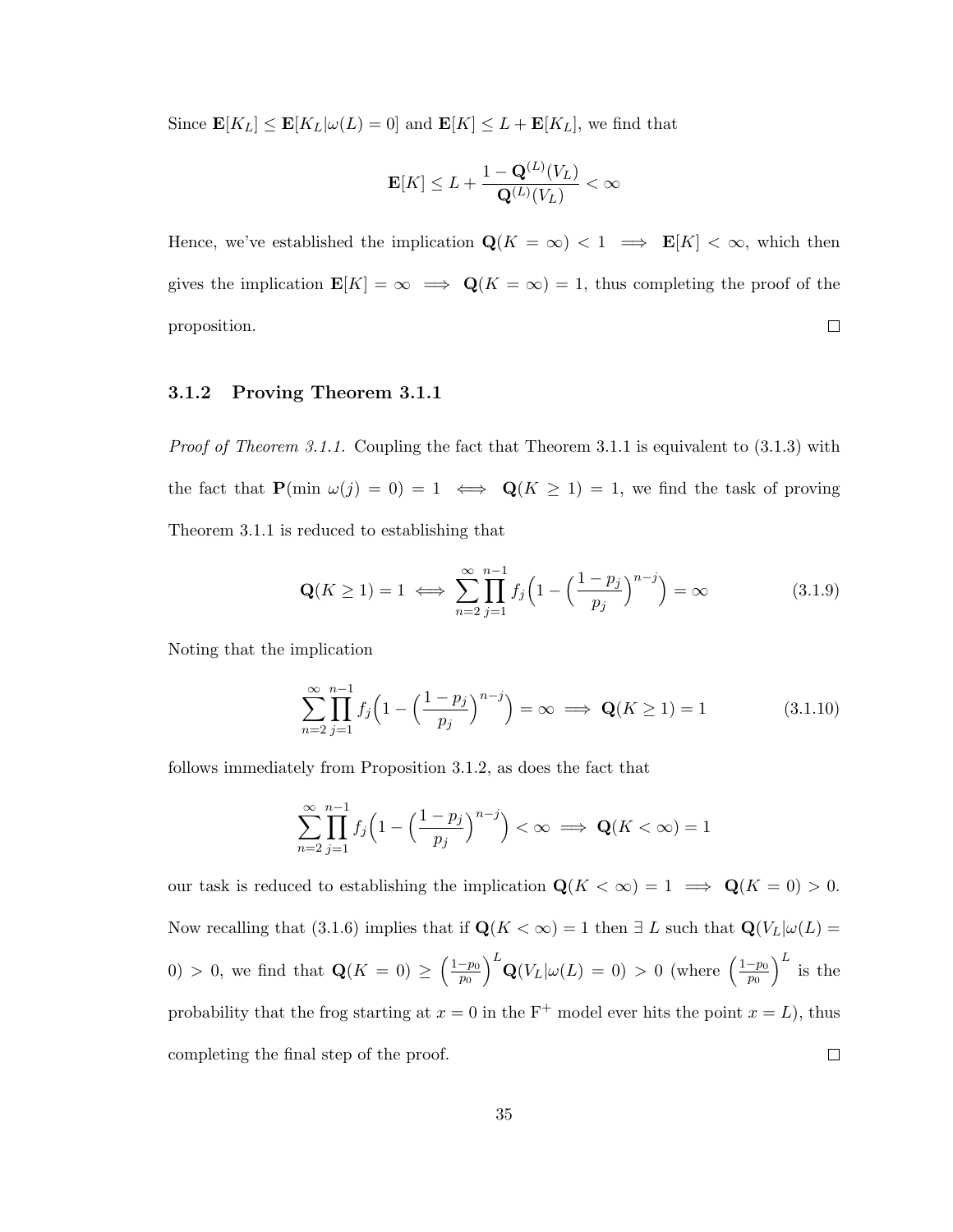Since $\mathbf{E}[K_L] \le \mathbf{E}[K_L|\omega(L) = 0]$ and $\mathbf{E}[K] \le L + \mathbf{E}[K_L]$, we find that

$$\mathbf{E}[K] \le L + \frac{1 - \mathbf{Q}^{(L)}(V_L)}{\mathbf{Q}^{(L)}(V_L)} < \infty$$

Hence, we've established the implication $\mathbf{Q}(K = \infty) < 1 \implies \mathbf{E}[K] < \infty$, which then gives the implication $\mathbf{E}[K] = \infty \implies \mathbf{Q}(K = \infty) = 1$, thus completing the proof of the proposition. □

### 3.1.2 Proving Theorem 3.1.1

*Proof of Theorem 3.1.1.* Coupling the fact that Theorem 3.1.1 is equivalent to (3.1.3) with the fact that $\mathbf{P}(\min \omega(j) = 0) = 1 \iff \mathbf{Q}(K \ge 1) = 1$, we find the task of proving Theorem 3.1.1 is reduced to establishing that

$$\mathbf{Q}(K \ge 1) = 1 \iff \sum_{n=2}^{\infty} \prod_{j=1}^{n-1} f_j \Big(1 - \Big(\frac{1-p_j}{p_j}\Big)^{n-j}\Big) = \infty \tag{3.1.9}$$

Noting that the implication

$$\sum_{n=2}^{\infty} \prod_{j=1}^{n-1} f_j \Big(1 - \Big(\frac{1-p_j}{p_j}\Big)^{n-j}\Big) = \infty \implies \mathbf{Q}(K \ge 1) = 1 \tag{3.1.10}$$

follows immediately from Proposition 3.1.2, as does the fact that

$$\sum_{n=2}^{\infty} \prod_{j=1}^{n-1} f_j \Big(1 - \Big(\frac{1-p_j}{p_j}\Big)^{n-j}\Big) < \infty \implies \mathbf{Q}(K < \infty) = 1$$

our task is reduced to establishing the implication $\mathbf{Q}(K < \infty) = 1 \implies \mathbf{Q}(K = 0) > 0$. Now recalling that (3.1.6) implies that if $\mathbf{Q}(K < \infty) = 1$ then $\exists\, L$ such that $\mathbf{Q}(V_L|\omega(L) = 0) > 0$, we find that $\mathbf{Q}(K = 0) \ge \left(\frac{1-p_0}{p_0}\right)^L \mathbf{Q}(V_L|\omega(L) = 0) > 0$ (where $\left(\frac{1-p_0}{p_0}\right)^L$ is the probability that the frog starting at $x = 0$ in the $\mathrm{F}^+$ model ever hits the point $x = L$), thus completing the final step of the proof. □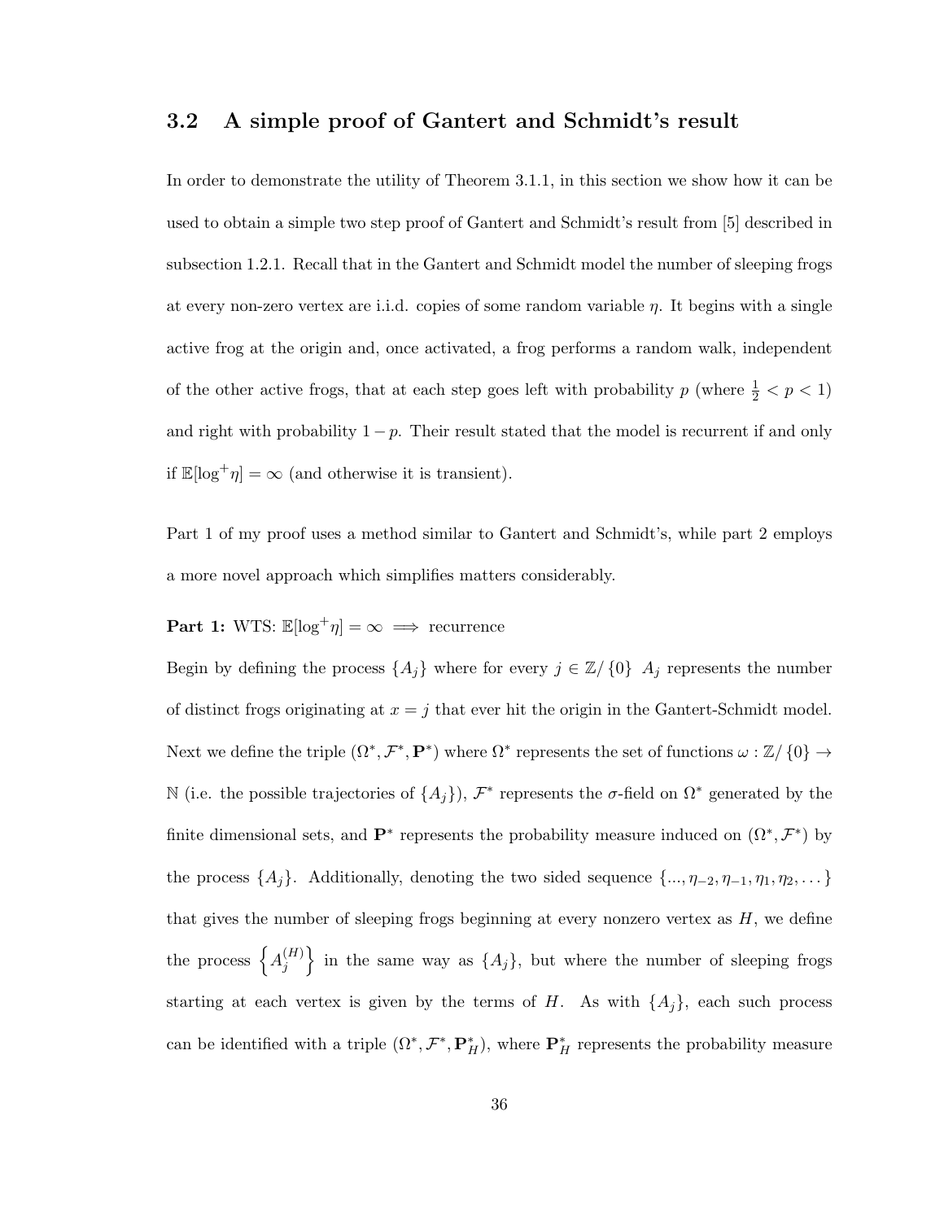## 3.2 A simple proof of Gantert and Schmidt's result

In order to demonstrate the utility of Theorem 3.1.1, in this section we show how it can be used to obtain a simple two step proof of Gantert and Schmidt's result from [5] described in subsection 1.2.1. Recall that in the Gantert and Schmidt model the number of sleeping frogs at every non-zero vertex are i.i.d. copies of some random variable $\eta$. It begins with a single active frog at the origin and, once activated, a frog performs a random walk, independent of the other active frogs, that at each step goes left with probability $p$ (where $\frac{1}{2} < p < 1$) and right with probability $1 - p$. Their result stated that the model is recurrent if and only if $\mathbb{E}[\log^+ \eta] = \infty$ (and otherwise it is transient).

Part 1 of my proof uses a method similar to Gantert and Schmidt's, while part 2 employs a more novel approach which simplifies matters considerably.

**Part 1:** WTS: $\mathbb{E}[\log^+ \eta] = \infty \implies$ recurrence

Begin by defining the process $\{A_j\}$ where for every $j \in \mathbb{Z}/\{0\}$ $A_j$ represents the number of distinct frogs originating at $x = j$ that ever hit the origin in the Gantert-Schmidt model. Next we define the triple $(\Omega^*, \mathcal{F}^*, \mathbf{P}^*)$ where $\Omega^*$ represents the set of functions $\omega : \mathbb{Z}/\{0\} \to \mathbb{N}$ (i.e. the possible trajectories of $\{A_j\}$), $\mathcal{F}^*$ represents the $\sigma$-field on $\Omega^*$ generated by the finite dimensional sets, and $\mathbf{P}^*$ represents the probability measure induced on $(\Omega^*, \mathcal{F}^*)$ by the process $\{A_j\}$. Additionally, denoting the two sided sequence $\{..., \eta_{-2}, \eta_{-1}, \eta_1, \eta_2, \dots\}$ that gives the number of sleeping frogs beginning at every nonzero vertex as $H$, we define the process $\left\{A_j^{(H)}\right\}$ in the same way as $\{A_j\}$, but where the number of sleeping frogs starting at each vertex is given by the terms of $H$. As with $\{A_j\}$, each such process can be identified with a triple $(\Omega^*, \mathcal{F}^*, \mathbf{P}^*_H)$, where $\mathbf{P}^*_H$ represents the probability measure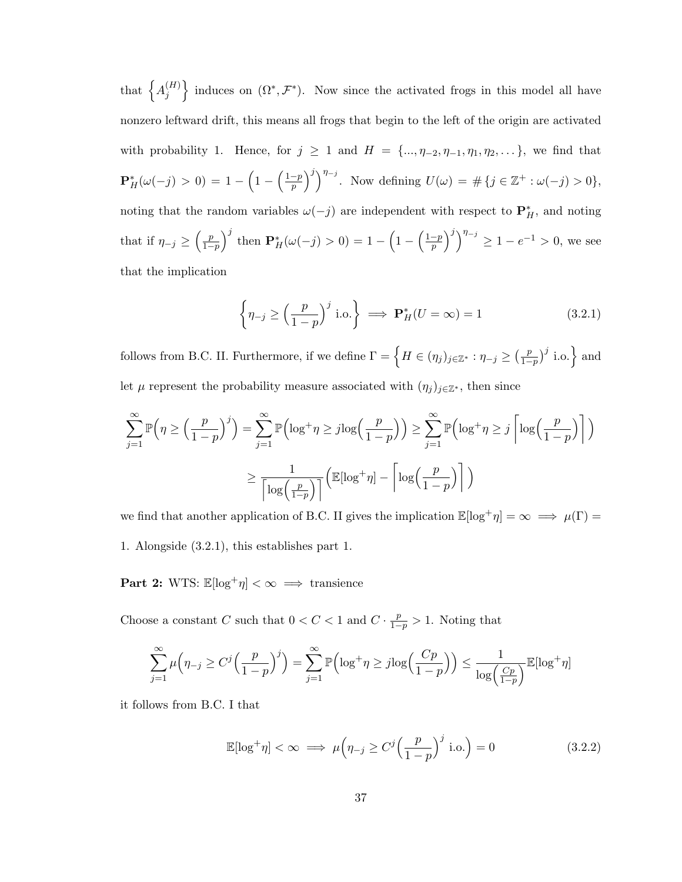that $\left\{A_j^{(H)}\right\}$ induces on $(\Omega^*, \mathcal{F}^*)$. Now since the activated frogs in this model all have nonzero leftward drift, this means all frogs that begin to the left of the origin are activated with probability 1. Hence, for $j \geq 1$ and $H = \{..., \eta_{-2}, \eta_{-1}, \eta_1, \eta_2, \dots\}$, we find that $\mathbf{P}^*_H(\omega(-j) > 0) = 1 - \left(1 - \left(\frac{1-p}{p}\right)^j\right)^{\eta_{-j}}$. Now defining $U(\omega) = \#\{j \in \mathbb{Z}^+ : \omega(-j) > 0\}$, noting that the random variables $\omega(-j)$ are independent with respect to $\mathbf{P}^*_H$, and noting that if $\eta_{-j} \geq \left(\frac{p}{1-p}\right)^j$ then $\mathbf{P}^*_H(\omega(-j) > 0) = 1 - \left(1 - \left(\frac{1-p}{p}\right)^j\right)^{\eta_{-j}} \geq 1 - e^{-1} > 0$, we see that the implication

$$\left\{\eta_{-j} \geq \left(\frac{p}{1-p}\right)^j \text{ i.o.}\right\} \implies \mathbf{P}^*_H(U = \infty) = 1 \tag{3.2.1}$$

follows from B.C. II. Furthermore, if we define $\Gamma = \left\{H \in (\eta_j)_{j \in \mathbb{Z}^*} : \eta_{-j} \geq \left(\frac{p}{1-p}\right)^j \text{ i.o.}\right\}$ and let $\mu$ represent the probability measure associated with $(\eta_j)_{j \in \mathbb{Z}^*}$, then since

$$\sum_{j=1}^{\infty} \mathbb{P}\Big(\eta \geq \Big(\frac{p}{1-p}\Big)^j\Big) = \sum_{j=1}^{\infty} \mathbb{P}\Big(\log^+ \eta \geq j \log\Big(\frac{p}{1-p}\Big)\Big) \geq \sum_{j=1}^{\infty} \mathbb{P}\Big(\log^+ \eta \geq j \left\lceil \log\Big(\frac{p}{1-p}\Big)\right\rceil\Big)$$

$$\geq \frac{1}{\left\lceil \log\Big(\frac{p}{1-p}\Big)\right\rceil}\Big(\mathbb{E}[\log^+ \eta] - \left\lceil \log\Big(\frac{p}{1-p}\Big)\right\rceil\Big)$$

we find that another application of B.C. II gives the implication $\mathbb{E}[\log^+ \eta] = \infty \implies \mu(\Gamma) = 1$. Alongside (3.2.1), this establishes part 1.

**Part 2:** WTS: $\mathbb{E}[\log^+ \eta] < \infty \implies$ transience

Choose a constant $C$ such that $0 < C < 1$ and $C \cdot \frac{p}{1-p} > 1$. Noting that

$$\sum_{j=1}^{\infty} \mu\Big(\eta_{-j} \geq C^j \Big(\frac{p}{1-p}\Big)^j\Big) = \sum_{j=1}^{\infty} \mathbb{P}\Big(\log^+ \eta \geq j \log\Big(\frac{Cp}{1-p}\Big)\Big) \leq \frac{1}{\log\Big(\frac{Cp}{1-p}\Big)} \mathbb{E}[\log^+ \eta]$$

it follows from B.C. I that

$$\mathbb{E}[\log^+ \eta] < \infty \implies \mu\Big(\eta_{-j} \geq C^j \Big(\frac{p}{1-p}\Big)^j \text{ i.o.}\Big) = 0 \tag{3.2.2}$$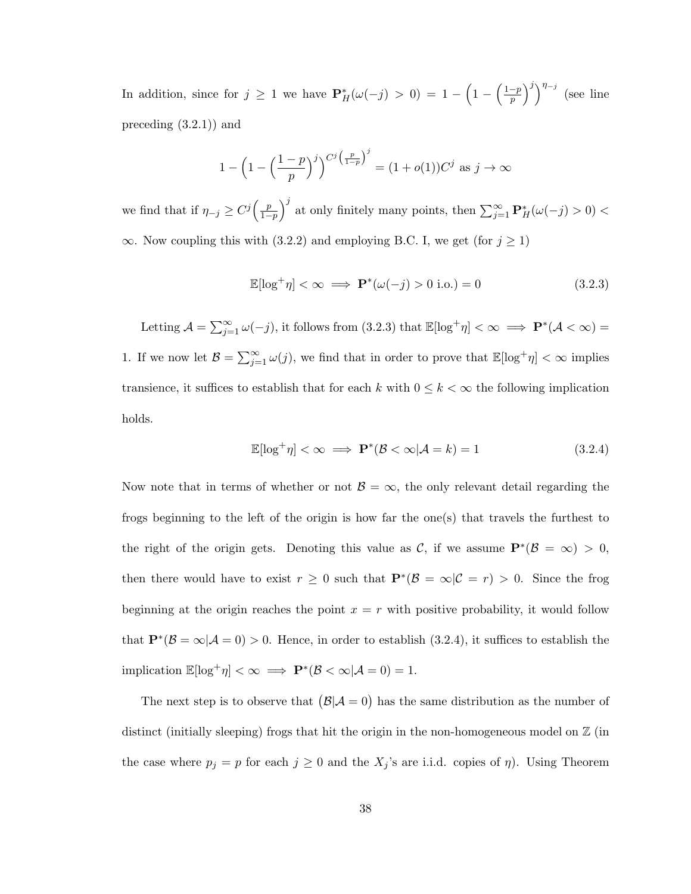In addition, since for $j \geq 1$ we have $\mathbf{P}^*_H(\omega(-j) > 0) = 1 - \left(1 - \left(\frac{1-p}{p}\right)^j\right)^{\eta_{-j}}$ (see line preceding (3.2.1)) and

$$1 - \left(1 - \left(\frac{1-p}{p}\right)^j\right)^{C^j\left(\frac{p}{1-p}\right)^j} = (1 + o(1))C^j \text{ as } j \to \infty$$

we find that if $\eta_{-j} \geq C^j\left(\frac{p}{1-p}\right)^j$ at only finitely many points, then $\sum_{j=1}^{\infty} \mathbf{P}^*_H(\omega(-j) > 0) < \infty$. Now coupling this with (3.2.2) and employing B.C. I, we get (for $j \geq 1$)

$$\mathbb{E}[\log^+ \eta] < \infty \implies \mathbf{P}^*(\omega(-j) > 0 \text{ i.o.}) = 0 \tag{3.2.3}$$

Letting $\mathcal{A} = \sum_{j=1}^{\infty} \omega(-j)$, it follows from (3.2.3) that $\mathbb{E}[\log^+ \eta] < \infty \implies \mathbf{P}^*(\mathcal{A} < \infty) = 1$. If we now let $\mathcal{B} = \sum_{j=1}^{\infty} \omega(j)$, we find that in order to prove that $\mathbb{E}[\log^+ \eta] < \infty$ implies transience, it suffices to establish that for each $k$ with $0 \leq k < \infty$ the following implication holds.

$$\mathbb{E}[\log^+ \eta] < \infty \implies \mathbf{P}^*(\mathcal{B} < \infty | \mathcal{A} = k) = 1 \tag{3.2.4}$$

Now note that in terms of whether or not $\mathcal{B} = \infty$, the only relevant detail regarding the frogs beginning to the left of the origin is how far the one(s) that travels the furthest to the right of the origin gets. Denoting this value as $\mathcal{C}$, if we assume $\mathbf{P}^*(\mathcal{B} = \infty) > 0$, then there would have to exist $r \geq 0$ such that $\mathbf{P}^*(\mathcal{B} = \infty | \mathcal{C} = r) > 0$. Since the frog beginning at the origin reaches the point $x = r$ with positive probability, it would follow that $\mathbf{P}^*(\mathcal{B} = \infty | \mathcal{A} = 0) > 0$. Hence, in order to establish (3.2.4), it suffices to establish the implication $\mathbb{E}[\log^+ \eta] < \infty \implies \mathbf{P}^*(\mathcal{B} < \infty | \mathcal{A} = 0) = 1$.

The next step is to observe that $(\mathcal{B} | \mathcal{A} = 0)$ has the same distribution as the number of distinct (initially sleeping) frogs that hit the origin in the non-homogeneous model on $\mathbb{Z}$ (in the case where $p_j = p$ for each $j \geq 0$ and the $X_j$'s are i.i.d. copies of $\eta$). Using Theorem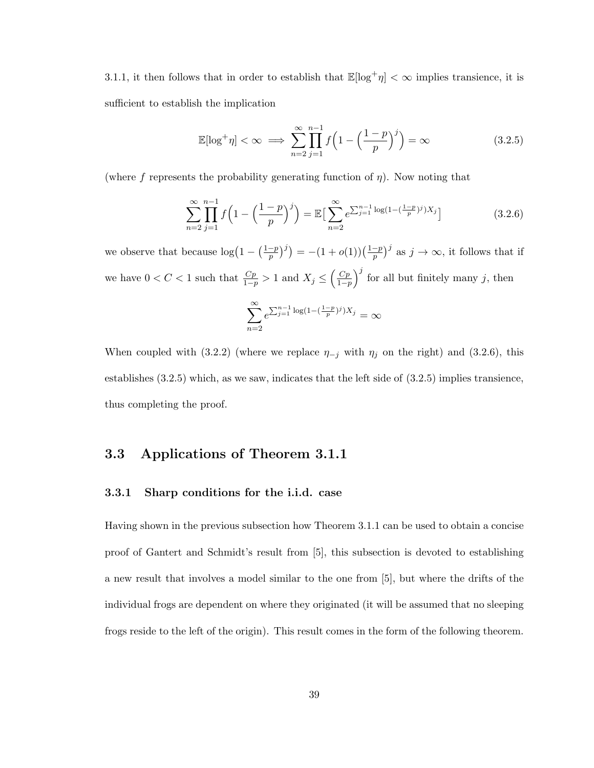3.1.1, it then follows that in order to establish that $\mathbb{E}[\log^+ \eta] < \infty$ implies transience, it is sufficient to establish the implication

$$\mathbb{E}[\log^+ \eta] < \infty \implies \sum_{n=2}^{\infty} \prod_{j=1}^{n-1} f\Big(1 - \Big(\frac{1-p}{p}\Big)^j\Big) = \infty \tag{3.2.5}$$

(where $f$ represents the probability generating function of $\eta$). Now noting that

$$\sum_{n=2}^{\infty} \prod_{j=1}^{n-1} f\Big(1 - \Big(\frac{1-p}{p}\Big)^j\Big) = \mathbb{E}\big[\sum_{n=2}^{\infty} e^{\sum_{j=1}^{n-1} \log(1-(\frac{1-p}{p})^j) X_j}\big] \tag{3.2.6}$$

we observe that because $\log\big(1 - \big(\frac{1-p}{p}\big)^j\big) = -(1+o(1))\big(\frac{1-p}{p}\big)^j$ as $j \to \infty$, it follows that if we have $0 < C < 1$ such that $\frac{Cp}{1-p} > 1$ and $X_j \leq \Big(\frac{Cp}{1-p}\Big)^j$ for all but finitely many $j$, then

$$\sum_{n=2}^{\infty} e^{\sum_{j=1}^{n-1} \log(1-(\frac{1-p}{p})^j) X_j} = \infty$$

When coupled with (3.2.2) (where we replace $\eta_{-j}$ with $\eta_j$ on the right) and (3.2.6), this establishes (3.2.5) which, as we saw, indicates that the left side of (3.2.5) implies transience, thus completing the proof.

## 3.3 Applications of Theorem 3.1.1

### 3.3.1 Sharp conditions for the i.i.d. case

Having shown in the previous subsection how Theorem 3.1.1 can be used to obtain a concise proof of Gantert and Schmidt's result from [5], this subsection is devoted to establishing a new result that involves a model similar to the one from [5], but where the drifts of the individual frogs are dependent on where they originated (it will be assumed that no sleeping frogs reside to the left of the origin). This result comes in the form of the following theorem.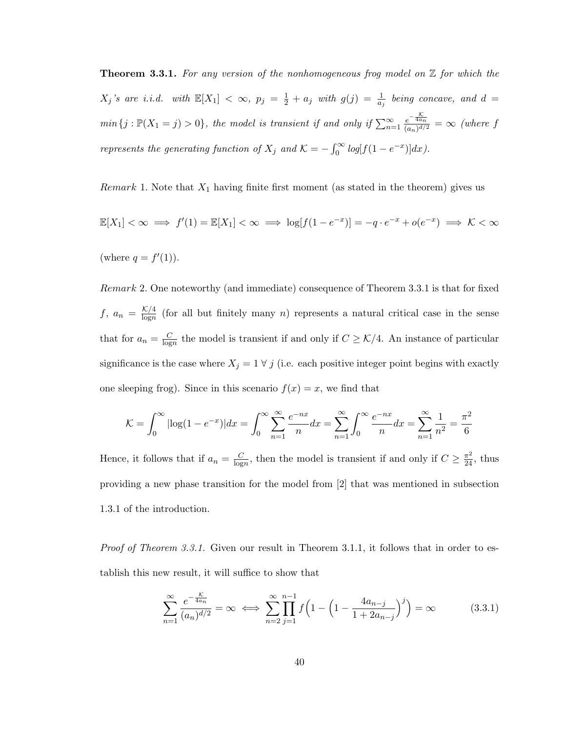**Theorem 3.3.1.** *For any version of the nonhomogeneous frog model on $\mathbb{Z}$ for which the $X_j$'s are i.i.d. with $\mathbb{E}[X_1] < \infty$, $p_j = \frac{1}{2} + a_j$ with $g(j) = \frac{1}{a_j}$ being concave, and $d = min\{j : \mathbb{P}(X_1 = j) > 0\}$, the model is transient if and only if $\sum_{n=1}^{\infty} \frac{e^{-\frac{\mathcal{K}}{4a_n}}}{(a_n)^{d/2}} = \infty$ (where $f$ represents the generating function of $X_j$ and $\mathcal{K} = -\int_0^{\infty} log[f(1-e^{-x})]dx$).*

*Remark* 1. Note that $X_1$ having finite first moment (as stated in the theorem) gives us

$$\mathbb{E}[X_1] < \infty \implies f'(1) = \mathbb{E}[X_1] < \infty \implies \log[f(1-e^{-x})] = -q \cdot e^{-x} + o(e^{-x}) \implies \mathcal{K} < \infty$$

(where $q = f'(1)$).

*Remark* 2. One noteworthy (and immediate) consequence of Theorem 3.3.1 is that for fixed $f$, $a_n = \frac{\mathcal{K}/4}{\text{log}n}$ (for all but finitely many $n$) represents a natural critical case in the sense that for $a_n = \frac{C}{\text{log}n}$ the model is transient if and only if $C \geq \mathcal{K}/4$. An instance of particular significance is the case where $X_j = 1 \; \forall \; j$ (i.e. each positive integer point begins with exactly one sleeping frog). Since in this scenario $f(x) = x$, we find that

$$\mathcal{K} = \int_0^{\infty} |\log(1-e^{-x})|dx = \int_0^{\infty} \sum_{n=1}^{\infty} \frac{e^{-nx}}{n} dx = \sum_{n=1}^{\infty} \int_0^{\infty} \frac{e^{-nx}}{n} dx = \sum_{n=1}^{\infty} \frac{1}{n^2} = \frac{\pi^2}{6}$$

Hence, it follows that if $a_n = \frac{C}{\text{log}n}$, then the model is transient if and only if $C \geq \frac{\pi^2}{24}$, thus providing a new phase transition for the model from [2] that was mentioned in subsection 1.3.1 of the introduction.

*Proof of Theorem 3.3.1.* Given our result in Theorem 3.1.1, it follows that in order to establish this new result, it will suffice to show that

$$\sum_{n=1}^{\infty} \frac{e^{-\frac{\mathcal{K}}{4a_n}}}{(a_n)^{d/2}} = \infty \iff \sum_{n=2}^{\infty} \prod_{j=1}^{n-1} f\Big(1 - \Big(1 - \frac{4a_{n-j}}{1+2a_{n-j}}\Big)^j\Big) = \infty \tag{3.3.1}$$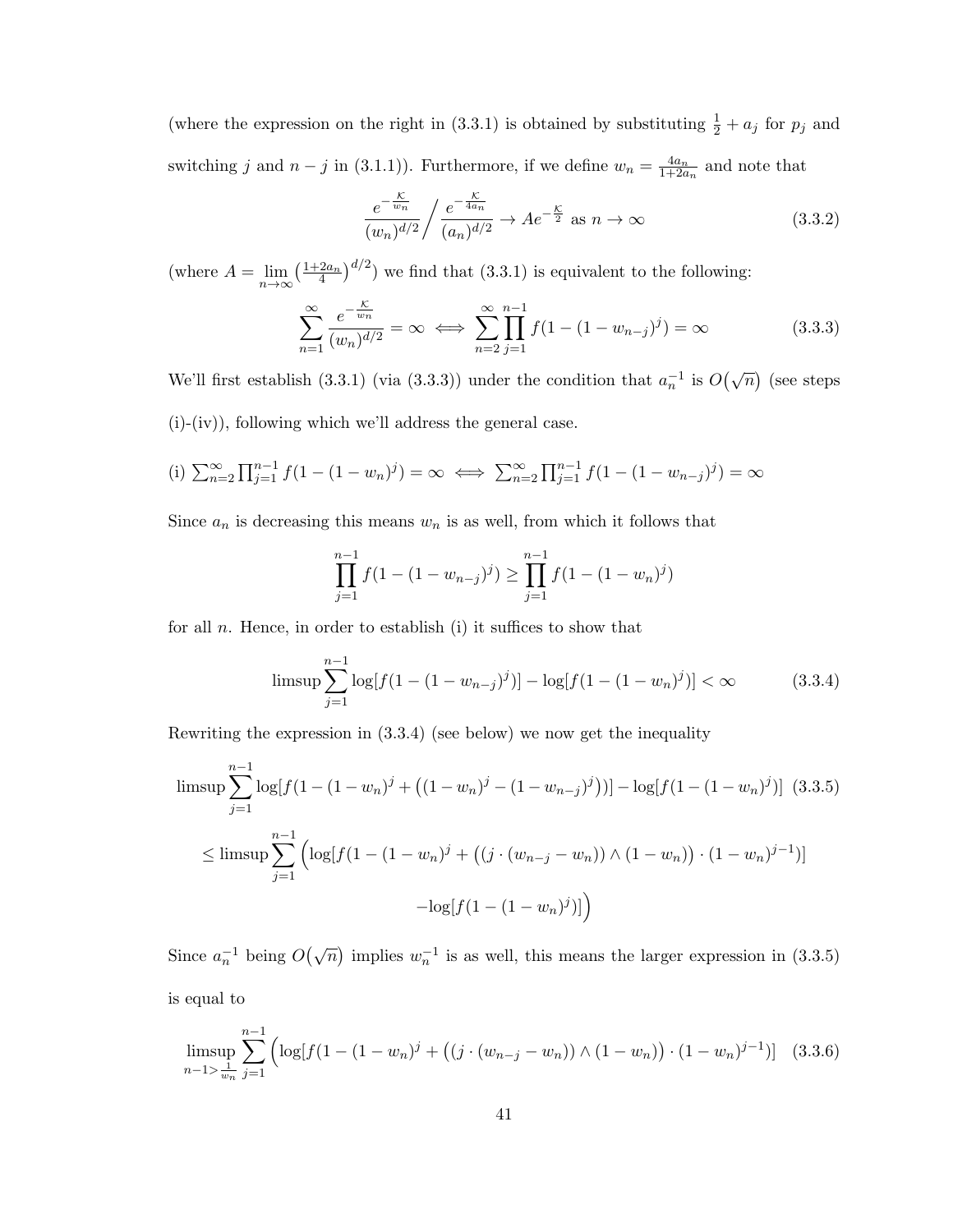(where the expression on the right in (3.3.1) is obtained by substituting $\frac{1}{2} + a_j$ for $p_j$ and switching $j$ and $n-j$ in (3.1.1)). Furthermore, if we define $w_n = \frac{4a_n}{1+2a_n}$ and note that

$$\frac{e^{-\frac{\mathcal{K}}{w_n}}}{(w_n)^{d/2}} \Big/ \frac{e^{-\frac{\mathcal{K}}{4a_n}}}{(a_n)^{d/2}} \to Ae^{-\frac{\mathcal{K}}{2}} \text{ as } n \to \infty \tag{3.3.2}$$

(where $A = \lim_{n\to\infty} \left(\frac{1+2a_n}{4}\right)^{d/2}$) we find that (3.3.1) is equivalent to the following:

$$\sum_{n=1}^{\infty} \frac{e^{-\frac{\mathcal{K}}{w_n}}}{(w_n)^{d/2}} = \infty \iff \sum_{n=2}^{\infty} \prod_{j=1}^{n-1} f(1-(1-w_{n-j})^j) = \infty \tag{3.3.3}$$

We'll first establish (3.3.1) (via (3.3.3)) under the condition that $a_n^{-1}$ is $O(\sqrt{n})$ (see steps (i)-(iv)), following which we'll address the general case.

(i) $\sum_{n=2}^{\infty} \prod_{j=1}^{n-1} f(1-(1-w_n)^j) = \infty \iff \sum_{n=2}^{\infty} \prod_{j=1}^{n-1} f(1-(1-w_{n-j})^j) = \infty$

Since $a_n$ is decreasing this means $w_n$ is as well, from which it follows that

$$\prod_{j=1}^{n-1} f(1-(1-w_{n-j})^j) \geq \prod_{j=1}^{n-1} f(1-(1-w_n)^j)$$

for all $n$. Hence, in order to establish (i) it suffices to show that

$$\text{limsup} \sum_{j=1}^{n-1} \log[f(1-(1-w_{n-j})^j)] - \log[f(1-(1-w_n)^j)] < \infty \tag{3.3.4}$$

Rewriting the expression in (3.3.4) (see below) we now get the inequality

$$\text{limsup} \sum_{j=1}^{n-1} \log[f(1-(1-w_n)^j + \left((1-w_n)^j - (1-w_{n-j})^j\right))] - \log[f(1-(1-w_n)^j)] \tag{3.3.5}$$

$$\leq \text{limsup} \sum_{j=1}^{n-1} \Big( \log[f(1-(1-w_n)^j + \left((j \cdot (w_{n-j} - w_n)) \wedge (1-w_n)\right) \cdot (1-w_n)^{j-1})]$$

$$- \log[f(1-(1-w_n)^j)] \Big)$$

Since $a_n^{-1}$ being $O(\sqrt{n})$ implies $w_n^{-1}$ is as well, this means the larger expression in (3.3.5) is equal to

$$\underset{n-1 > \frac{1}{w_n}}{\text{limsup}} \sum_{j=1}^{n-1} \Big( \log[f(1-(1-w_n)^j + \left((j \cdot (w_{n-j} - w_n)) \wedge (1-w_n)\right) \cdot (1-w_n)^{j-1})] \tag{3.3.6}$$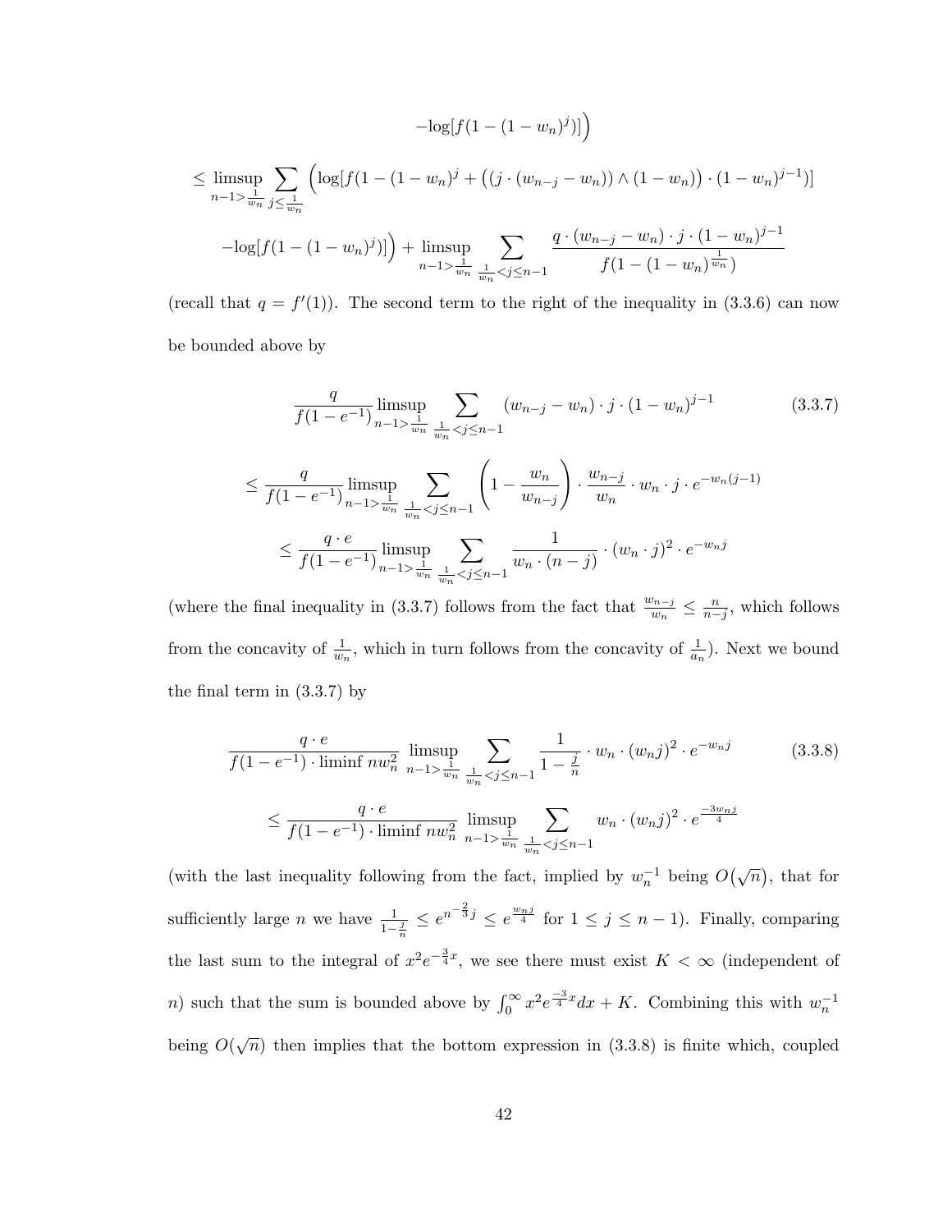$$-\log[f(1-(1-w_n)^j)]\Big)$$

$$\leq \limsup_{n-1>\frac{1}{w_n}} \sum_{j\leq\frac{1}{w_n}} \Big(\log[f(1-(1-w_n)^j + \big((j\cdot(w_{n-j}-w_n))\wedge(1-w_n)\big)\cdot(1-w_n)^{j-1})]$$

$$-\log[f(1-(1-w_n)^j)]\Big) + \limsup_{n-1>\frac{1}{w_n}} \sum_{\frac{1}{w_n}<j\leq n-1} \frac{q\cdot(w_{n-j}-w_n)\cdot j\cdot(1-w_n)^{j-1}}{f(1-(1-w_n)^{\frac{1}{w_n}})}$$

(recall that $q = f'(1)$). The second term to the right of the inequality in (3.3.6) can now be bounded above by

$$\frac{q}{f(1-e^{-1})} \limsup_{n-1>\frac{1}{w_n}} \sum_{\frac{1}{w_n}<j\leq n-1} (w_{n-j}-w_n)\cdot j\cdot(1-w_n)^{j-1} \tag{3.3.7}$$

$$\leq \frac{q}{f(1-e^{-1})} \limsup_{n-1>\frac{1}{w_n}} \sum_{\frac{1}{w_n}<j\leq n-1} \left(1-\frac{w_n}{w_{n-j}}\right)\cdot\frac{w_{n-j}}{w_n}\cdot w_n\cdot j\cdot e^{-w_n(j-1)}$$

$$\leq \frac{q\cdot e}{f(1-e^{-1})} \limsup_{n-1>\frac{1}{w_n}} \sum_{\frac{1}{w_n}<j\leq n-1} \frac{1}{w_n\cdot(n-j)}\cdot(w_n\cdot j)^2\cdot e^{-w_n j}$$

(where the final inequality in (3.3.7) follows from the fact that $\frac{w_{n-j}}{w_n} \leq \frac{n}{n-j}$, which follows from the concavity of $\frac{1}{w_n}$, which in turn follows from the concavity of $\frac{1}{a_n}$). Next we bound the final term in (3.3.7) by

$$\frac{q\cdot e}{f(1-e^{-1})\cdot \liminf nw_n^2} \limsup_{n-1>\frac{1}{w_n}} \sum_{\frac{1}{w_n}<j\leq n-1} \frac{1}{1-\frac{j}{n}}\cdot w_n\cdot(w_n j)^2\cdot e^{-w_n j} \tag{3.3.8}$$

$$\leq \frac{q\cdot e}{f(1-e^{-1})\cdot \liminf nw_n^2} \limsup_{n-1>\frac{1}{w_n}} \sum_{\frac{1}{w_n}<j\leq n-1} w_n\cdot(w_n j)^2\cdot e^{\frac{-3w_n j}{4}}$$

(with the last inequality following from the fact, implied by $w_n^{-1}$ being $O(\sqrt{n})$, that for sufficiently large $n$ we have $\frac{1}{1-\frac{j}{n}} \leq e^{n^{-\frac{2}{3}}j} \leq e^{\frac{w_n j}{4}}$ for $1 \leq j \leq n-1$). Finally, comparing the last sum to the integral of $x^2 e^{-\frac{3}{4}x}$, we see there must exist $K < \infty$ (independent of $n$) such that the sum is bounded above by $\int_0^\infty x^2 e^{\frac{-3}{4}x}dx + K$. Combining this with $w_n^{-1}$ being $O(\sqrt{n})$ then implies that the bottom expression in (3.3.8) is finite which, coupled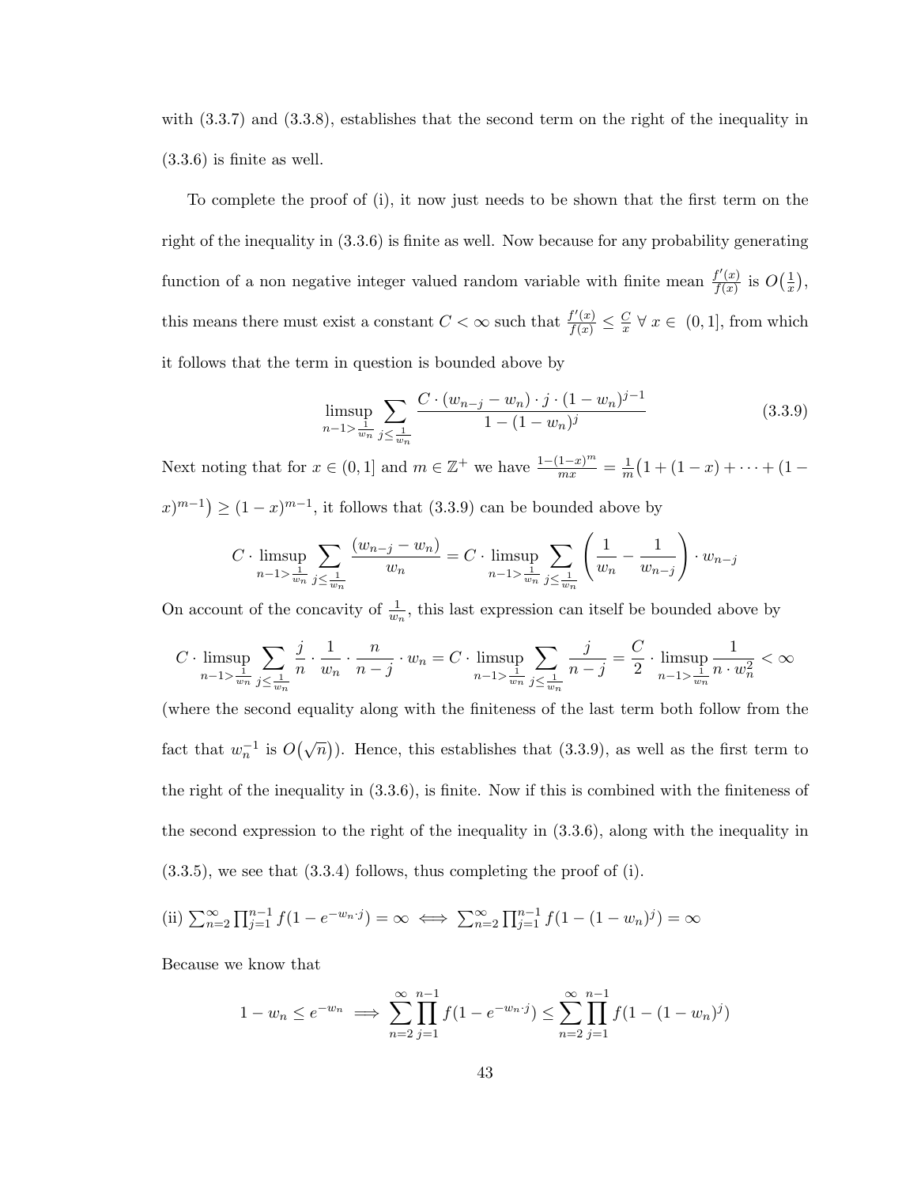with (3.3.7) and (3.3.8), establishes that the second term on the right of the inequality in (3.3.6) is finite as well.

To complete the proof of (i), it now just needs to be shown that the first term on the right of the inequality in (3.3.6) is finite as well. Now because for any probability generating function of a non negative integer valued random variable with finite mean $\frac{f'(x)}{f(x)}$ is $O\big(\frac{1}{x}\big)$, this means there must exist a constant $C < \infty$ such that $\frac{f'(x)}{f(x)} \leq \frac{C}{x}$ $\forall\, x \in\ (0, 1]$, from which it follows that the term in question is bounded above by

$$\limsup_{n-1>\frac{1}{w_n}} \sum_{j\leq\frac{1}{w_n}} \frac{C \cdot (w_{n-j} - w_n) \cdot j \cdot (1 - w_n)^{j-1}}{1 - (1 - w_n)^j} \tag{3.3.9}$$

Next noting that for $x \in (0, 1]$ and $m \in \mathbb{Z}^+$ we have $\frac{1-(1-x)^m}{mx} = \frac{1}{m}\big(1 + (1 - x) + \cdots + (1 - x)^{m-1}\big) \geq (1 - x)^{m-1}$, it follows that (3.3.9) can be bounded above by

$$C \cdot \limsup_{n-1>\frac{1}{w_n}} \sum_{j\leq\frac{1}{w_n}} \frac{(w_{n-j} - w_n)}{w_n} = C \cdot \limsup_{n-1>\frac{1}{w_n}} \sum_{j\leq\frac{1}{w_n}} \left(\frac{1}{w_n} - \frac{1}{w_{n-j}}\right) \cdot w_{n-j}$$

On account of the concavity of $\frac{1}{w_n}$, this last expression can itself be bounded above by

$$C \cdot \limsup_{n-1>\frac{1}{w_n}} \sum_{j\leq\frac{1}{w_n}} \frac{j}{n} \cdot \frac{1}{w_n} \cdot \frac{n}{n-j} \cdot w_n = C \cdot \limsup_{n-1>\frac{1}{w_n}} \sum_{j\leq\frac{1}{w_n}} \frac{j}{n-j} = \frac{C}{2} \cdot \limsup_{n-1>\frac{1}{w_n}} \frac{1}{n \cdot w_n^2} < \infty$$

(where the second equality along with the finiteness of the last term both follow from the fact that $w_n^{-1}$ is $O\big(\sqrt{n}\big)$). Hence, this establishes that (3.3.9), as well as the first term to the right of the inequality in (3.3.6), is finite. Now if this is combined with the finiteness of the second expression to the right of the inequality in (3.3.6), along with the inequality in (3.3.5), we see that (3.3.4) follows, thus completing the proof of (i).

(ii) $\sum_{n=2}^{\infty} \prod_{j=1}^{n-1} f(1 - e^{-w_n \cdot j}) = \infty \iff \sum_{n=2}^{\infty} \prod_{j=1}^{n-1} f(1 - (1 - w_n)^j) = \infty$

Because we know that

$$1 - w_n \leq e^{-w_n} \implies \sum_{n=2}^{\infty} \prod_{j=1}^{n-1} f(1 - e^{-w_n \cdot j}) \leq \sum_{n=2}^{\infty} \prod_{j=1}^{n-1} f(1 - (1 - w_n)^j)$$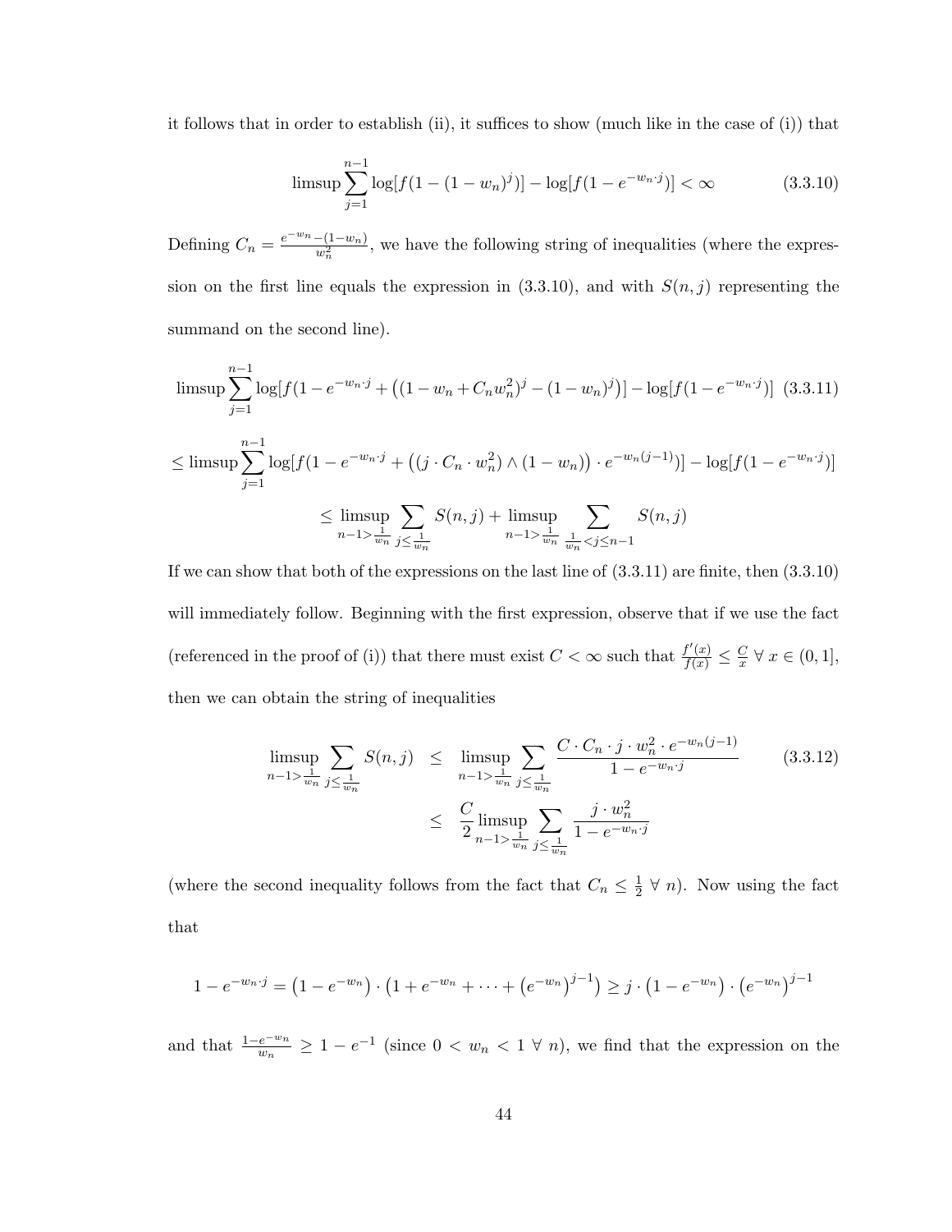it follows that in order to establish (ii), it suffices to show (much like in the case of (i)) that

$$\limsup \sum_{j=1}^{n-1} \log[f(1-(1-w_n)^j)] - \log[f(1-e^{-w_n \cdot j})] < \infty \tag{3.3.10}$$

Defining $C_n = \frac{e^{-w_n}-(1-w_n)}{w_n^2}$, we have the following string of inequalities (where the expression on the first line equals the expression in (3.3.10), and with $S(n,j)$ representing the summand on the second line).

$$\limsup \sum_{j=1}^{n-1} \log[f(1-e^{-w_n \cdot j} + \left((1-w_n+C_n w_n^2)^j - (1-w_n)^j\right)] - \log[f(1-e^{-w_n \cdot j})] \tag{3.3.11}$$

$$\leq \limsup \sum_{j=1}^{n-1} \log[f(1-e^{-w_n \cdot j} + \left((j \cdot C_n \cdot w_n^2) \wedge (1-w_n)\right) \cdot e^{-w_n(j-1)})] - \log[f(1-e^{-w_n \cdot j})]$$

$$\leq \limsup_{n-1 > \frac{1}{w_n}} \sum_{j \leq \frac{1}{w_n}} S(n,j) + \limsup_{n-1 > \frac{1}{w_n}} \sum_{\frac{1}{w_n} < j \leq n-1} S(n,j)$$

If we can show that both of the expressions on the last line of (3.3.11) are finite, then (3.3.10) will immediately follow. Beginning with the first expression, observe that if we use the fact (referenced in the proof of (i)) that there must exist $C < \infty$ such that $\frac{f'(x)}{f(x)} \leq \frac{C}{x} \ \forall \ x \in (0,1]$, then we can obtain the string of inequalities

$$\begin{aligned} \limsup_{n-1 > \frac{1}{w_n}} \sum_{j \leq \frac{1}{w_n}} S(n,j) &\leq \limsup_{n-1 > \frac{1}{w_n}} \sum_{j \leq \frac{1}{w_n}} \frac{C \cdot C_n \cdot j \cdot w_n^2 \cdot e^{-w_n(j-1)}}{1-e^{-w_n \cdot j}} \\ &\leq \frac{C}{2} \limsup_{n-1 > \frac{1}{w_n}} \sum_{j \leq \frac{1}{w_n}} \frac{j \cdot w_n^2}{1-e^{-w_n \cdot j}} \end{aligned} \tag{3.3.12}$$

(where the second inequality follows from the fact that $C_n \leq \frac{1}{2} \ \forall \ n$). Now using the fact that

$$1-e^{-w_n \cdot j} = \left(1-e^{-w_n}\right) \cdot \left(1+e^{-w_n}+\cdots+\left(e^{-w_n}\right)^{j-1}\right) \geq j \cdot \left(1-e^{-w_n}\right) \cdot \left(e^{-w_n}\right)^{j-1}$$

and that $\frac{1-e^{-w_n}}{w_n} \geq 1-e^{-1}$ (since $0 < w_n < 1 \ \forall \ n$), we find that the expression on the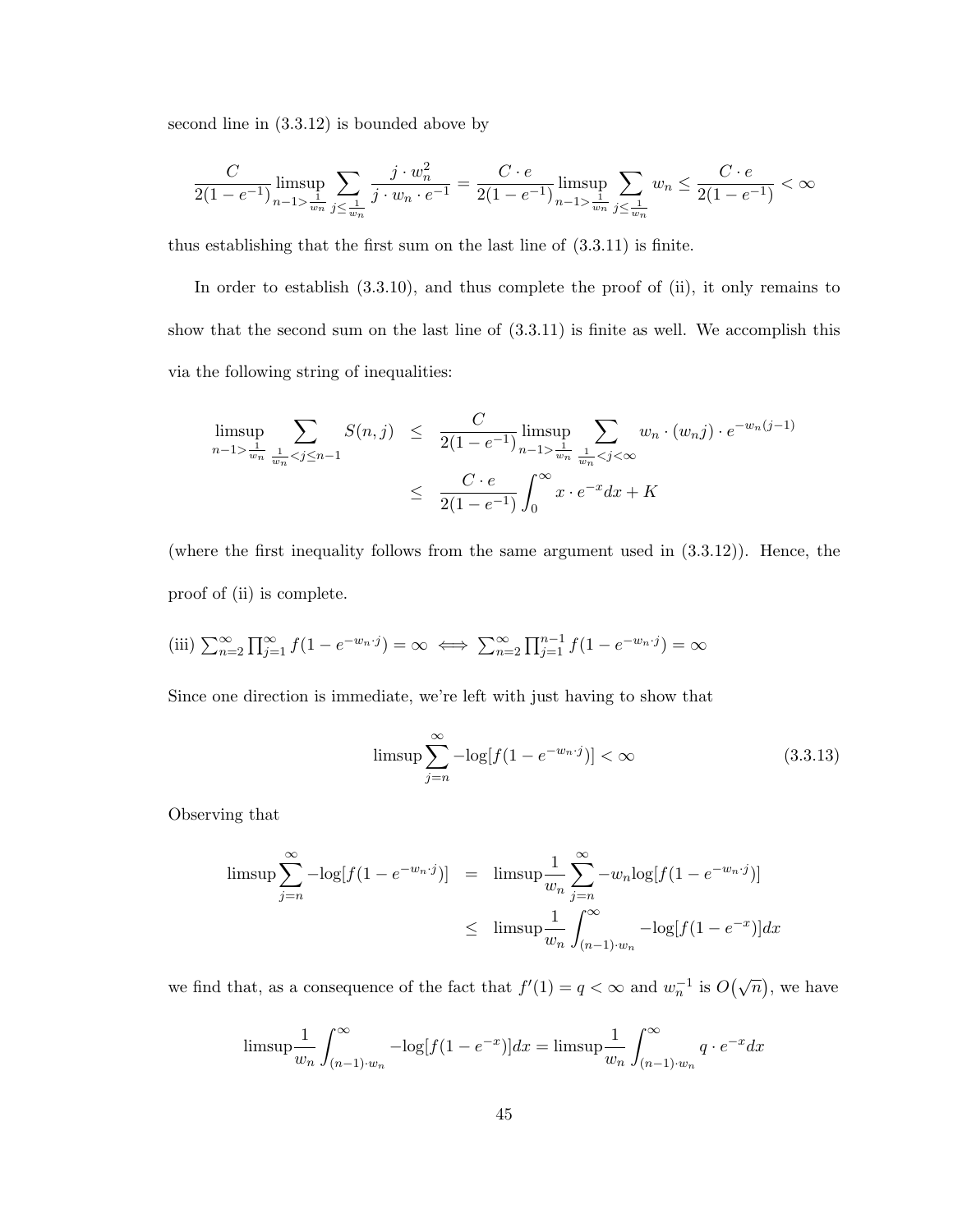second line in (3.3.12) is bounded above by

$$\frac{C}{2(1-e^{-1})}\limsup_{n-1>\frac{1}{w_n}}\sum_{j\le\frac{1}{w_n}}\frac{j\cdot w_n^2}{j\cdot w_n\cdot e^{-1}}=\frac{C\cdot e}{2(1-e^{-1})}\limsup_{n-1>\frac{1}{w_n}}\sum_{j\le\frac{1}{w_n}}w_n\le\frac{C\cdot e}{2(1-e^{-1})}<\infty$$

thus establishing that the first sum on the last line of (3.3.11) is finite.

In order to establish (3.3.10), and thus complete the proof of (ii), it only remains to show that the second sum on the last line of (3.3.11) is finite as well. We accomplish this via the following string of inequalities:

$$\begin{aligned}\limsup_{n-1>\frac{1}{w_n}}\sum_{\frac{1}{w_n}<j\le n-1}S(n,j) &\le \frac{C}{2(1-e^{-1})}\limsup_{n-1>\frac{1}{w_n}}\sum_{\frac{1}{w_n}<j<\infty}w_n\cdot(w_nj)\cdot e^{-w_n(j-1)}\\ &\le \frac{C\cdot e}{2(1-e^{-1})}\int_0^\infty x\cdot e^{-x}dx+K\end{aligned}$$

(where the first inequality follows from the same argument used in (3.3.12)). Hence, the proof of (ii) is complete.

(iii) $\sum_{n=2}^\infty\prod_{j=1}^\infty f(1-e^{-w_n\cdot j})=\infty \iff \sum_{n=2}^\infty\prod_{j=1}^{n-1}f(1-e^{-w_n\cdot j})=\infty$

Since one direction is immediate, we're left with just having to show that

$$\limsup\sum_{j=n}^\infty -\log[f(1-e^{-w_n\cdot j})]<\infty \tag{3.3.13}$$

Observing that

$$\begin{aligned}\limsup\sum_{j=n}^\infty -\log[f(1-e^{-w_n\cdot j})] &= \limsup\frac{1}{w_n}\sum_{j=n}^\infty -w_n\log[f(1-e^{-w_n\cdot j})]\\ &\le \limsup\frac{1}{w_n}\int_{(n-1)\cdot w_n}^\infty -\log[f(1-e^{-x})]dx\end{aligned}$$

we find that, as a consequence of the fact that $f'(1)=q<\infty$ and $w_n^{-1}$ is $O(\sqrt{n})$, we have

$$\limsup\frac{1}{w_n}\int_{(n-1)\cdot w_n}^\infty -\log[f(1-e^{-x})]dx=\limsup\frac{1}{w_n}\int_{(n-1)\cdot w_n}^\infty q\cdot e^{-x}dx$$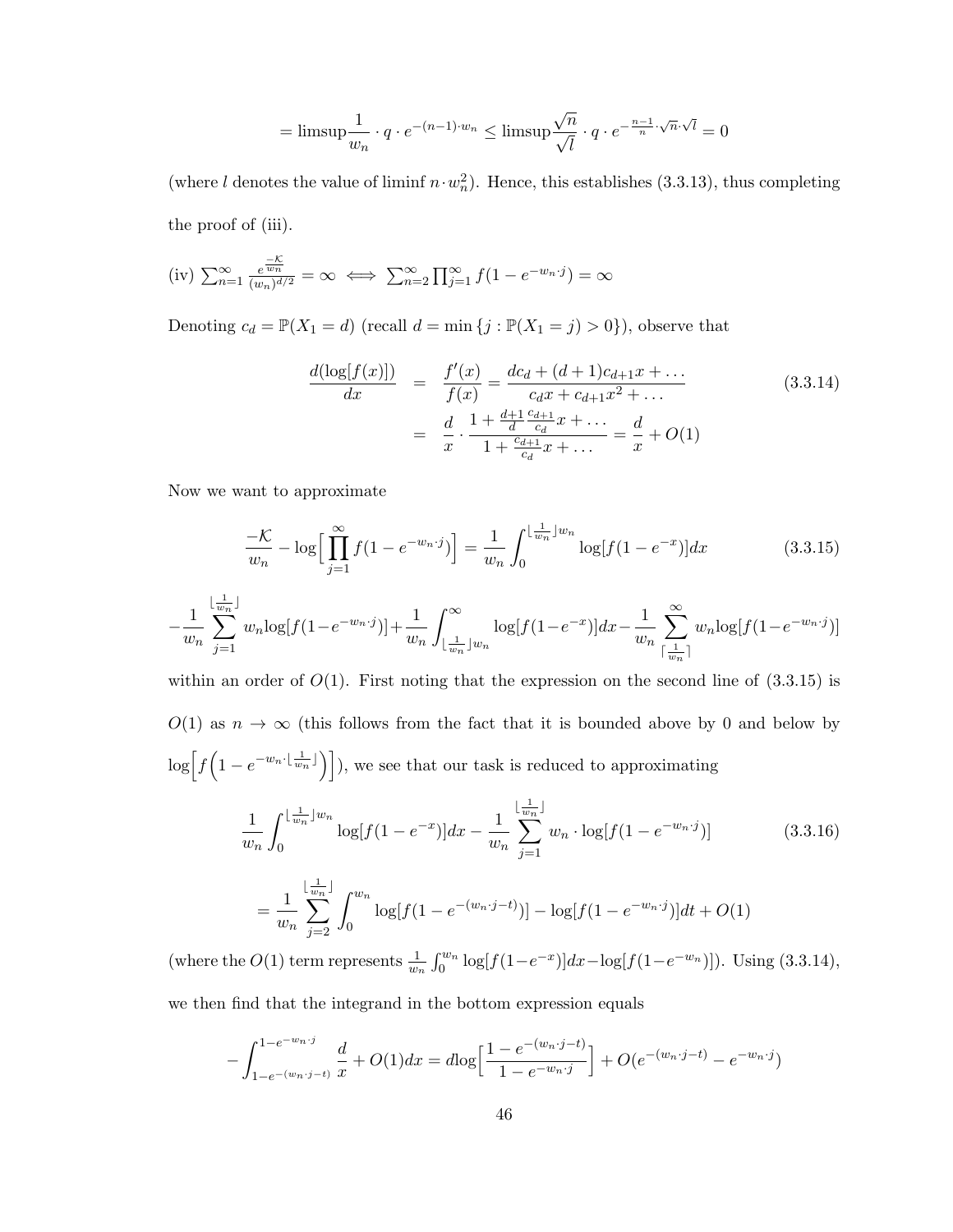$$= \text{limsup}\frac{1}{w_n} \cdot q \cdot e^{-(n-1)\cdot w_n} \leq \text{limsup}\frac{\sqrt{n}}{\sqrt{l}} \cdot q \cdot e^{-\frac{n-1}{n}\cdot\sqrt{n}\cdot\sqrt{l}} = 0$$

(where $l$ denotes the value of liminf $n \cdot w_n^2$). Hence, this establishes (3.3.13), thus completing the proof of (iii).

(iv) $\sum_{n=1}^{\infty} \frac{e^{\frac{-\mathcal{K}}{w_n}}}{(w_n)^{d/2}} = \infty \iff \sum_{n=2}^{\infty} \prod_{j=1}^{\infty} f(1-e^{-w_n \cdot j}) = \infty$

Denoting $c_d = \mathbb{P}(X_1 = d)$ (recall $d = \min\{j : \mathbb{P}(X_1 = j) > 0\}$), observe that

$$\begin{aligned}
\frac{d(\log[f(x)])}{dx} &= \frac{f'(x)}{f(x)} = \frac{dc_d + (d+1)c_{d+1}x + \dots}{c_d x + c_{d+1}x^2 + \dots} \\
&= \frac{d}{x} \cdot \frac{1 + \frac{d+1}{d}\frac{c_{d+1}}{c_d}x + \dots}{1 + \frac{c_{d+1}}{c_d}x + \dots} = \frac{d}{x} + O(1)
\end{aligned} \tag{3.3.14}$$

Now we want to approximate

$$\frac{-\mathcal{K}}{w_n} - \log\Big[\prod_{j=1}^{\infty} f(1-e^{-w_n \cdot j})\Big] = \frac{1}{w_n}\int_0^{\lfloor \frac{1}{w_n}\rfloor w_n} \log[f(1-e^{-x})]dx \tag{3.3.15}$$

$$-\frac{1}{w_n}\sum_{j=1}^{\lfloor \frac{1}{w_n}\rfloor} w_n \log[f(1-e^{-w_n\cdot j})] + \frac{1}{w_n}\int_{\lfloor \frac{1}{w_n}\rfloor w_n}^{\infty} \log[f(1-e^{-x})]dx - \frac{1}{w_n}\sum_{\lceil \frac{1}{w_n}\rceil}^{\infty} w_n \log[f(1-e^{-w_n\cdot j})]$$

within an order of $O(1)$. First noting that the expression on the second line of (3.3.15) is $O(1)$ as $n \to \infty$ (this follows from the fact that it is bounded above by 0 and below by $\log\Big[f\Big(1-e^{-w_n\cdot\lfloor\frac{1}{w_n}\rfloor}\Big)\Big]$), we see that our task is reduced to approximating

$$\frac{1}{w_n}\int_0^{\lfloor \frac{1}{w_n}\rfloor w_n} \log[f(1-e^{-x})]dx - \frac{1}{w_n}\sum_{j=1}^{\lfloor \frac{1}{w_n}\rfloor} w_n \cdot \log[f(1-e^{-w_n\cdot j})] \tag{3.3.16}$$

$$= \frac{1}{w_n}\sum_{j=2}^{\lfloor \frac{1}{w_n}\rfloor}\int_0^{w_n} \log[f(1-e^{-(w_n\cdot j - t)})] - \log[f(1-e^{-w_n\cdot j})]dt + O(1)$$

(where the $O(1)$ term represents $\frac{1}{w_n}\int_0^{w_n}\log[f(1-e^{-x})]dx - \log[f(1-e^{-w_n})]$). Using (3.3.14), we then find that the integrand in the bottom expression equals

$$-\int_{1-e^{-(w_n\cdot j-t)}}^{1-e^{-w_n\cdot j}} \frac{d}{x} + O(1)dx = d\log\Big[\frac{1-e^{-(w_n\cdot j-t)}}{1-e^{-w_n\cdot j}}\Big] + O(e^{-(w_n\cdot j-t)} - e^{-w_n\cdot j})$$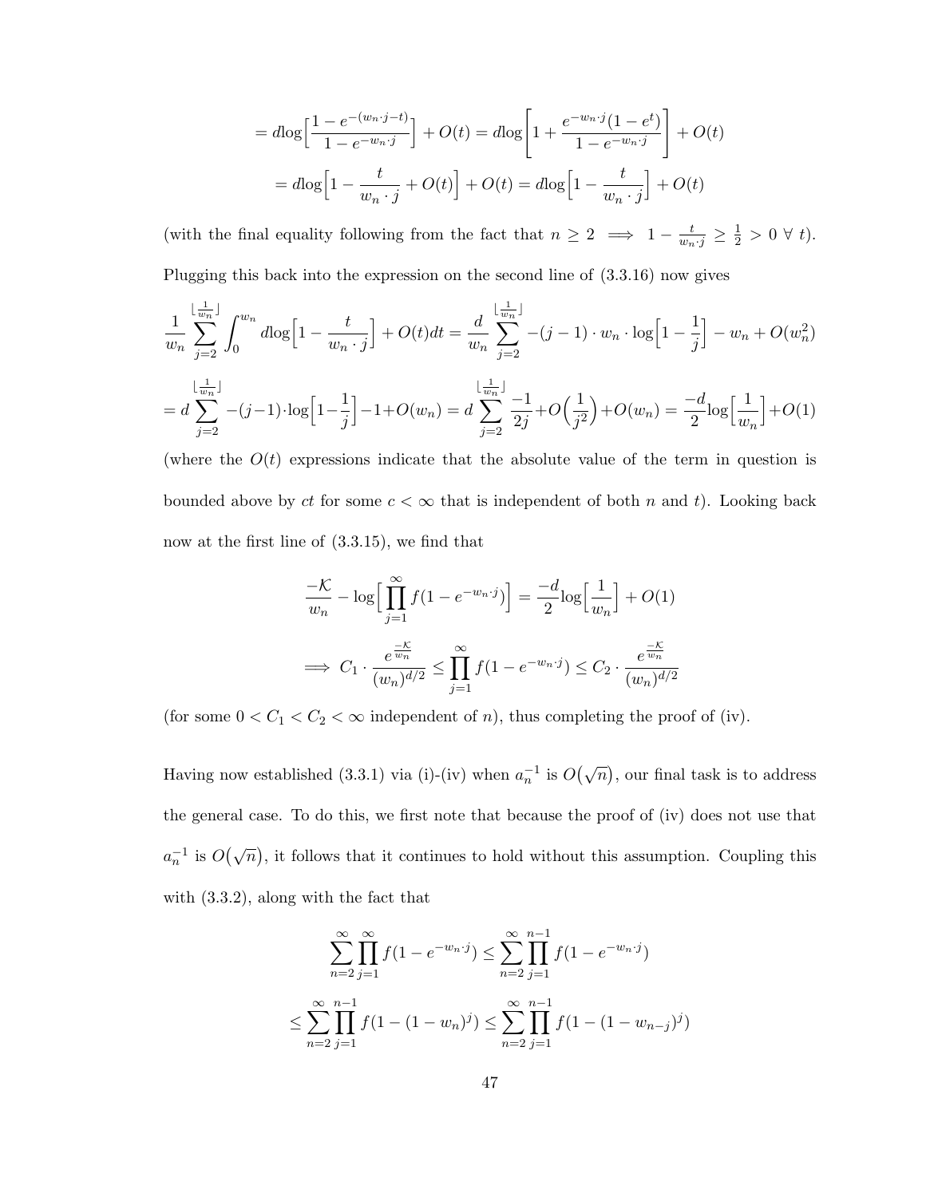$$= d\log\Big[\frac{1-e^{-(w_n\cdot j-t)}}{1-e^{-w_n\cdot j}}\Big] + O(t) = d\log\left[1+\frac{e^{-w_n\cdot j}(1-e^{t})}{1-e^{-w_n\cdot j}}\right] + O(t)$$

$$= d\log\Big[1-\frac{t}{w_n\cdot j}+O(t)\Big] + O(t) = d\log\Big[1-\frac{t}{w_n\cdot j}\Big] + O(t)$$

(with the final equality following from the fact that $n \geq 2 \implies 1-\frac{t}{w_n\cdot j} \geq \frac{1}{2} > 0 \;\forall\; t$). Plugging this back into the expression on the second line of (3.3.16) now gives

$$\frac{1}{w_n}\sum_{j=2}^{\lfloor\frac{1}{w_n}\rfloor}\int_0^{w_n} d\log\Big[1-\frac{t}{w_n\cdot j}\Big]+O(t)dt = \frac{d}{w_n}\sum_{j=2}^{\lfloor\frac{1}{w_n}\rfloor} -(j-1)\cdot w_n\cdot\log\Big[1-\frac{1}{j}\Big] - w_n + O(w_n^2)$$

$$= d\sum_{j=2}^{\lfloor\frac{1}{w_n}\rfloor} -(j-1)\cdot\log\Big[1-\frac{1}{j}\Big] - 1 + O(w_n) = d\sum_{j=2}^{\lfloor\frac{1}{w_n}\rfloor}\frac{-1}{2j}+O\Big(\frac{1}{j^2}\Big)+O(w_n) = \frac{-d}{2}\log\Big[\frac{1}{w_n}\Big]+O(1)$$

(where the $O(t)$ expressions indicate that the absolute value of the term in question is bounded above by $ct$ for some $c < \infty$ that is independent of both $n$ and $t$). Looking back now at the first line of (3.3.15), we find that

$$\frac{-\mathcal{K}}{w_n} - \log\Big[\prod_{j=1}^{\infty} f(1-e^{-w_n\cdot j})\Big] = \frac{-d}{2}\log\Big[\frac{1}{w_n}\Big] + O(1)$$

$$\implies C_1\cdot\frac{e^{\frac{-\mathcal{K}}{w_n}}}{(w_n)^{d/2}} \leq \prod_{j=1}^{\infty} f(1-e^{-w_n\cdot j}) \leq C_2\cdot\frac{e^{\frac{-\mathcal{K}}{w_n}}}{(w_n)^{d/2}}$$

(for some $0 < C_1 < C_2 < \infty$ independent of $n$), thus completing the proof of (iv).

Having now established (3.3.1) via (i)-(iv) when $a_n^{-1}$ is $O(\sqrt{n})$, our final task is to address the general case. To do this, we first note that because the proof of (iv) does not use that $a_n^{-1}$ is $O(\sqrt{n})$, it follows that it continues to hold without this assumption. Coupling this with (3.3.2), along with the fact that

$$\sum_{n=2}^{\infty}\prod_{j=1}^{\infty} f(1-e^{-w_n\cdot j}) \leq \sum_{n=2}^{\infty}\prod_{j=1}^{n-1} f(1-e^{-w_n\cdot j})$$

$$\leq \sum_{n=2}^{\infty}\prod_{j=1}^{n-1} f(1-(1-w_n)^j) \leq \sum_{n=2}^{\infty}\prod_{j=1}^{n-1} f(1-(1-w_{n-j})^j)$$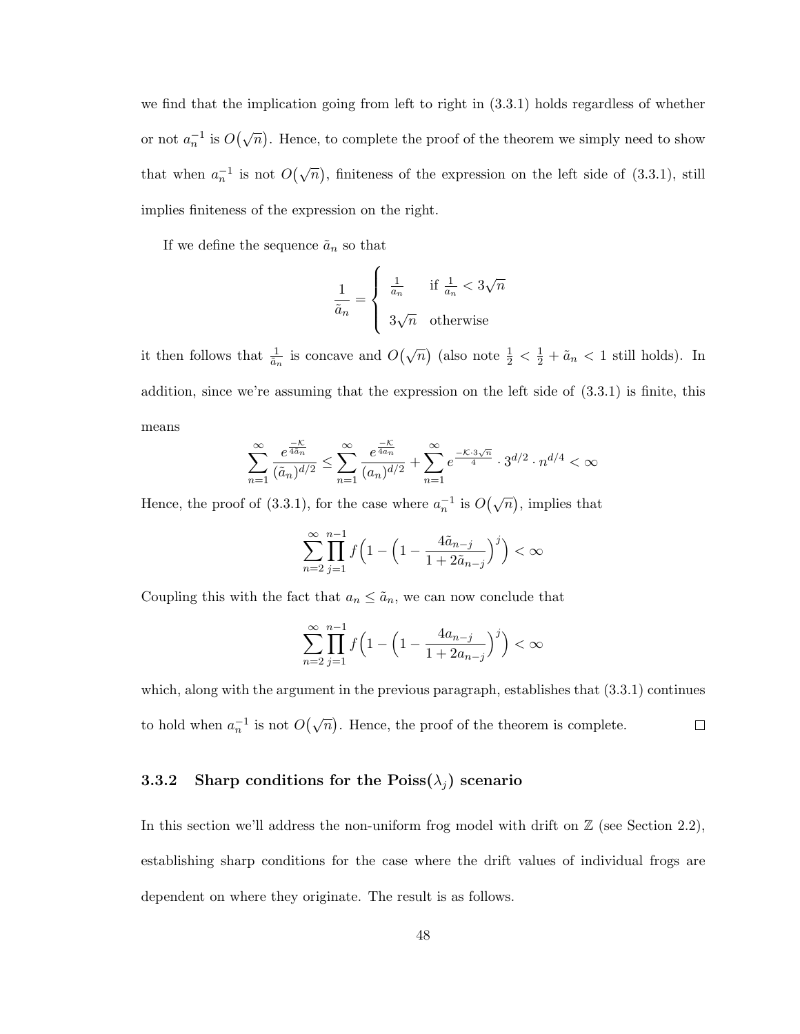we find that the implication going from left to right in (3.3.1) holds regardless of whether or not $a_n^{-1}$ is $O(\sqrt{n})$. Hence, to complete the proof of the theorem we simply need to show that when $a_n^{-1}$ is not $O(\sqrt{n})$, finiteness of the expression on the left side of (3.3.1), still implies finiteness of the expression on the right.

If we define the sequence $\tilde{a}_n$ so that

$$\frac{1}{\tilde{a}_n} = \begin{cases} \frac{1}{a_n} & \text{if } \frac{1}{a_n} < 3\sqrt{n} \\ 3\sqrt{n} & \text{otherwise} \end{cases}$$

it then follows that $\frac{1}{\tilde{a}_n}$ is concave and $O(\sqrt{n})$ (also note $\frac{1}{2} < \frac{1}{2} + \tilde{a}_n < 1$ still holds). In addition, since we're assuming that the expression on the left side of (3.3.1) is finite, this means

$$\sum_{n=1}^{\infty} \frac{e^{\frac{-\mathcal{K}}{4\tilde{a}_n}}}{(\tilde{a}_n)^{d/2}} \leq \sum_{n=1}^{\infty} \frac{e^{\frac{-\mathcal{K}}{4a_n}}}{(a_n)^{d/2}} + \sum_{n=1}^{\infty} e^{\frac{-\mathcal{K}\cdot 3\sqrt{n}}{4}} \cdot 3^{d/2} \cdot n^{d/4} < \infty$$

Hence, the proof of (3.3.1), for the case where $a_n^{-1}$ is $O(\sqrt{n})$, implies that

$$\sum_{n=2}^{\infty} \prod_{j=1}^{n-1} f\Big(1 - \Big(1 - \frac{4\tilde{a}_{n-j}}{1 + 2\tilde{a}_{n-j}}\Big)^j\Big) < \infty$$

Coupling this with the fact that $a_n \leq \tilde{a}_n$, we can now conclude that

$$\sum_{n=2}^{\infty} \prod_{j=1}^{n-1} f\Big(1 - \Big(1 - \frac{4a_{n-j}}{1 + 2a_{n-j}}\Big)^j\Big) < \infty$$

which, along with the argument in the previous paragraph, establishes that (3.3.1) continues to hold when $a_n^{-1}$ is not $O(\sqrt{n})$. Hence, the proof of the theorem is complete. □

### 3.3.2 Sharp conditions for the Poiss($\lambda_j$) scenario

In this section we'll address the non-uniform frog model with drift on $\mathbb{Z}$ (see Section 2.2), establishing sharp conditions for the case where the drift values of individual frogs are dependent on where they originate. The result is as follows.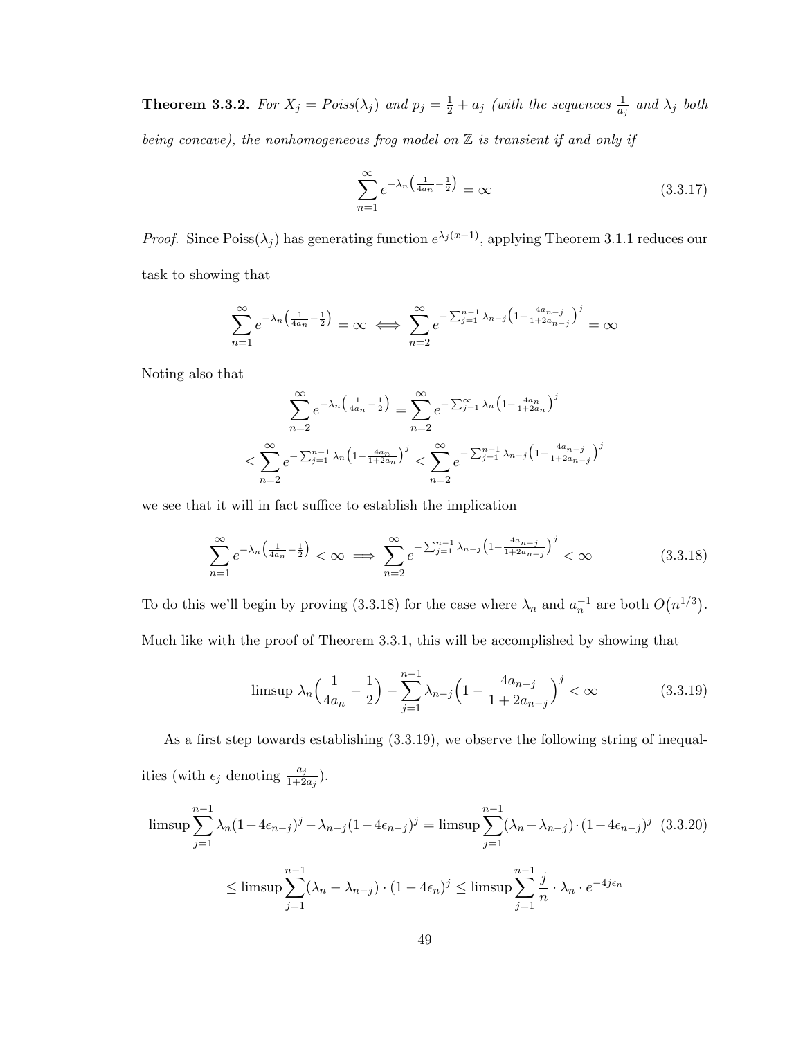**Theorem 3.3.2.** *For $X_j = Poiss(\lambda_j)$ and $p_j = \frac{1}{2} + a_j$ (with the sequences $\frac{1}{a_j}$ and $\lambda_j$ both being concave), the nonhomogeneous frog model on $\mathbb{Z}$ is transient if and only if*

$$\sum_{n=1}^{\infty} e^{-\lambda_n\left(\frac{1}{4a_n}-\frac{1}{2}\right)} = \infty \tag{3.3.17}$$

*Proof.* Since Poiss($\lambda_j$) has generating function $e^{\lambda_j(x-1)}$, applying Theorem 3.1.1 reduces our task to showing that

$$\sum_{n=1}^{\infty} e^{-\lambda_n\left(\frac{1}{4a_n}-\frac{1}{2}\right)} = \infty \iff \sum_{n=2}^{\infty} e^{-\sum_{j=1}^{n-1}\lambda_{n-j}\left(1-\frac{4a_{n-j}}{1+2a_{n-j}}\right)^j} = \infty$$

Noting also that

$$\sum_{n=2}^{\infty} e^{-\lambda_n\left(\frac{1}{4a_n}-\frac{1}{2}\right)} = \sum_{n=2}^{\infty} e^{-\sum_{j=1}^{\infty}\lambda_n\left(1-\frac{4a_n}{1+2a_n}\right)^j}$$

$$\leq \sum_{n=2}^{\infty} e^{-\sum_{j=1}^{n-1}\lambda_n\left(1-\frac{4a_n}{1+2a_n}\right)^j} \leq \sum_{n=2}^{\infty} e^{-\sum_{j=1}^{n-1}\lambda_{n-j}\left(1-\frac{4a_{n-j}}{1+2a_{n-j}}\right)^j}$$

we see that it will in fact suffice to establish the implication

$$\sum_{n=1}^{\infty} e^{-\lambda_n\left(\frac{1}{4a_n}-\frac{1}{2}\right)} < \infty \implies \sum_{n=2}^{\infty} e^{-\sum_{j=1}^{n-1}\lambda_{n-j}\left(1-\frac{4a_{n-j}}{1+2a_{n-j}}\right)^j} < \infty \tag{3.3.18}$$

To do this we'll begin by proving (3.3.18) for the case where $\lambda_n$ and $a_n^{-1}$ are both $O\big(n^{1/3}\big)$. Much like with the proof of Theorem 3.3.1, this will be accomplished by showing that

$$\text{limsup } \lambda_n\Big(\frac{1}{4a_n}-\frac{1}{2}\Big) - \sum_{j=1}^{n-1}\lambda_{n-j}\Big(1-\frac{4a_{n-j}}{1+2a_{n-j}}\Big)^j < \infty \tag{3.3.19}$$

As a first step towards establishing (3.3.19), we observe the following string of inequalities (with $\epsilon_j$ denoting $\frac{a_j}{1+2a_j}$).

$$\text{limsup}\sum_{j=1}^{n-1}\lambda_n(1-4\epsilon_{n-j})^j - \lambda_{n-j}(1-4\epsilon_{n-j})^j = \text{limsup}\sum_{j=1}^{n-1}(\lambda_n-\lambda_{n-j})\cdot(1-4\epsilon_{n-j})^j \tag{3.3.20}$$

$$\leq \text{limsup}\sum_{j=1}^{n-1}(\lambda_n-\lambda_{n-j})\cdot(1-4\epsilon_n)^j \leq \text{limsup}\sum_{j=1}^{n-1}\frac{j}{n}\cdot\lambda_n\cdot e^{-4j\epsilon_n}$$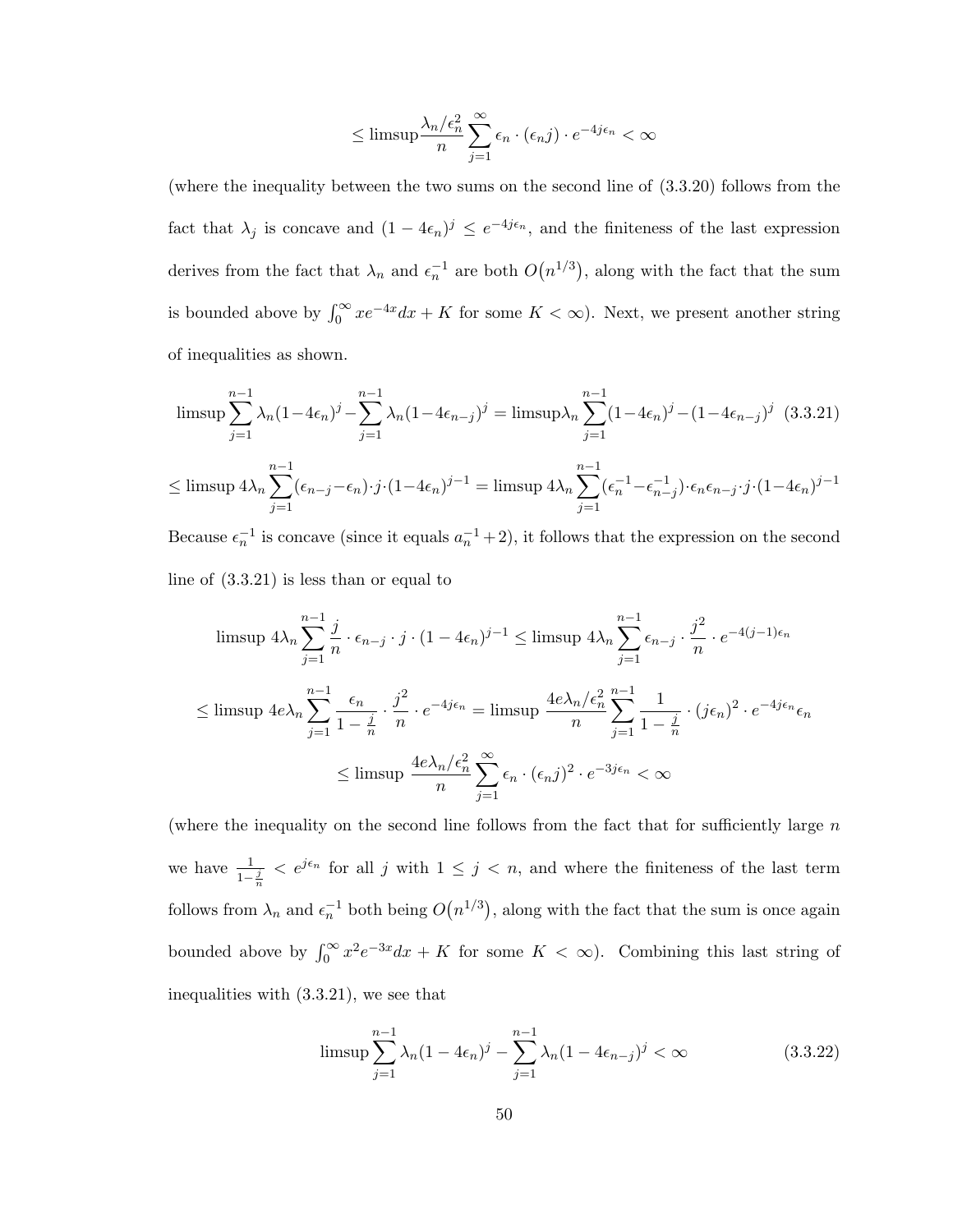$$\leq \text{limsup}\frac{\lambda_n/\epsilon_n^2}{n}\sum_{j=1}^{\infty}\epsilon_n\cdot(\epsilon_n j)\cdot e^{-4j\epsilon_n}<\infty$$

(where the inequality between the two sums on the second line of (3.3.20) follows from the fact that $\lambda_j$ is concave and $(1-4\epsilon_n)^j \leq e^{-4j\epsilon_n}$, and the finiteness of the last expression derives from the fact that $\lambda_n$ and $\epsilon_n^{-1}$ are both $O(n^{1/3})$, along with the fact that the sum is bounded above by $\int_0^\infty xe^{-4x}dx + K$ for some $K < \infty$). Next, we present another string of inequalities as shown.

$$\text{limsup}\sum_{j=1}^{n-1}\lambda_n(1-4\epsilon_n)^j-\sum_{j=1}^{n-1}\lambda_n(1-4\epsilon_{n-j})^j = \text{limsup}\lambda_n\sum_{j=1}^{n-1}(1-4\epsilon_n)^j-(1-4\epsilon_{n-j})^j \quad (3.3.21)$$

$$\leq \text{limsup}\ 4\lambda_n\sum_{j=1}^{n-1}(\epsilon_{n-j}-\epsilon_n)\cdot j\cdot(1-4\epsilon_n)^{j-1} = \text{limsup}\ 4\lambda_n\sum_{j=1}^{n-1}(\epsilon_n^{-1}-\epsilon_{n-j}^{-1})\cdot\epsilon_n\epsilon_{n-j}\cdot j\cdot(1-4\epsilon_n)^{j-1}$$

Because $\epsilon_n^{-1}$ is concave (since it equals $a_n^{-1}+2$), it follows that the expression on the second line of (3.3.21) is less than or equal to

$$\text{limsup}\ 4\lambda_n\sum_{j=1}^{n-1}\frac{j}{n}\cdot\epsilon_{n-j}\cdot j\cdot(1-4\epsilon_n)^{j-1} \leq \text{limsup}\ 4\lambda_n\sum_{j=1}^{n-1}\epsilon_{n-j}\cdot\frac{j^2}{n}\cdot e^{-4(j-1)\epsilon_n}$$

$$\leq \text{limsup}\ 4e\lambda_n\sum_{j=1}^{n-1}\frac{\epsilon_n}{1-\frac{j}{n}}\cdot\frac{j^2}{n}\cdot e^{-4j\epsilon_n} = \text{limsup}\ \frac{4e\lambda_n/\epsilon_n^2}{n}\sum_{j=1}^{n-1}\frac{1}{1-\frac{j}{n}}\cdot(j\epsilon_n)^2\cdot e^{-4j\epsilon_n}\epsilon_n$$

$$\leq \text{limsup}\ \frac{4e\lambda_n/\epsilon_n^2}{n}\sum_{j=1}^{\infty}\epsilon_n\cdot(\epsilon_n j)^2\cdot e^{-3j\epsilon_n}<\infty$$

(where the inequality on the second line follows from the fact that for sufficiently large $n$ we have $\frac{1}{1-\frac{j}{n}} < e^{j\epsilon_n}$ for all $j$ with $1 \leq j < n$, and where the finiteness of the last term follows from $\lambda_n$ and $\epsilon_n^{-1}$ both being $O(n^{1/3})$, along with the fact that the sum is once again bounded above by $\int_0^\infty x^2e^{-3x}dx + K$ for some $K < \infty$). Combining this last string of inequalities with (3.3.21), we see that

$$\text{limsup}\sum_{j=1}^{n-1}\lambda_n(1-4\epsilon_n)^j-\sum_{j=1}^{n-1}\lambda_n(1-4\epsilon_{n-j})^j<\infty \quad (3.3.22)$$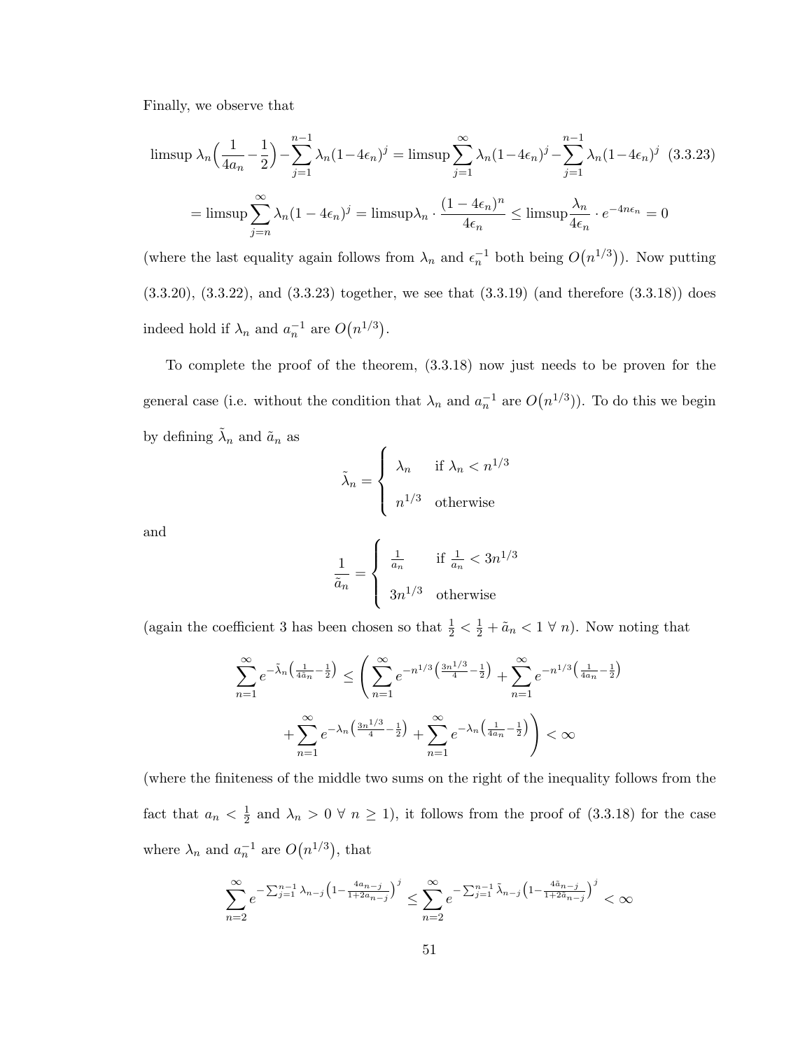Finally, we observe that

$$\limsup \lambda_n\Big(\frac{1}{4a_n}-\frac{1}{2}\Big)-\sum_{j=1}^{n-1}\lambda_n(1-4\epsilon_n)^j = \limsup\sum_{j=1}^{\infty}\lambda_n(1-4\epsilon_n)^j-\sum_{j=1}^{n-1}\lambda_n(1-4\epsilon_n)^j \quad (3.3.23)$$

$$= \limsup\sum_{j=n}^{\infty}\lambda_n(1-4\epsilon_n)^j = \limsup\lambda_n\cdot\frac{(1-4\epsilon_n)^n}{4\epsilon_n} \leq \limsup\frac{\lambda_n}{4\epsilon_n}\cdot e^{-4n\epsilon_n} = 0$$

(where the last equality again follows from $\lambda_n$ and $\epsilon_n^{-1}$ both being $O\big(n^{1/3}\big)$). Now putting (3.3.20), (3.3.22), and (3.3.23) together, we see that (3.3.19) (and therefore (3.3.18)) does indeed hold if $\lambda_n$ and $a_n^{-1}$ are $O\big(n^{1/3}\big)$.

To complete the proof of the theorem, (3.3.18) now just needs to be proven for the general case (i.e. without the condition that $\lambda_n$ and $a_n^{-1}$ are $O\big(n^{1/3}\big)$). To do this we begin by defining $\tilde{\lambda}_n$ and $\tilde{a}_n$ as

$$\tilde{\lambda}_n = \begin{cases} \lambda_n & \text{if } \lambda_n < n^{1/3} \\ n^{1/3} & \text{otherwise} \end{cases}$$

and

$$\frac{1}{\tilde{a}_n} = \begin{cases} \frac{1}{a_n} & \text{if } \frac{1}{a_n} < 3n^{1/3} \\ 3n^{1/3} & \text{otherwise} \end{cases}$$

(again the coefficient 3 has been chosen so that $\frac{1}{2} < \frac{1}{2} + \tilde{a}_n < 1 \; \forall \; n$). Now noting that

$$\sum_{n=1}^{\infty} e^{-\tilde{\lambda}_n\left(\frac{1}{4\tilde{a}_n}-\frac{1}{2}\right)} \leq \Bigg(\sum_{n=1}^{\infty} e^{-n^{1/3}\left(\frac{3n^{1/3}}{4}-\frac{1}{2}\right)} + \sum_{n=1}^{\infty} e^{-n^{1/3}\left(\frac{1}{4a_n}-\frac{1}{2}\right)}$$

$$+\sum_{n=1}^{\infty} e^{-\lambda_n\left(\frac{3n^{1/3}}{4}-\frac{1}{2}\right)} + \sum_{n=1}^{\infty} e^{-\lambda_n\left(\frac{1}{4a_n}-\frac{1}{2}\right)}\Bigg) < \infty$$

(where the finiteness of the middle two sums on the right of the inequality follows from the fact that $a_n < \frac{1}{2}$ and $\lambda_n > 0 \; \forall \; n \geq 1$), it follows from the proof of (3.3.18) for the case where $\lambda_n$ and $a_n^{-1}$ are $O\big(n^{1/3}\big)$, that

$$\sum_{n=2}^{\infty} e^{-\sum_{j=1}^{n-1}\lambda_{n-j}\left(1-\frac{4a_{n-j}}{1+2a_{n-j}}\right)^j} \leq \sum_{n=2}^{\infty} e^{-\sum_{j=1}^{n-1}\tilde{\lambda}_{n-j}\left(1-\frac{4\tilde{a}_{n-j}}{1+2\tilde{a}_{n-j}}\right)^j} < \infty$$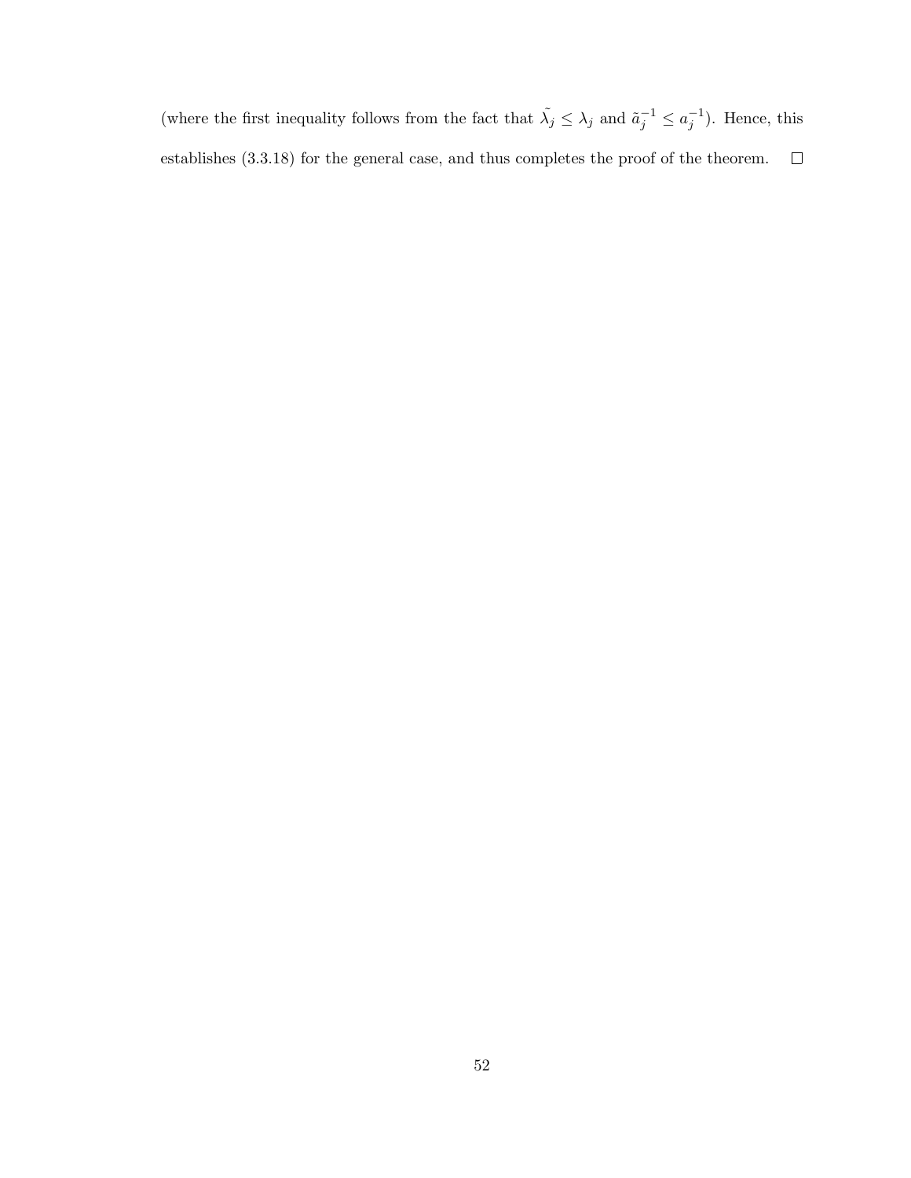(where the first inequality follows from the fact that $\tilde{\lambda}_j \leq \lambda_j$ and $\tilde{a}_j^{-1} \leq a_j^{-1}$). Hence, this establishes (3.3.18) for the general case, and thus completes the proof of the theorem. $\square$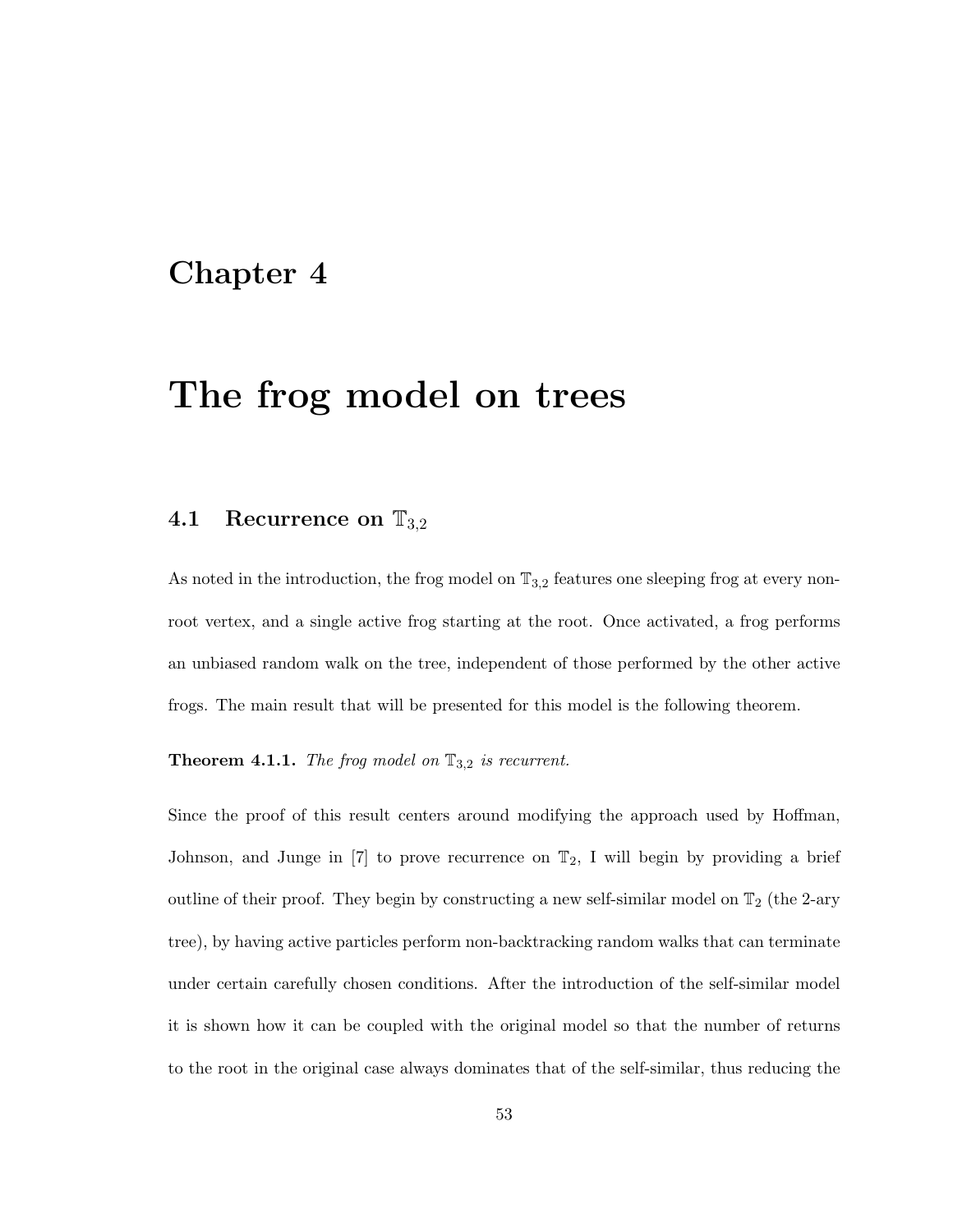# Chapter 4

# The frog model on trees

## 4.1 Recurrence on $\mathbb{T}_{3,2}$

As noted in the introduction, the frog model on $\mathbb{T}_{3,2}$ features one sleeping frog at every non-root vertex, and a single active frog starting at the root. Once activated, a frog performs an unbiased random walk on the tree, independent of those performed by the other active frogs. The main result that will be presented for this model is the following theorem.

**Theorem 4.1.1.** *The frog model on $\mathbb{T}_{3,2}$ is recurrent.*

Since the proof of this result centers around modifying the approach used by Hoffman, Johnson, and Junge in [7] to prove recurrence on $\mathbb{T}_2$, I will begin by providing a brief outline of their proof. They begin by constructing a new self-similar model on $\mathbb{T}_2$ (the 2-ary tree), by having active particles perform non-backtracking random walks that can terminate under certain carefully chosen conditions. After the introduction of the self-similar model it is shown how it can be coupled with the original model so that the number of returns to the root in the original case always dominates that of the self-similar, thus reducing the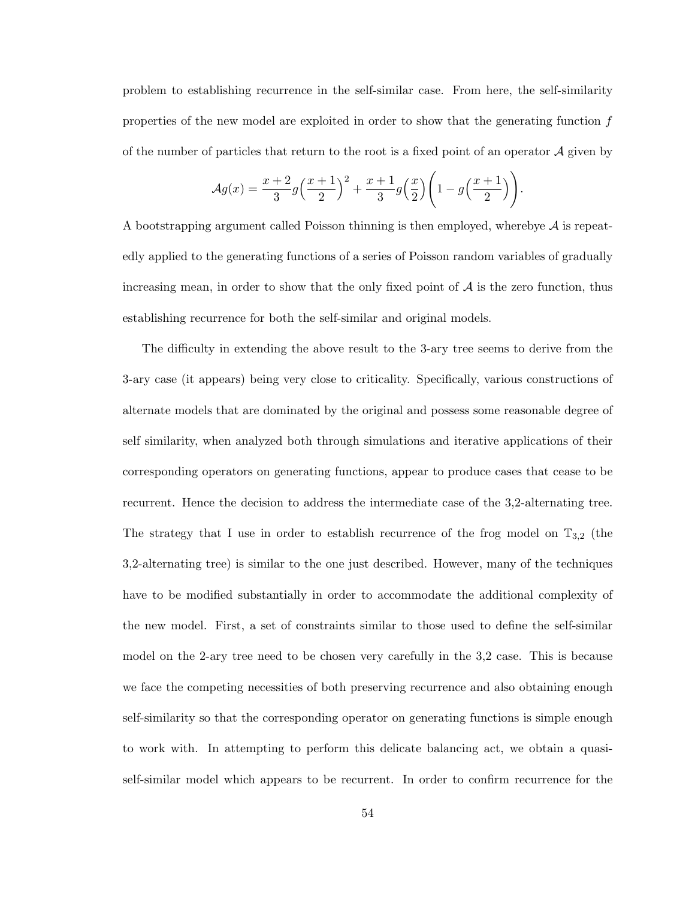problem to establishing recurrence in the self-similar case. From here, the self-similarity properties of the new model are exploited in order to show that the generating function $f$ of the number of particles that return to the root is a fixed point of an operator $\mathcal{A}$ given by

$$\mathcal{A}g(x) = \frac{x+2}{3}g\Big(\frac{x+1}{2}\Big)^2 + \frac{x+1}{3}g\Big(\frac{x}{2}\Big)\bigg(1 - g\Big(\frac{x+1}{2}\Big)\bigg).$$

A bootstrapping argument called Poisson thinning is then employed, wherebye $\mathcal{A}$ is repeatedly applied to the generating functions of a series of Poisson random variables of gradually increasing mean, in order to show that the only fixed point of $\mathcal{A}$ is the zero function, thus establishing recurrence for both the self-similar and original models.

The difficulty in extending the above result to the 3-ary tree seems to derive from the 3-ary case (it appears) being very close to criticality. Specifically, various constructions of alternate models that are dominated by the original and possess some reasonable degree of self similarity, when analyzed both through simulations and iterative applications of their corresponding operators on generating functions, appear to produce cases that cease to be recurrent. Hence the decision to address the intermediate case of the 3,2-alternating tree. The strategy that I use in order to establish recurrence of the frog model on $\mathbb{T}_{3,2}$ (the 3,2-alternating tree) is similar to the one just described. However, many of the techniques have to be modified substantially in order to accommodate the additional complexity of the new model. First, a set of constraints similar to those used to define the self-similar model on the 2-ary tree need to be chosen very carefully in the 3,2 case. This is because we face the competing necessities of both preserving recurrence and also obtaining enough self-similarity so that the corresponding operator on generating functions is simple enough to work with. In attempting to perform this delicate balancing act, we obtain a quasi-self-similar model which appears to be recurrent. In order to confirm recurrence for the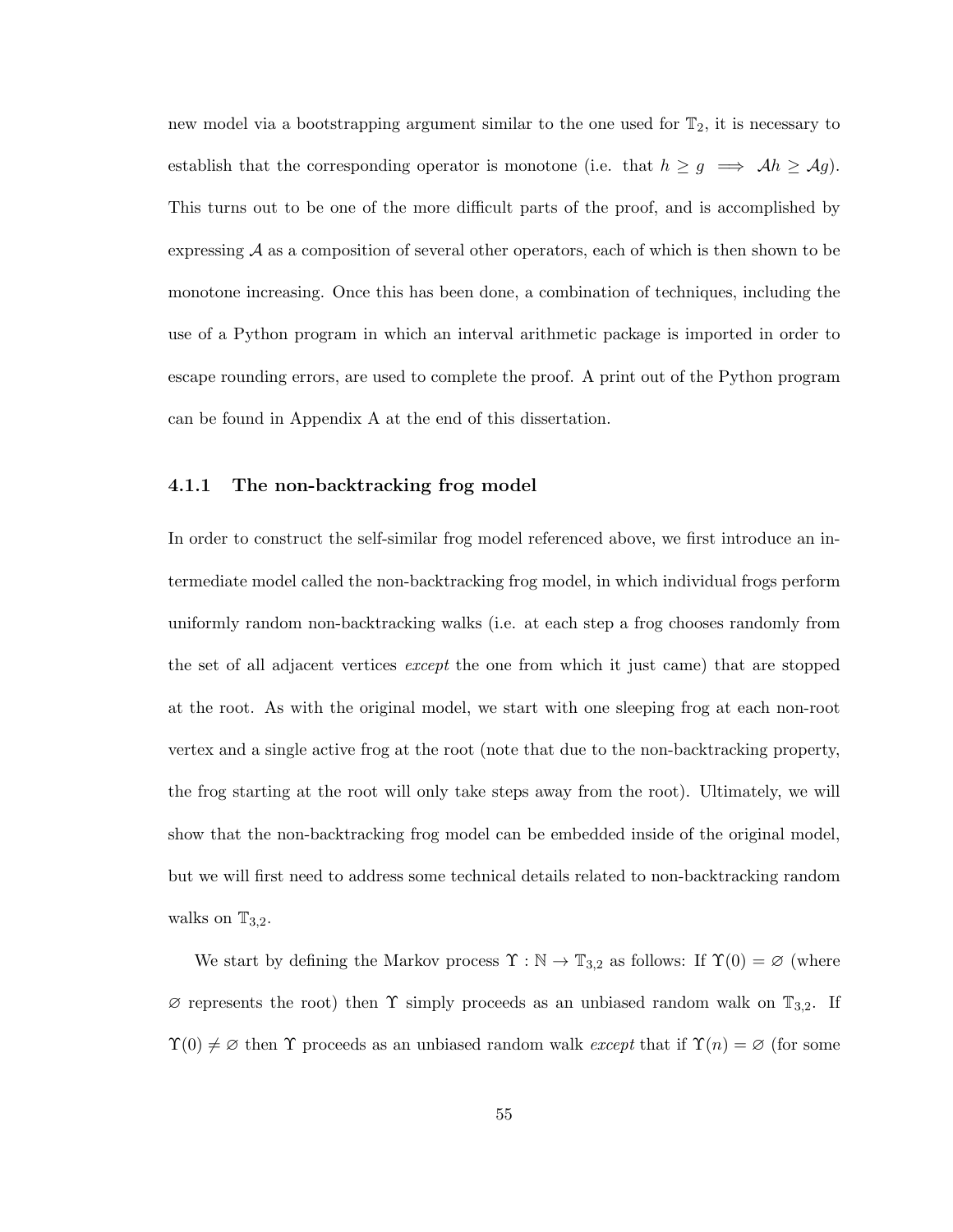new model via a bootstrapping argument similar to the one used for $\mathbb{T}_2$, it is necessary to establish that the corresponding operator is monotone (i.e. that $h \geq g \implies \mathcal{A}h \geq \mathcal{A}g$). This turns out to be one of the more difficult parts of the proof, and is accomplished by expressing $\mathcal{A}$ as a composition of several other operators, each of which is then shown to be monotone increasing. Once this has been done, a combination of techniques, including the use of a Python program in which an interval arithmetic package is imported in order to escape rounding errors, are used to complete the proof. A print out of the Python program can be found in Appendix A at the end of this dissertation.

### 4.1.1 The non-backtracking frog model

In order to construct the self-similar frog model referenced above, we first introduce an intermediate model called the non-backtracking frog model, in which individual frogs perform uniformly random non-backtracking walks (i.e. at each step a frog chooses randomly from the set of all adjacent vertices *except* the one from which it just came) that are stopped at the root. As with the original model, we start with one sleeping frog at each non-root vertex and a single active frog at the root (note that due to the non-backtracking property, the frog starting at the root will only take steps away from the root). Ultimately, we will show that the non-backtracking frog model can be embedded inside of the original model, but we will first need to address some technical details related to non-backtracking random walks on $\mathbb{T}_{3,2}$.

We start by defining the Markov process $\Upsilon : \mathbb{N} \to \mathbb{T}_{3,2}$ as follows: If $\Upsilon(0) = \varnothing$ (where $\varnothing$ represents the root) then $\Upsilon$ simply proceeds as an unbiased random walk on $\mathbb{T}_{3,2}$. If $\Upsilon(0) \neq \varnothing$ then $\Upsilon$ proceeds as an unbiased random walk *except* that if $\Upsilon(n) = \varnothing$ (for some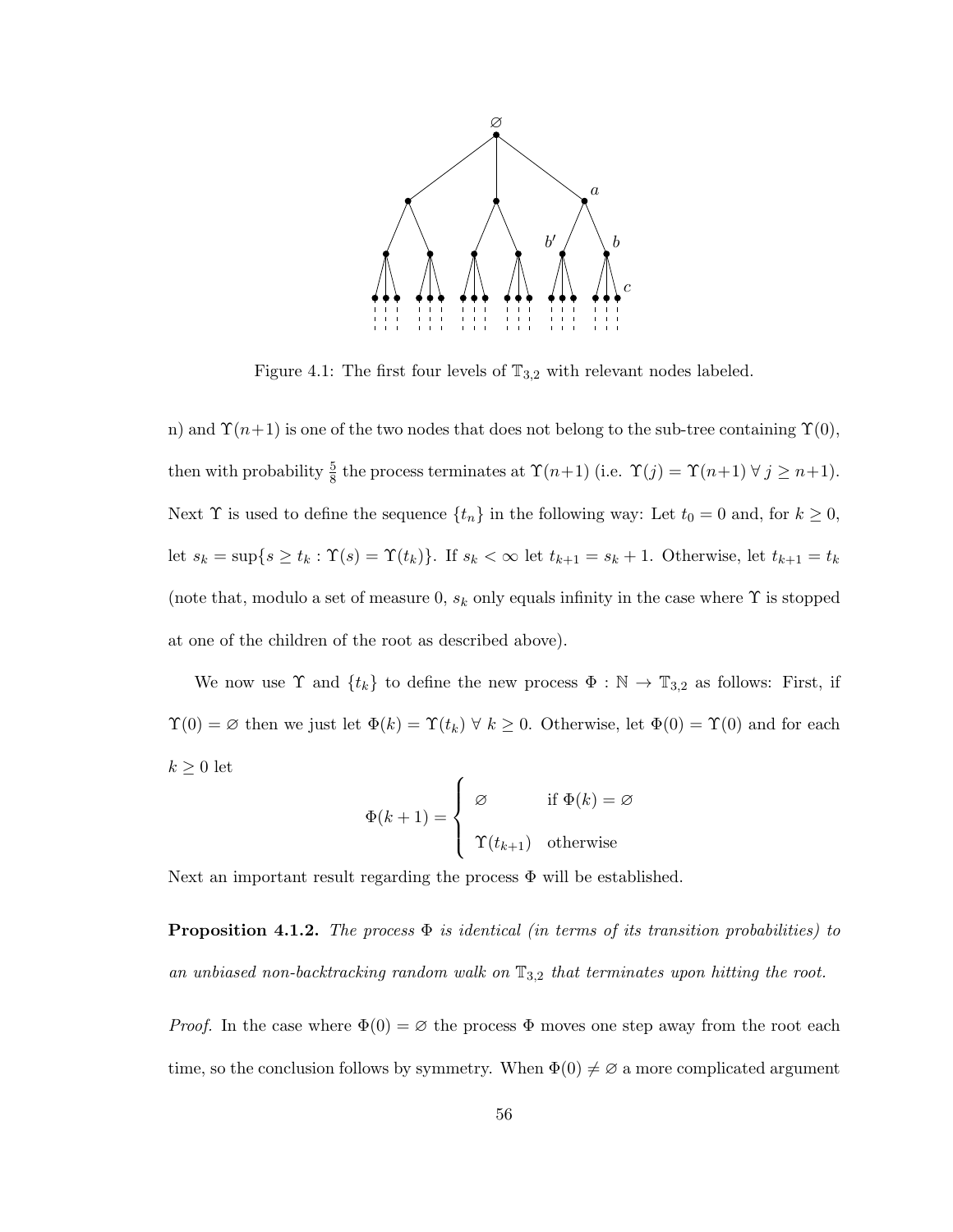Figure 4.1: The first four levels of $\mathbb{T}_{3,2}$ with relevant nodes labeled.

n) and $\Upsilon(n+1)$ is one of the two nodes that does not belong to the sub-tree containing $\Upsilon(0)$, then with probability $\frac{5}{8}$ the process terminates at $\Upsilon(n+1)$ (i.e. $\Upsilon(j) = \Upsilon(n+1)\ \forall\ j \geq n+1$). Next $\Upsilon$ is used to define the sequence $\{t_n\}$ in the following way: Let $t_0 = 0$ and, for $k \geq 0$, let $s_k = \sup\{s \geq t_k : \Upsilon(s) = \Upsilon(t_k)\}$. If $s_k < \infty$ let $t_{k+1} = s_k + 1$. Otherwise, let $t_{k+1} = t_k$ (note that, modulo a set of measure 0, $s_k$ only equals infinity in the case where $\Upsilon$ is stopped at one of the children of the root as described above).

We now use $\Upsilon$ and $\{t_k\}$ to define the new process $\Phi : \mathbb{N} \to \mathbb{T}_{3,2}$ as follows: First, if $\Upsilon(0) = \varnothing$ then we just let $\Phi(k) = \Upsilon(t_k)\ \forall\ k \geq 0$. Otherwise, let $\Phi(0) = \Upsilon(0)$ and for each $k \geq 0$ let

$$\Phi(k+1) = \begin{cases} \varnothing & \text{if } \Phi(k) = \varnothing \\ \Upsilon(t_{k+1}) & \text{otherwise} \end{cases}$$

Next an important result regarding the process $\Phi$ will be established.

**Proposition 4.1.2.** *The process $\Phi$ is identical (in terms of its transition probabilities) to an unbiased non-backtracking random walk on $\mathbb{T}_{3,2}$ that terminates upon hitting the root.*

*Proof.* In the case where $\Phi(0) = \varnothing$ the process $\Phi$ moves one step away from the root each time, so the conclusion follows by symmetry. When $\Phi(0) \neq \varnothing$ a more complicated argument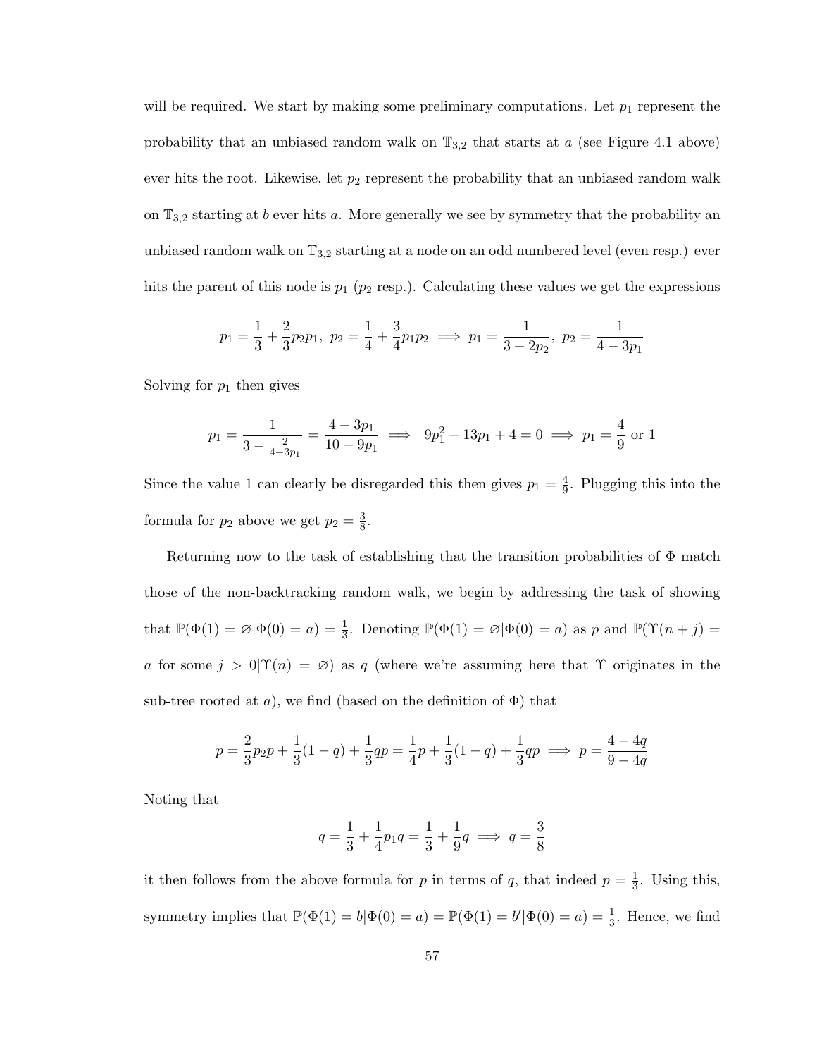will be required. We start by making some preliminary computations. Let $p_1$ represent the probability that an unbiased random walk on $\mathbb{T}_{3,2}$ that starts at $a$ (see Figure 4.1 above) ever hits the root. Likewise, let $p_2$ represent the probability that an unbiased random walk on $\mathbb{T}_{3,2}$ starting at $b$ ever hits $a$. More generally we see by symmetry that the probability an unbiased random walk on $\mathbb{T}_{3,2}$ starting at a node on an odd numbered level (even resp.) ever hits the parent of this node is $p_1$ ($p_2$ resp.). Calculating these values we get the expressions

$$p_1 = \frac{1}{3} + \frac{2}{3}p_2 p_1, \; p_2 = \frac{1}{4} + \frac{3}{4}p_1 p_2 \implies p_1 = \frac{1}{3 - 2p_2}, \; p_2 = \frac{1}{4 - 3p_1}$$

Solving for $p_1$ then gives

$$p_1 = \frac{1}{3 - \frac{2}{4-3p_1}} = \frac{4 - 3p_1}{10 - 9p_1} \implies 9p_1^2 - 13p_1 + 4 = 0 \implies p_1 = \frac{4}{9} \text{ or } 1$$

Since the value 1 can clearly be disregarded this then gives $p_1 = \frac{4}{9}$. Plugging this into the formula for $p_2$ above we get $p_2 = \frac{3}{8}$.

Returning now to the task of establishing that the transition probabilities of $\Phi$ match those of the non-backtracking random walk, we begin by addressing the task of showing that $\mathbb{P}(\Phi(1) = \varnothing | \Phi(0) = a) = \frac{1}{3}$. Denoting $\mathbb{P}(\Phi(1) = \varnothing | \Phi(0) = a)$ as $p$ and $\mathbb{P}(\Upsilon(n + j) = a \text{ for some } j > 0 | \Upsilon(n) = \varnothing)$ as $q$ (where we're assuming here that $\Upsilon$ originates in the sub-tree rooted at $a$), we find (based on the definition of $\Phi$) that

$$p = \frac{2}{3}p_2 p + \frac{1}{3}(1 - q) + \frac{1}{3}qp = \frac{1}{4}p + \frac{1}{3}(1 - q) + \frac{1}{3}qp \implies p = \frac{4 - 4q}{9 - 4q}$$

Noting that

$$q = \frac{1}{3} + \frac{1}{4}p_1 q = \frac{1}{3} + \frac{1}{9}q \implies q = \frac{3}{8}$$

it then follows from the above formula for $p$ in terms of $q$, that indeed $p = \frac{1}{3}$. Using this, symmetry implies that $\mathbb{P}(\Phi(1) = b | \Phi(0) = a) = \mathbb{P}(\Phi(1) = b' | \Phi(0) = a) = \frac{1}{3}$. Hence, we find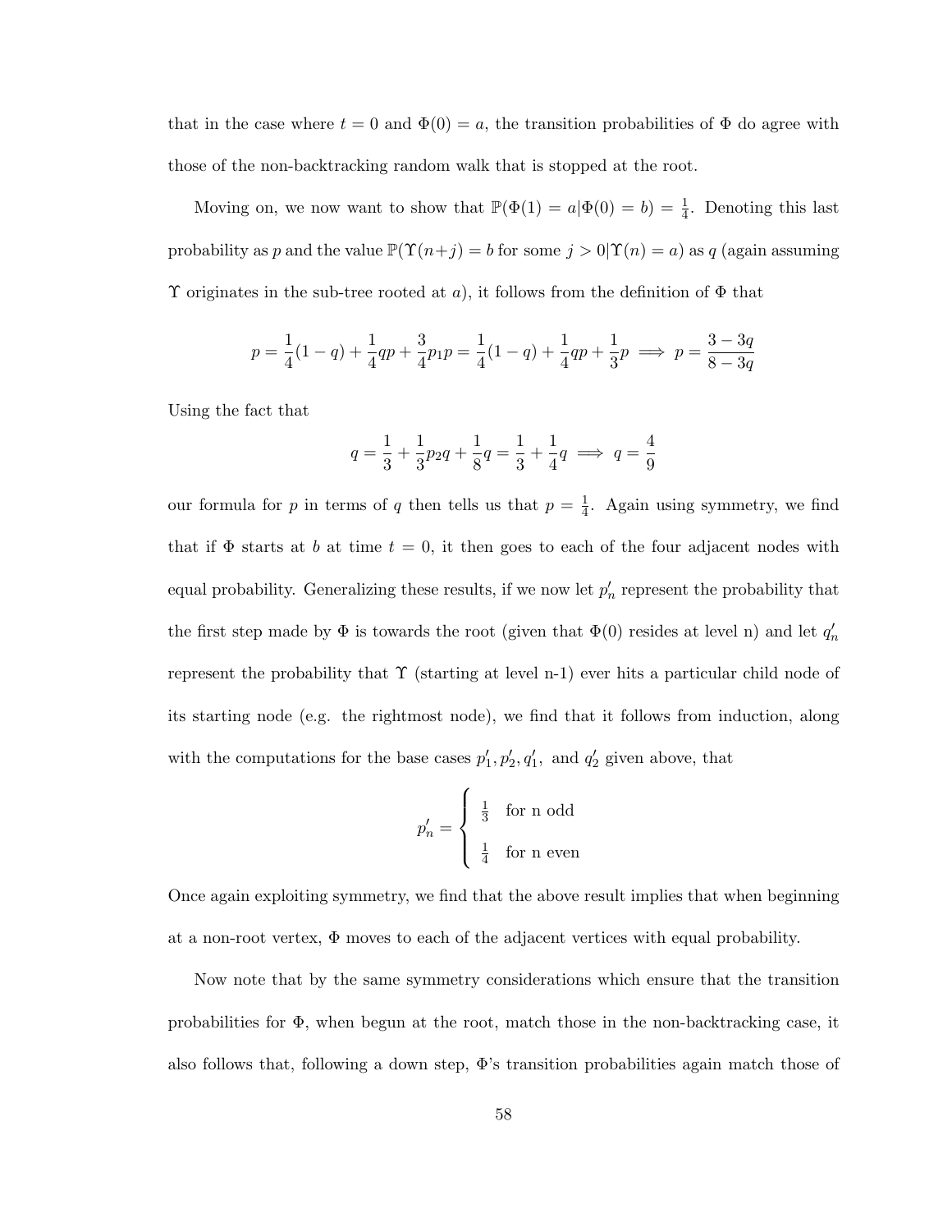that in the case where $t = 0$ and $\Phi(0) = a$, the transition probabilities of $\Phi$ do agree with those of the non-backtracking random walk that is stopped at the root.

Moving on, we now want to show that $\mathbb{P}(\Phi(1) = a|\Phi(0) = b) = \frac{1}{4}$. Denoting this last probability as $p$ and the value $\mathbb{P}(\Upsilon(n+j) = b$ for some $j > 0|\Upsilon(n) = a)$ as $q$ (again assuming $\Upsilon$ originates in the sub-tree rooted at $a$), it follows from the definition of $\Phi$ that

$$p = \frac{1}{4}(1-q) + \frac{1}{4}qp + \frac{3}{4}p_1 p = \frac{1}{4}(1-q) + \frac{1}{4}qp + \frac{1}{3}p \implies p = \frac{3-3q}{8-3q}$$

Using the fact that

$$q = \frac{1}{3} + \frac{1}{3}p_2 q + \frac{1}{8}q = \frac{1}{3} + \frac{1}{4}q \implies q = \frac{4}{9}$$

our formula for $p$ in terms of $q$ then tells us that $p = \frac{1}{4}$. Again using symmetry, we find that if $\Phi$ starts at $b$ at time $t = 0$, it then goes to each of the four adjacent nodes with equal probability. Generalizing these results, if we now let $p'_n$ represent the probability that the first step made by $\Phi$ is towards the root (given that $\Phi(0)$ resides at level n) and let $q'_n$ represent the probability that $\Upsilon$ (starting at level n-1) ever hits a particular child node of its starting node (e.g. the rightmost node), we find that it follows from induction, along with the computations for the base cases $p'_1, p'_2, q'_1,$ and $q'_2$ given above, that

$$p'_n = \begin{cases} \frac{1}{3} & \text{for n odd} \\ \frac{1}{4} & \text{for n even} \end{cases}$$

Once again exploiting symmetry, we find that the above result implies that when beginning at a non-root vertex, $\Phi$ moves to each of the adjacent vertices with equal probability.

Now note that by the same symmetry considerations which ensure that the transition probabilities for $\Phi$, when begun at the root, match those in the non-backtracking case, it also follows that, following a down step, $\Phi$'s transition probabilities again match those of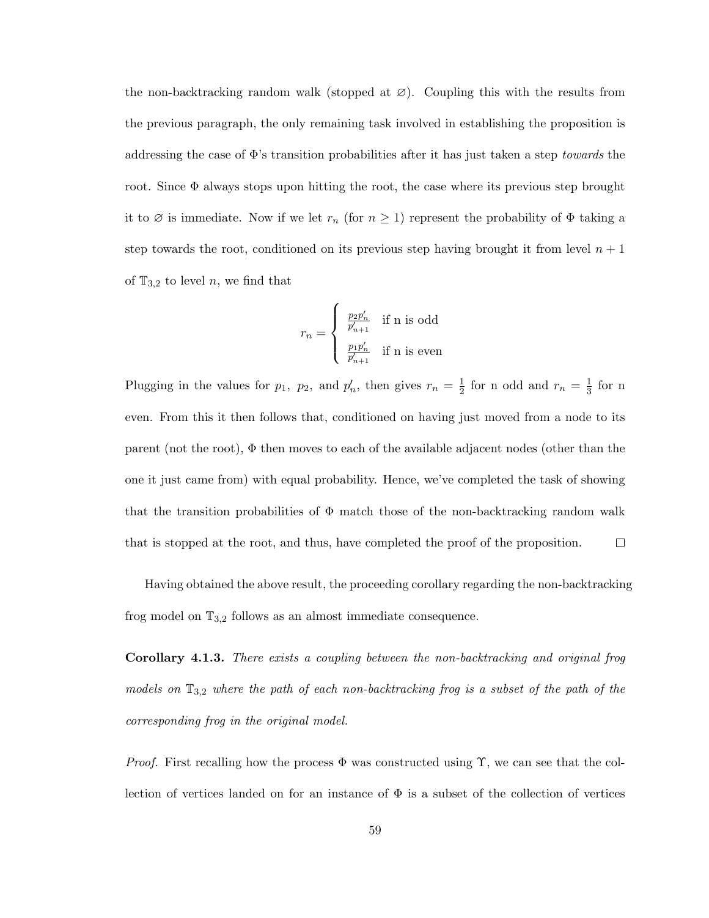the non-backtracking random walk (stopped at $\varnothing$). Coupling this with the results from the previous paragraph, the only remaining task involved in establishing the proposition is addressing the case of $\Phi$'s transition probabilities after it has just taken a step *towards* the root. Since $\Phi$ always stops upon hitting the root, the case where its previous step brought it to $\varnothing$ is immediate. Now if we let $r_n$ (for $n \geq 1$) represent the probability of $\Phi$ taking a step towards the root, conditioned on its previous step having brought it from level $n+1$ of $\mathbb{T}_{3,2}$ to level $n$, we find that

$$r_n = \begin{cases} \frac{p_2 p'_n}{p'_{n+1}} & \text{if n is odd} \\ \frac{p_1 p'_n}{p'_{n+1}} & \text{if n is even} \end{cases}$$

Plugging in the values for $p_1,\ p_2,$ and $p'_n$, then gives $r_n = \frac{1}{2}$ for n odd and $r_n = \frac{1}{3}$ for n even. From this it then follows that, conditioned on having just moved from a node to its parent (not the root), $\Phi$ then moves to each of the available adjacent nodes (other than the one it just came from) with equal probability. Hence, we've completed the task of showing that the transition probabilities of $\Phi$ match those of the non-backtracking random walk that is stopped at the root, and thus, have completed the proof of the proposition. $\square$

Having obtained the above result, the proceeding corollary regarding the non-backtracking frog model on $\mathbb{T}_{3,2}$ follows as an almost immediate consequence.

**Corollary 4.1.3.** *There exists a coupling between the non-backtracking and original frog models on $\mathbb{T}_{3,2}$ where the path of each non-backtracking frog is a subset of the path of the corresponding frog in the original model.*

*Proof.* First recalling how the process $\Phi$ was constructed using $\Upsilon$, we can see that the collection of vertices landed on for an instance of $\Phi$ is a subset of the collection of vertices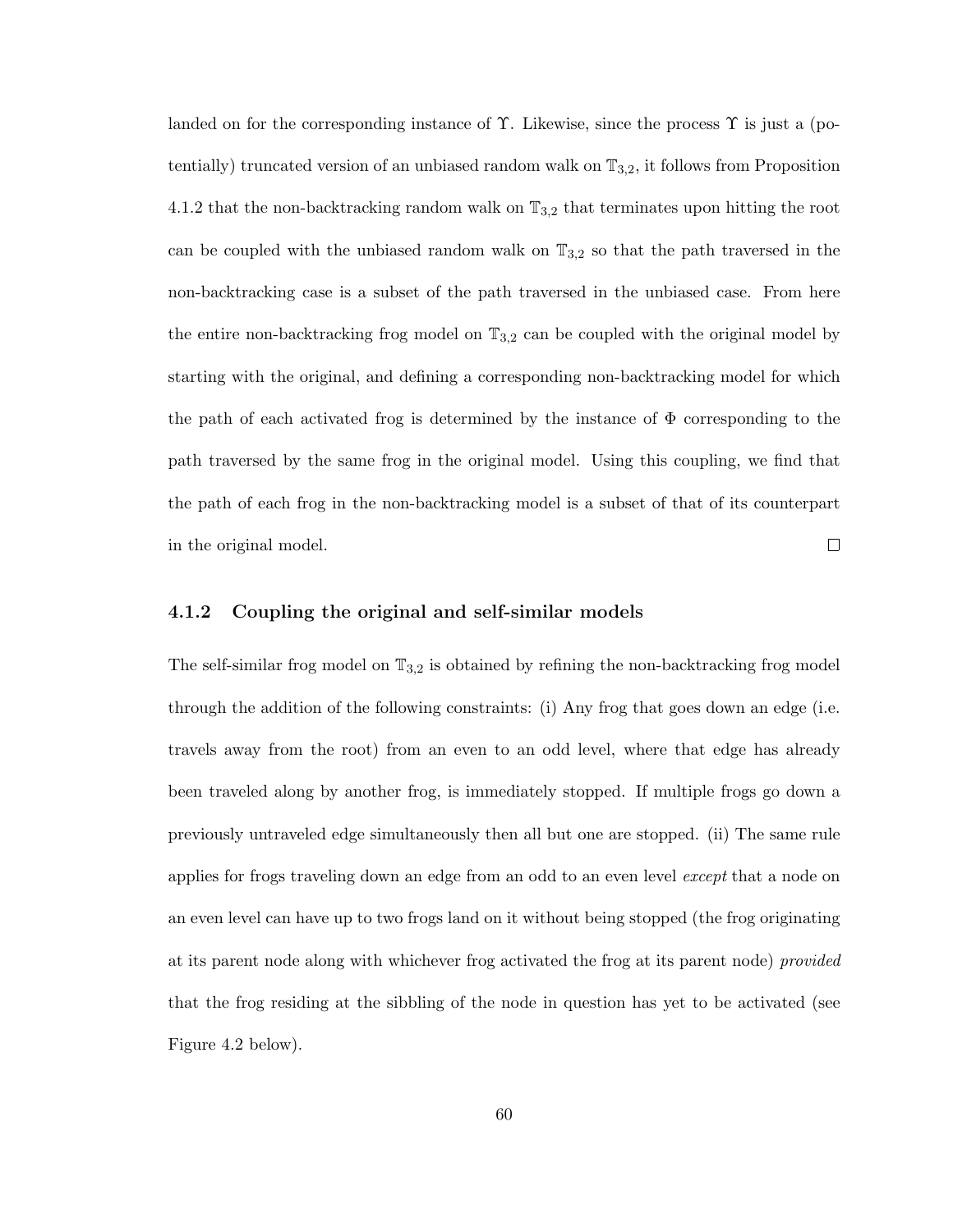landed on for the corresponding instance of $\Upsilon$. Likewise, since the process $\Upsilon$ is just a (potentially) truncated version of an unbiased random walk on $\mathbb{T}_{3,2}$, it follows from Proposition 4.1.2 that the non-backtracking random walk on $\mathbb{T}_{3,2}$ that terminates upon hitting the root can be coupled with the unbiased random walk on $\mathbb{T}_{3,2}$ so that the path traversed in the non-backtracking case is a subset of the path traversed in the unbiased case. From here the entire non-backtracking frog model on $\mathbb{T}_{3,2}$ can be coupled with the original model by starting with the original, and defining a corresponding non-backtracking model for which the path of each activated frog is determined by the instance of $\Phi$ corresponding to the path traversed by the same frog in the original model. Using this coupling, we find that the path of each frog in the non-backtracking model is a subset of that of its counterpart in the original model. $\square$

### 4.1.2 Coupling the original and self-similar models

The self-similar frog model on $\mathbb{T}_{3,2}$ is obtained by refining the non-backtracking frog model through the addition of the following constraints: (i) Any frog that goes down an edge (i.e. travels away from the root) from an even to an odd level, where that edge has already been traveled along by another frog, is immediately stopped. If multiple frogs go down a previously untraveled edge simultaneously then all but one are stopped. (ii) The same rule applies for frogs traveling down an edge from an odd to an even level *except* that a node on an even level can have up to two frogs land on it without being stopped (the frog originating at its parent node along with whichever frog activated the frog at its parent node) *provided* that the frog residing at the sibbling of the node in question has yet to be activated (see Figure 4.2 below).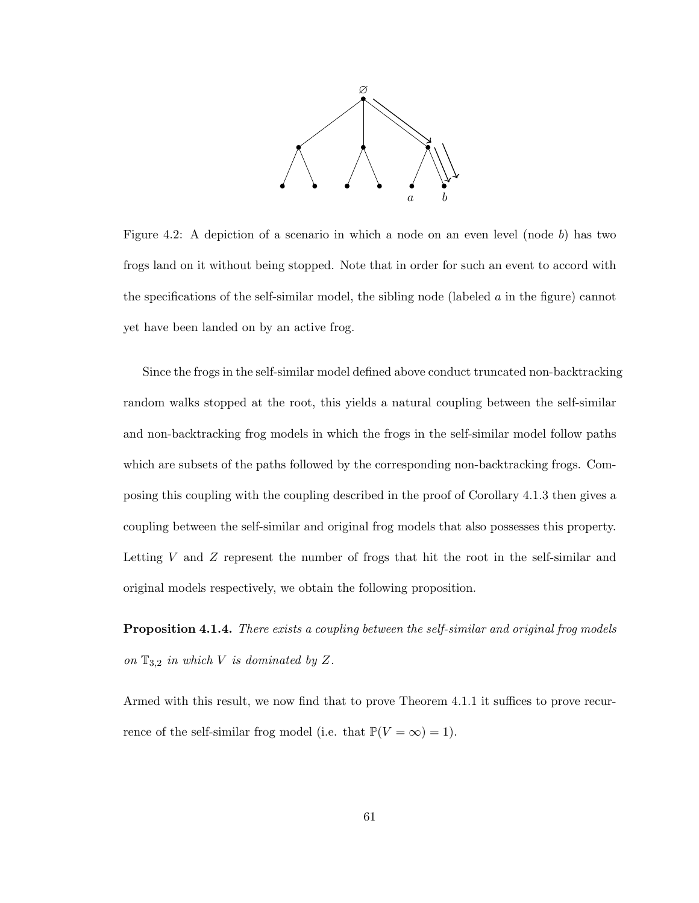Figure 4.2: A depiction of a scenario in which a node on an even level (node $b$) has two frogs land on it without being stopped. Note that in order for such an event to accord with the specifications of the self-similar model, the sibling node (labeled $a$ in the figure) cannot yet have been landed on by an active frog.

Since the frogs in the self-similar model defined above conduct truncated non-backtracking random walks stopped at the root, this yields a natural coupling between the self-similar and non-backtracking frog models in which the frogs in the self-similar model follow paths which are subsets of the paths followed by the corresponding non-backtracking frogs. Composing this coupling with the coupling described in the proof of Corollary 4.1.3 then gives a coupling between the self-similar and original frog models that also possesses this property. Letting $V$ and $Z$ represent the number of frogs that hit the root in the self-similar and original models respectively, we obtain the following proposition.

**Proposition 4.1.4.** *There exists a coupling between the self-similar and original frog models on $\mathbb{T}_{3,2}$ in which $V$ is dominated by $Z$.*

Armed with this result, we now find that to prove Theorem 4.1.1 it suffices to prove recurrence of the self-similar frog model (i.e. that $\mathbb{P}(V = \infty) = 1$).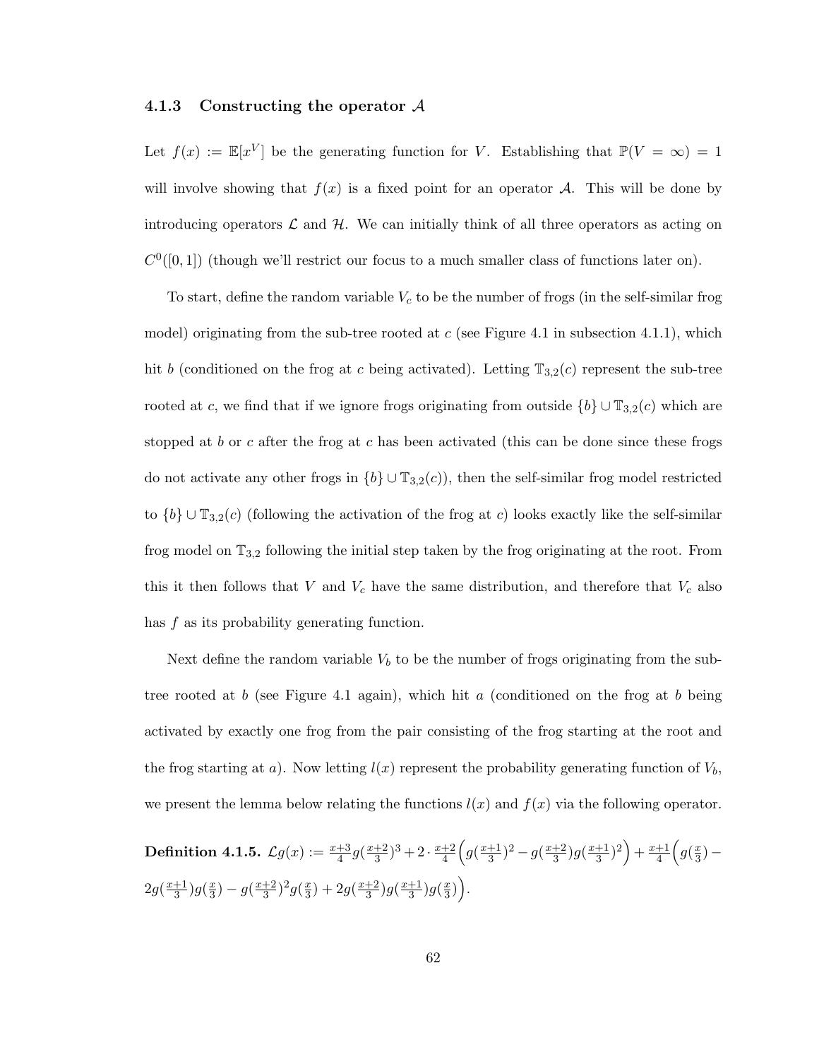### 4.1.3 Constructing the operator $\mathcal{A}$

Let $f(x) := \mathbb{E}[x^V]$ be the generating function for $V$. Establishing that $\mathbb{P}(V = \infty) = 1$ will involve showing that $f(x)$ is a fixed point for an operator $\mathcal{A}$. This will be done by introducing operators $\mathcal{L}$ and $\mathcal{H}$. We can initially think of all three operators as acting on $C^0([0,1])$ (though we'll restrict our focus to a much smaller class of functions later on).

To start, define the random variable $V_c$ to be the number of frogs (in the self-similar frog model) originating from the sub-tree rooted at $c$ (see Figure 4.1 in subsection 4.1.1), which hit $b$ (conditioned on the frog at $c$ being activated). Letting $\mathbb{T}_{3,2}(c)$ represent the sub-tree rooted at $c$, we find that if we ignore frogs originating from outside $\{b\} \cup \mathbb{T}_{3,2}(c)$ which are stopped at $b$ or $c$ after the frog at $c$ has been activated (this can be done since these frogs do not activate any other frogs in $\{b\} \cup \mathbb{T}_{3,2}(c)$), then the self-similar frog model restricted to $\{b\} \cup \mathbb{T}_{3,2}(c)$ (following the activation of the frog at $c$) looks exactly like the self-similar frog model on $\mathbb{T}_{3,2}$ following the initial step taken by the frog originating at the root. From this it then follows that $V$ and $V_c$ have the same distribution, and therefore that $V_c$ also has $f$ as its probability generating function.

Next define the random variable $V_b$ to be the number of frogs originating from the sub-tree rooted at $b$ (see Figure 4.1 again), which hit $a$ (conditioned on the frog at $b$ being activated by exactly one frog from the pair consisting of the frog starting at the root and the frog starting at $a$). Now letting $l(x)$ represent the probability generating function of $V_b$, we present the lemma below relating the functions $l(x)$ and $f(x)$ via the following operator.

**Definition 4.1.5.** $\mathcal{L}g(x) := \frac{x+3}{4}g(\frac{x+2}{3})^3 + 2 \cdot \frac{x+2}{4}\Big(g(\frac{x+1}{3})^2 - g(\frac{x+2}{3})g(\frac{x+1}{3})^2\Big) + \frac{x+1}{4}\Big(g(\frac{x}{3}) - 2g(\frac{x+1}{3})g(\frac{x}{3}) - g(\frac{x+2}{3})^2 g(\frac{x}{3}) + 2g(\frac{x+2}{3})g(\frac{x+1}{3})g(\frac{x}{3})\Big)$.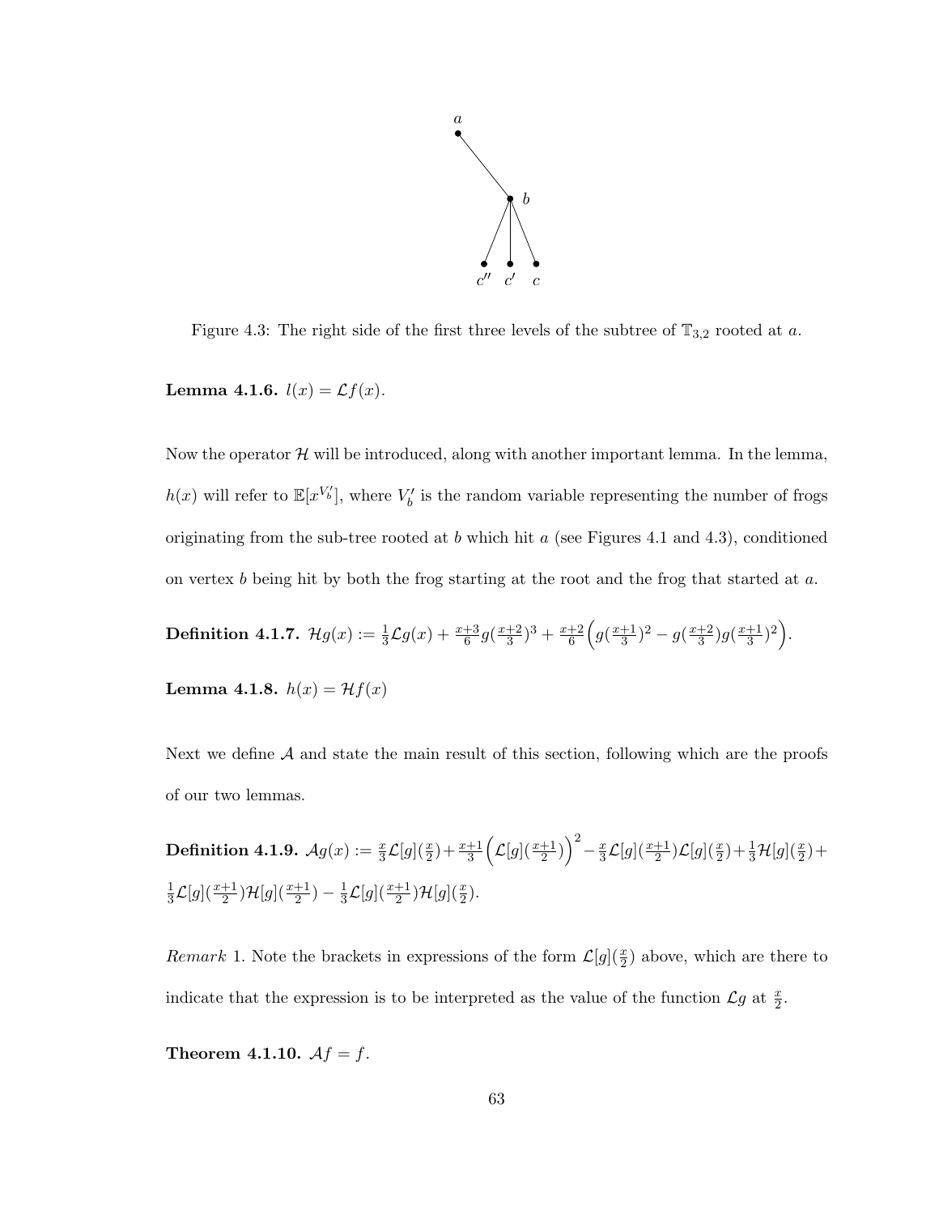Figure 4.3: The right side of the first three levels of the subtree of $\mathbb{T}_{3,2}$ rooted at $a$.

**Lemma 4.1.6.** $l(x) = \mathcal{L}f(x)$.

Now the operator $\mathcal{H}$ will be introduced, along with another important lemma. In the lemma, $h(x)$ will refer to $\mathbb{E}[x^{V_b'}]$, where $V_b'$ is the random variable representing the number of frogs originating from the sub-tree rooted at $b$ which hit $a$ (see Figures 4.1 and 4.3), conditioned on vertex $b$ being hit by both the frog starting at the root and the frog that started at $a$.

**Definition 4.1.7.** $\mathcal{H}g(x) := \frac{1}{3}\mathcal{L}g(x) + \frac{x+3}{6}g(\frac{x+2}{3})^3 + \frac{x+2}{6}\Big(g(\frac{x+1}{3})^2 - g(\frac{x+2}{3})g(\frac{x+1}{3})^2\Big)$.

**Lemma 4.1.8.** $h(x) = \mathcal{H}f(x)$

Next we define $\mathcal{A}$ and state the main result of this section, following which are the proofs of our two lemmas.

**Definition 4.1.9.** $\mathcal{A}g(x) := \frac{x}{3}\mathcal{L}[g](\frac{x}{2}) + \frac{x+1}{3}\Big(\mathcal{L}[g](\frac{x+1}{2})\Big)^2 - \frac{x}{3}\mathcal{L}[g](\frac{x+1}{2})\mathcal{L}[g](\frac{x}{2}) + \frac{1}{3}\mathcal{H}[g](\frac{x}{2}) + \frac{1}{3}\mathcal{L}[g](\frac{x+1}{2})\mathcal{H}[g](\frac{x+1}{2}) - \frac{1}{3}\mathcal{L}[g](\frac{x+1}{2})\mathcal{H}[g](\frac{x}{2})$.

*Remark* 1. Note the brackets in expressions of the form $\mathcal{L}[g](\frac{x}{2})$ above, which are there to indicate that the expression is to be interpreted as the value of the function $\mathcal{L}g$ at $\frac{x}{2}$.

**Theorem 4.1.10.** $\mathcal{A}f = f$.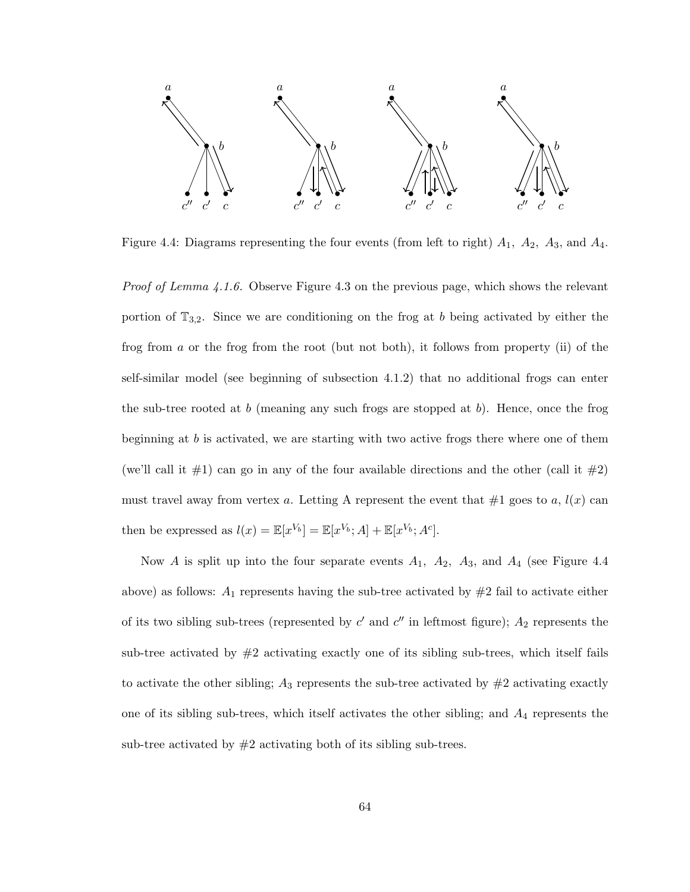Figure 4.4: Diagrams representing the four events (from left to right) $A_1,\ A_2,\ A_3$, and $A_4$.

*Proof of Lemma 4.1.6.* Observe Figure 4.3 on the previous page, which shows the relevant portion of $\mathbb{T}_{3,2}$. Since we are conditioning on the frog at $b$ being activated by either the frog from $a$ or the frog from the root (but not both), it follows from property (ii) of the self-similar model (see beginning of subsection 4.1.2) that no additional frogs can enter the sub-tree rooted at $b$ (meaning any such frogs are stopped at $b$). Hence, once the frog beginning at $b$ is activated, we are starting with two active frogs there where one of them (we'll call it #1) can go in any of the four available directions and the other (call it #2) must travel away from vertex $a$. Letting A represent the event that #1 goes to $a$, $l(x)$ can then be expressed as $l(x) = \mathbb{E}[x^{V_b}] = \mathbb{E}[x^{V_b}; A] + \mathbb{E}[x^{V_b}; A^c]$.

Now $A$ is split up into the four separate events $A_1,\ A_2,\ A_3$, and $A_4$ (see Figure 4.4 above) as follows: $A_1$ represents having the sub-tree activated by #2 fail to activate either of its two sibling sub-trees (represented by $c'$ and $c''$ in leftmost figure); $A_2$ represents the sub-tree activated by #2 activating exactly one of its sibling sub-trees, which itself fails to activate the other sibling; $A_3$ represents the sub-tree activated by #2 activating exactly one of its sibling sub-trees, which itself activates the other sibling; and $A_4$ represents the sub-tree activated by #2 activating both of its sibling sub-trees.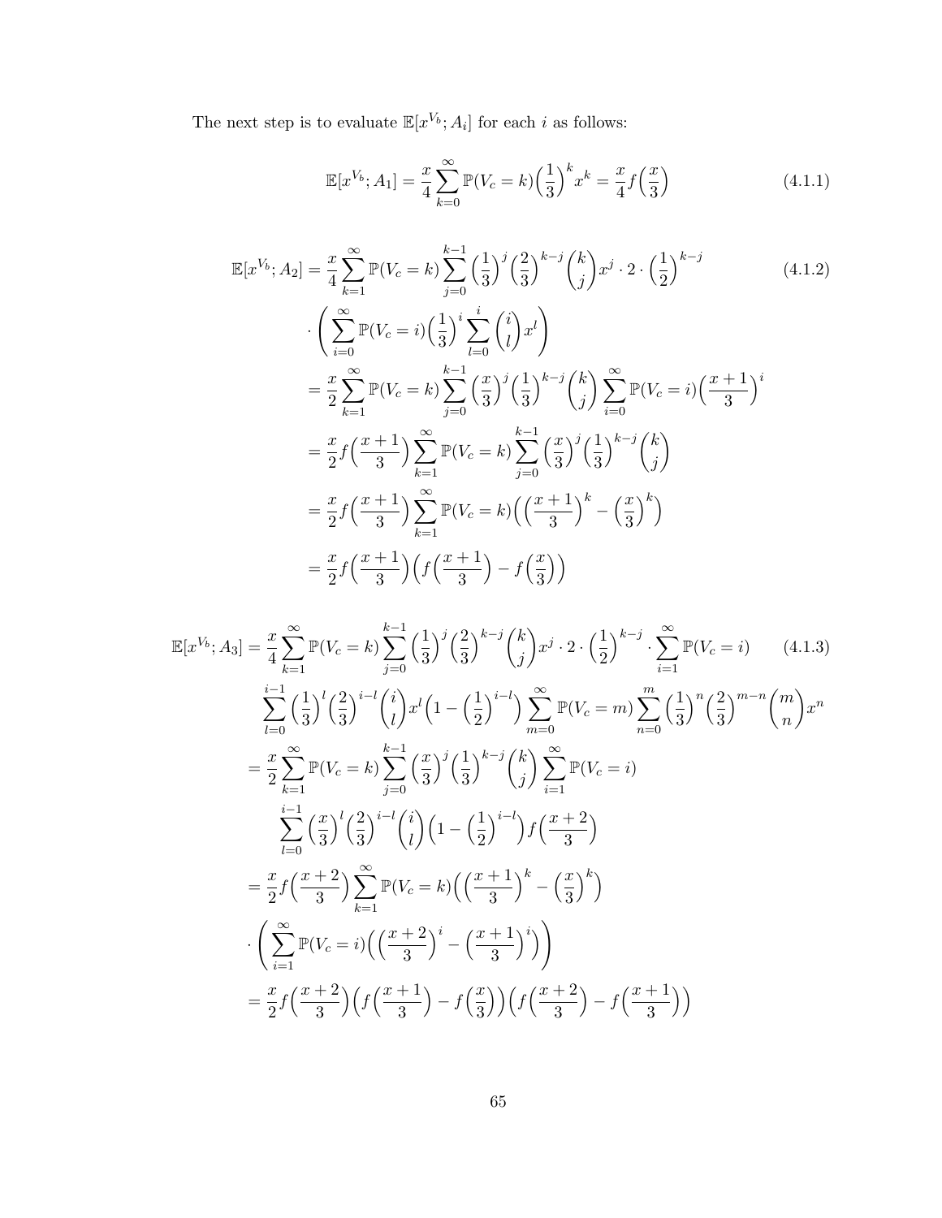The next step is to evaluate $\mathbb{E}[x^{V_b}; A_i]$ for each $i$ as follows:

$$\mathbb{E}[x^{V_b}; A_1] = \frac{x}{4}\sum_{k=0}^{\infty}\mathbb{P}(V_c = k)\Big(\frac{1}{3}\Big)^k x^k = \frac{x}{4}f\Big(\frac{x}{3}\Big) \tag{4.1.1}$$

$$\begin{aligned}
\mathbb{E}[x^{V_b}; A_2] &= \frac{x}{4}\sum_{k=1}^{\infty}\mathbb{P}(V_c = k)\sum_{j=0}^{k-1}\Big(\frac{1}{3}\Big)^j\Big(\frac{2}{3}\Big)^{k-j}\binom{k}{j}x^j \cdot 2\cdot\Big(\frac{1}{2}\Big)^{k-j} \\
&\cdot\Bigg(\sum_{i=0}^{\infty}\mathbb{P}(V_c = i)\Big(\frac{1}{3}\Big)^i\sum_{l=0}^{i}\binom{i}{l}x^l\Bigg) \\
&= \frac{x}{2}\sum_{k=1}^{\infty}\mathbb{P}(V_c = k)\sum_{j=0}^{k-1}\Big(\frac{x}{3}\Big)^j\Big(\frac{1}{3}\Big)^{k-j}\binom{k}{j}\sum_{i=0}^{\infty}\mathbb{P}(V_c = i)\Big(\frac{x+1}{3}\Big)^i \\
&= \frac{x}{2}f\Big(\frac{x+1}{3}\Big)\sum_{k=1}^{\infty}\mathbb{P}(V_c = k)\sum_{j=0}^{k-1}\Big(\frac{x}{3}\Big)^j\Big(\frac{1}{3}\Big)^{k-j}\binom{k}{j} \\
&= \frac{x}{2}f\Big(\frac{x+1}{3}\Big)\sum_{k=1}^{\infty}\mathbb{P}(V_c = k)\Big(\Big(\frac{x+1}{3}\Big)^k - \Big(\frac{x}{3}\Big)^k\Big) \\
&= \frac{x}{2}f\Big(\frac{x+1}{3}\Big)\Big(f\Big(\frac{x+1}{3}\Big) - f\Big(\frac{x}{3}\Big)\Big)
\end{aligned} \tag{4.1.2}$$

$$\begin{aligned}
\mathbb{E}[x^{V_b}; A_3] &= \frac{x}{4}\sum_{k=1}^{\infty}\mathbb{P}(V_c = k)\sum_{j=0}^{k-1}\Big(\frac{1}{3}\Big)^j\Big(\frac{2}{3}\Big)^{k-j}\binom{k}{j}x^j\cdot 2\cdot\Big(\frac{1}{2}\Big)^{k-j}\cdot\sum_{i=1}^{\infty}\mathbb{P}(V_c = i) \\
&\sum_{l=0}^{i-1}\Big(\frac{1}{3}\Big)^l\Big(\frac{2}{3}\Big)^{i-l}\binom{i}{l}x^l\Big(1-\Big(\frac{1}{2}\Big)^{i-l}\Big)\sum_{m=0}^{\infty}\mathbb{P}(V_c = m)\sum_{n=0}^{m}\Big(\frac{1}{3}\Big)^n\Big(\frac{2}{3}\Big)^{m-n}\binom{m}{n}x^n \\
&= \frac{x}{2}\sum_{k=1}^{\infty}\mathbb{P}(V_c = k)\sum_{j=0}^{k-1}\Big(\frac{x}{3}\Big)^j\Big(\frac{1}{3}\Big)^{k-j}\binom{k}{j}\sum_{i=1}^{\infty}\mathbb{P}(V_c = i) \\
&\sum_{l=0}^{i-1}\Big(\frac{x}{3}\Big)^l\Big(\frac{2}{3}\Big)^{i-l}\binom{i}{l}\Big(1-\Big(\frac{1}{2}\Big)^{i-l}\Big)f\Big(\frac{x+2}{3}\Big) \\
&= \frac{x}{2}f\Big(\frac{x+2}{3}\Big)\sum_{k=1}^{\infty}\mathbb{P}(V_c = k)\Big(\Big(\frac{x+1}{3}\Big)^k - \Big(\frac{x}{3}\Big)^k\Big) \\
&\cdot\Bigg(\sum_{i=1}^{\infty}\mathbb{P}(V_c = i)\Big(\Big(\frac{x+2}{3}\Big)^i - \Big(\frac{x+1}{3}\Big)^i\Big)\Bigg) \\
&= \frac{x}{2}f\Big(\frac{x+2}{3}\Big)\Big(f\Big(\frac{x+1}{3}\Big) - f\Big(\frac{x}{3}\Big)\Big)\Big(f\Big(\frac{x+2}{3}\Big) - f\Big(\frac{x+1}{3}\Big)\Big)
\end{aligned} \tag{4.1.3}$$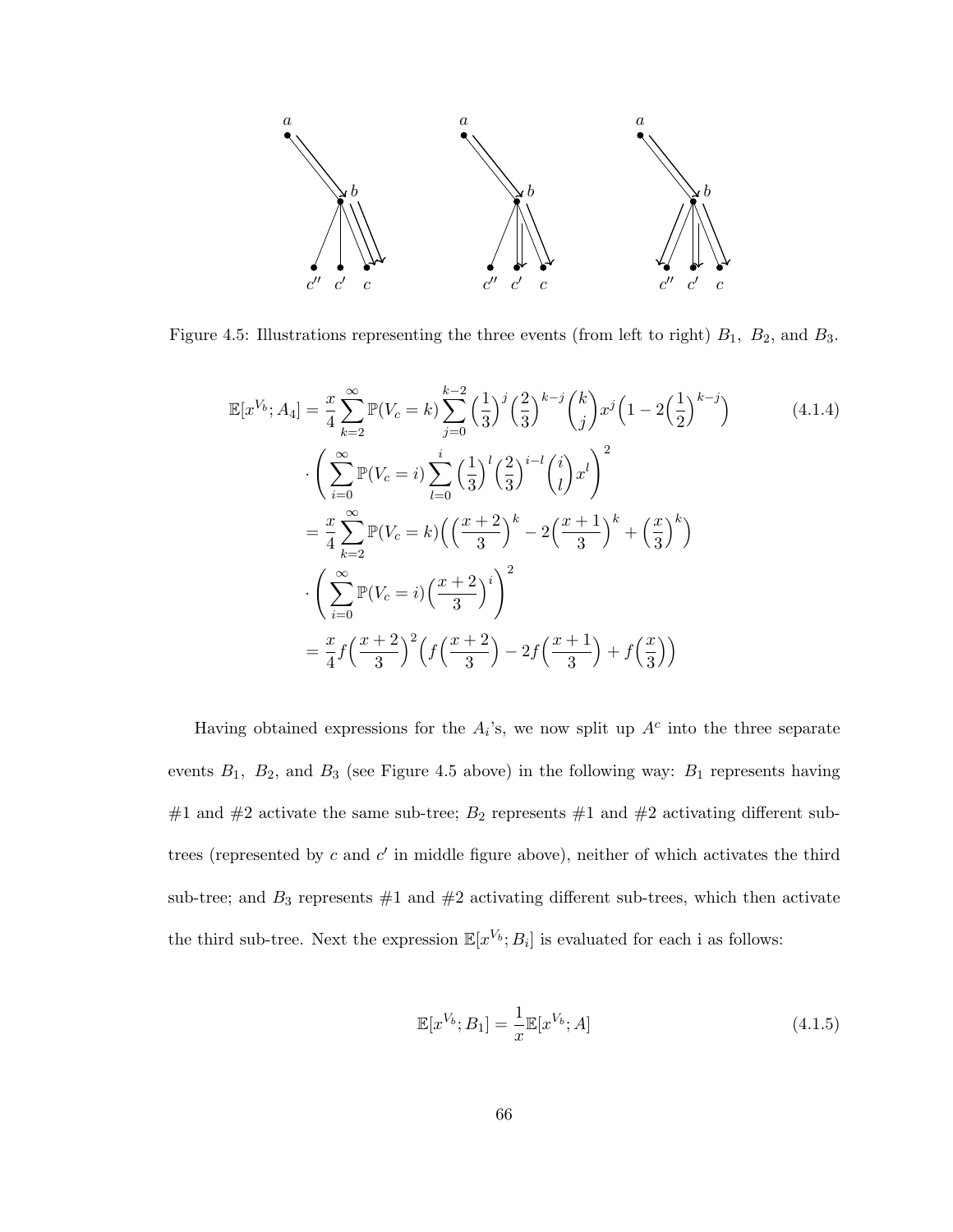Figure 4.5: Illustrations representing the three events (from left to right) $B_1$, $B_2$, and $B_3$.

$$
\begin{aligned}
\mathbb{E}[x^{V_b}; A_4] &= \frac{x}{4}\sum_{k=2}^{\infty}\mathbb{P}(V_c = k)\sum_{j=0}^{k-2}\Big(\frac{1}{3}\Big)^j\Big(\frac{2}{3}\Big)^{k-j}\binom{k}{j}x^j\Big(1-2\Big(\frac{1}{2}\Big)^{k-j}\Big) \\
&\cdot\left(\sum_{i=0}^{\infty}\mathbb{P}(V_c = i)\sum_{l=0}^{i}\Big(\frac{1}{3}\Big)^l\Big(\frac{2}{3}\Big)^{i-l}\binom{i}{l}x^l\right)^2 \\
&= \frac{x}{4}\sum_{k=2}^{\infty}\mathbb{P}(V_c = k)\Big(\Big(\frac{x+2}{3}\Big)^k - 2\Big(\frac{x+1}{3}\Big)^k + \Big(\frac{x}{3}\Big)^k\Big) \\
&\cdot\left(\sum_{i=0}^{\infty}\mathbb{P}(V_c = i)\Big(\frac{x+2}{3}\Big)^i\right)^2 \\
&= \frac{x}{4}f\Big(\frac{x+2}{3}\Big)^2\Big(f\Big(\frac{x+2}{3}\Big) - 2f\Big(\frac{x+1}{3}\Big) + f\Big(\frac{x}{3}\Big)\Big)
\end{aligned}
\tag{4.1.4}
$$

Having obtained expressions for the $A_i$'s, we now split up $A^c$ into the three separate events $B_1$, $B_2$, and $B_3$ (see Figure 4.5 above) in the following way: $B_1$ represents having #1 and #2 activate the same sub-tree; $B_2$ represents #1 and #2 activating different sub-trees (represented by $c$ and $c'$ in middle figure above), neither of which activates the third sub-tree; and $B_3$ represents #1 and #2 activating different sub-trees, which then activate the third sub-tree. Next the expression $\mathbb{E}[x^{V_b}; B_i]$ is evaluated for each i as follows:

$$
\mathbb{E}[x^{V_b}; B_1] = \frac{1}{x}\mathbb{E}[x^{V_b}; A] \tag{4.1.5}
$$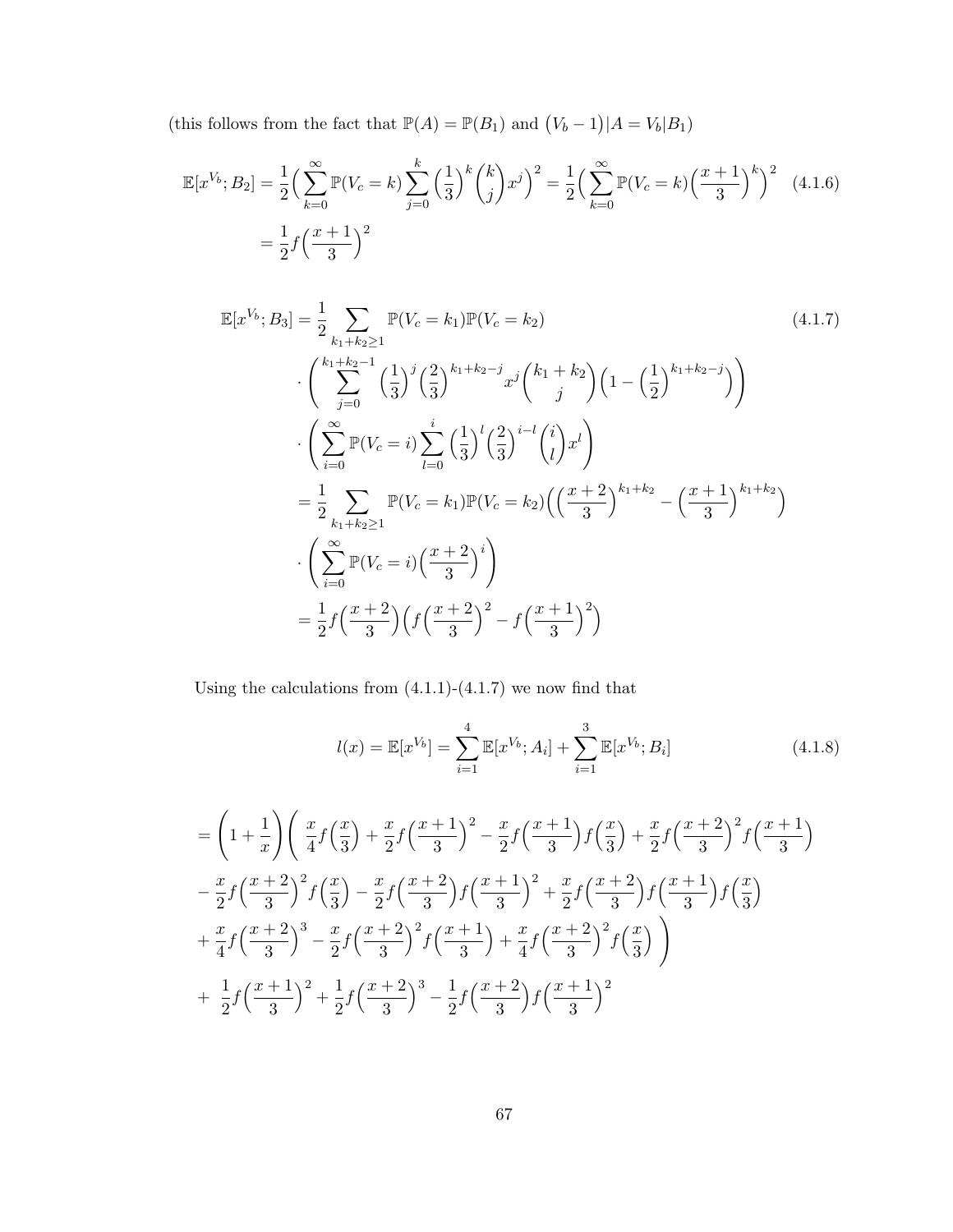(this follows from the fact that $\mathbb{P}(A) = \mathbb{P}(B_1)$ and $\big(V_b - 1\big)|A = V_b|B_1$)

$$\mathbb{E}[x^{V_b}; B_2] = \frac{1}{2}\Big(\sum_{k=0}^{\infty} \mathbb{P}(V_c = k) \sum_{j=0}^{k} \Big(\frac{1}{3}\Big)^k \binom{k}{j} x^j\Big)^2 = \frac{1}{2}\Big(\sum_{k=0}^{\infty} \mathbb{P}(V_c = k)\Big(\frac{x+1}{3}\Big)^k\Big)^2 \tag{4.1.6}$$

$$= \frac{1}{2} f\Big(\frac{x+1}{3}\Big)^2$$

$$\begin{aligned}
\mathbb{E}[x^{V_b}; B_3] &= \frac{1}{2} \sum_{k_1+k_2 \geq 1} \mathbb{P}(V_c = k_1)\mathbb{P}(V_c = k_2) \\
&\cdot \left( \sum_{j=0}^{k_1+k_2-1} \Big(\frac{1}{3}\Big)^j \Big(\frac{2}{3}\Big)^{k_1+k_2-j} x^j \binom{k_1+k_2}{j} \Big(1 - \Big(\frac{1}{2}\Big)^{k_1+k_2-j}\Big) \right) \\
&\cdot \left( \sum_{i=0}^{\infty} \mathbb{P}(V_c = i) \sum_{l=0}^{i} \Big(\frac{1}{3}\Big)^l \Big(\frac{2}{3}\Big)^{i-l} \binom{i}{l} x^l \right) \\
&= \frac{1}{2} \sum_{k_1+k_2 \geq 1} \mathbb{P}(V_c = k_1)\mathbb{P}(V_c = k_2) \Big( \Big(\frac{x+2}{3}\Big)^{k_1+k_2} - \Big(\frac{x+1}{3}\Big)^{k_1+k_2} \Big) \\
&\cdot \left( \sum_{i=0}^{\infty} \mathbb{P}(V_c = i) \Big(\frac{x+2}{3}\Big)^i \right) \\
&= \frac{1}{2} f\Big(\frac{x+2}{3}\Big) \Big( f\Big(\frac{x+2}{3}\Big)^2 - f\Big(\frac{x+1}{3}\Big)^2 \Big)
\end{aligned} \tag{4.1.7}$$

Using the calculations from (4.1.1)-(4.1.7) we now find that

$$l(x) = \mathbb{E}[x^{V_b}] = \sum_{i=1}^{4} \mathbb{E}[x^{V_b}; A_i] + \sum_{i=1}^{3} \mathbb{E}[x^{V_b}; B_i] \tag{4.1.8}$$

$$\begin{aligned}
&= \left(1 + \frac{1}{x}\right) \left( \frac{x}{4} f\Big(\frac{x}{3}\Big) + \frac{x}{2} f\Big(\frac{x+1}{3}\Big)^2 - \frac{x}{2} f\Big(\frac{x+1}{3}\Big) f\Big(\frac{x}{3}\Big) + \frac{x}{2} f\Big(\frac{x+2}{3}\Big)^2 f\Big(\frac{x+1}{3}\Big) \right. \\
&- \frac{x}{2} f\Big(\frac{x+2}{3}\Big)^2 f\Big(\frac{x}{3}\Big) - \frac{x}{2} f\Big(\frac{x+2}{3}\Big) f\Big(\frac{x+1}{3}\Big)^2 + \frac{x}{2} f\Big(\frac{x+2}{3}\Big) f\Big(\frac{x+1}{3}\Big) f\Big(\frac{x}{3}\Big) \\
&\left. + \frac{x}{4} f\Big(\frac{x+2}{3}\Big)^3 - \frac{x}{2} f\Big(\frac{x+2}{3}\Big)^2 f\Big(\frac{x+1}{3}\Big) + \frac{x}{4} f\Big(\frac{x+2}{3}\Big)^2 f\Big(\frac{x}{3}\Big) \right) \\
&+ \frac{1}{2} f\Big(\frac{x+1}{3}\Big)^2 + \frac{1}{2} f\Big(\frac{x+2}{3}\Big)^3 - \frac{1}{2} f\Big(\frac{x+2}{3}\Big) f\Big(\frac{x+1}{3}\Big)^2
\end{aligned}$$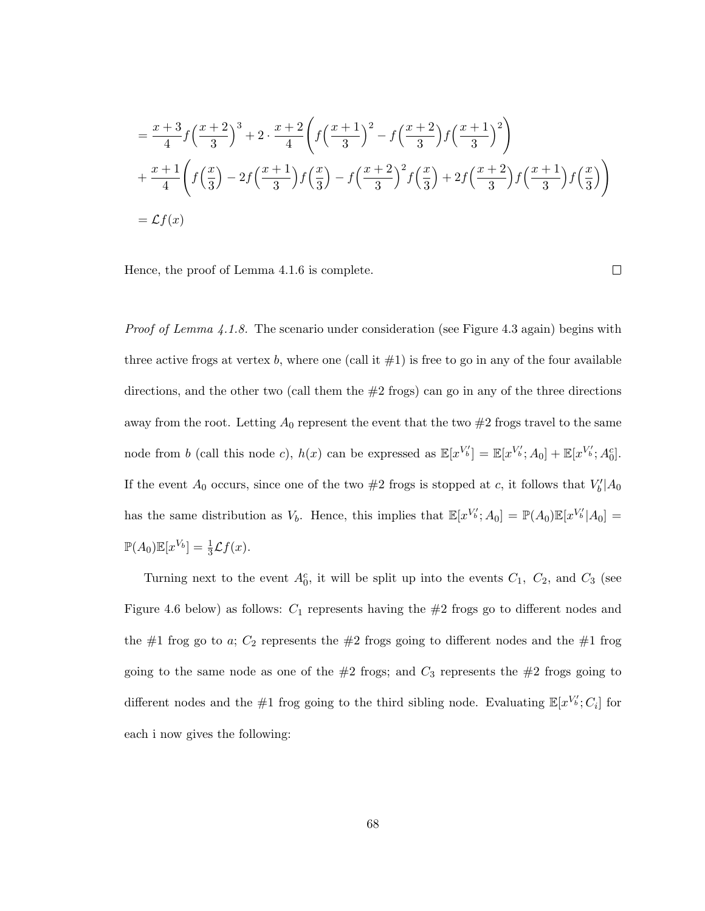$$
\begin{aligned}
&= \frac{x+3}{4} f\Big(\frac{x+2}{3}\Big)^3 + 2 \cdot \frac{x+2}{4} \left( f\Big(\frac{x+1}{3}\Big)^2 - f\Big(\frac{x+2}{3}\Big) f\Big(\frac{x+1}{3}\Big)^2 \right) \\
&+ \frac{x+1}{4} \left( f\Big(\frac{x}{3}\Big) - 2f\Big(\frac{x+1}{3}\Big) f\Big(\frac{x}{3}\Big) - f\Big(\frac{x+2}{3}\Big)^2 f\Big(\frac{x}{3}\Big) + 2f\Big(\frac{x+2}{3}\Big) f\Big(\frac{x+1}{3}\Big) f\Big(\frac{x}{3}\Big) \right) \\
&= \mathcal{L}f(x)
\end{aligned}
$$

Hence, the proof of Lemma 4.1.6 is complete. ☐

*Proof of Lemma 4.1.8.* The scenario under consideration (see Figure 4.3 again) begins with three active frogs at vertex $b$, where one (call it #1) is free to go in any of the four available directions, and the other two (call them the #2 frogs) can go in any of the three directions away from the root. Letting $A_0$ represent the event that the two #2 frogs travel to the same node from $b$ (call this node $c$), $h(x)$ can be expressed as $\mathbb{E}[x^{V_b'}] = \mathbb{E}[x^{V_b'}; A_0] + \mathbb{E}[x^{V_b'}; A_0^c]$. If the event $A_0$ occurs, since one of the two #2 frogs is stopped at $c$, it follows that $V_b'|A_0$ has the same distribution as $V_b$. Hence, this implies that $\mathbb{E}[x^{V_b'}; A_0] = \mathbb{P}(A_0)\mathbb{E}[x^{V_b'}|A_0] = \mathbb{P}(A_0)\mathbb{E}[x^{V_b}] = \frac{1}{3}\mathcal{L}f(x)$.

Turning next to the event $A_0^c$, it will be split up into the events $C_1$, $C_2$, and $C_3$ (see Figure 4.6 below) as follows: $C_1$ represents having the #2 frogs go to different nodes and the #1 frog go to $a$; $C_2$ represents the #2 frogs going to different nodes and the #1 frog going to the same node as one of the #2 frogs; and $C_3$ represents the #2 frogs going to different nodes and the #1 frog going to the third sibling node. Evaluating $\mathbb{E}[x^{V_b'}; C_i]$ for each i now gives the following: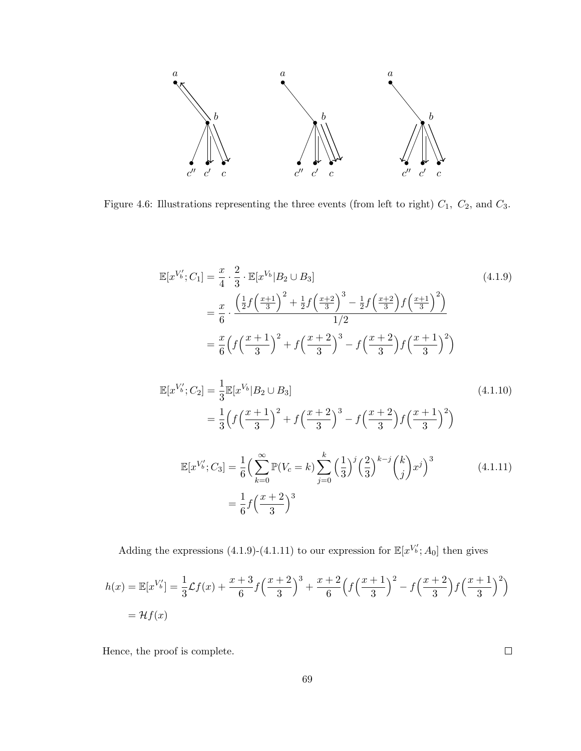Figure 4.6: Illustrations representing the three events (from left to right) $C_1$, $C_2$, and $C_3$.

$$
\begin{aligned}
\mathbb{E}[x^{V_b'}; C_1] &= \frac{x}{4} \cdot \frac{2}{3} \cdot \mathbb{E}[x^{V_b} | B_2 \cup B_3] \qquad (4.1.9)\\
&= \frac{x}{6} \cdot \frac{\left(\frac{1}{2} f\left(\frac{x+1}{3}\right)^2 + \frac{1}{2} f\left(\frac{x+2}{3}\right)^3 - \frac{1}{2} f\left(\frac{x+2}{3}\right) f\left(\frac{x+1}{3}\right)^2\right)}{1/2}\\
&= \frac{x}{6}\Big(f\Big(\frac{x+1}{3}\Big)^2 + f\Big(\frac{x+2}{3}\Big)^3 - f\Big(\frac{x+2}{3}\Big) f\Big(\frac{x+1}{3}\Big)^2\Big)
\end{aligned}
$$

$$
\begin{aligned}
\mathbb{E}[x^{V_b'}; C_2] &= \frac{1}{3} \mathbb{E}[x^{V_b} | B_2 \cup B_3] \qquad (4.1.10)\\
&= \frac{1}{3}\Big(f\Big(\frac{x+1}{3}\Big)^2 + f\Big(\frac{x+2}{3}\Big)^3 - f\Big(\frac{x+2}{3}\Big) f\Big(\frac{x+1}{3}\Big)^2\Big)
\end{aligned}
$$

$$
\begin{aligned}
\mathbb{E}[x^{V_b'}; C_3] &= \frac{1}{6}\Big(\sum_{k=0}^{\infty} \mathbb{P}(V_c = k) \sum_{j=0}^{k} \Big(\frac{1}{3}\Big)^j \Big(\frac{2}{3}\Big)^{k-j} \binom{k}{j} x^j\Big)^3 \qquad (4.1.11)\\
&= \frac{1}{6} f\Big(\frac{x+2}{3}\Big)^3
\end{aligned}
$$

Adding the expressions (4.1.9)-(4.1.11) to our expression for $\mathbb{E}[x^{V_b'}; A_0]$ then gives

$$
\begin{aligned}
h(x) = \mathbb{E}[x^{V_b'}] &= \frac{1}{3}\mathcal{L}f(x) + \frac{x+3}{6} f\Big(\frac{x+2}{3}\Big)^3 + \frac{x+2}{6}\Big(f\Big(\frac{x+1}{3}\Big)^2 - f\Big(\frac{x+2}{3}\Big) f\Big(\frac{x+1}{3}\Big)^2\Big)\\
&= \mathcal{H}f(x)
\end{aligned}
$$

Hence, the proof is complete. □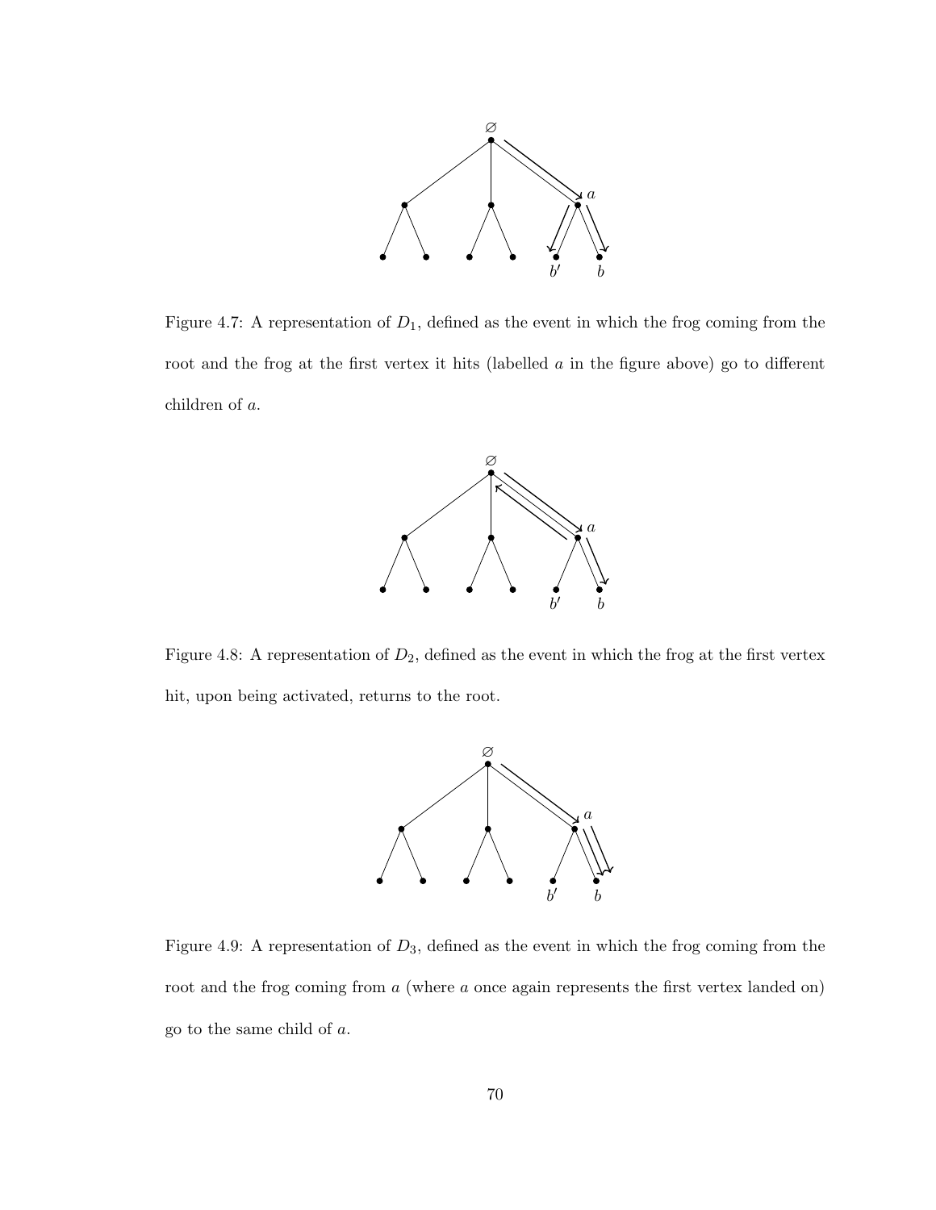Figure 4.7: A representation of $D_1$, defined as the event in which the frog coming from the root and the frog at the first vertex it hits (labelled $a$ in the figure above) go to different children of $a$.

Figure 4.8: A representation of $D_2$, defined as the event in which the frog at the first vertex hit, upon being activated, returns to the root.

Figure 4.9: A representation of $D_3$, defined as the event in which the frog coming from the root and the frog coming from $a$ (where $a$ once again represents the first vertex landed on) go to the same child of $a$.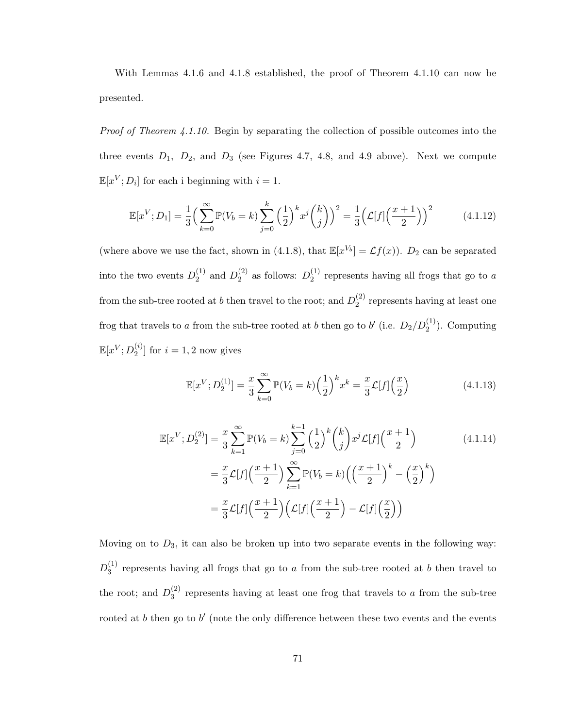With Lemmas 4.1.6 and 4.1.8 established, the proof of Theorem 4.1.10 can now be presented.

*Proof of Theorem 4.1.10.* Begin by separating the collection of possible outcomes into the three events $D_1$, $D_2$, and $D_3$ (see Figures 4.7, 4.8, and 4.9 above). Next we compute $\mathbb{E}[x^V; D_i]$ for each i beginning with $i = 1$.

$$\mathbb{E}[x^V; D_1] = \frac{1}{3}\Big(\sum_{k=0}^{\infty} \mathbb{P}(V_b = k) \sum_{j=0}^{k} \Big(\frac{1}{2}\Big)^k x^j \binom{k}{j}\Big)^2 = \frac{1}{3}\Big(\mathcal{L}[f]\Big(\frac{x+1}{2}\Big)\Big)^2 \tag{4.1.12}$$

(where above we use the fact, shown in (4.1.8), that $\mathbb{E}[x^{V_b}] = \mathcal{L}f(x)$). $D_2$ can be separated into the two events $D_2^{(1)}$ and $D_2^{(2)}$ as follows: $D_2^{(1)}$ represents having all frogs that go to $a$ from the sub-tree rooted at $b$ then travel to the root; and $D_2^{(2)}$ represents having at least one frog that travels to $a$ from the sub-tree rooted at $b$ then go to $b'$ (i.e. $D_2/D_2^{(1)}$). Computing $\mathbb{E}[x^V; D_2^{(i)}]$ for $i = 1, 2$ now gives

$$\mathbb{E}[x^V; D_2^{(1)}] = \frac{x}{3} \sum_{k=0}^{\infty} \mathbb{P}(V_b = k) \Big(\frac{1}{2}\Big)^k x^k = \frac{x}{3}\mathcal{L}[f]\Big(\frac{x}{2}\Big) \tag{4.1.13}$$

$$\begin{aligned}
\mathbb{E}[x^V; D_2^{(2)}] &= \frac{x}{3} \sum_{k=1}^{\infty} \mathbb{P}(V_b = k) \sum_{j=0}^{k-1} \Big(\frac{1}{2}\Big)^k \binom{k}{j} x^j \mathcal{L}[f]\Big(\frac{x+1}{2}\Big) \\
&= \frac{x}{3}\mathcal{L}[f]\Big(\frac{x+1}{2}\Big) \sum_{k=1}^{\infty} \mathbb{P}(V_b = k)\Big(\Big(\frac{x+1}{2}\Big)^k - \Big(\frac{x}{2}\Big)^k\Big) \\
&= \frac{x}{3}\mathcal{L}[f]\Big(\frac{x+1}{2}\Big)\Big(\mathcal{L}[f]\Big(\frac{x+1}{2}\Big) - \mathcal{L}[f]\Big(\frac{x}{2}\Big)\Big)
\end{aligned} \tag{4.1.14}$$

Moving on to $D_3$, it can also be broken up into two separate events in the following way: $D_3^{(1)}$ represents having all frogs that go to $a$ from the sub-tree rooted at $b$ then travel to the root; and $D_3^{(2)}$ represents having at least one frog that travels to $a$ from the sub-tree rooted at $b$ then go to $b'$ (note the only difference between these two events and the events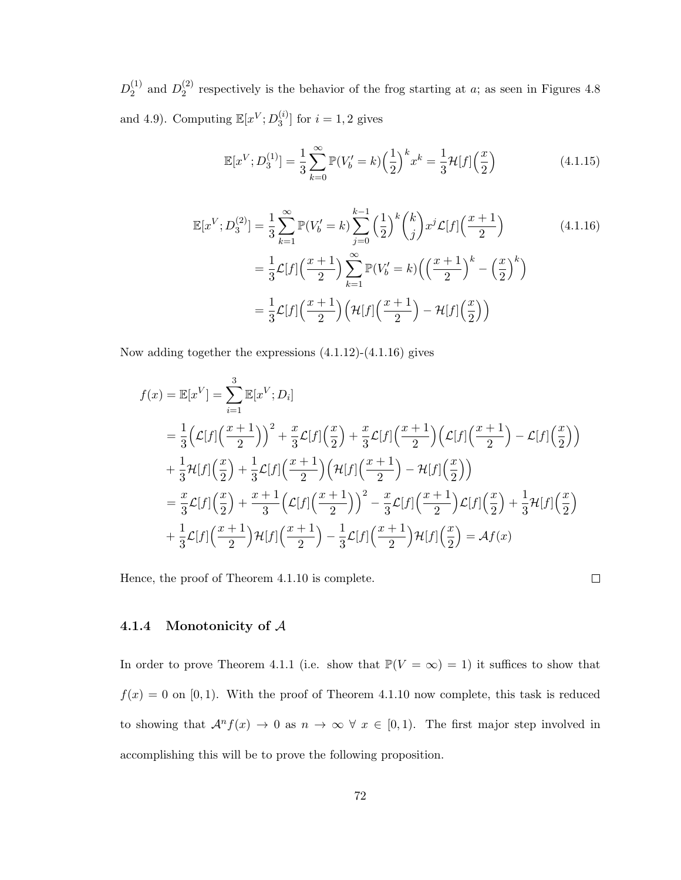$D_2^{(1)}$ and $D_2^{(2)}$ respectively is the behavior of the frog starting at $a$; as seen in Figures 4.8 and 4.9). Computing $\mathbb{E}[x^V; D_3^{(i)}]$ for $i = 1, 2$ gives

$$\mathbb{E}[x^V; D_3^{(1)}] = \frac{1}{3}\sum_{k=0}^{\infty} \mathbb{P}(V_b' = k)\Big(\frac{1}{2}\Big)^k x^k = \frac{1}{3}\mathcal{H}[f]\Big(\frac{x}{2}\Big) \tag{4.1.15}$$

$$\begin{aligned}
\mathbb{E}[x^V; D_3^{(2)}] &= \frac{1}{3}\sum_{k=1}^{\infty} \mathbb{P}(V_b' = k)\sum_{j=0}^{k-1}\Big(\frac{1}{2}\Big)^k \binom{k}{j} x^j \mathcal{L}[f]\Big(\frac{x+1}{2}\Big) \\
&= \frac{1}{3}\mathcal{L}[f]\Big(\frac{x+1}{2}\Big)\sum_{k=1}^{\infty}\mathbb{P}(V_b' = k)\Big(\Big(\frac{x+1}{2}\Big)^k - \Big(\frac{x}{2}\Big)^k\Big) \\
&= \frac{1}{3}\mathcal{L}[f]\Big(\frac{x+1}{2}\Big)\Big(\mathcal{H}[f]\Big(\frac{x+1}{2}\Big) - \mathcal{H}[f]\Big(\frac{x}{2}\Big)\Big)
\end{aligned} \tag{4.1.16}$$

Now adding together the expressions (4.1.12)-(4.1.16) gives

$$\begin{aligned}
f(x) &= \mathbb{E}[x^V] = \sum_{i=1}^{3}\mathbb{E}[x^V; D_i] \\
&= \frac{1}{3}\Big(\mathcal{L}[f]\Big(\frac{x+1}{2}\Big)\Big)^2 + \frac{x}{3}\mathcal{L}[f]\Big(\frac{x}{2}\Big) + \frac{x}{3}\mathcal{L}[f]\Big(\frac{x+1}{2}\Big)\Big(\mathcal{L}[f]\Big(\frac{x+1}{2}\Big) - \mathcal{L}[f]\Big(\frac{x}{2}\Big)\Big) \\
&+ \frac{1}{3}\mathcal{H}[f]\Big(\frac{x}{2}\Big) + \frac{1}{3}\mathcal{L}[f]\Big(\frac{x+1}{2}\Big)\Big(\mathcal{H}[f]\Big(\frac{x+1}{2}\Big) - \mathcal{H}[f]\Big(\frac{x}{2}\Big)\Big) \\
&= \frac{x}{3}\mathcal{L}[f]\Big(\frac{x}{2}\Big) + \frac{x+1}{3}\Big(\mathcal{L}[f]\Big(\frac{x+1}{2}\Big)\Big)^2 - \frac{x}{3}\mathcal{L}[f]\Big(\frac{x+1}{2}\Big)\mathcal{L}[f]\Big(\frac{x}{2}\Big) + \frac{1}{3}\mathcal{H}[f]\Big(\frac{x}{2}\Big) \\
&+ \frac{1}{3}\mathcal{L}[f]\Big(\frac{x+1}{2}\Big)\mathcal{H}[f]\Big(\frac{x+1}{2}\Big) - \frac{1}{3}\mathcal{L}[f]\Big(\frac{x+1}{2}\Big)\mathcal{H}[f]\Big(\frac{x}{2}\Big) = \mathcal{A}f(x)
\end{aligned}$$

Hence, the proof of Theorem 4.1.10 is complete. □

### 4.1.4 Monotonicity of $\mathcal{A}$

In order to prove Theorem 4.1.1 (i.e. show that $\mathbb{P}(V = \infty) = 1$) it suffices to show that $f(x) = 0$ on $[0, 1)$. With the proof of Theorem 4.1.10 now complete, this task is reduced to showing that $\mathcal{A}^n f(x) \to 0$ as $n \to \infty$ $\forall$ $x \in [0, 1)$. The first major step involved in accomplishing this will be to prove the following proposition.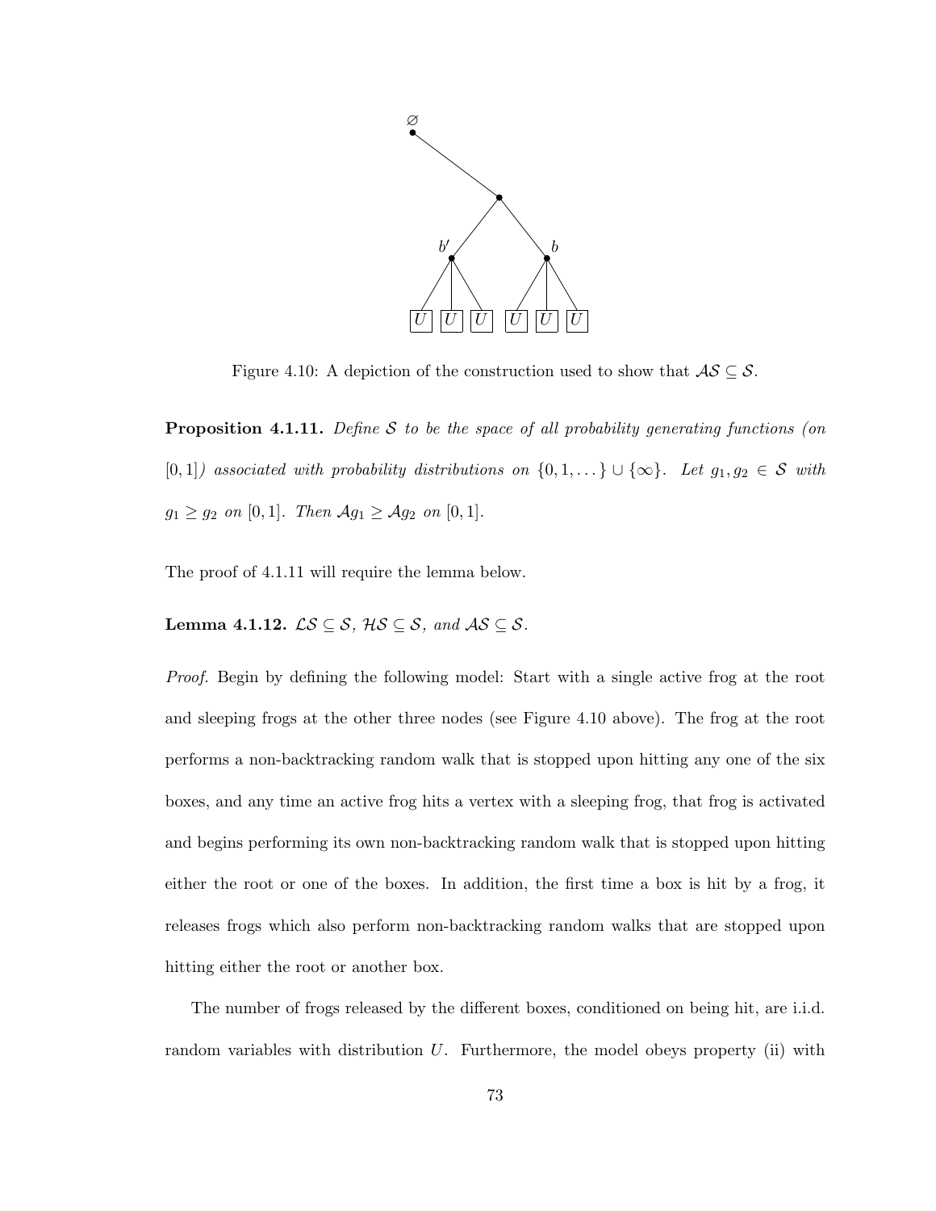Figure 4.10: A depiction of the construction used to show that $\mathcal{AS} \subseteq \mathcal{S}$.

**Proposition 4.1.11.** *Define $\mathcal{S}$ to be the space of all probability generating functions (on $[0,1]$) associated with probability distributions on $\{0, 1, \dots\} \cup \{\infty\}$. Let $g_1, g_2 \in \mathcal{S}$ with $g_1 \geq g_2$ on $[0,1]$. Then $\mathcal{A}g_1 \geq \mathcal{A}g_2$ on $[0,1]$.*

The proof of 4.1.11 will require the lemma below.

**Lemma 4.1.12.** *$\mathcal{LS} \subseteq \mathcal{S}$, $\mathcal{HS} \subseteq \mathcal{S}$, and $\mathcal{AS} \subseteq \mathcal{S}$.*

*Proof.* Begin by defining the following model: Start with a single active frog at the root and sleeping frogs at the other three nodes (see Figure 4.10 above). The frog at the root performs a non-backtracking random walk that is stopped upon hitting any one of the six boxes, and any time an active frog hits a vertex with a sleeping frog, that frog is activated and begins performing its own non-backtracking random walk that is stopped upon hitting either the root or one of the boxes. In addition, the first time a box is hit by a frog, it releases frogs which also perform non-backtracking random walks that are stopped upon hitting either the root or another box.

The number of frogs released by the different boxes, conditioned on being hit, are i.i.d. random variables with distribution $U$. Furthermore, the model obeys property (ii) with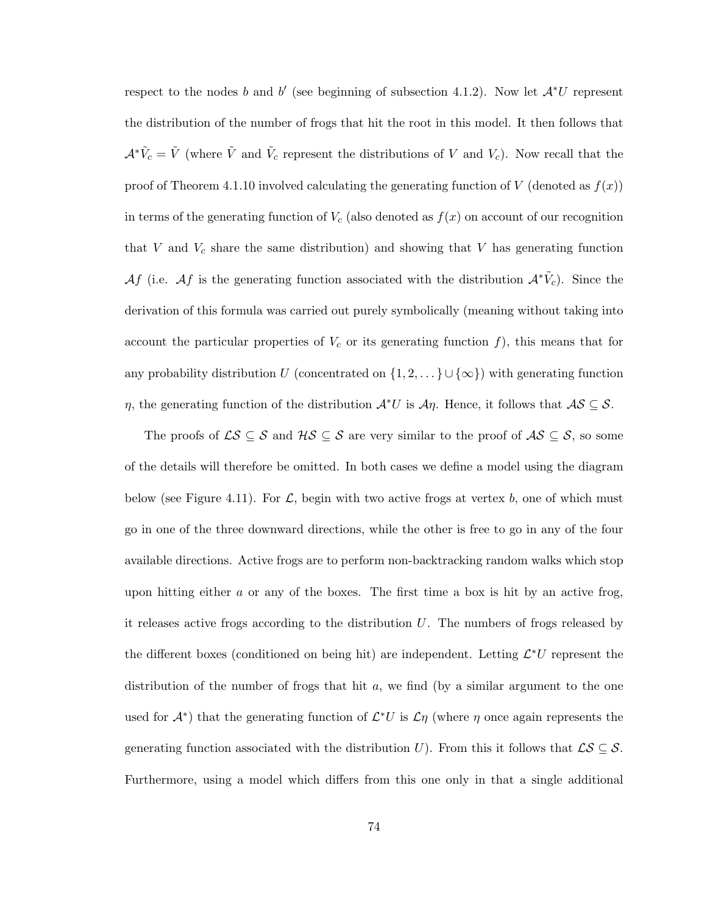respect to the nodes $b$ and $b'$ (see beginning of subsection 4.1.2). Now let $\mathcal{A}^*U$ represent the distribution of the number of frogs that hit the root in this model. It then follows that $\mathcal{A}^*\tilde{V}_c = \tilde{V}$ (where $\tilde{V}$ and $\tilde{V}_c$ represent the distributions of $V$ and $V_c$). Now recall that the proof of Theorem 4.1.10 involved calculating the generating function of $V$ (denoted as $f(x)$) in terms of the generating function of $V_c$ (also denoted as $f(x)$ on account of our recognition that $V$ and $V_c$ share the same distribution) and showing that $V$ has generating function $\mathcal{A}f$ (i.e. $\mathcal{A}f$ is the generating function associated with the distribution $\mathcal{A}^*\tilde{V}_c$). Since the derivation of this formula was carried out purely symbolically (meaning without taking into account the particular properties of $V_c$ or its generating function $f$), this means that for any probability distribution $U$ (concentrated on $\{1, 2, \dots\} \cup \{\infty\}$) with generating function $\eta$, the generating function of the distribution $\mathcal{A}^*U$ is $\mathcal{A}\eta$. Hence, it follows that $\mathcal{AS} \subseteq \mathcal{S}$.

The proofs of $\mathcal{LS} \subseteq \mathcal{S}$ and $\mathcal{HS} \subseteq \mathcal{S}$ are very similar to the proof of $\mathcal{AS} \subseteq \mathcal{S}$, so some of the details will therefore be omitted. In both cases we define a model using the diagram below (see Figure 4.11). For $\mathcal{L}$, begin with two active frogs at vertex $b$, one of which must go in one of the three downward directions, while the other is free to go in any of the four available directions. Active frogs are to perform non-backtracking random walks which stop upon hitting either $a$ or any of the boxes. The first time a box is hit by an active frog, it releases active frogs according to the distribution $U$. The numbers of frogs released by the different boxes (conditioned on being hit) are independent. Letting $\mathcal{L}^*U$ represent the distribution of the number of frogs that hit $a$, we find (by a similar argument to the one used for $\mathcal{A}^*$) that the generating function of $\mathcal{L}^*U$ is $\mathcal{L}\eta$ (where $\eta$ once again represents the generating function associated with the distribution $U$). From this it follows that $\mathcal{LS} \subseteq \mathcal{S}$. Furthermore, using a model which differs from this one only in that a single additional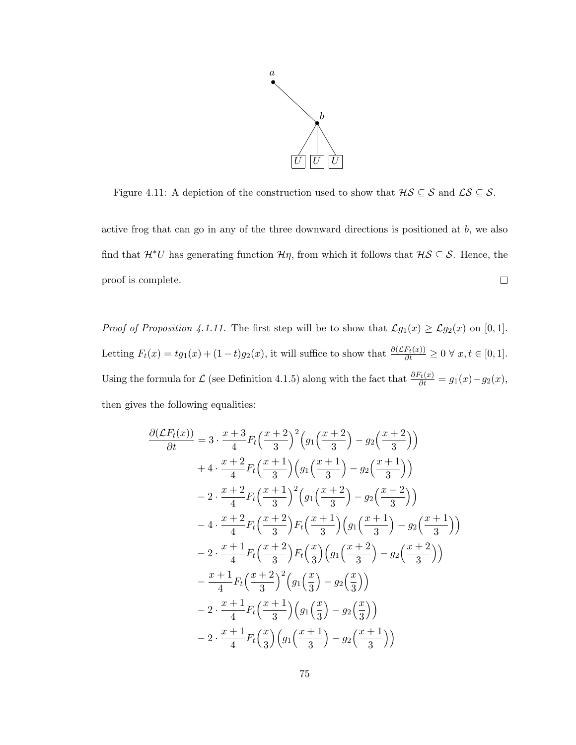Figure 4.11: A depiction of the construction used to show that $\mathcal{HS} \subseteq \mathcal{S}$ and $\mathcal{LS} \subseteq \mathcal{S}$.

active frog that can go in any of the three downward directions is positioned at $b$, we also find that $\mathcal{H}^*U$ has generating function $\mathcal{H}\eta$, from which it follows that $\mathcal{HS} \subseteq \mathcal{S}$. Hence, the proof is complete. $\square$

*Proof of Proposition 4.1.11.* The first step will be to show that $\mathcal{L}g_1(x) \geq \mathcal{L}g_2(x)$ on $[0,1]$. Letting $F_t(x) = tg_1(x) + (1-t)g_2(x)$, it will suffice to show that $\frac{\partial(\mathcal{L}F_t(x))}{\partial t} \geq 0 \;\forall\; x, t \in [0,1]$. Using the formula for $\mathcal{L}$ (see Definition 4.1.5) along with the fact that $\frac{\partial F_t(x)}{\partial t} = g_1(x) - g_2(x)$, then gives the following equalities:

$$
\begin{aligned}
\frac{\partial(\mathcal{L}F_t(x))}{\partial t} &= 3 \cdot \frac{x+3}{4} F_t\Big(\frac{x+2}{3}\Big)^2 \Big(g_1\Big(\frac{x+2}{3}\Big) - g_2\Big(\frac{x+2}{3}\Big)\Big) \\
&+ 4 \cdot \frac{x+2}{4} F_t\Big(\frac{x+1}{3}\Big)\Big(g_1\Big(\frac{x+1}{3}\Big) - g_2\Big(\frac{x+1}{3}\Big)\Big) \\
&- 2 \cdot \frac{x+2}{4} F_t\Big(\frac{x+1}{3}\Big)^2 \Big(g_1\Big(\frac{x+2}{3}\Big) - g_2\Big(\frac{x+2}{3}\Big)\Big) \\
&- 4 \cdot \frac{x+2}{4} F_t\Big(\frac{x+2}{3}\Big) F_t\Big(\frac{x+1}{3}\Big)\Big(g_1\Big(\frac{x+1}{3}\Big) - g_2\Big(\frac{x+1}{3}\Big)\Big) \\
&- 2 \cdot \frac{x+1}{4} F_t\Big(\frac{x+2}{3}\Big) F_t\Big(\frac{x}{3}\Big)\Big(g_1\Big(\frac{x+2}{3}\Big) - g_2\Big(\frac{x+2}{3}\Big)\Big) \\
&- \frac{x+1}{4} F_t\Big(\frac{x+2}{3}\Big)^2 \Big(g_1\Big(\frac{x}{3}\Big) - g_2\Big(\frac{x}{3}\Big)\Big) \\
&- 2 \cdot \frac{x+1}{4} F_t\Big(\frac{x+1}{3}\Big)\Big(g_1\Big(\frac{x}{3}\Big) - g_2\Big(\frac{x}{3}\Big)\Big) \\
&- 2 \cdot \frac{x+1}{4} F_t\Big(\frac{x}{3}\Big)\Big(g_1\Big(\frac{x+1}{3}\Big) - g_2\Big(\frac{x+1}{3}\Big)\Big)
\end{aligned}
$$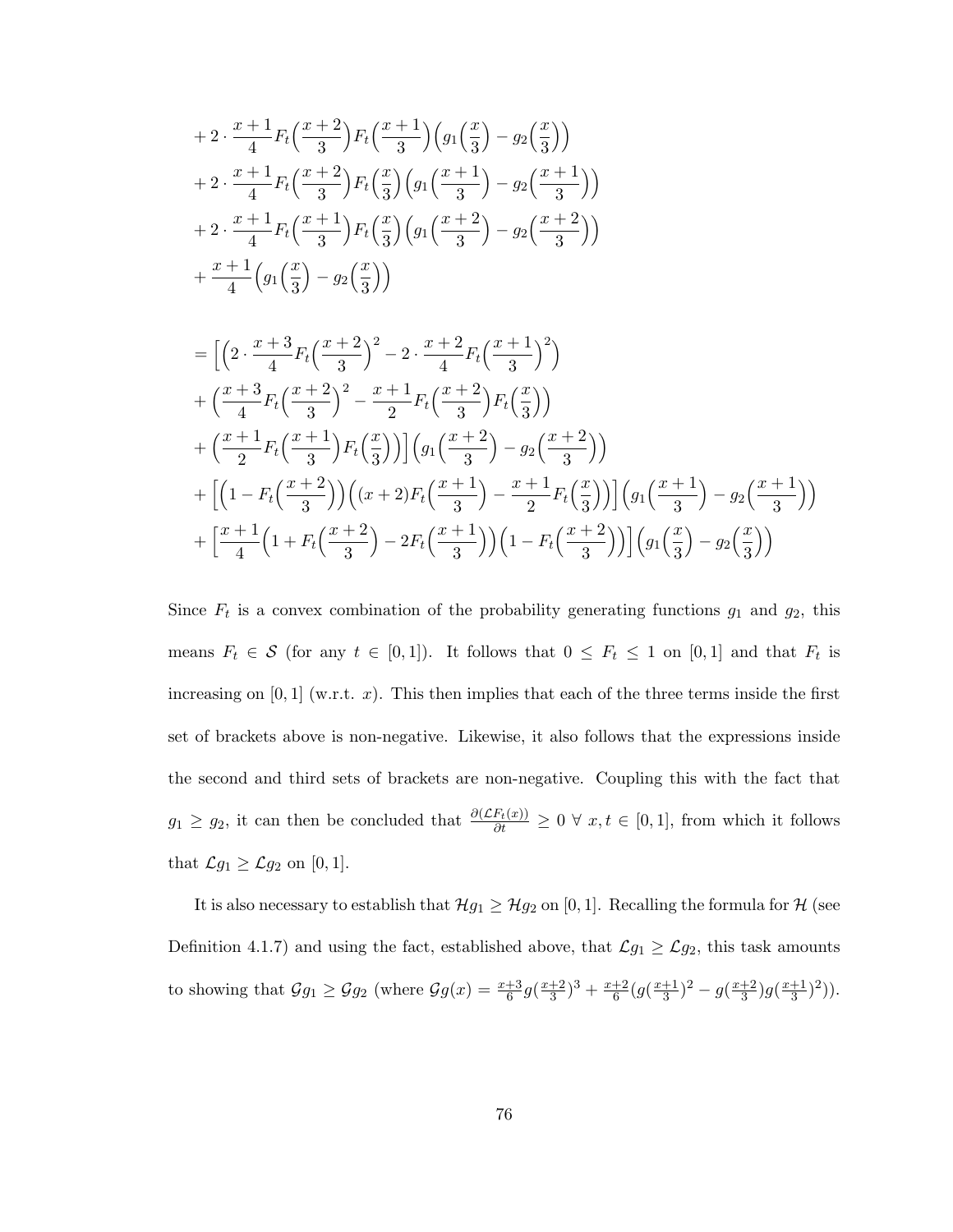$$
\begin{aligned}
&+ 2 \cdot \frac{x+1}{4} F_t\Big(\frac{x+2}{3}\Big) F_t\Big(\frac{x+1}{3}\Big)\Big(g_1\Big(\frac{x}{3}\Big) - g_2\Big(\frac{x}{3}\Big)\Big) \\
&+ 2 \cdot \frac{x+1}{4} F_t\Big(\frac{x+2}{3}\Big) F_t\Big(\frac{x}{3}\Big)\Big(g_1\Big(\frac{x+1}{3}\Big) - g_2\Big(\frac{x+1}{3}\Big)\Big) \\
&+ 2 \cdot \frac{x+1}{4} F_t\Big(\frac{x+1}{3}\Big) F_t\Big(\frac{x}{3}\Big)\Big(g_1\Big(\frac{x+2}{3}\Big) - g_2\Big(\frac{x+2}{3}\Big)\Big) \\
&+ \frac{x+1}{4}\Big(g_1\Big(\frac{x}{3}\Big) - g_2\Big(\frac{x}{3}\Big)\Big)
\end{aligned}
$$

$$
\begin{aligned}
&= \Big[\Big(2 \cdot \frac{x+3}{4} F_t\Big(\frac{x+2}{3}\Big)^2 - 2 \cdot \frac{x+2}{4} F_t\Big(\frac{x+1}{3}\Big)^2\Big) \\
&+ \Big(\frac{x+3}{4} F_t\Big(\frac{x+2}{3}\Big)^2 - \frac{x+1}{2} F_t\Big(\frac{x+2}{3}\Big) F_t\Big(\frac{x}{3}\Big)\Big) \\
&+ \Big(\frac{x+1}{2} F_t\Big(\frac{x+1}{3}\Big) F_t\Big(\frac{x}{3}\Big)\Big)\Big]\Big(g_1\Big(\frac{x+2}{3}\Big) - g_2\Big(\frac{x+2}{3}\Big)\Big) \\
&+ \Big[\Big(1 - F_t\Big(\frac{x+2}{3}\Big)\Big)\Big((x+2) F_t\Big(\frac{x+1}{3}\Big) - \frac{x+1}{2} F_t\Big(\frac{x}{3}\Big)\Big)\Big]\Big(g_1\Big(\frac{x+1}{3}\Big) - g_2\Big(\frac{x+1}{3}\Big)\Big) \\
&+ \Big[\frac{x+1}{4}\Big(1 + F_t\Big(\frac{x+2}{3}\Big) - 2F_t\Big(\frac{x+1}{3}\Big)\Big)\Big(1 - F_t\Big(\frac{x+2}{3}\Big)\Big)\Big]\Big(g_1\Big(\frac{x}{3}\Big) - g_2\Big(\frac{x}{3}\Big)\Big)
\end{aligned}
$$

Since $F_t$ is a convex combination of the probability generating functions $g_1$ and $g_2$, this means $F_t \in \mathcal{S}$ (for any $t \in [0,1]$). It follows that $0 \leq F_t \leq 1$ on $[0,1]$ and that $F_t$ is increasing on $[0,1]$ (w.r.t. $x$). This then implies that each of the three terms inside the first set of brackets above is non-negative. Likewise, it also follows that the expressions inside the second and third sets of brackets are non-negative. Coupling this with the fact that $g_1 \geq g_2$, it can then be concluded that $\frac{\partial(\mathcal{L}F_t(x))}{\partial t} \geq 0 \ \forall \ x, t \in [0,1]$, from which it follows that $\mathcal{L}g_1 \geq \mathcal{L}g_2$ on $[0,1]$.

It is also necessary to establish that $\mathcal{H}g_1 \geq \mathcal{H}g_2$ on $[0,1]$. Recalling the formula for $\mathcal{H}$ (see Definition 4.1.7) and using the fact, established above, that $\mathcal{L}g_1 \geq \mathcal{L}g_2$, this task amounts to showing that $\mathcal{G}g_1 \geq \mathcal{G}g_2$ (where $\mathcal{G}g(x) = \frac{x+3}{6} g(\frac{x+2}{3})^3 + \frac{x+2}{6}(g(\frac{x+1}{3})^2 - g(\frac{x+2}{3})g(\frac{x+1}{3})^2)$).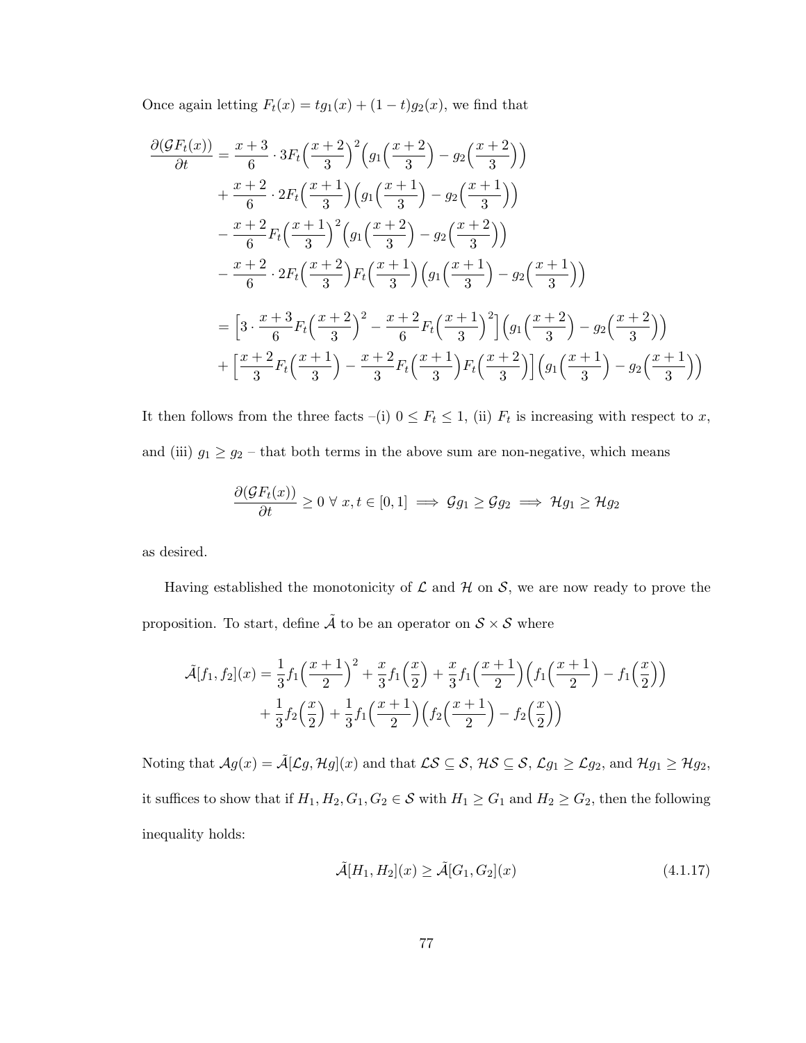Once again letting $F_t(x) = tg_1(x) + (1-t)g_2(x)$, we find that

$$
\begin{aligned}
\frac{\partial(\mathcal{G}F_t(x))}{\partial t} &= \frac{x+3}{6}\cdot 3F_t\Big(\frac{x+2}{3}\Big)^2\Big(g_1\Big(\frac{x+2}{3}\Big) - g_2\Big(\frac{x+2}{3}\Big)\Big) \\
&+ \frac{x+2}{6}\cdot 2F_t\Big(\frac{x+1}{3}\Big)\Big(g_1\Big(\frac{x+1}{3}\Big) - g_2\Big(\frac{x+1}{3}\Big)\Big) \\
&- \frac{x+2}{6}F_t\Big(\frac{x+1}{3}\Big)^2\Big(g_1\Big(\frac{x+2}{3}\Big) - g_2\Big(\frac{x+2}{3}\Big)\Big) \\
&- \frac{x+2}{6}\cdot 2F_t\Big(\frac{x+2}{3}\Big)F_t\Big(\frac{x+1}{3}\Big)\Big(g_1\Big(\frac{x+1}{3}\Big) - g_2\Big(\frac{x+1}{3}\Big)\Big) \\
&= \Big[3\cdot\frac{x+3}{6}F_t\Big(\frac{x+2}{3}\Big)^2 - \frac{x+2}{6}F_t\Big(\frac{x+1}{3}\Big)^2\Big]\Big(g_1\Big(\frac{x+2}{3}\Big) - g_2\Big(\frac{x+2}{3}\Big)\Big) \\
&+ \Big[\frac{x+2}{3}F_t\Big(\frac{x+1}{3}\Big) - \frac{x+2}{3}F_t\Big(\frac{x+1}{3}\Big)F_t\Big(\frac{x+2}{3}\Big)\Big]\Big(g_1\Big(\frac{x+1}{3}\Big) - g_2\Big(\frac{x+1}{3}\Big)\Big)
\end{aligned}
$$

It then follows from the three facts –(i) $0 \le F_t \le 1$, (ii) $F_t$ is increasing with respect to $x$, and (iii) $g_1 \ge g_2$ – that both terms in the above sum are non-negative, which means

$$
\frac{\partial(\mathcal{G}F_t(x))}{\partial t} \ge 0 \;\forall\; x, t \in [0,1] \implies \mathcal{G}g_1 \ge \mathcal{G}g_2 \implies \mathcal{H}g_1 \ge \mathcal{H}g_2
$$

as desired.

Having established the monotonicity of $\mathcal{L}$ and $\mathcal{H}$ on $\mathcal{S}$, we are now ready to prove the proposition. To start, define $\tilde{\mathcal{A}}$ to be an operator on $\mathcal{S}\times\mathcal{S}$ where

$$
\begin{aligned}
\tilde{\mathcal{A}}[f_1, f_2](x) &= \frac{1}{3}f_1\Big(\frac{x+1}{2}\Big)^2 + \frac{x}{3}f_1\Big(\frac{x}{2}\Big) + \frac{x}{3}f_1\Big(\frac{x+1}{2}\Big)\Big(f_1\Big(\frac{x+1}{2}\Big) - f_1\Big(\frac{x}{2}\Big)\Big) \\
&+ \frac{1}{3}f_2\Big(\frac{x}{2}\Big) + \frac{1}{3}f_1\Big(\frac{x+1}{2}\Big)\Big(f_2\Big(\frac{x+1}{2}\Big) - f_2\Big(\frac{x}{2}\Big)\Big)
\end{aligned}
$$

Noting that $\mathcal{A}g(x) = \tilde{\mathcal{A}}[\mathcal{L}g, \mathcal{H}g](x)$ and that $\mathcal{L}\mathcal{S} \subseteq \mathcal{S}$, $\mathcal{H}\mathcal{S} \subseteq \mathcal{S}$, $\mathcal{L}g_1 \ge \mathcal{L}g_2$, and $\mathcal{H}g_1 \ge \mathcal{H}g_2$, it suffices to show that if $H_1, H_2, G_1, G_2 \in \mathcal{S}$ with $H_1 \ge G_1$ and $H_2 \ge G_2$, then the following inequality holds:

$$
\tilde{\mathcal{A}}[H_1, H_2](x) \ge \tilde{\mathcal{A}}[G_1, G_2](x) \tag{4.1.17}
$$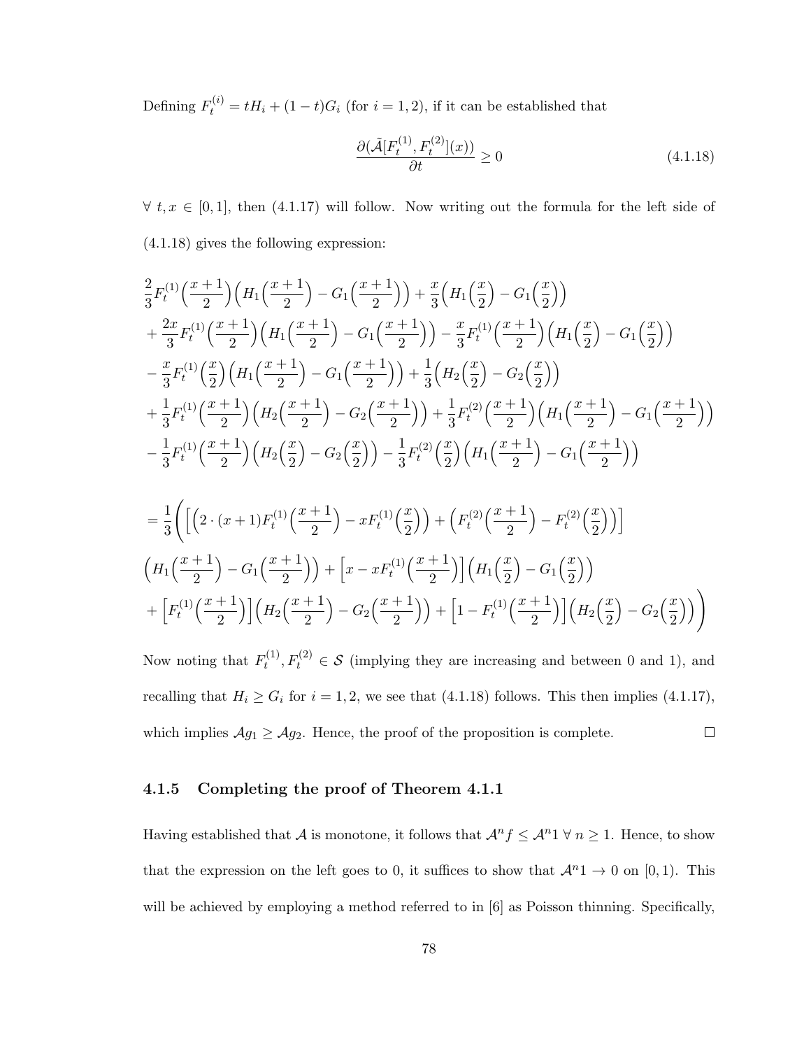Defining $F_t^{(i)} = tH_i + (1-t)G_i$ (for $i = 1, 2$), if it can be established that

$$\frac{\partial(\tilde{\mathcal{A}}[F_t^{(1)}, F_t^{(2)}](x))}{\partial t} \geq 0 \tag{4.1.18}$$

$\forall\ t, x \in [0, 1]$, then (4.1.17) will follow. Now writing out the formula for the left side of (4.1.18) gives the following expression:

$$\begin{aligned}
&\frac{2}{3}F_t^{(1)}\Big(\frac{x+1}{2}\Big)\Big(H_1\Big(\frac{x+1}{2}\Big) - G_1\Big(\frac{x+1}{2}\Big)\Big) + \frac{x}{3}\Big(H_1\Big(\frac{x}{2}\Big) - G_1\Big(\frac{x}{2}\Big)\Big) \\
&+ \frac{2x}{3}F_t^{(1)}\Big(\frac{x+1}{2}\Big)\Big(H_1\Big(\frac{x+1}{2}\Big) - G_1\Big(\frac{x+1}{2}\Big)\Big) - \frac{x}{3}F_t^{(1)}\Big(\frac{x+1}{2}\Big)\Big(H_1\Big(\frac{x}{2}\Big) - G_1\Big(\frac{x}{2}\Big)\Big) \\
&- \frac{x}{3}F_t^{(1)}\Big(\frac{x}{2}\Big)\Big(H_1\Big(\frac{x+1}{2}\Big) - G_1\Big(\frac{x+1}{2}\Big)\Big) + \frac{1}{3}\Big(H_2\Big(\frac{x}{2}\Big) - G_2\Big(\frac{x}{2}\Big)\Big) \\
&+ \frac{1}{3}F_t^{(1)}\Big(\frac{x+1}{2}\Big)\Big(H_2\Big(\frac{x+1}{2}\Big) - G_2\Big(\frac{x+1}{2}\Big)\Big) + \frac{1}{3}F_t^{(2)}\Big(\frac{x+1}{2}\Big)\Big(H_1\Big(\frac{x+1}{2}\Big) - G_1\Big(\frac{x+1}{2}\Big)\Big) \\
&- \frac{1}{3}F_t^{(1)}\Big(\frac{x+1}{2}\Big)\Big(H_2\Big(\frac{x}{2}\Big) - G_2\Big(\frac{x}{2}\Big)\Big) - \frac{1}{3}F_t^{(2)}\Big(\frac{x}{2}\Big)\Big(H_1\Big(\frac{x+1}{2}\Big) - G_1\Big(\frac{x+1}{2}\Big)\Big)
\end{aligned}$$

$$\begin{aligned}
= \frac{1}{3}\Bigg(&\Big[\Big(2\cdot(x+1)F_t^{(1)}\Big(\frac{x+1}{2}\Big) - xF_t^{(1)}\Big(\frac{x}{2}\Big)\Big) + \Big(F_t^{(2)}\Big(\frac{x+1}{2}\Big) - F_t^{(2)}\Big(\frac{x}{2}\Big)\Big)\Big] \\
&\Big(H_1\Big(\frac{x+1}{2}\Big) - G_1\Big(\frac{x+1}{2}\Big)\Big) + \Big[x - xF_t^{(1)}\Big(\frac{x+1}{2}\Big)\Big]\Big(H_1\Big(\frac{x}{2}\Big) - G_1\Big(\frac{x}{2}\Big)\Big) \\
&+ \Big[F_t^{(1)}\Big(\frac{x+1}{2}\Big)\Big]\Big(H_2\Big(\frac{x+1}{2}\Big) - G_2\Big(\frac{x+1}{2}\Big)\Big) + \Big[1 - F_t^{(1)}\Big(\frac{x+1}{2}\Big)\Big]\Big(H_2\Big(\frac{x}{2}\Big) - G_2\Big(\frac{x}{2}\Big)\Big)\Bigg)
\end{aligned}$$

Now noting that $F_t^{(1)}, F_t^{(2)} \in \mathcal{S}$ (implying they are increasing and between 0 and 1), and recalling that $H_i \geq G_i$ for $i = 1, 2$, we see that (4.1.18) follows. This then implies (4.1.17), which implies $\mathcal{A}g_1 \geq \mathcal{A}g_2$. Hence, the proof of the proposition is complete. □

### 4.1.5 Completing the proof of Theorem 4.1.1

Having established that $\mathcal{A}$ is monotone, it follows that $\mathcal{A}^n f \leq \mathcal{A}^n 1\ \forall\ n \geq 1$. Hence, to show that the expression on the left goes to 0, it suffices to show that $\mathcal{A}^n 1 \to 0$ on $[0, 1)$. This will be achieved by employing a method referred to in [6] as Poisson thinning. Specifically,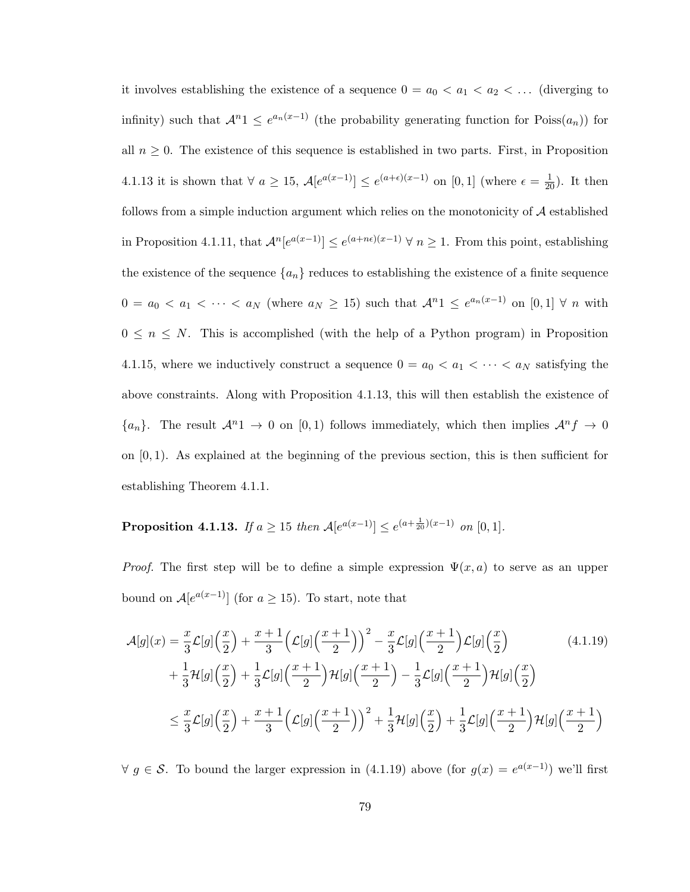it involves establishing the existence of a sequence $0 = a_0 < a_1 < a_2 < \dots$ (diverging to infinity) such that $\mathcal{A}^n 1 \leq e^{a_n(x-1)}$ (the probability generating function for Poiss($a_n$)) for all $n \geq 0$. The existence of this sequence is established in two parts. First, in Proposition 4.1.13 it is shown that $\forall\ a \geq 15$, $\mathcal{A}[e^{a(x-1)}] \leq e^{(a+\epsilon)(x-1)}$ on $[0, 1]$ (where $\epsilon = \frac{1}{20}$). It then follows from a simple induction argument which relies on the monotonicity of $\mathcal{A}$ established in Proposition 4.1.11, that $\mathcal{A}^n[e^{a(x-1)}] \leq e^{(a+n\epsilon)(x-1)}\ \forall\ n \geq 1$. From this point, establishing the existence of the sequence $\{a_n\}$ reduces to establishing the existence of a finite sequence $0 = a_0 < a_1 < \cdots < a_N$ (where $a_N \geq 15$) such that $\mathcal{A}^n 1 \leq e^{a_n(x-1)}$ on $[0, 1]\ \forall\ n$ with $0 \leq n \leq N$. This is accomplished (with the help of a Python program) in Proposition 4.1.15, where we inductively construct a sequence $0 = a_0 < a_1 < \cdots < a_N$ satisfying the above constraints. Along with Proposition 4.1.13, this will then establish the existence of $\{a_n\}$. The result $\mathcal{A}^n 1 \to 0$ on $[0, 1)$ follows immediately, which then implies $\mathcal{A}^n f \to 0$ on $[0, 1)$. As explained at the beginning of the previous section, this is then sufficient for establishing Theorem 4.1.1.

**Proposition 4.1.13.** *If $a \geq 15$ then $\mathcal{A}[e^{a(x-1)}] \leq e^{(a+\frac{1}{20})(x-1)}$ on $[0, 1]$.*

*Proof.* The first step will be to define a simple expression $\Psi(x, a)$ to serve as an upper bound on $\mathcal{A}[e^{a(x-1)}]$ (for $a \geq 15$). To start, note that

$$
\begin{aligned}
\mathcal{A}[g](x) &= \frac{x}{3}\mathcal{L}[g]\Big(\frac{x}{2}\Big) + \frac{x+1}{3}\Big(\mathcal{L}[g]\Big(\frac{x+1}{2}\Big)\Big)^2 - \frac{x}{3}\mathcal{L}[g]\Big(\frac{x+1}{2}\Big)\mathcal{L}[g]\Big(\frac{x}{2}\Big) \\
&\quad + \frac{1}{3}\mathcal{H}[g]\Big(\frac{x}{2}\Big) + \frac{1}{3}\mathcal{L}[g]\Big(\frac{x+1}{2}\Big)\mathcal{H}[g]\Big(\frac{x+1}{2}\Big) - \frac{1}{3}\mathcal{L}[g]\Big(\frac{x+1}{2}\Big)\mathcal{H}[g]\Big(\frac{x}{2}\Big) \\
&\leq \frac{x}{3}\mathcal{L}[g]\Big(\frac{x}{2}\Big) + \frac{x+1}{3}\Big(\mathcal{L}[g]\Big(\frac{x+1}{2}\Big)\Big)^2 + \frac{1}{3}\mathcal{H}[g]\Big(\frac{x}{2}\Big) + \frac{1}{3}\mathcal{L}[g]\Big(\frac{x+1}{2}\Big)\mathcal{H}[g]\Big(\frac{x+1}{2}\Big)
\end{aligned}
\tag{4.1.19}
$$

$\forall\ g \in \mathcal{S}$. To bound the larger expression in (4.1.19) above (for $g(x) = e^{a(x-1)}$) we'll first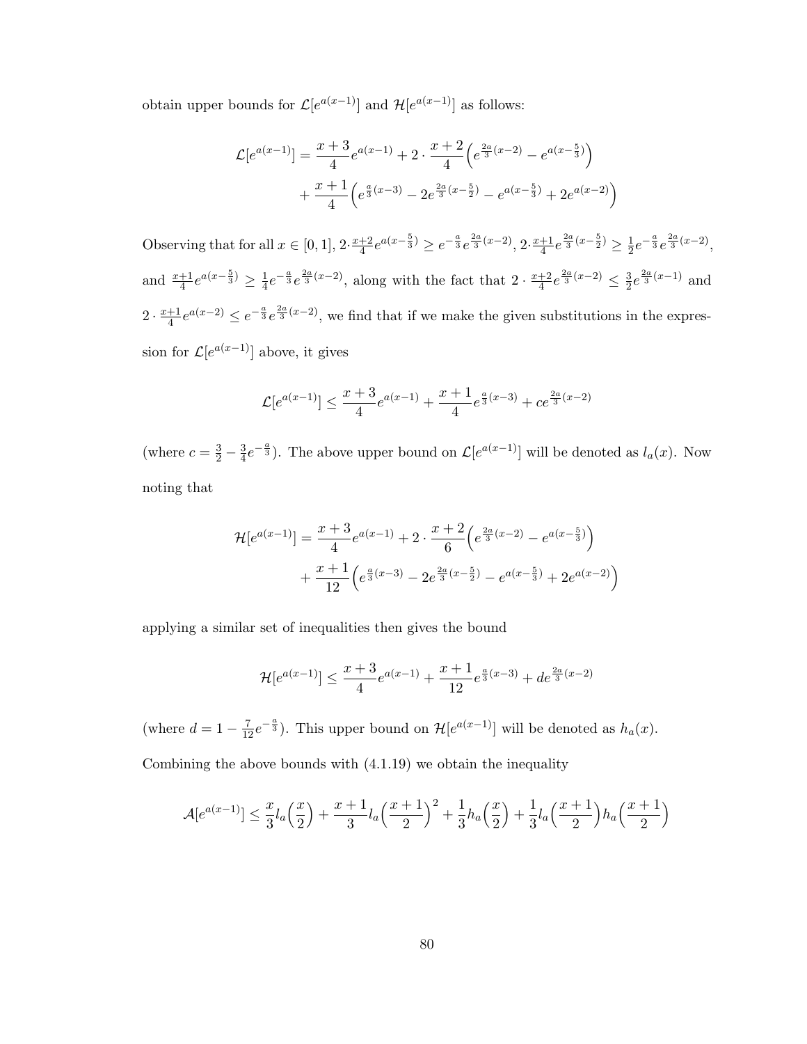obtain upper bounds for $\mathcal{L}[e^{a(x-1)}]$ and $\mathcal{H}[e^{a(x-1)}]$ as follows:

$$\mathcal{L}[e^{a(x-1)}] = \frac{x+3}{4}e^{a(x-1)} + 2\cdot\frac{x+2}{4}\Big(e^{\frac{2a}{3}(x-2)} - e^{a(x-\frac{5}{3})}\Big)$$
$$+ \frac{x+1}{4}\Big(e^{\frac{a}{3}(x-3)} - 2e^{\frac{2a}{3}(x-\frac{5}{2})} - e^{a(x-\frac{5}{3})} + 2e^{a(x-2)}\Big)$$

Observing that for all $x \in [0,1]$, $2\cdot\frac{x+2}{4}e^{a(x-\frac{5}{3})} \geq e^{-\frac{a}{3}}e^{\frac{2a}{3}(x-2)}$, $2\cdot\frac{x+1}{4}e^{\frac{2a}{3}(x-\frac{5}{2})} \geq \frac{1}{2}e^{-\frac{a}{3}}e^{\frac{2a}{3}(x-2)}$, and $\frac{x+1}{4}e^{a(x-\frac{5}{3})} \geq \frac{1}{4}e^{-\frac{a}{3}}e^{\frac{2a}{3}(x-2)}$, along with the fact that $2\cdot\frac{x+2}{4}e^{\frac{2a}{3}(x-2)} \leq \frac{3}{2}e^{\frac{2a}{3}(x-1)}$ and $2\cdot\frac{x+1}{4}e^{a(x-2)} \leq e^{-\frac{a}{3}}e^{\frac{2a}{3}(x-2)}$, we find that if we make the given substitutions in the expression for $\mathcal{L}[e^{a(x-1)}]$ above, it gives

$$\mathcal{L}[e^{a(x-1)}] \leq \frac{x+3}{4}e^{a(x-1)} + \frac{x+1}{4}e^{\frac{a}{3}(x-3)} + ce^{\frac{2a}{3}(x-2)}$$

(where $c = \frac{3}{2} - \frac{3}{4}e^{-\frac{a}{3}}$). The above upper bound on $\mathcal{L}[e^{a(x-1)}]$ will be denoted as $l_a(x)$. Now noting that

$$\mathcal{H}[e^{a(x-1)}] = \frac{x+3}{4}e^{a(x-1)} + 2\cdot\frac{x+2}{6}\Big(e^{\frac{2a}{3}(x-2)} - e^{a(x-\frac{5}{3})}\Big)$$
$$+ \frac{x+1}{12}\Big(e^{\frac{a}{3}(x-3)} - 2e^{\frac{2a}{3}(x-\frac{5}{2})} - e^{a(x-\frac{5}{3})} + 2e^{a(x-2)}\Big)$$

applying a similar set of inequalities then gives the bound

$$\mathcal{H}[e^{a(x-1)}] \leq \frac{x+3}{4}e^{a(x-1)} + \frac{x+1}{12}e^{\frac{a}{3}(x-3)} + de^{\frac{2a}{3}(x-2)}$$

(where $d = 1 - \frac{7}{12}e^{-\frac{a}{3}}$). This upper bound on $\mathcal{H}[e^{a(x-1)}]$ will be denoted as $h_a(x)$.

Combining the above bounds with (4.1.19) we obtain the inequality

$$\mathcal{A}[e^{a(x-1)}] \leq \frac{x}{3}l_a\Big(\frac{x}{2}\Big) + \frac{x+1}{3}l_a\Big(\frac{x+1}{2}\Big)^2 + \frac{1}{3}h_a\Big(\frac{x}{2}\Big) + \frac{1}{3}l_a\Big(\frac{x+1}{2}\Big)h_a\Big(\frac{x+1}{2}\Big)$$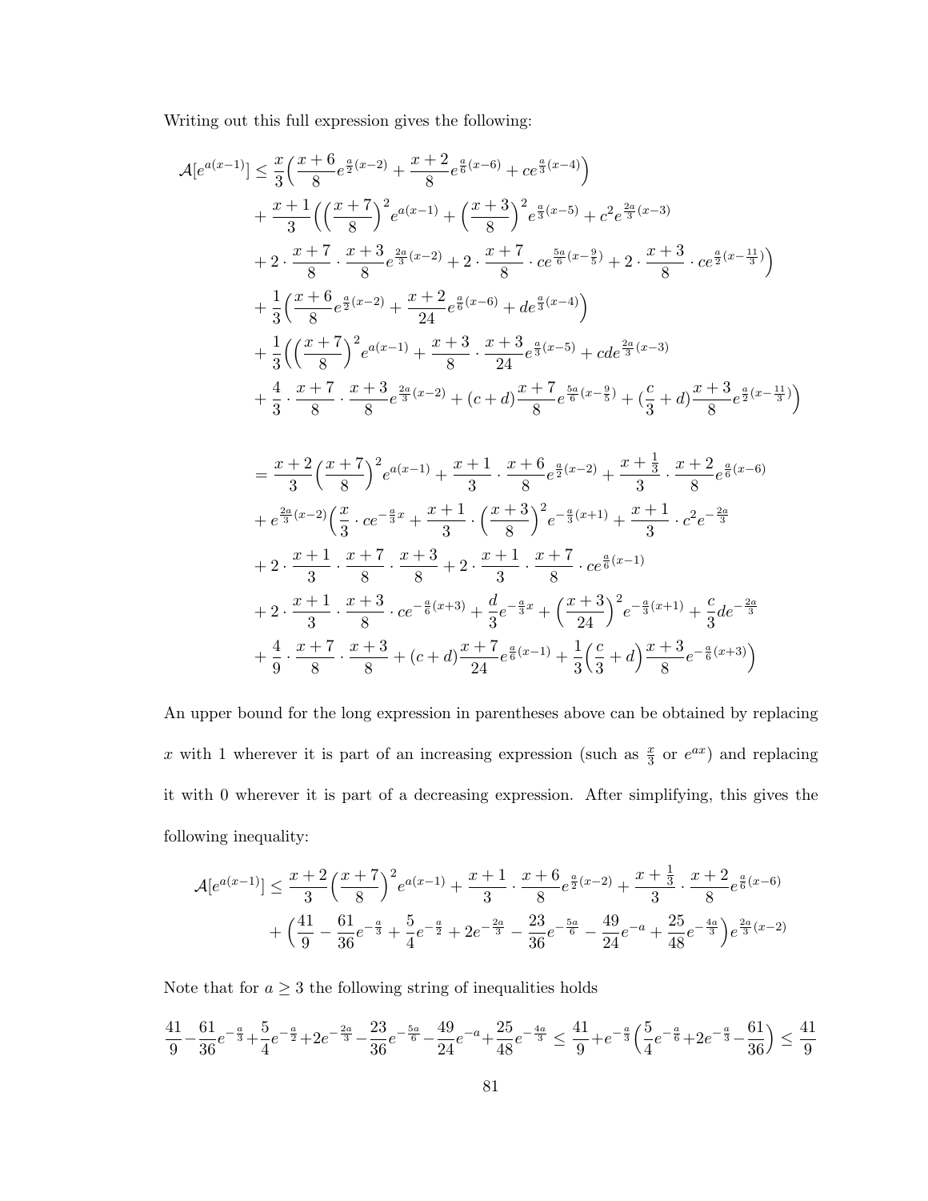Writing out this full expression gives the following:

$$
\begin{aligned}
\mathcal{A}[e^{a(x-1)}] \leq\ & \frac{x}{3}\Big(\frac{x+6}{8}e^{\frac{a}{2}(x-2)} + \frac{x+2}{8}e^{\frac{a}{6}(x-6)} + ce^{\frac{a}{3}(x-4)}\Big) \\
&+ \frac{x+1}{3}\Big(\Big(\frac{x+7}{8}\Big)^2 e^{a(x-1)} + \Big(\frac{x+3}{8}\Big)^2 e^{\frac{a}{3}(x-5)} + c^2 e^{\frac{2a}{3}(x-3)} \\
&+ 2\cdot\frac{x+7}{8}\cdot\frac{x+3}{8}e^{\frac{2a}{3}(x-2)} + 2\cdot\frac{x+7}{8}\cdot ce^{\frac{5a}{6}(x-\frac{9}{5})} + 2\cdot\frac{x+3}{8}\cdot ce^{\frac{a}{2}(x-\frac{11}{3})}\Big) \\
&+ \frac{1}{3}\Big(\frac{x+6}{8}e^{\frac{a}{2}(x-2)} + \frac{x+2}{24}e^{\frac{a}{6}(x-6)} + de^{\frac{a}{3}(x-4)}\Big) \\
&+ \frac{1}{3}\Big(\Big(\frac{x+7}{8}\Big)^2 e^{a(x-1)} + \frac{x+3}{8}\cdot\frac{x+3}{24}e^{\frac{a}{3}(x-5)} + cde^{\frac{2a}{3}(x-3)} \\
&+ \frac{4}{3}\cdot\frac{x+7}{8}\cdot\frac{x+3}{8}e^{\frac{2a}{3}(x-2)} + (c+d)\frac{x+7}{8}e^{\frac{5a}{6}(x-\frac{9}{5})} + (\frac{c}{3}+d)\frac{x+3}{8}e^{\frac{a}{2}(x-\frac{11}{3})}\Big)
\end{aligned}
$$

$$
\begin{aligned}
=\ & \frac{x+2}{3}\Big(\frac{x+7}{8}\Big)^2 e^{a(x-1)} + \frac{x+1}{3}\cdot\frac{x+6}{8}e^{\frac{a}{2}(x-2)} + \frac{x+\frac{1}{3}}{3}\cdot\frac{x+2}{8}e^{\frac{a}{6}(x-6)} \\
&+ e^{\frac{2a}{3}(x-2)}\Big(\frac{x}{3}\cdot ce^{-\frac{a}{3}x} + \frac{x+1}{3}\cdot\Big(\frac{x+3}{8}\Big)^2 e^{-\frac{a}{3}(x+1)} + \frac{x+1}{3}\cdot c^2 e^{-\frac{2a}{3}} \\
&+ 2\cdot\frac{x+1}{3}\cdot\frac{x+7}{8}\cdot\frac{x+3}{8} + 2\cdot\frac{x+1}{3}\cdot\frac{x+7}{8}\cdot ce^{\frac{a}{6}(x-1)} \\
&+ 2\cdot\frac{x+1}{3}\cdot\frac{x+3}{8}\cdot ce^{-\frac{a}{6}(x+3)} + \frac{d}{3}e^{-\frac{a}{3}x} + \Big(\frac{x+3}{24}\Big)^2 e^{-\frac{a}{3}(x+1)} + \frac{c}{3}de^{-\frac{2a}{3}} \\
&+ \frac{4}{9}\cdot\frac{x+7}{8}\cdot\frac{x+3}{8} + (c+d)\frac{x+7}{24}e^{\frac{a}{6}(x-1)} + \frac{1}{3}\Big(\frac{c}{3}+d\Big)\frac{x+3}{8}e^{-\frac{a}{6}(x+3)}\Big)
\end{aligned}
$$

An upper bound for the long expression in parentheses above can be obtained by replacing $x$ with 1 wherever it is part of an increasing expression (such as $\frac{x}{3}$ or $e^{ax}$) and replacing it with 0 wherever it is part of a decreasing expression. After simplifying, this gives the following inequality:

$$
\begin{aligned}
\mathcal{A}[e^{a(x-1)}] \leq\ & \frac{x+2}{3}\Big(\frac{x+7}{8}\Big)^2 e^{a(x-1)} + \frac{x+1}{3}\cdot\frac{x+6}{8}e^{\frac{a}{2}(x-2)} + \frac{x+\frac{1}{3}}{3}\cdot\frac{x+2}{8}e^{\frac{a}{6}(x-6)} \\
&+ \Big(\frac{41}{9} - \frac{61}{36}e^{-\frac{a}{3}} + \frac{5}{4}e^{-\frac{a}{2}} + 2e^{-\frac{2a}{3}} - \frac{23}{36}e^{-\frac{5a}{6}} - \frac{49}{24}e^{-a} + \frac{25}{48}e^{-\frac{4a}{3}}\Big)e^{\frac{2a}{3}(x-2)}
\end{aligned}
$$

Note that for $a \geq 3$ the following string of inequalities holds

$$
\frac{41}{9} - \frac{61}{36}e^{-\frac{a}{3}} + \frac{5}{4}e^{-\frac{a}{2}} + 2e^{-\frac{2a}{3}} - \frac{23}{36}e^{-\frac{5a}{6}} - \frac{49}{24}e^{-a} + \frac{25}{48}e^{-\frac{4a}{3}} \leq \frac{41}{9} + e^{-\frac{a}{3}}\Big(\frac{5}{4}e^{-\frac{a}{6}} + 2e^{-\frac{a}{3}} - \frac{61}{36}\Big) \leq \frac{41}{9}
$$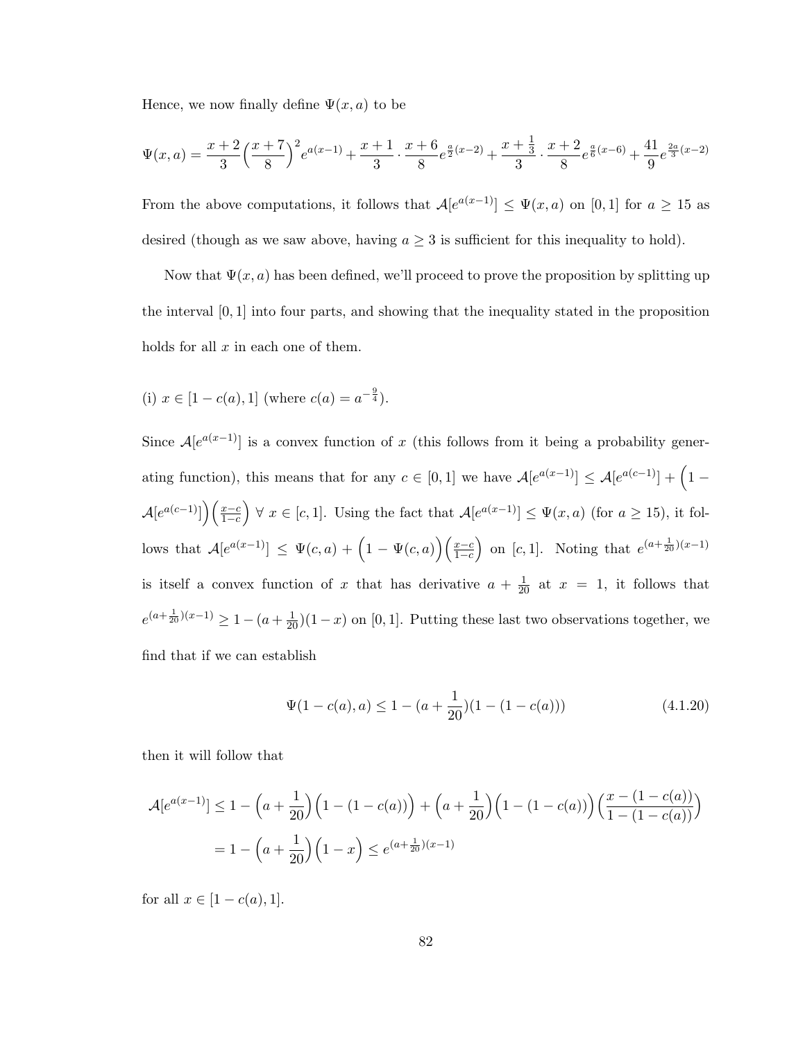Hence, we now finally define $\Psi(x,a)$ to be

$$\Psi(x,a) = \frac{x+2}{3}\Big(\frac{x+7}{8}\Big)^2 e^{a(x-1)} + \frac{x+1}{3}\cdot\frac{x+6}{8}e^{\frac{a}{2}(x-2)} + \frac{x+\frac{1}{3}}{3}\cdot\frac{x+2}{8}e^{\frac{a}{6}(x-6)} + \frac{41}{9}e^{\frac{2a}{3}(x-2)}$$

From the above computations, it follows that $\mathcal{A}[e^{a(x-1)}] \leq \Psi(x,a)$ on $[0,1]$ for $a \geq 15$ as desired (though as we saw above, having $a \geq 3$ is sufficient for this inequality to hold).

Now that $\Psi(x,a)$ has been defined, we'll proceed to prove the proposition by splitting up the interval $[0,1]$ into four parts, and showing that the inequality stated in the proposition holds for all $x$ in each one of them.

(i) $x \in [1-c(a), 1]$ (where $c(a) = a^{-\frac{9}{4}}$).

Since $\mathcal{A}[e^{a(x-1)}]$ is a convex function of $x$ (this follows from it being a probability generating function), this means that for any $c \in [0,1]$ we have $\mathcal{A}[e^{a(x-1)}] \leq \mathcal{A}[e^{a(c-1)}] + \Big(1 - \mathcal{A}[e^{a(c-1)}]\Big)\Big(\frac{x-c}{1-c}\Big)$ $\forall\ x \in [c,1]$. Using the fact that $\mathcal{A}[e^{a(x-1)}] \leq \Psi(x,a)$ (for $a \geq 15$), it follows that $\mathcal{A}[e^{a(x-1)}] \leq \Psi(c,a) + \Big(1 - \Psi(c,a)\Big)\Big(\frac{x-c}{1-c}\Big)$ on $[c,1]$. Noting that $e^{(a+\frac{1}{20})(x-1)}$ is itself a convex function of $x$ that has derivative $a + \frac{1}{20}$ at $x = 1$, it follows that $e^{(a+\frac{1}{20})(x-1)} \geq 1 - (a+\frac{1}{20})(1-x)$ on $[0,1]$. Putting these last two observations together, we find that if we can establish

$$\Psi(1-c(a), a) \leq 1 - (a + \frac{1}{20})(1-(1-c(a))) \tag{4.1.20}$$

then it will follow that

$$\begin{aligned}
\mathcal{A}[e^{a(x-1)}] &\leq 1 - \Big(a+\frac{1}{20}\Big)\Big(1-(1-c(a))\Big) + \Big(a+\frac{1}{20}\Big)\Big(1-(1-c(a))\Big)\Big(\frac{x-(1-c(a))}{1-(1-c(a))}\Big) \\
&= 1 - \Big(a+\frac{1}{20}\Big)\Big(1-x\Big) \leq e^{(a+\frac{1}{20})(x-1)}
\end{aligned}$$

for all $x \in [1-c(a), 1]$.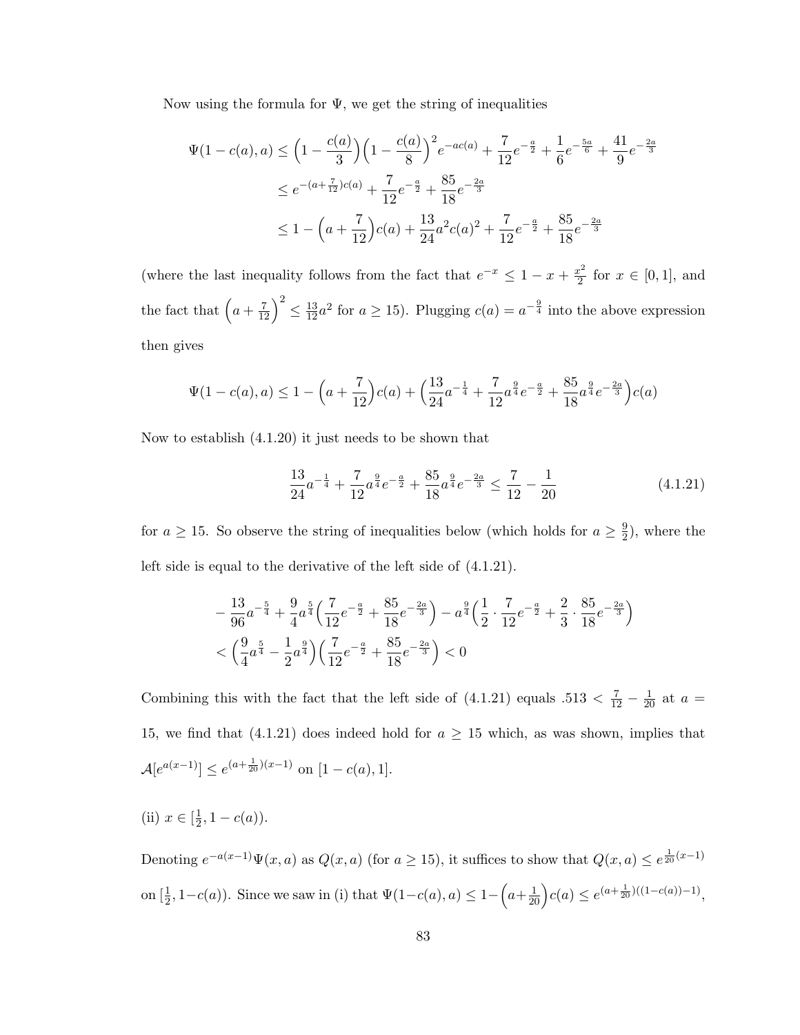Now using the formula for $\Psi$, we get the string of inequalities

$$
\begin{aligned}
\Psi(1-c(a),a) &\leq \Big(1-\frac{c(a)}{3}\Big)\Big(1-\frac{c(a)}{8}\Big)^2 e^{-ac(a)} + \frac{7}{12}e^{-\frac{a}{2}} + \frac{1}{6}e^{-\frac{5a}{6}} + \frac{41}{9}e^{-\frac{2a}{3}} \\
&\leq e^{-(a+\frac{7}{12})c(a)} + \frac{7}{12}e^{-\frac{a}{2}} + \frac{85}{18}e^{-\frac{2a}{3}} \\
&\leq 1 - \Big(a+\frac{7}{12}\Big)c(a) + \frac{13}{24}a^2c(a)^2 + \frac{7}{12}e^{-\frac{a}{2}} + \frac{85}{18}e^{-\frac{2a}{3}}
\end{aligned}
$$

(where the last inequality follows from the fact that $e^{-x} \leq 1 - x + \frac{x^2}{2}$ for $x \in [0,1]$, and the fact that $\Big(a+\frac{7}{12}\Big)^2 \leq \frac{13}{12}a^2$ for $a \geq 15$). Plugging $c(a) = a^{-\frac{9}{4}}$ into the above expression then gives

$$
\Psi(1-c(a),a) \leq 1 - \Big(a+\frac{7}{12}\Big)c(a) + \Big(\frac{13}{24}a^{-\frac{1}{4}} + \frac{7}{12}a^{\frac{9}{4}}e^{-\frac{a}{2}} + \frac{85}{18}a^{\frac{9}{4}}e^{-\frac{2a}{3}}\Big)c(a)
$$

Now to establish (4.1.20) it just needs to be shown that

$$
\frac{13}{24}a^{-\frac{1}{4}} + \frac{7}{12}a^{\frac{9}{4}}e^{-\frac{a}{2}} + \frac{85}{18}a^{\frac{9}{4}}e^{-\frac{2a}{3}} \leq \frac{7}{12} - \frac{1}{20} \tag{4.1.21}
$$

for $a \geq 15$. So observe the string of inequalities below (which holds for $a \geq \frac{9}{2}$), where the left side is equal to the derivative of the left side of (4.1.21).

$$
\begin{aligned}
&-\frac{13}{96}a^{-\frac{5}{4}} + \frac{9}{4}a^{\frac{5}{4}}\Big(\frac{7}{12}e^{-\frac{a}{2}} + \frac{85}{18}e^{-\frac{2a}{3}}\Big) - a^{\frac{9}{4}}\Big(\frac{1}{2}\cdot\frac{7}{12}e^{-\frac{a}{2}} + \frac{2}{3}\cdot\frac{85}{18}e^{-\frac{2a}{3}}\Big) \\
&< \Big(\frac{9}{4}a^{\frac{5}{4}} - \frac{1}{2}a^{\frac{9}{4}}\Big)\Big(\frac{7}{12}e^{-\frac{a}{2}} + \frac{85}{18}e^{-\frac{2a}{3}}\Big) < 0
\end{aligned}
$$

Combining this with the fact that the left side of (4.1.21) equals $.513 < \frac{7}{12} - \frac{1}{20}$ at $a = 15$, we find that (4.1.21) does indeed hold for $a \geq 15$ which, as was shown, implies that $\mathcal{A}[e^{a(x-1)}] \leq e^{(a+\frac{1}{20})(x-1)}$ on $[1-c(a), 1]$.

(ii) $x \in [\frac{1}{2}, 1-c(a))$.

Denoting $e^{-a(x-1)}\Psi(x,a)$ as $Q(x,a)$ (for $a \geq 15$), it suffices to show that $Q(x,a) \leq e^{\frac{1}{20}(x-1)}$ on $[\frac{1}{2}, 1-c(a))$. Since we saw in (i) that $\Psi(1-c(a),a) \leq 1-\Big(a+\frac{1}{20}\Big)c(a) \leq e^{(a+\frac{1}{20})((1-c(a))-1)}$,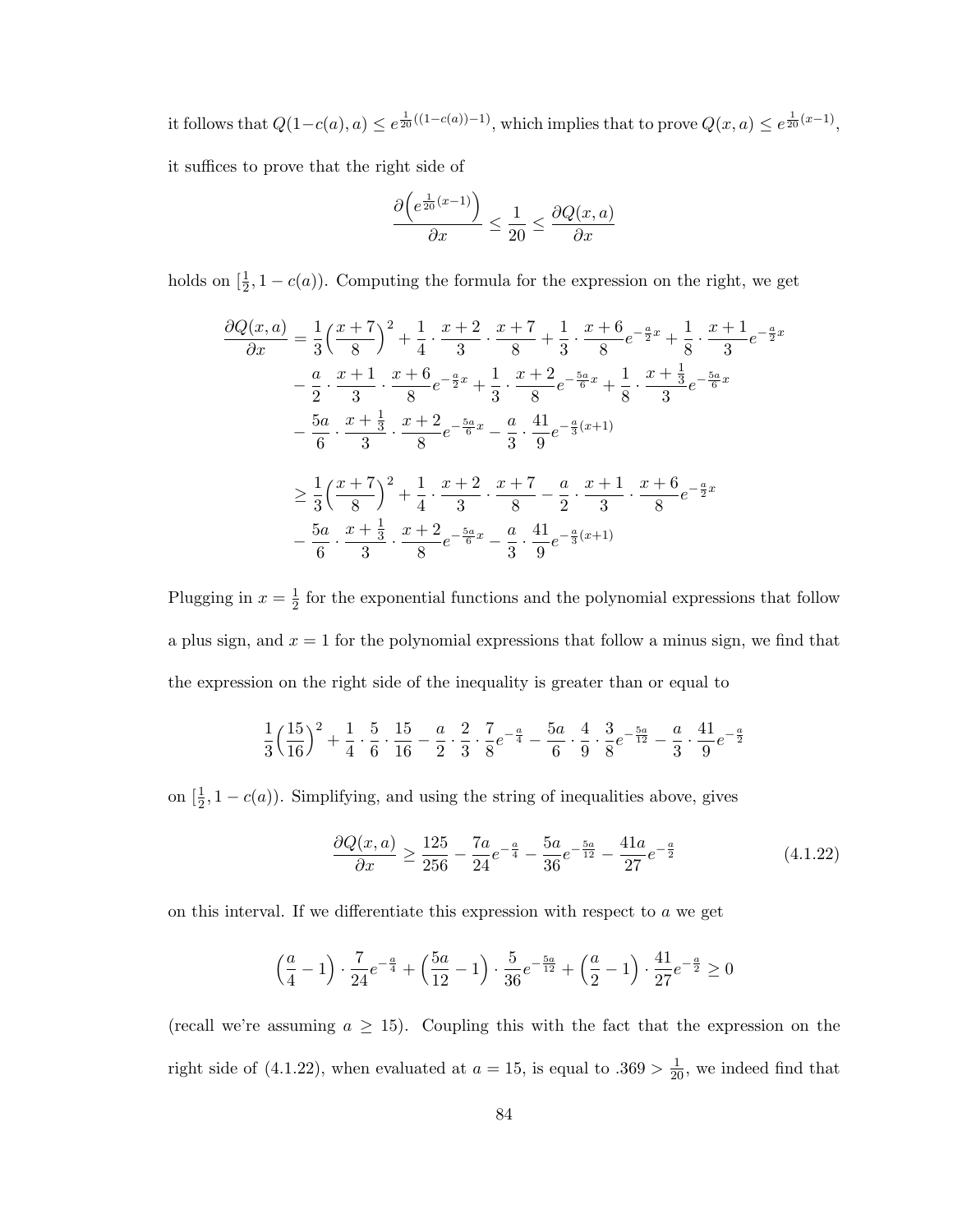it follows that $Q(1-c(a),a) \le e^{\frac{1}{20}((1-c(a))-1)}$, which implies that to prove $Q(x,a) \le e^{\frac{1}{20}(x-1)}$, it suffices to prove that the right side of

$$\frac{\partial\left(e^{\frac{1}{20}(x-1)}\right)}{\partial x} \le \frac{1}{20} \le \frac{\partial Q(x,a)}{\partial x}$$

holds on $[\frac{1}{2}, 1-c(a))$. Computing the formula for the expression on the right, we get

$$\begin{aligned}
\frac{\partial Q(x,a)}{\partial x} &= \frac{1}{3}\Big(\frac{x+7}{8}\Big)^2 + \frac{1}{4}\cdot\frac{x+2}{3}\cdot\frac{x+7}{8} + \frac{1}{3}\cdot\frac{x+6}{8}e^{-\frac{a}{2}x} + \frac{1}{8}\cdot\frac{x+1}{3}e^{-\frac{a}{2}x} \\
&\quad - \frac{a}{2}\cdot\frac{x+1}{3}\cdot\frac{x+6}{8}e^{-\frac{a}{2}x} + \frac{1}{3}\cdot\frac{x+2}{8}e^{-\frac{5a}{6}x} + \frac{1}{8}\cdot\frac{x+\frac{1}{3}}{3}e^{-\frac{5a}{6}x} \\
&\quad - \frac{5a}{6}\cdot\frac{x+\frac{1}{3}}{3}\cdot\frac{x+2}{8}e^{-\frac{5a}{6}x} - \frac{a}{3}\cdot\frac{41}{9}e^{-\frac{a}{3}(x+1)} \\
&\ge \frac{1}{3}\Big(\frac{x+7}{8}\Big)^2 + \frac{1}{4}\cdot\frac{x+2}{3}\cdot\frac{x+7}{8} - \frac{a}{2}\cdot\frac{x+1}{3}\cdot\frac{x+6}{8}e^{-\frac{a}{2}x} \\
&\quad - \frac{5a}{6}\cdot\frac{x+\frac{1}{3}}{3}\cdot\frac{x+2}{8}e^{-\frac{5a}{6}x} - \frac{a}{3}\cdot\frac{41}{9}e^{-\frac{a}{3}(x+1)}
\end{aligned}$$

Plugging in $x = \frac{1}{2}$ for the exponential functions and the polynomial expressions that follow a plus sign, and $x = 1$ for the polynomial expressions that follow a minus sign, we find that the expression on the right side of the inequality is greater than or equal to

$$\frac{1}{3}\Big(\frac{15}{16}\Big)^2 + \frac{1}{4}\cdot\frac{5}{6}\cdot\frac{15}{16} - \frac{a}{2}\cdot\frac{2}{3}\cdot\frac{7}{8}e^{-\frac{a}{4}} - \frac{5a}{6}\cdot\frac{4}{9}\cdot\frac{3}{8}e^{-\frac{5a}{12}} - \frac{a}{3}\cdot\frac{41}{9}e^{-\frac{a}{2}}$$

on $[\frac{1}{2}, 1-c(a))$. Simplifying, and using the string of inequalities above, gives

$$\frac{\partial Q(x,a)}{\partial x} \ge \frac{125}{256} - \frac{7a}{24}e^{-\frac{a}{4}} - \frac{5a}{36}e^{-\frac{5a}{12}} - \frac{41a}{27}e^{-\frac{a}{2}} \tag{4.1.22}$$

on this interval. If we differentiate this expression with respect to $a$ we get

$$\Big(\frac{a}{4}-1\Big)\cdot\frac{7}{24}e^{-\frac{a}{4}} + \Big(\frac{5a}{12}-1\Big)\cdot\frac{5}{36}e^{-\frac{5a}{12}} + \Big(\frac{a}{2}-1\Big)\cdot\frac{41}{27}e^{-\frac{a}{2}} \ge 0$$

(recall we're assuming $a \ge 15$). Coupling this with the fact that the expression on the right side of (4.1.22), when evaluated at $a = 15$, is equal to $.369 > \frac{1}{20}$, we indeed find that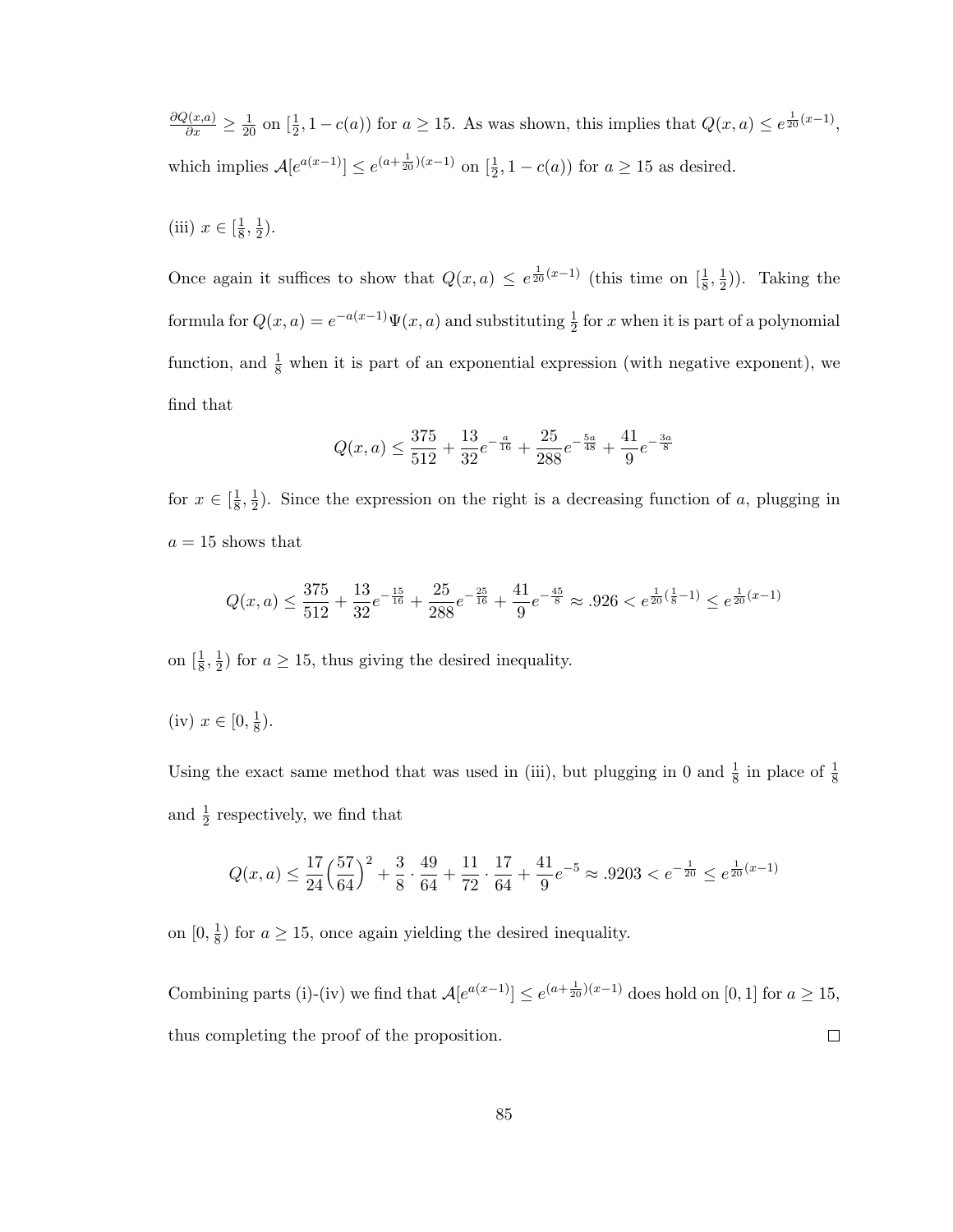$\frac{\partial Q(x,a)}{\partial x} \geq \frac{1}{20}$ on $[\frac{1}{2}, 1-c(a))$ for $a \geq 15$. As was shown, this implies that $Q(x,a) \leq e^{\frac{1}{20}(x-1)}$, which implies $\mathcal{A}[e^{a(x-1)}] \leq e^{(a+\frac{1}{20})(x-1)}$ on $[\frac{1}{2}, 1-c(a))$ for $a \geq 15$ as desired.

(iii) $x \in [\frac{1}{8}, \frac{1}{2})$.

Once again it suffices to show that $Q(x,a) \leq e^{\frac{1}{20}(x-1)}$ (this time on $[\frac{1}{8}, \frac{1}{2})$). Taking the formula for $Q(x,a) = e^{-a(x-1)}\Psi(x,a)$ and substituting $\frac{1}{2}$ for $x$ when it is part of a polynomial function, and $\frac{1}{8}$ when it is part of an exponential expression (with negative exponent), we find that

$$Q(x,a) \leq \frac{375}{512} + \frac{13}{32}e^{-\frac{a}{16}} + \frac{25}{288}e^{-\frac{5a}{48}} + \frac{41}{9}e^{-\frac{3a}{8}}$$

for $x \in [\frac{1}{8}, \frac{1}{2})$. Since the expression on the right is a decreasing function of $a$, plugging in $a = 15$ shows that

$$Q(x,a) \leq \frac{375}{512} + \frac{13}{32}e^{-\frac{15}{16}} + \frac{25}{288}e^{-\frac{25}{16}} + \frac{41}{9}e^{-\frac{45}{8}} \approx .926 < e^{\frac{1}{20}(\frac{1}{8}-1)} \leq e^{\frac{1}{20}(x-1)}$$

on $[\frac{1}{8}, \frac{1}{2})$ for $a \geq 15$, thus giving the desired inequality.

(iv) $x \in [0, \frac{1}{8})$.

Using the exact same method that was used in (iii), but plugging in 0 and $\frac{1}{8}$ in place of $\frac{1}{8}$ and $\frac{1}{2}$ respectively, we find that

$$Q(x,a) \leq \frac{17}{24}\Big(\frac{57}{64}\Big)^2 + \frac{3}{8} \cdot \frac{49}{64} + \frac{11}{72} \cdot \frac{17}{64} + \frac{41}{9}e^{-5} \approx .9203 < e^{-\frac{1}{20}} \leq e^{\frac{1}{20}(x-1)}$$

on $[0, \frac{1}{8})$ for $a \geq 15$, once again yielding the desired inequality.

Combining parts (i)-(iv) we find that $\mathcal{A}[e^{a(x-1)}] \leq e^{(a+\frac{1}{20})(x-1)}$ does hold on $[0,1]$ for $a \geq 15$, thus completing the proof of the proposition. □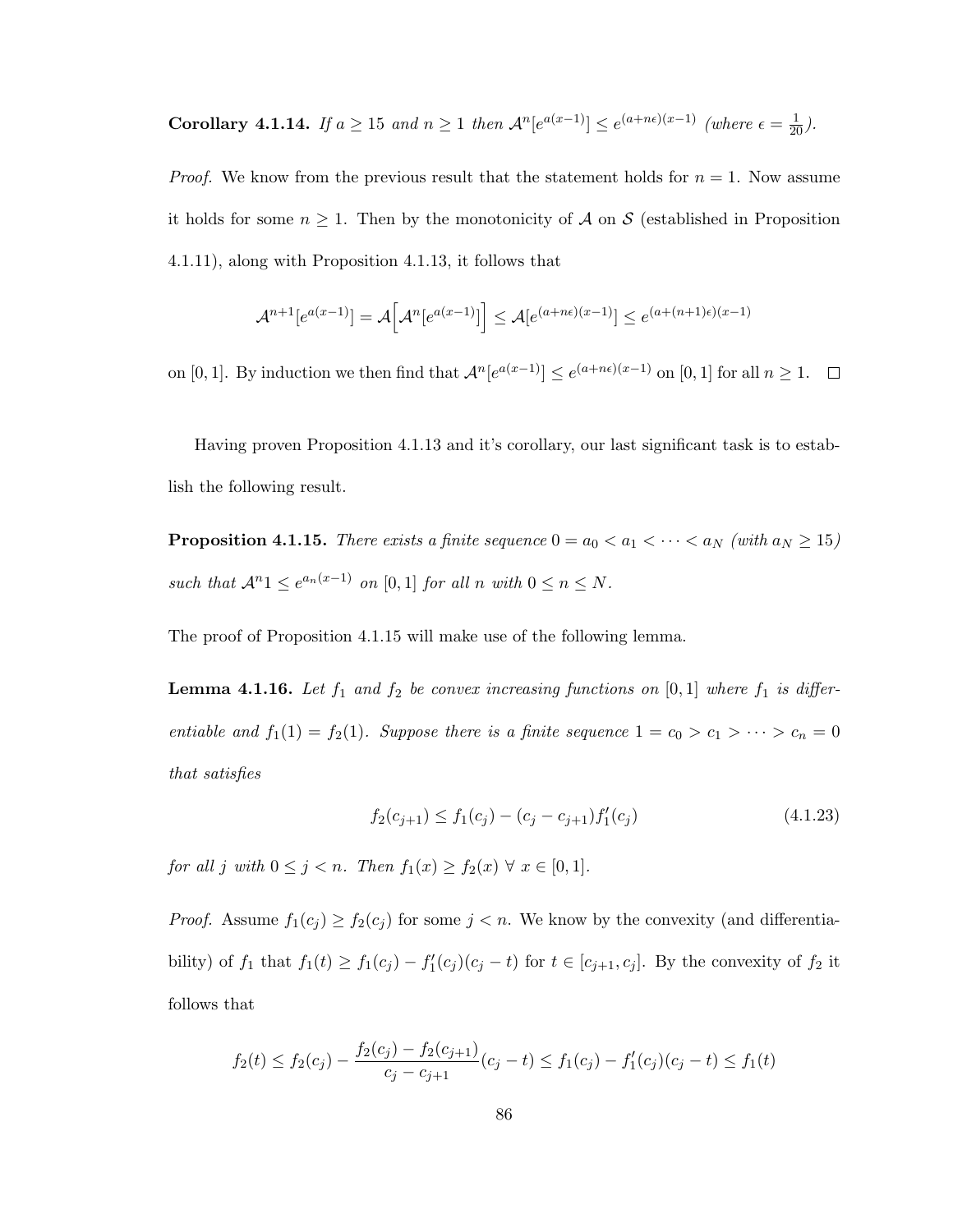**Corollary 4.1.14.** *If $a \geq 15$ and $n \geq 1$ then $\mathcal{A}^n[e^{a(x-1)}] \leq e^{(a+n\epsilon)(x-1)}$ (where $\epsilon = \frac{1}{20}$).*

*Proof.* We know from the previous result that the statement holds for $n = 1$. Now assume it holds for some $n \geq 1$. Then by the monotonicity of $\mathcal{A}$ on $\mathcal{S}$ (established in Proposition 4.1.11), along with Proposition 4.1.13, it follows that

$$\mathcal{A}^{n+1}[e^{a(x-1)}] = \mathcal{A}\Big[\mathcal{A}^n[e^{a(x-1)}]\Big] \leq \mathcal{A}[e^{(a+n\epsilon)(x-1)}] \leq e^{(a+(n+1)\epsilon)(x-1)}$$

on $[0, 1]$. By induction we then find that $\mathcal{A}^n[e^{a(x-1)}] \leq e^{(a+n\epsilon)(x-1)}$ on $[0, 1]$ for all $n \geq 1$. $\square$

Having proven Proposition 4.1.13 and it's corollary, our last significant task is to establish the following result.

**Proposition 4.1.15.** *There exists a finite sequence $0 = a_0 < a_1 < \cdots < a_N$ (with $a_N \geq 15$) such that $\mathcal{A}^n 1 \leq e^{a_n(x-1)}$ on $[0, 1]$ for all $n$ with $0 \leq n \leq N$.*

The proof of Proposition 4.1.15 will make use of the following lemma.

**Lemma 4.1.16.** *Let $f_1$ and $f_2$ be convex increasing functions on $[0, 1]$ where $f_1$ is differentiable and $f_1(1) = f_2(1)$. Suppose there is a finite sequence $1 = c_0 > c_1 > \cdots > c_n = 0$ that satisfies*

$$f_2(c_{j+1}) \leq f_1(c_j) - (c_j - c_{j+1}) f_1'(c_j) \tag{4.1.23}$$

*for all $j$ with $0 \leq j < n$. Then $f_1(x) \geq f_2(x)\ \forall\ x \in [0, 1]$.*

*Proof.* Assume $f_1(c_j) \geq f_2(c_j)$ for some $j < n$. We know by the convexity (and differentiability) of $f_1$ that $f_1(t) \geq f_1(c_j) - f_1'(c_j)(c_j - t)$ for $t \in [c_{j+1}, c_j]$. By the convexity of $f_2$ it follows that

$$f_2(t) \leq f_2(c_j) - \frac{f_2(c_j) - f_2(c_{j+1})}{c_j - c_{j+1}}(c_j - t) \leq f_1(c_j) - f_1'(c_j)(c_j - t) \leq f_1(t)$$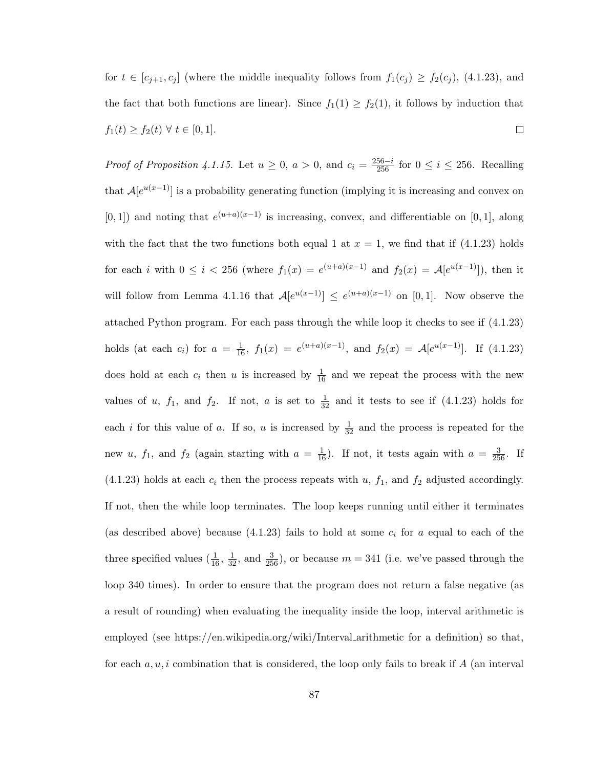for $t \in [c_{j+1}, c_j]$ (where the middle inequality follows from $f_1(c_j) \geq f_2(c_j)$, (4.1.23), and the fact that both functions are linear). Since $f_1(1) \geq f_2(1)$, it follows by induction that $f_1(t) \geq f_2(t) \; \forall \; t \in [0, 1]$. □

*Proof of Proposition 4.1.15.* Let $u \geq 0$, $a > 0$, and $c_i = \frac{256-i}{256}$ for $0 \leq i \leq 256$. Recalling that $\mathcal{A}[e^{u(x-1)}]$ is a probability generating function (implying it is increasing and convex on $[0, 1]$) and noting that $e^{(u+a)(x-1)}$ is increasing, convex, and differentiable on $[0, 1]$, along with the fact that the two functions both equal 1 at $x = 1$, we find that if (4.1.23) holds for each $i$ with $0 \leq i < 256$ (where $f_1(x) = e^{(u+a)(x-1)}$ and $f_2(x) = \mathcal{A}[e^{u(x-1)}]$), then it will follow from Lemma 4.1.16 that $\mathcal{A}[e^{u(x-1)}] \leq e^{(u+a)(x-1)}$ on $[0, 1]$. Now observe the attached Python program. For each pass through the while loop it checks to see if (4.1.23) holds (at each $c_i$) for $a = \frac{1}{16}$, $f_1(x) = e^{(u+a)(x-1)}$, and $f_2(x) = \mathcal{A}[e^{u(x-1)}]$. If (4.1.23) does hold at each $c_i$ then $u$ is increased by $\frac{1}{16}$ and we repeat the process with the new values of $u$, $f_1$, and $f_2$. If not, $a$ is set to $\frac{1}{32}$ and it tests to see if (4.1.23) holds for each $i$ for this value of $a$. If so, $u$ is increased by $\frac{1}{32}$ and the process is repeated for the new $u$, $f_1$, and $f_2$ (again starting with $a = \frac{1}{16}$). If not, it tests again with $a = \frac{3}{256}$. If (4.1.23) holds at each $c_i$ then the process repeats with $u$, $f_1$, and $f_2$ adjusted accordingly. If not, then the while loop terminates. The loop keeps running until either it terminates (as described above) because (4.1.23) fails to hold at some $c_i$ for $a$ equal to each of the three specified values ($\frac{1}{16}$, $\frac{1}{32}$, and $\frac{3}{256}$), or because $m = 341$ (i.e. we've passed through the loop 340 times). In order to ensure that the program does not return a false negative (as a result of rounding) when evaluating the inequality inside the loop, interval arithmetic is employed (see https://en.wikipedia.org/wiki/Interval_arithmetic for a definition) so that, for each $a, u, i$ combination that is considered, the loop only fails to break if $A$ (an interval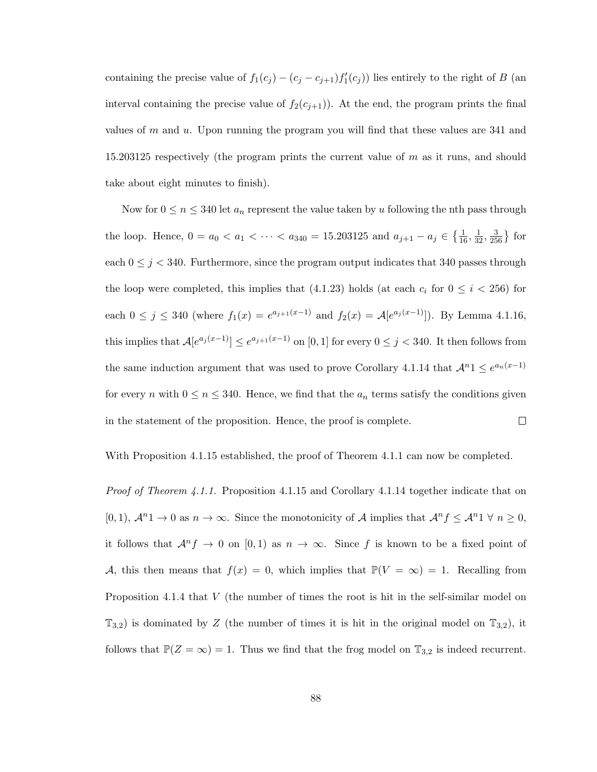containing the precise value of $f_1(c_j) - (c_j - c_{j+1})f_1'(c_j)$) lies entirely to the right of $B$ (an interval containing the precise value of $f_2(c_{j+1})$). At the end, the program prints the final values of $m$ and $u$. Upon running the program you will find that these values are 341 and 15.203125 respectively (the program prints the current value of $m$ as it runs, and should take about eight minutes to finish).

Now for $0 \leq n \leq 340$ let $a_n$ represent the value taken by $u$ following the nth pass through the loop. Hence, $0 = a_0 < a_1 < \cdots < a_{340} = 15.203125$ and $a_{j+1} - a_j \in \left\{\frac{1}{16}, \frac{1}{32}, \frac{3}{256}\right\}$ for each $0 \leq j < 340$. Furthermore, since the program output indicates that 340 passes through the loop were completed, this implies that (4.1.23) holds (at each $c_i$ for $0 \leq i < 256$) for each $0 \leq j \leq 340$ (where $f_1(x) = e^{a_{j+1}(x-1)}$ and $f_2(x) = \mathcal{A}[e^{a_j(x-1)}]$). By Lemma 4.1.16, this implies that $\mathcal{A}[e^{a_j(x-1)}] \leq e^{a_{j+1}(x-1)}$ on $[0,1]$ for every $0 \leq j < 340$. It then follows from the same induction argument that was used to prove Corollary 4.1.14 that $\mathcal{A}^n 1 \leq e^{a_n(x-1)}$ for every $n$ with $0 \leq n \leq 340$. Hence, we find that the $a_n$ terms satisfy the conditions given in the statement of the proposition. Hence, the proof is complete. □

With Proposition 4.1.15 established, the proof of Theorem 4.1.1 can now be completed.

*Proof of Theorem 4.1.1.* Proposition 4.1.15 and Corollary 4.1.14 together indicate that on $[0,1)$, $\mathcal{A}^n 1 \to 0$ as $n \to \infty$. Since the monotonicity of $\mathcal{A}$ implies that $\mathcal{A}^n f \leq \mathcal{A}^n 1 \ \forall \ n \geq 0$, it follows that $\mathcal{A}^n f \to 0$ on $[0,1)$ as $n \to \infty$. Since $f$ is known to be a fixed point of $\mathcal{A}$, this then means that $f(x) = 0$, which implies that $\mathbb{P}(V = \infty) = 1$. Recalling from Proposition 4.1.4 that $V$ (the number of times the root is hit in the self-similar model on $\mathbb{T}_{3,2}$) is dominated by $Z$ (the number of times it is hit in the original model on $\mathbb{T}_{3,2}$), it follows that $\mathbb{P}(Z = \infty) = 1$. Thus we find that the frog model on $\mathbb{T}_{3,2}$ is indeed recurrent.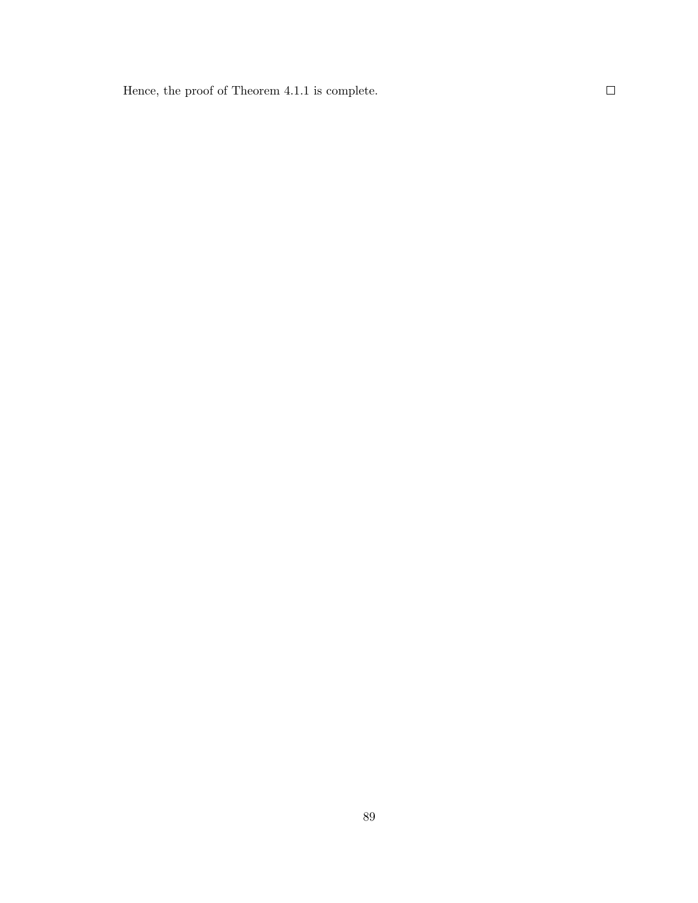Hence, the proof of Theorem 4.1.1 is complete. □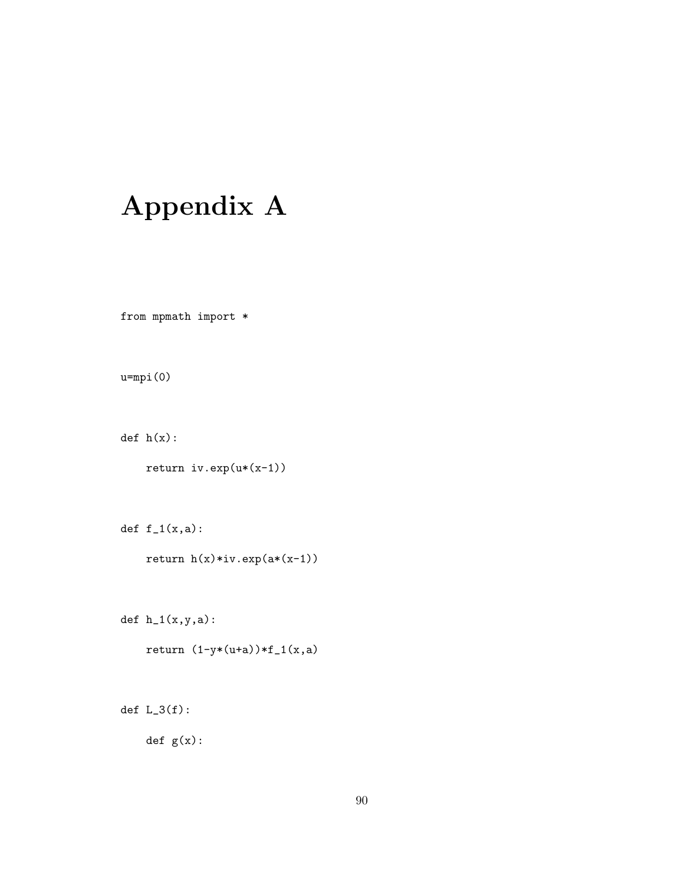# Appendix A

```
from mpmath import *

u=mpi(0)

def h(x):
    return iv.exp(u*(x-1))

def f_1(x,a):
    return h(x)*iv.exp(a*(x-1))

def h_1(x,y,a):
    return (1-y*(u+a))*f_1(x,a)

def L_3(f):
    def g(x):
```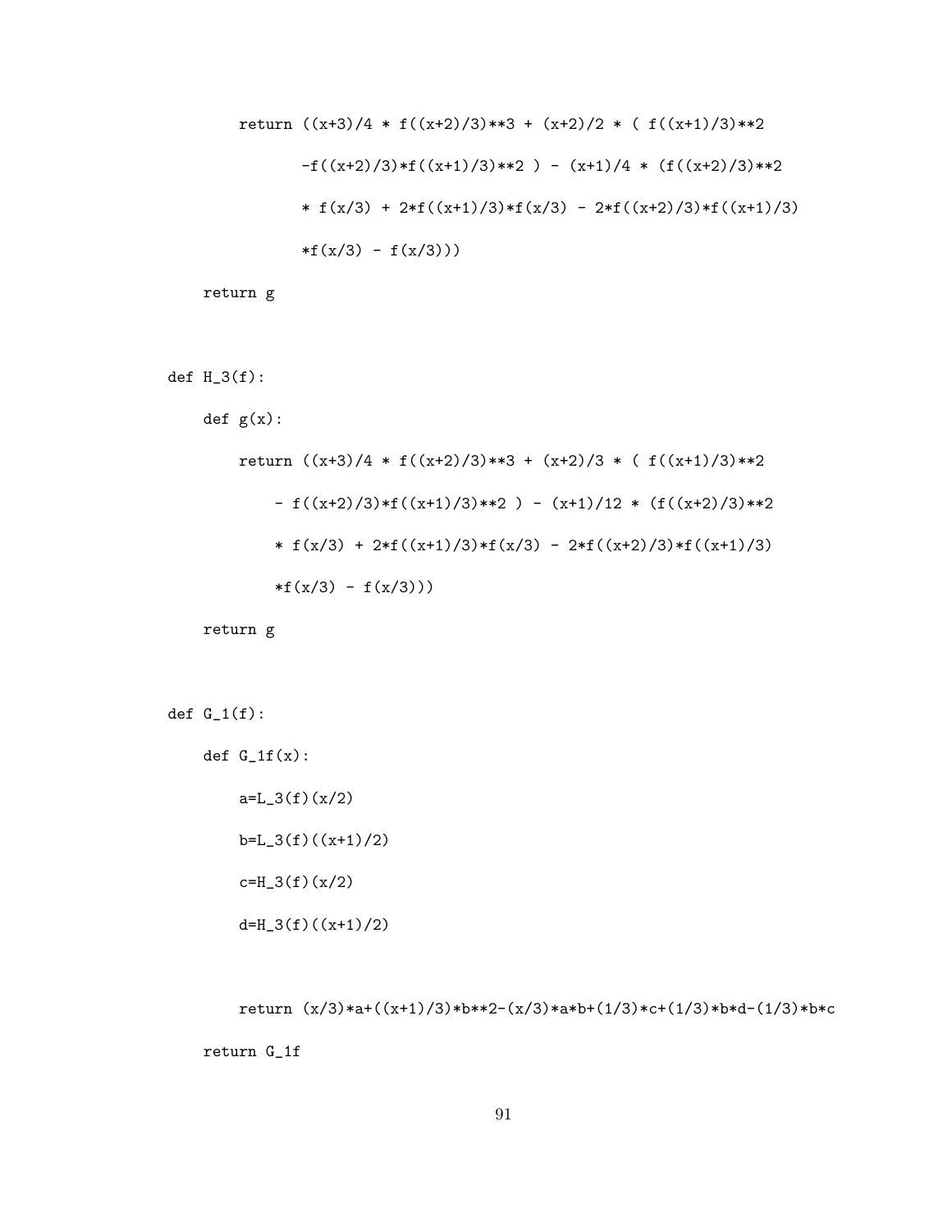```
        return ((x+3)/4 * f((x+2)/3)**3 + (x+2)/2 * ( f((x+1)/3)**2
                -f((x+2)/3)*f((x+1)/3)**2 ) - (x+1)/4 * (f((x+2)/3)**2
                * f(x/3) + 2*f((x+1)/3)*f(x/3) - 2*f((x+2)/3)*f((x+1)/3)
                *f(x/3) - f(x/3)))
    return g


def H_3(f):
    def g(x):
        return ((x+3)/4 * f((x+2)/3)**3 + (x+2)/3 * ( f((x+1)/3)**2
            - f((x+2)/3)*f((x+1)/3)**2 ) - (x+1)/12 * (f((x+2)/3)**2
            * f(x/3) + 2*f((x+1)/3)*f(x/3) - 2*f((x+2)/3)*f((x+1)/3)
            *f(x/3) - f(x/3)))
    return g


def G_1(f):
    def G_1f(x):
        a=L_3(f)(x/2)
        b=L_3(f)((x+1)/2)
        c=H_3(f)(x/2)
        d=H_3(f)((x+1)/2)

        return (x/3)*a+((x+1)/3)*b**2-(x/3)*a*b+(1/3)*c+(1/3)*b*d-(1/3)*b*c
    return G_1f
```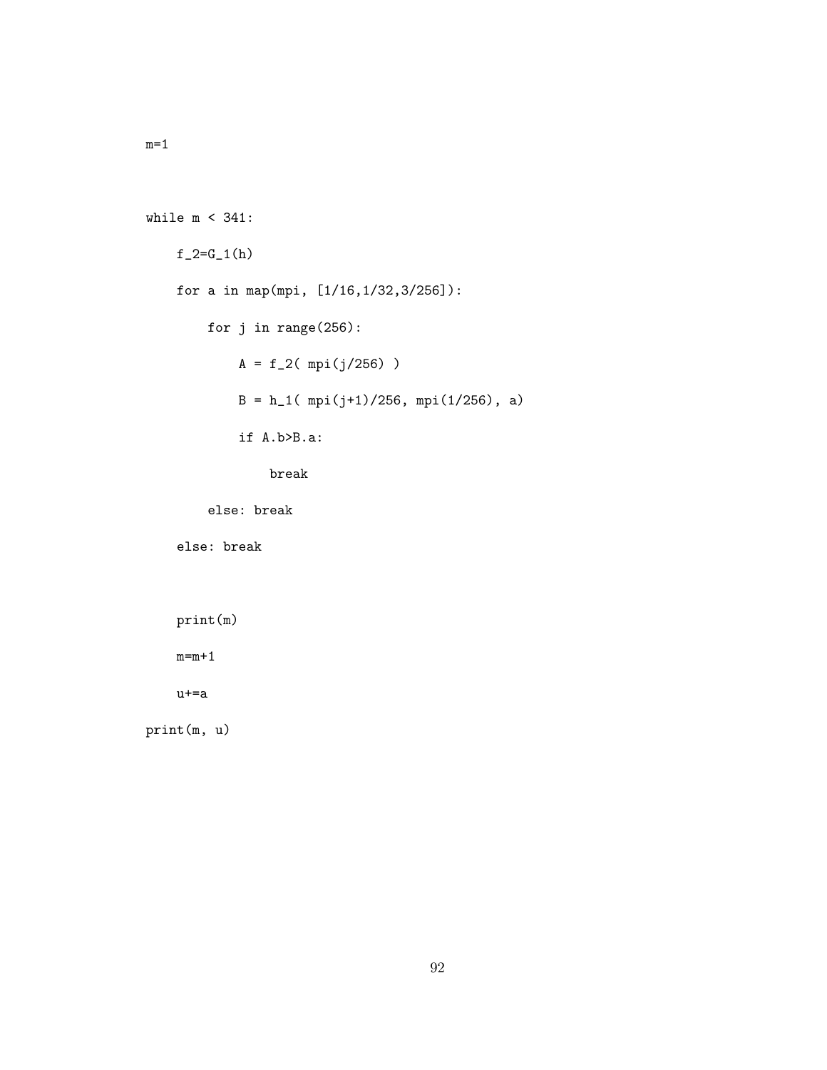```
m=1

while m < 341:
    f_2=G_1(h)
    for a in map(mpi, [1/16,1/32,3/256]):
        for j in range(256):
            A = f_2( mpi(j/256) )
            B = h_1( mpi(j+1)/256, mpi(1/256), a)
            if A.b>B.a:
                break
        else: break
    else: break

    print(m)
    m=m+1
    u+=a
print(m, u)
```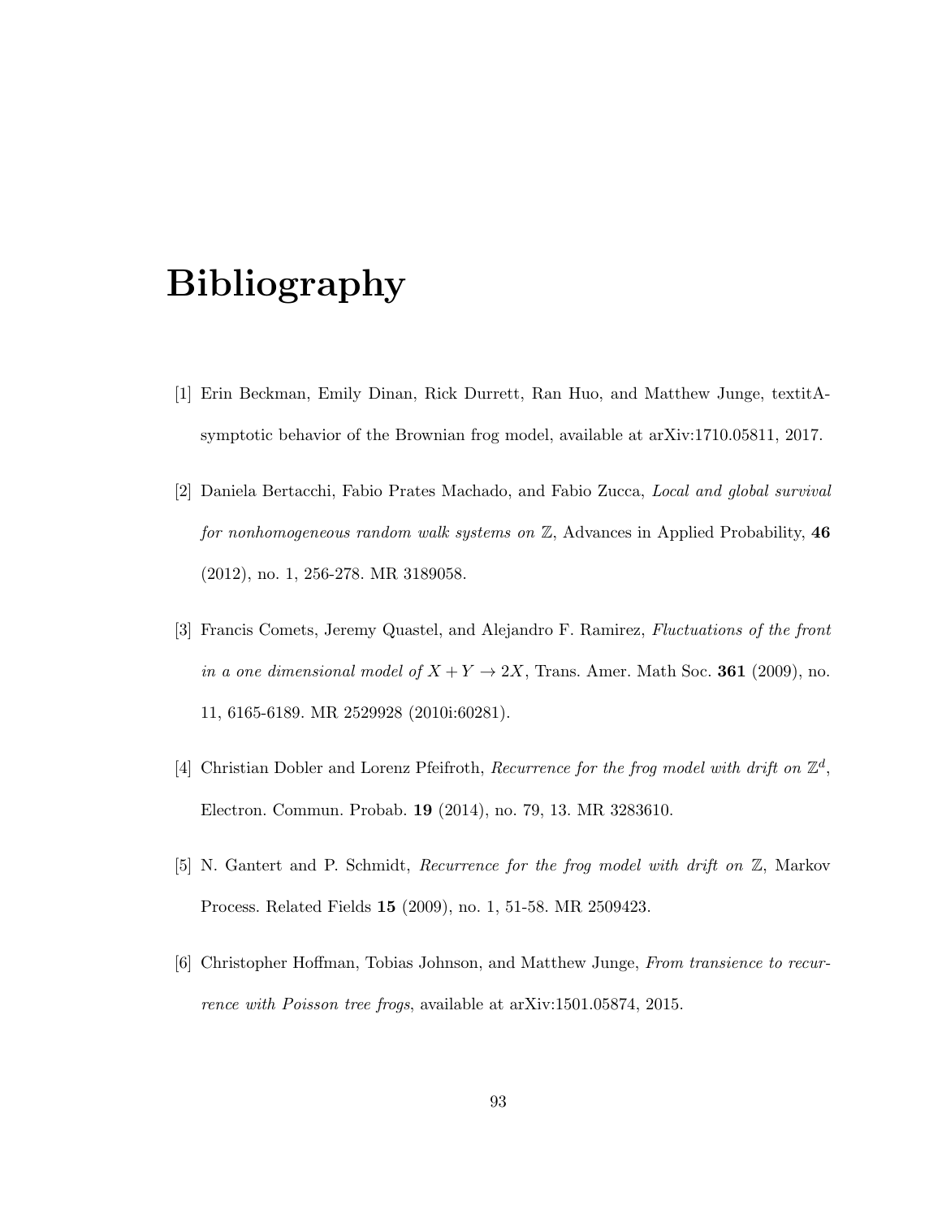# Bibliography

[1] Erin Beckman, Emily Dinan, Rick Durrett, Ran Huo, and Matthew Junge, textitAsymptotic behavior of the Brownian frog model, available at arXiv:1710.05811, 2017.

[2] Daniela Bertacchi, Fabio Prates Machado, and Fabio Zucca, *Local and global survival for nonhomogeneous random walk systems on* $\mathbb{Z}$, Advances in Applied Probability, **46** (2012), no. 1, 256-278. MR 3189058.

[3] Francis Comets, Jeremy Quastel, and Alejandro F. Ramirez, *Fluctuations of the front in a one dimensional model of* $X + Y \to 2X$, Trans. Amer. Math Soc. **361** (2009), no. 11, 6165-6189. MR 2529928 (2010i:60281).

[4] Christian Dobler and Lorenz Pfeifroth, *Recurrence for the frog model with drift on* $\mathbb{Z}^d$, Electron. Commun. Probab. **19** (2014), no. 79, 13. MR 3283610.

[5] N. Gantert and P. Schmidt, *Recurrence for the frog model with drift on* $\mathbb{Z}$, Markov Process. Related Fields **15** (2009), no. 1, 51-58. MR 2509423.

[6] Christopher Hoffman, Tobias Johnson, and Matthew Junge, *From transience to recurrence with Poisson tree frogs*, available at arXiv:1501.05874, 2015.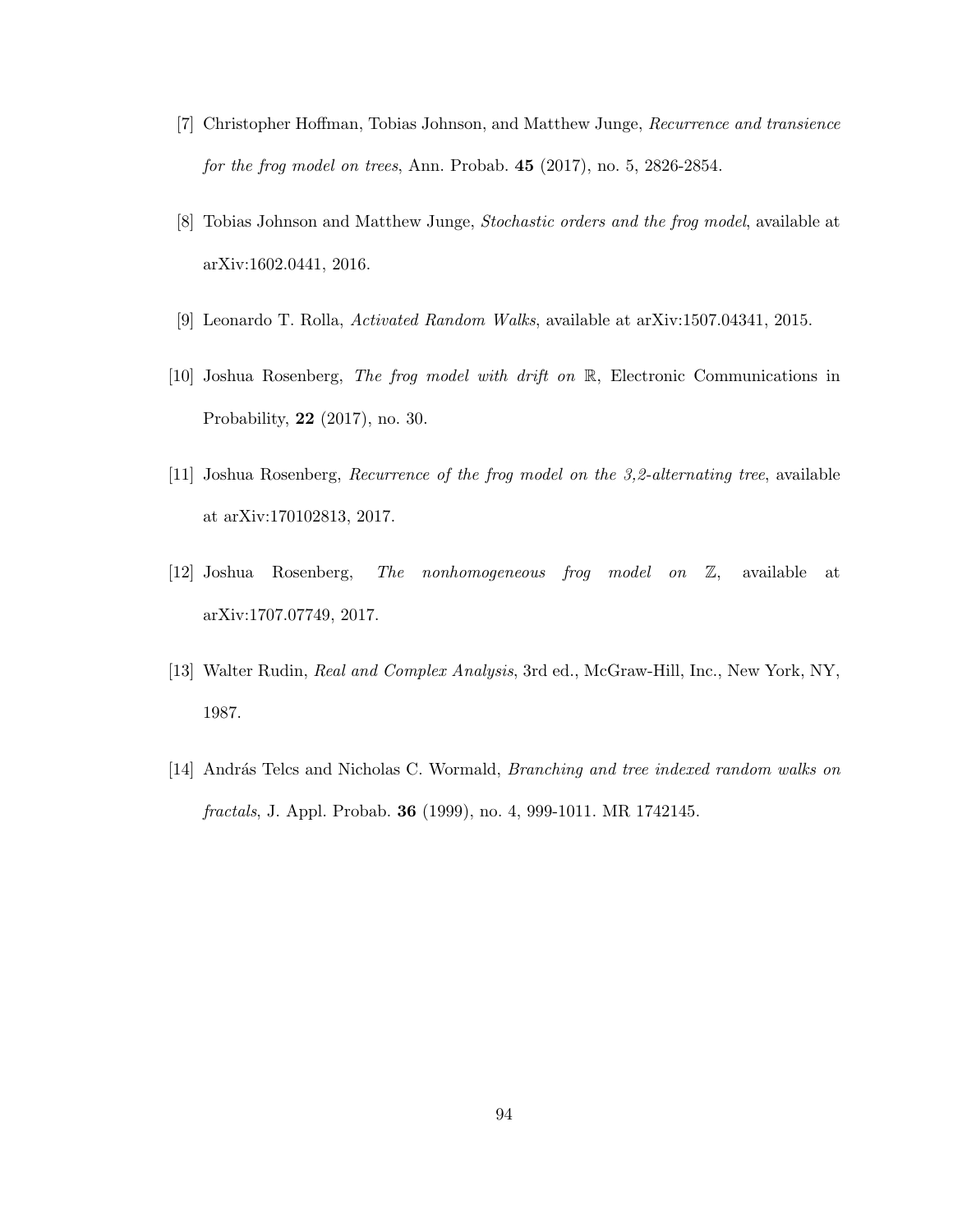[7] Christopher Hoffman, Tobias Johnson, and Matthew Junge, *Recurrence and transience for the frog model on trees*, Ann. Probab. **45** (2017), no. 5, 2826-2854.

[8] Tobias Johnson and Matthew Junge, *Stochastic orders and the frog model*, available at arXiv:1602.0441, 2016.

[9] Leonardo T. Rolla, *Activated Random Walks*, available at arXiv:1507.04341, 2015.

[10] Joshua Rosenberg, *The frog model with drift on* $\mathbb{R}$, Electronic Communications in Probability, **22** (2017), no. 30.

[11] Joshua Rosenberg, *Recurrence of the frog model on the 3,2-alternating tree*, available at arXiv:170102813, 2017.

[12] Joshua Rosenberg, *The nonhomogeneous frog model on* $\mathbb{Z}$, available at arXiv:1707.07749, 2017.

[13] Walter Rudin, *Real and Complex Analysis*, 3rd ed., McGraw-Hill, Inc., New York, NY, 1987.

[14] András Telcs and Nicholas C. Wormald, *Branching and tree indexed random walks on fractals*, J. Appl. Probab. **36** (1999), no. 4, 999-1011. MR 1742145.